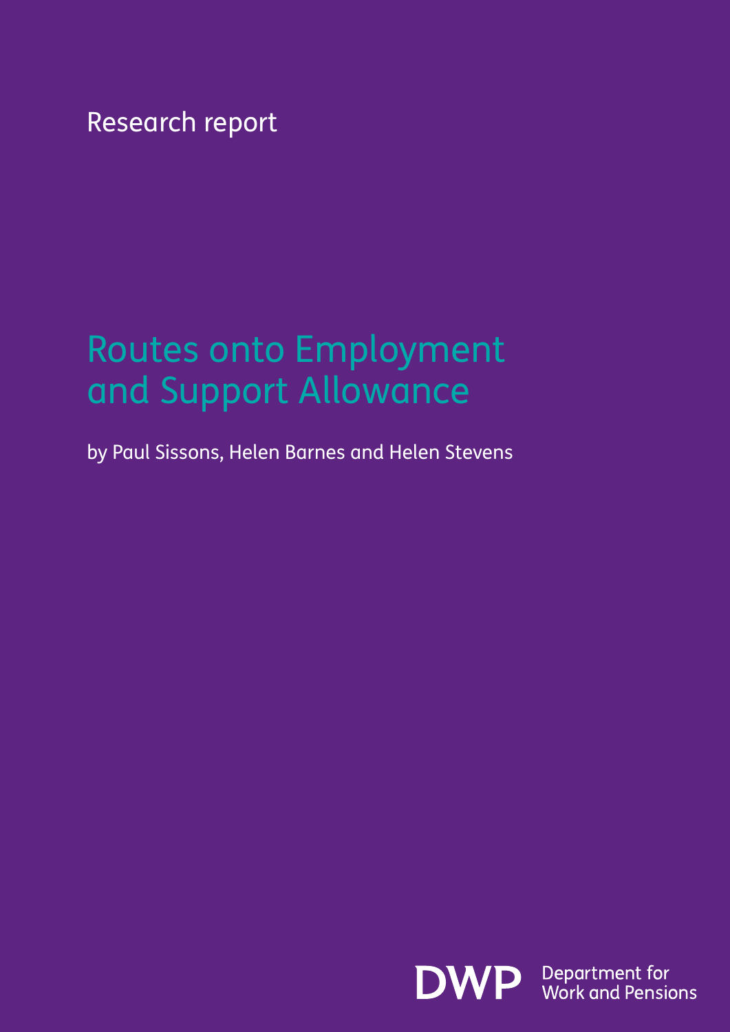Research report

# Routes onto Employment and Support Allowance

by Paul Sissons, Helen Barnes and Helen Stevens

DWP Department for Work and Pensions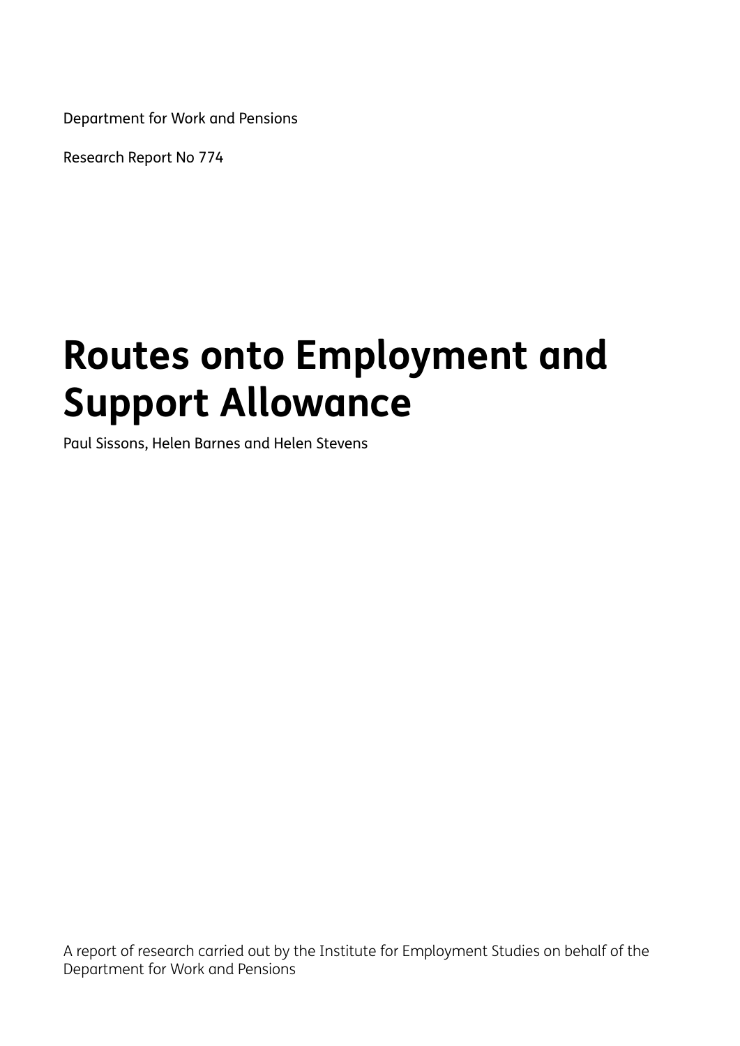Department for Work and Pensions

Research Report No 774

# Routes onto Employment and Support Allowance

Paul Sissons, Helen Barnes and Helen Stevens

A report of research carried out by the Institute for Employment Studies on behalf of the Department for Work and Pensions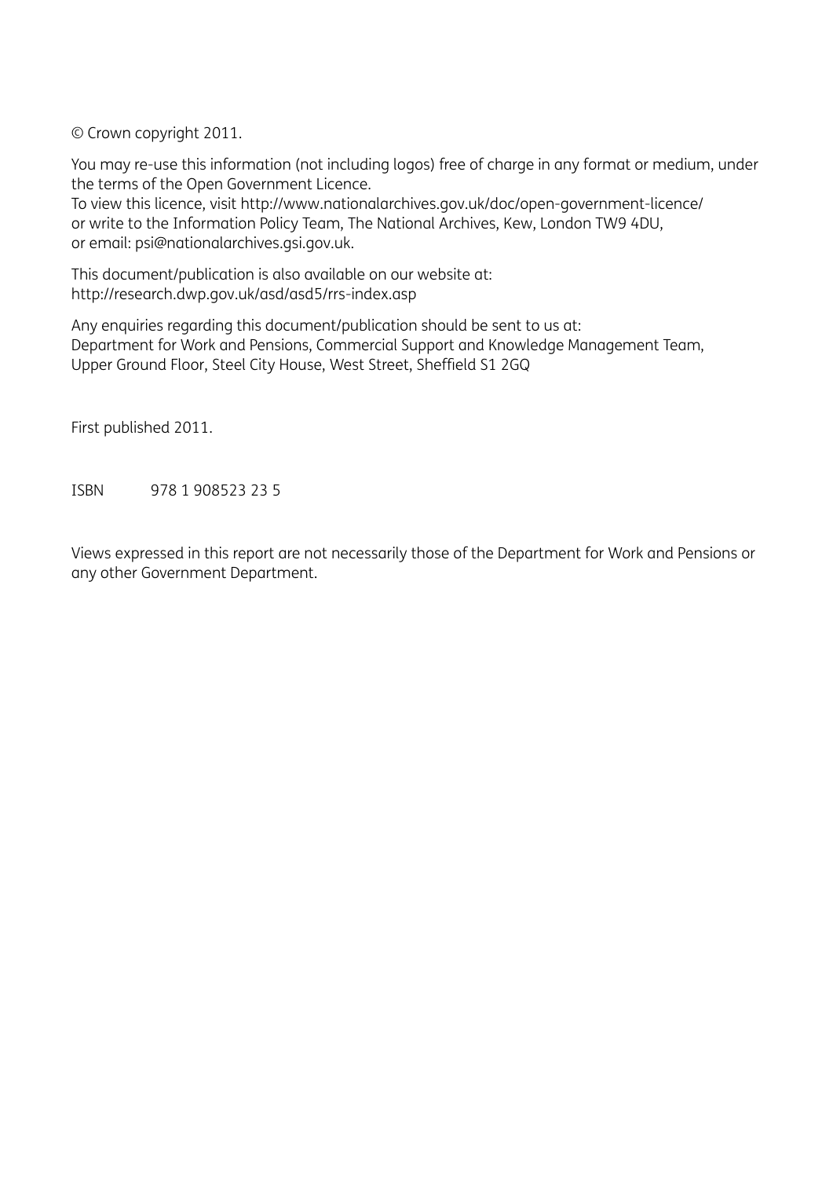© Crown copyright 2011.

You may re-use this information (not including logos) free of charge in any format or medium, under the terms of the Open Government Licence.
To view this licence, visit http://www.nationalarchives.gov.uk/doc/open-government-licence/
or write to the Information Policy Team, The National Archives, Kew, London TW9 4DU,
or email: psi@nationalarchives.gsi.gov.uk.

This document/publication is also available on our website at:
http://research.dwp.gov.uk/asd/asd5/rrs-index.asp

Any enquiries regarding this document/publication should be sent to us at:
Department for Work and Pensions, Commercial Support and Knowledge Management Team,
Upper Ground Floor, Steel City House, West Street, Sheffield S1 2GQ

First published 2011.

ISBN 978 1 908523 23 5

Views expressed in this report are not necessarily those of the Department for Work and Pensions or any other Government Department.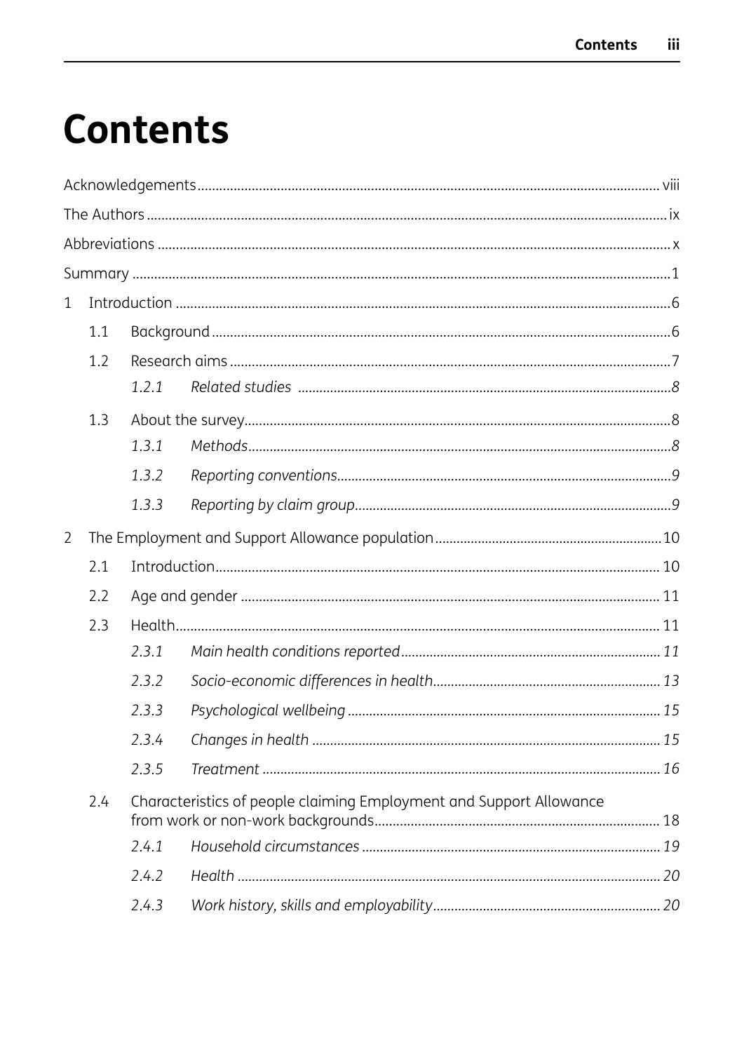# Contents

Acknowledgements .......... viii

The Authors .......... ix

Abbreviations .......... x

Summary .......... 1

1 Introduction .......... 6

- 1.1 Background .......... 6
- 1.2 Research aims .......... 7
  - *1.2.1 Related studies .......... 8*
- 1.3 About the survey .......... 8
  - *1.3.1 Methods .......... 8*
  - *1.3.2 Reporting conventions .......... 9*
  - *1.3.3 Reporting by claim group .......... 9*

2 The Employment and Support Allowance population .......... 10

- 2.1 Introduction .......... 10
- 2.2 Age and gender .......... 11
- 2.3 Health .......... 11
  - *2.3.1 Main health conditions reported .......... 11*
  - *2.3.2 Socio-economic differences in health .......... 13*
  - *2.3.3 Psychological wellbeing .......... 15*
  - *2.3.4 Changes in health .......... 15*
  - *2.3.5 Treatment .......... 16*
- 2.4 Characteristics of people claiming Employment and Support Allowance from work or non-work backgrounds .......... 18
  - *2.4.1 Household circumstances .......... 19*
  - *2.4.2 Health .......... 20*
  - *2.4.3 Work history, skills and employability .......... 20*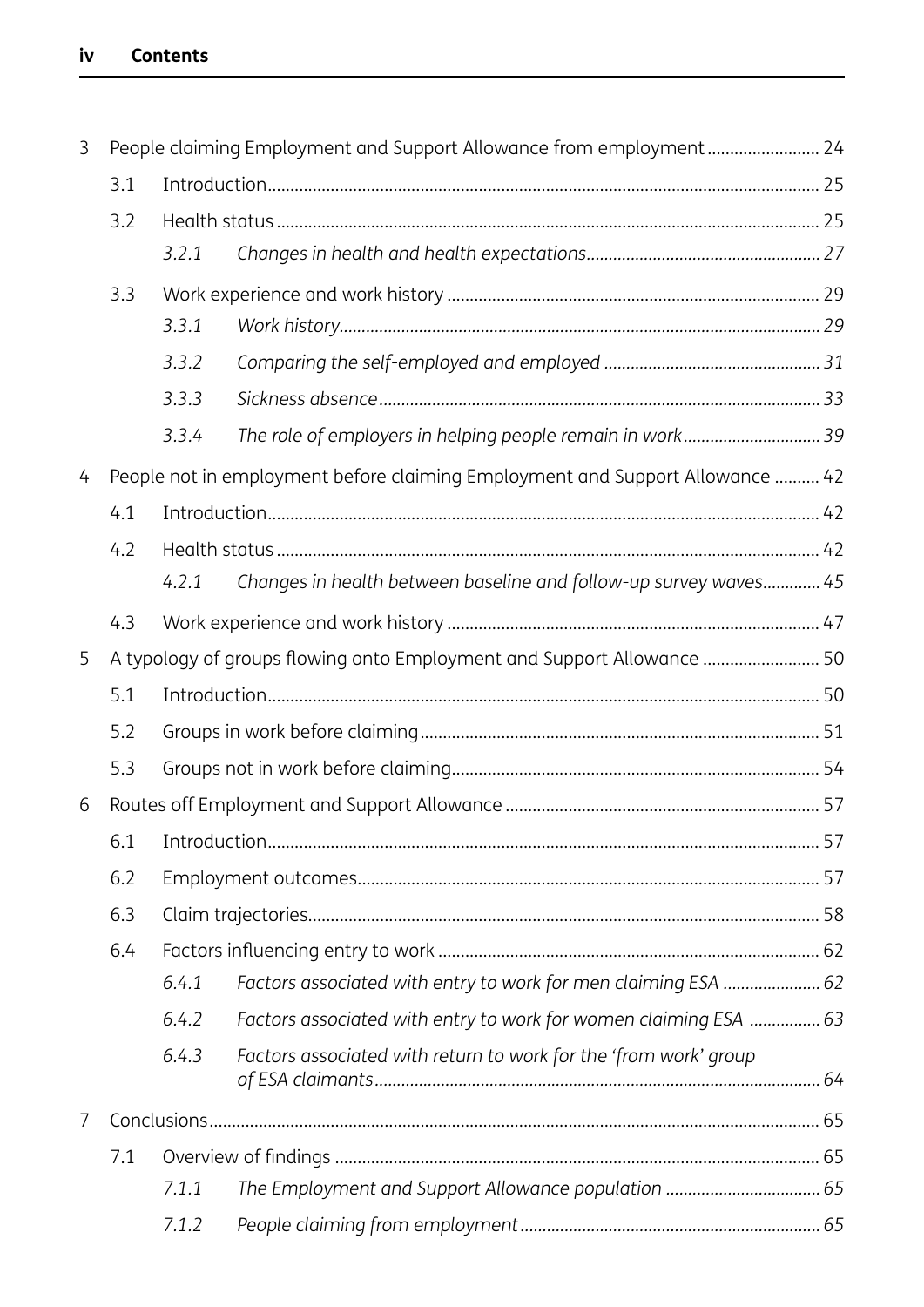| | | | | |
|---|---|---|---|---|
| 3 | People claiming Employment and Support Allowance from employment | | | 24 |
| | 3.1 | Introduction | | 25 |
| | 3.2 | Health status | | 25 |
| | | 3.2.1 | *Changes in health and health expectations* | *27* |
| | 3.3 | Work experience and work history | | 29 |
| | | 3.3.1 | *Work history* | *29* |
| | | 3.3.2 | *Comparing the self-employed and employed* | *31* |
| | | 3.3.3 | *Sickness absence* | *33* |
| | | 3.3.4 | *The role of employers in helping people remain in work* | *39* |
| 4 | People not in employment before claiming Employment and Support Allowance | | | 42 |
| | 4.1 | Introduction | | 42 |
| | 4.2 | Health status | | 42 |
| | | 4.2.1 | *Changes in health between baseline and follow-up survey waves* | *45* |
| | 4.3 | Work experience and work history | | 47 |
| 5 | A typology of groups flowing onto Employment and Support Allowance | | | 50 |
| | 5.1 | Introduction | | 50 |
| | 5.2 | Groups in work before claiming | | 51 |
| | 5.3 | Groups not in work before claiming | | 54 |
| 6 | Routes off Employment and Support Allowance | | | 57 |
| | 6.1 | Introduction | | 57 |
| | 6.2 | Employment outcomes | | 57 |
| | 6.3 | Claim trajectories | | 58 |
| | 6.4 | Factors influencing entry to work | | 62 |
| | | 6.4.1 | *Factors associated with entry to work for men claiming ESA* | *62* |
| | | 6.4.2 | *Factors associated with entry to work for women claiming ESA* | *63* |
| | | 6.4.3 | *Factors associated with return to work for the 'from work' group of ESA claimants* | *64* |
| 7 | Conclusions | | | 65 |
| | 7.1 | Overview of findings | | 65 |
| | | 7.1.1 | *The Employment and Support Allowance population* | *65* |
| | | 7.1.2 | *People claiming from employment* | *65* |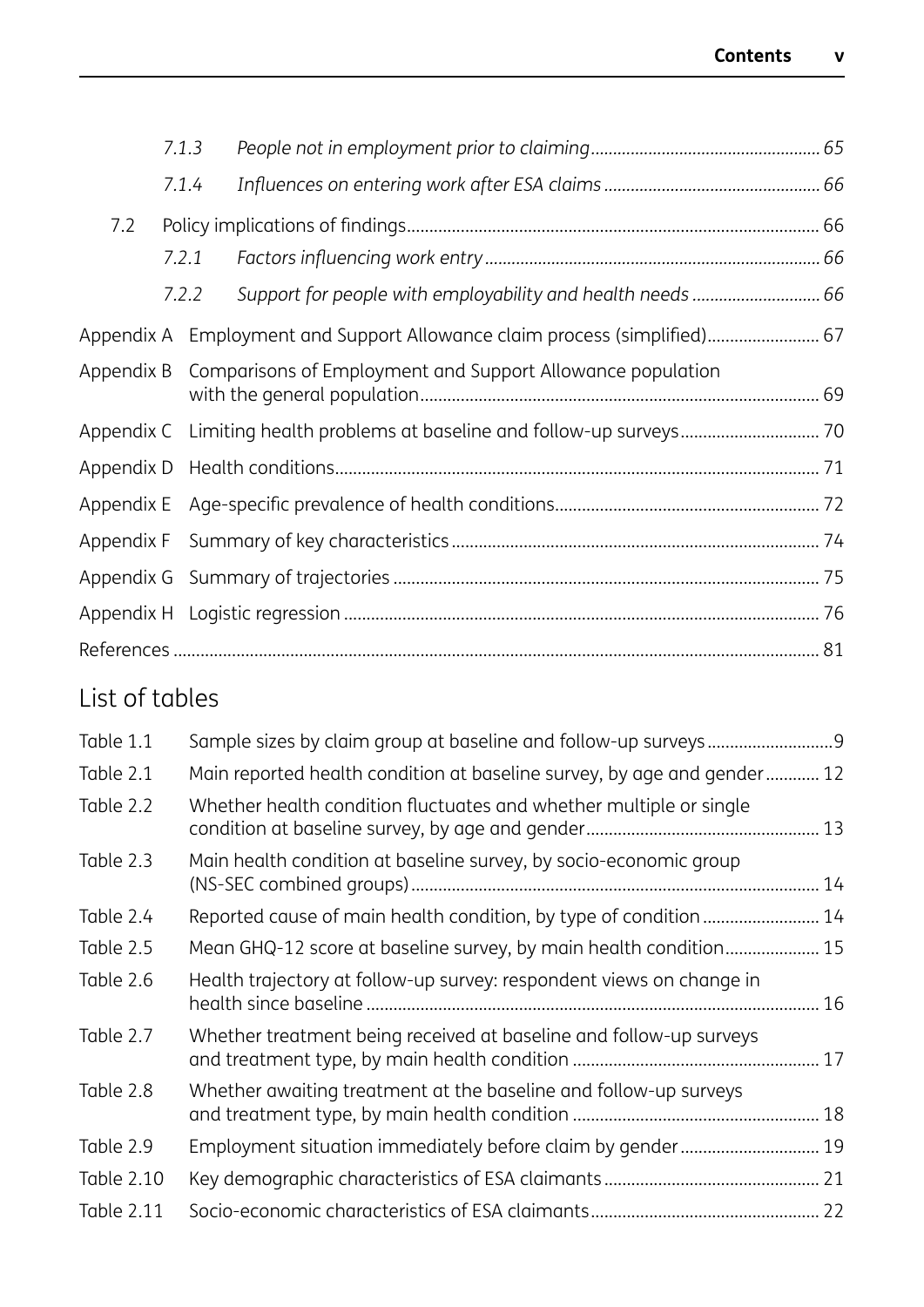| | | |
|---|---|---|
| *7.1.3* | *People not in employment prior to claiming* | *65* |
| *7.1.4* | *Influences on entering work after ESA claims* | *66* |
| 7.2 | Policy implications of findings | 66 |
| *7.2.1* | *Factors influencing work entry* | *66* |
| *7.2.2* | *Support for people with employability and health needs* | *66* |
| Appendix A | Employment and Support Allowance claim process (simplified) | 67 |
| Appendix B | Comparisons of Employment and Support Allowance population with the general population | 69 |
| Appendix C | Limiting health problems at baseline and follow-up surveys | 70 |
| Appendix D | Health conditions | 71 |
| Appendix E | Age-specific prevalence of health conditions | 72 |
| Appendix F | Summary of key characteristics | 74 |
| Appendix G | Summary of trajectories | 75 |
| Appendix H | Logistic regression | 76 |
| References | | 81 |

## List of tables

| | | |
|---|---|---|
| Table 1.1 | Sample sizes by claim group at baseline and follow-up surveys | 9 |
| Table 2.1 | Main reported health condition at baseline survey, by age and gender | 12 |
| Table 2.2 | Whether health condition fluctuates and whether multiple or single condition at baseline survey, by age and gender | 13 |
| Table 2.3 | Main health condition at baseline survey, by socio-economic group (NS-SEC combined groups) | 14 |
| Table 2.4 | Reported cause of main health condition, by type of condition | 14 |
| Table 2.5 | Mean GHQ-12 score at baseline survey, by main health condition | 15 |
| Table 2.6 | Health trajectory at follow-up survey: respondent views on change in health since baseline | 16 |
| Table 2.7 | Whether treatment being received at baseline and follow-up surveys and treatment type, by main health condition | 17 |
| Table 2.8 | Whether awaiting treatment at the baseline and follow-up surveys and treatment type, by main health condition | 18 |
| Table 2.9 | Employment situation immediately before claim by gender | 19 |
| Table 2.10 | Key demographic characteristics of ESA claimants | 21 |
| Table 2.11 | Socio-economic characteristics of ESA claimants | 22 |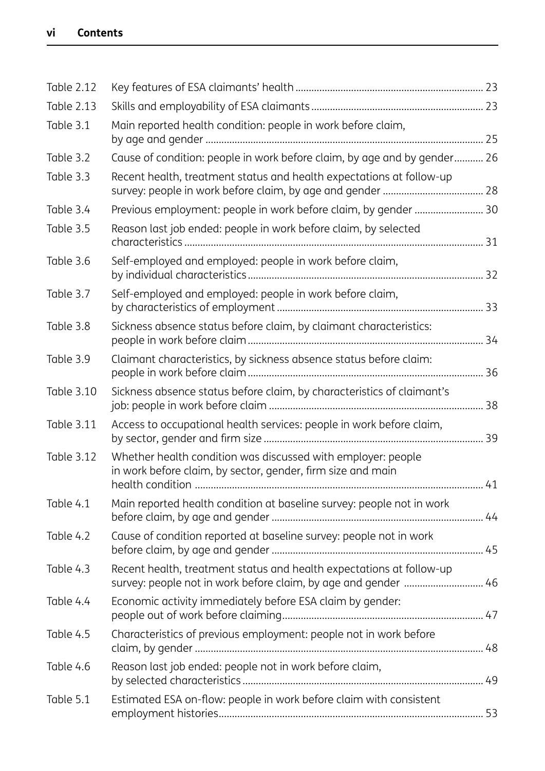| | | |
|---|---|---|
| Table 2.12 | Key features of ESA claimants' health | 23 |
| Table 2.13 | Skills and employability of ESA claimants | 23 |
| Table 3.1 | Main reported health condition: people in work before claim, by age and gender | 25 |
| Table 3.2 | Cause of condition: people in work before claim, by age and by gender | 26 |
| Table 3.3 | Recent health, treatment status and health expectations at follow-up survey: people in work before claim, by age and gender | 28 |
| Table 3.4 | Previous employment: people in work before claim, by gender | 30 |
| Table 3.5 | Reason last job ended: people in work before claim, by selected characteristics | 31 |
| Table 3.6 | Self-employed and employed: people in work before claim, by individual characteristics | 32 |
| Table 3.7 | Self-employed and employed: people in work before claim, by characteristics of employment | 33 |
| Table 3.8 | Sickness absence status before claim, by claimant characteristics: people in work before claim | 34 |
| Table 3.9 | Claimant characteristics, by sickness absence status before claim: people in work before claim | 36 |
| Table 3.10 | Sickness absence status before claim, by characteristics of claimant's job: people in work before claim | 38 |
| Table 3.11 | Access to occupational health services: people in work before claim, by sector, gender and firm size | 39 |
| Table 3.12 | Whether health condition was discussed with employer: people in work before claim, by sector, gender, firm size and main health condition | 41 |
| Table 4.1 | Main reported health condition at baseline survey: people not in work before claim, by age and gender | 44 |
| Table 4.2 | Cause of condition reported at baseline survey: people not in work before claim, by age and gender | 45 |
| Table 4.3 | Recent health, treatment status and health expectations at follow-up survey: people not in work before claim, by age and gender | 46 |
| Table 4.4 | Economic activity immediately before ESA claim by gender: people out of work before claiming | 47 |
| Table 4.5 | Characteristics of previous employment: people not in work before claim, by gender | 48 |
| Table 4.6 | Reason last job ended: people not in work before claim, by selected characteristics | 49 |
| Table 5.1 | Estimated ESA on-flow: people in work before claim with consistent employment histories | 53 |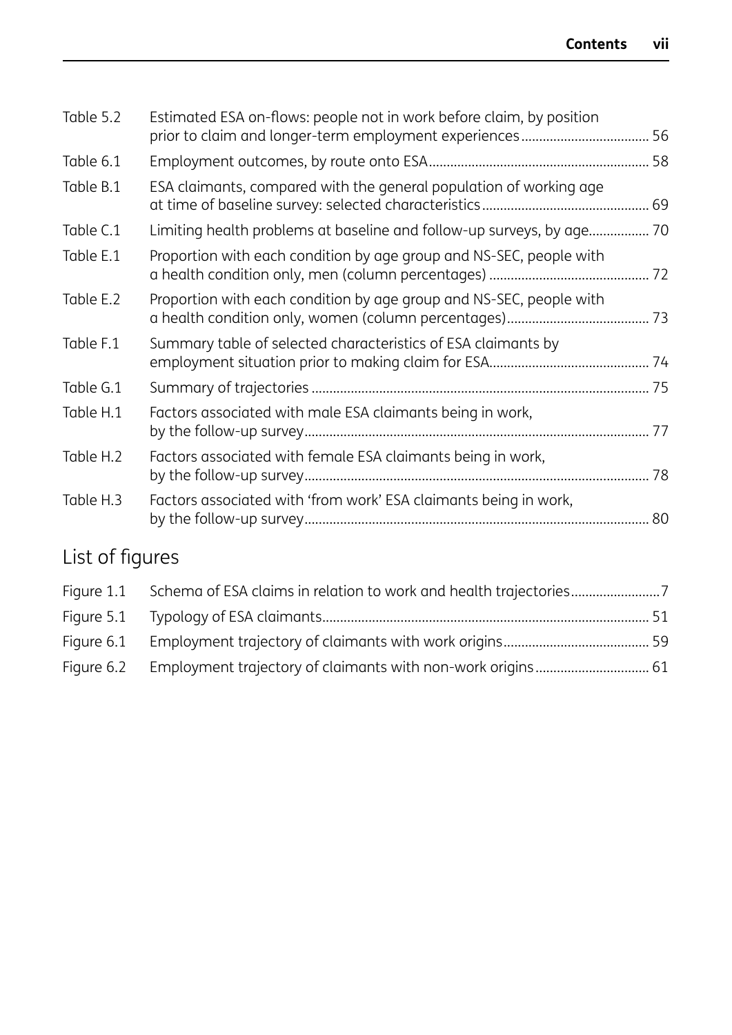| | | |
|---|---|---|
| Table 5.2 | Estimated ESA on-flows: people not in work before claim, by position prior to claim and longer-term employment experiences | 56 |
| Table 6.1 | Employment outcomes, by route onto ESA | 58 |
| Table B.1 | ESA claimants, compared with the general population of working age at time of baseline survey: selected characteristics | 69 |
| Table C.1 | Limiting health problems at baseline and follow-up surveys, by age | 70 |
| Table E.1 | Proportion with each condition by age group and NS-SEC, people with a health condition only, men (column percentages) | 72 |
| Table E.2 | Proportion with each condition by age group and NS-SEC, people with a health condition only, women (column percentages) | 73 |
| Table F.1 | Summary table of selected characteristics of ESA claimants by employment situation prior to making claim for ESA | 74 |
| Table G.1 | Summary of trajectories | 75 |
| Table H.1 | Factors associated with male ESA claimants being in work, by the follow-up survey | 77 |
| Table H.2 | Factors associated with female ESA claimants being in work, by the follow-up survey | 78 |
| Table H.3 | Factors associated with 'from work' ESA claimants being in work, by the follow-up survey | 80 |

## List of figures

| | | |
|---|---|---|
| Figure 1.1 | Schema of ESA claims in relation to work and health trajectories | 7 |
| Figure 5.1 | Typology of ESA claimants | 51 |
| Figure 6.1 | Employment trajectory of claimants with work origins | 59 |
| Figure 6.2 | Employment trajectory of claimants with non-work origins | 61 |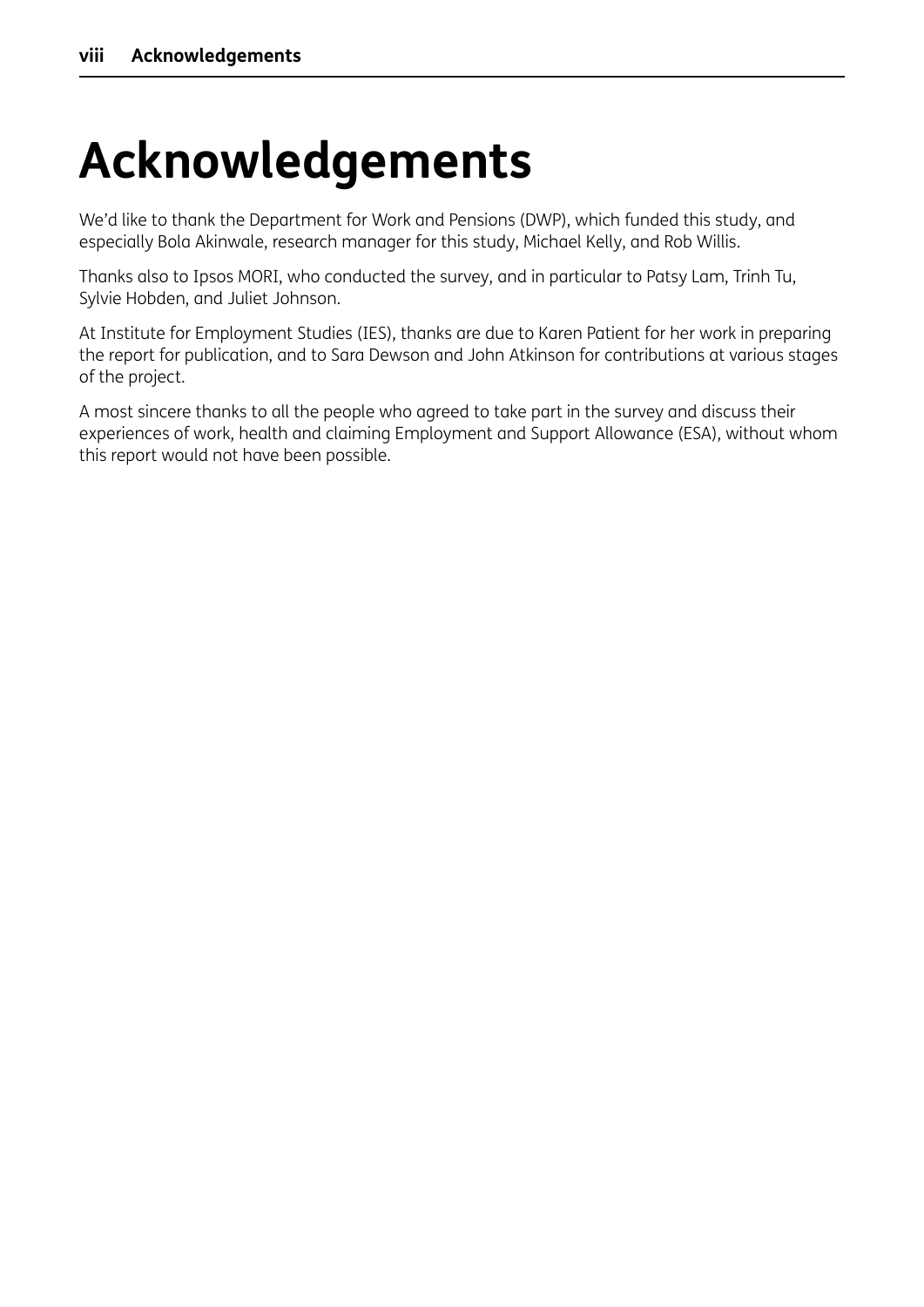# Acknowledgements

We'd like to thank the Department for Work and Pensions (DWP), which funded this study, and especially Bola Akinwale, research manager for this study, Michael Kelly, and Rob Willis.

Thanks also to Ipsos MORI, who conducted the survey, and in particular to Patsy Lam, Trinh Tu, Sylvie Hobden, and Juliet Johnson.

At Institute for Employment Studies (IES), thanks are due to Karen Patient for her work in preparing the report for publication, and to Sara Dewson and John Atkinson for contributions at various stages of the project.

A most sincere thanks to all the people who agreed to take part in the survey and discuss their experiences of work, health and claiming Employment and Support Allowance (ESA), without whom this report would not have been possible.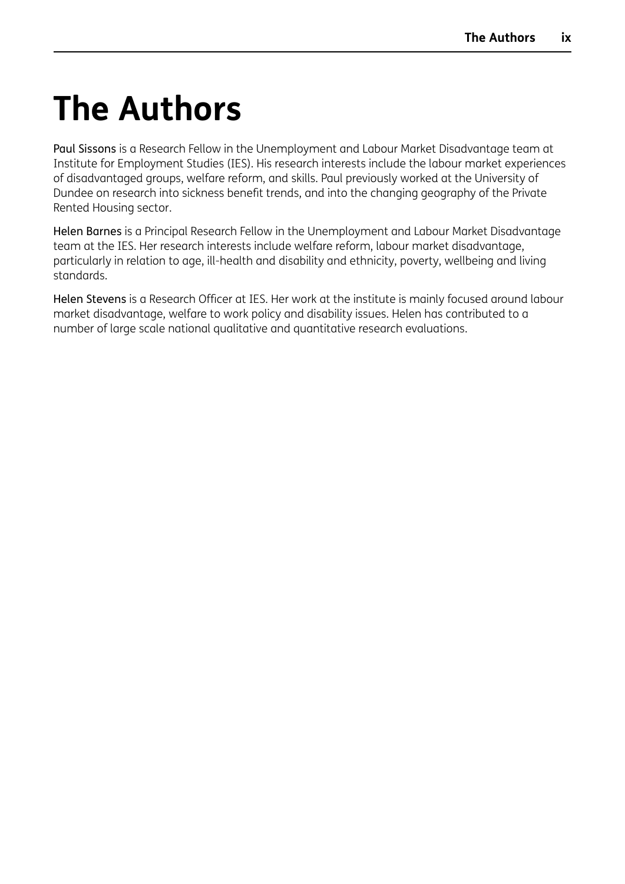# The Authors

**Paul Sissons** is a Research Fellow in the Unemployment and Labour Market Disadvantage team at Institute for Employment Studies (IES). His research interests include the labour market experiences of disadvantaged groups, welfare reform, and skills. Paul previously worked at the University of Dundee on research into sickness benefit trends, and into the changing geography of the Private Rented Housing sector.

**Helen Barnes** is a Principal Research Fellow in the Unemployment and Labour Market Disadvantage team at the IES. Her research interests include welfare reform, labour market disadvantage, particularly in relation to age, ill-health and disability and ethnicity, poverty, wellbeing and living standards.

**Helen Stevens** is a Research Officer at IES. Her work at the institute is mainly focused around labour market disadvantage, welfare to work policy and disability issues. Helen has contributed to a number of large scale national qualitative and quantitative research evaluations.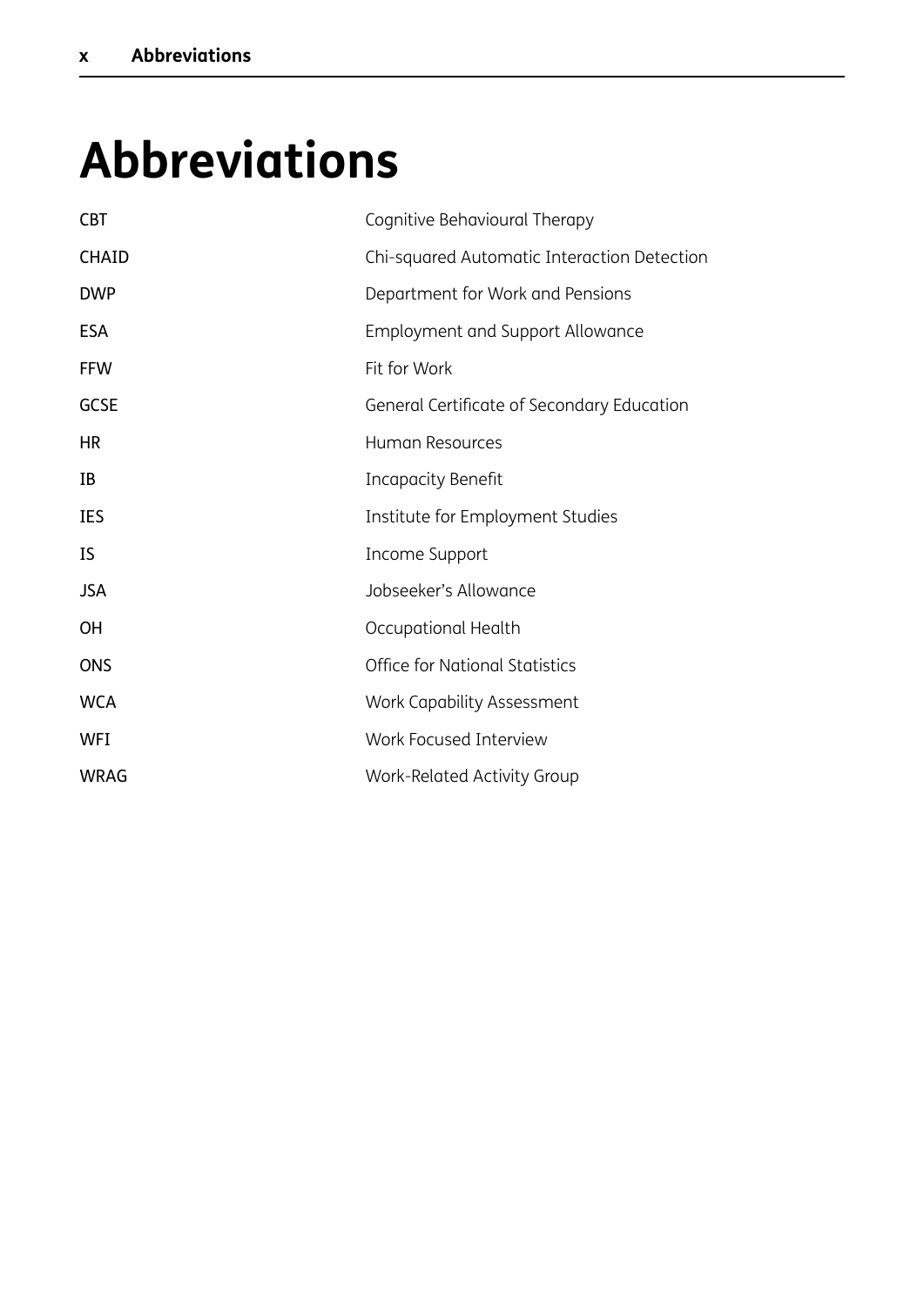# Abbreviations

| | |
|---|---|
| CBT | Cognitive Behavioural Therapy |
| CHAID | Chi-squared Automatic Interaction Detection |
| DWP | Department for Work and Pensions |
| ESA | Employment and Support Allowance |
| FFW | Fit for Work |
| GCSE | General Certificate of Secondary Education |
| HR | Human Resources |
| IB | Incapacity Benefit |
| IES | Institute for Employment Studies |
| IS | Income Support |
| JSA | Jobseeker's Allowance |
| OH | Occupational Health |
| ONS | Office for National Statistics |
| WCA | Work Capability Assessment |
| WFI | Work Focused Interview |
| WRAG | Work-Related Activity Group |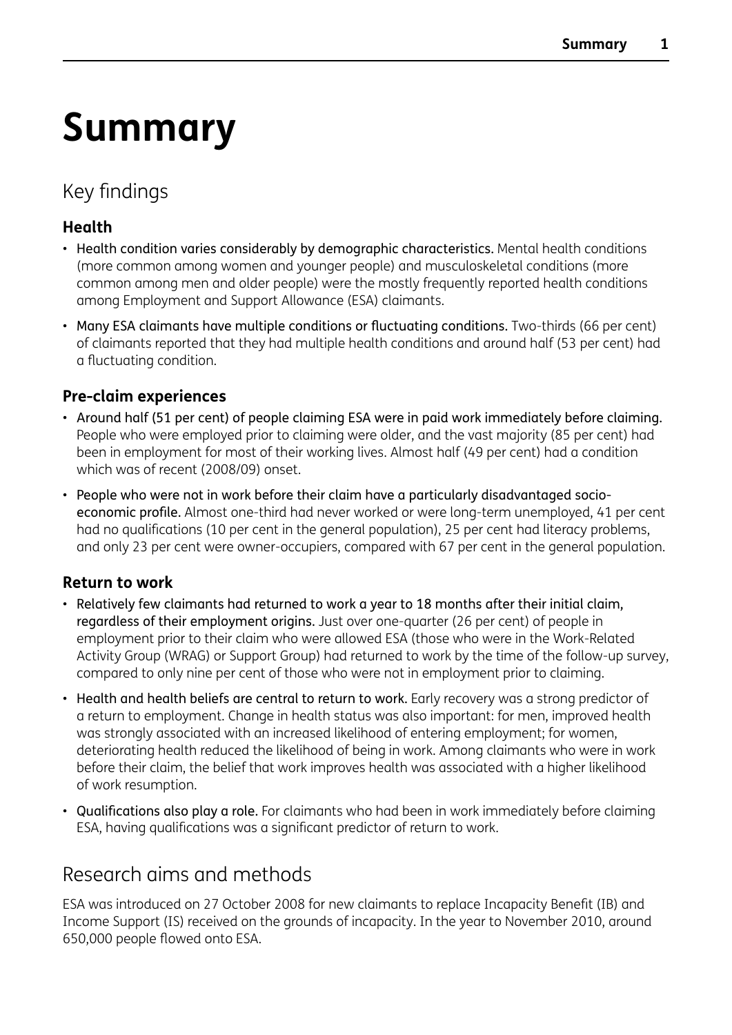# Summary

## Key findings

### Health

- Health condition varies considerably by demographic characteristics. Mental health conditions (more common among women and younger people) and musculoskeletal conditions (more common among men and older people) were the mostly frequently reported health conditions among Employment and Support Allowance (ESA) claimants.
- Many ESA claimants have multiple conditions or fluctuating conditions. Two-thirds (66 per cent) of claimants reported that they had multiple health conditions and around half (53 per cent) had a fluctuating condition.

### Pre-claim experiences

- Around half (51 per cent) of people claiming ESA were in paid work immediately before claiming. People who were employed prior to claiming were older, and the vast majority (85 per cent) had been in employment for most of their working lives. Almost half (49 per cent) had a condition which was of recent (2008/09) onset.
- People who were not in work before their claim have a particularly disadvantaged socio-economic profile. Almost one-third had never worked or were long-term unemployed, 41 per cent had no qualifications (10 per cent in the general population), 25 per cent had literacy problems, and only 23 per cent were owner-occupiers, compared with 67 per cent in the general population.

### Return to work

- Relatively few claimants had returned to work a year to 18 months after their initial claim, regardless of their employment origins. Just over one-quarter (26 per cent) of people in employment prior to their claim who were allowed ESA (those who were in the Work-Related Activity Group (WRAG) or Support Group) had returned to work by the time of the follow-up survey, compared to only nine per cent of those who were not in employment prior to claiming.
- Health and health beliefs are central to return to work. Early recovery was a strong predictor of a return to employment. Change in health status was also important: for men, improved health was strongly associated with an increased likelihood of entering employment; for women, deteriorating health reduced the likelihood of being in work. Among claimants who were in work before their claim, the belief that work improves health was associated with a higher likelihood of work resumption.
- Qualifications also play a role. For claimants who had been in work immediately before claiming ESA, having qualifications was a significant predictor of return to work.

## Research aims and methods

ESA was introduced on 27 October 2008 for new claimants to replace Incapacity Benefit (IB) and Income Support (IS) received on the grounds of incapacity. In the year to November 2010, around 650,000 people flowed onto ESA.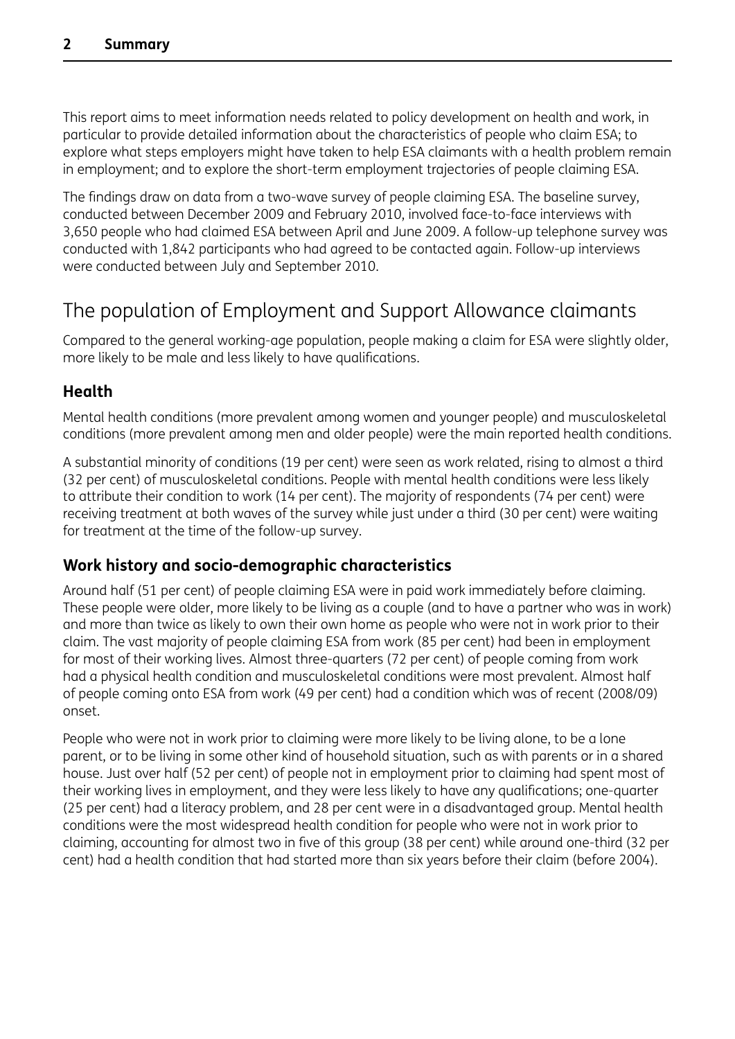This report aims to meet information needs related to policy development on health and work, in particular to provide detailed information about the characteristics of people who claim ESA; to explore what steps employers might have taken to help ESA claimants with a health problem remain in employment; and to explore the short-term employment trajectories of people claiming ESA.

The findings draw on data from a two-wave survey of people claiming ESA. The baseline survey, conducted between December 2009 and February 2010, involved face-to-face interviews with 3,650 people who had claimed ESA between April and June 2009. A follow-up telephone survey was conducted with 1,842 participants who had agreed to be contacted again. Follow-up interviews were conducted between July and September 2010.

## The population of Employment and Support Allowance claimants

Compared to the general working-age population, people making a claim for ESA were slightly older, more likely to be male and less likely to have qualifications.

### Health

Mental health conditions (more prevalent among women and younger people) and musculoskeletal conditions (more prevalent among men and older people) were the main reported health conditions.

A substantial minority of conditions (19 per cent) were seen as work related, rising to almost a third (32 per cent) of musculoskeletal conditions. People with mental health conditions were less likely to attribute their condition to work (14 per cent). The majority of respondents (74 per cent) were receiving treatment at both waves of the survey while just under a third (30 per cent) were waiting for treatment at the time of the follow-up survey.

### Work history and socio-demographic characteristics

Around half (51 per cent) of people claiming ESA were in paid work immediately before claiming. These people were older, more likely to be living as a couple (and to have a partner who was in work) and more than twice as likely to own their own home as people who were not in work prior to their claim. The vast majority of people claiming ESA from work (85 per cent) had been in employment for most of their working lives. Almost three-quarters (72 per cent) of people coming from work had a physical health condition and musculoskeletal conditions were most prevalent. Almost half of people coming onto ESA from work (49 per cent) had a condition which was of recent (2008/09) onset.

People who were not in work prior to claiming were more likely to be living alone, to be a lone parent, or to be living in some other kind of household situation, such as with parents or in a shared house. Just over half (52 per cent) of people not in employment prior to claiming had spent most of their working lives in employment, and they were less likely to have any qualifications; one-quarter (25 per cent) had a literacy problem, and 28 per cent were in a disadvantaged group. Mental health conditions were the most widespread health condition for people who were not in work prior to claiming, accounting for almost two in five of this group (38 per cent) while around one-third (32 per cent) had a health condition that had started more than six years before their claim (before 2004).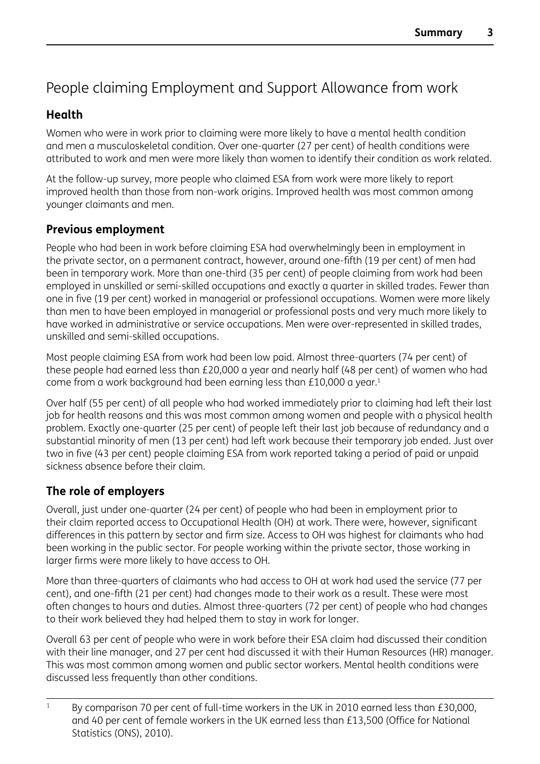## People claiming Employment and Support Allowance from work

### Health

Women who were in work prior to claiming were more likely to have a mental health condition and men a musculoskeletal condition. Over one-quarter (27 per cent) of health conditions were attributed to work and men were more likely than women to identify their condition as work related.

At the follow-up survey, more people who claimed ESA from work were more likely to report improved health than those from non-work origins. Improved health was most common among younger claimants and men.

### Previous employment

People who had been in work before claiming ESA had overwhelmingly been in employment in the private sector, on a permanent contract, however, around one-fifth (19 per cent) of men had been in temporary work. More than one-third (35 per cent) of people claiming from work had been employed in unskilled or semi-skilled occupations and exactly a quarter in skilled trades. Fewer than one in five (19 per cent) worked in managerial or professional occupations. Women were more likely than men to have been employed in managerial or professional posts and very much more likely to have worked in administrative or service occupations. Men were over-represented in skilled trades, unskilled and semi-skilled occupations.

Most people claiming ESA from work had been low paid. Almost three-quarters (74 per cent) of these people had earned less than £20,000 a year and nearly half (48 per cent) of women who had come from a work background had been earning less than £10,000 a year.[1]

Over half (55 per cent) of all people who had worked immediately prior to claiming had left their last job for health reasons and this was most common among women and people with a physical health problem. Exactly one-quarter (25 per cent) of people left their last job because of redundancy and a substantial minority of men (13 per cent) had left work because their temporary job ended. Just over two in five (43 per cent) people claiming ESA from work reported taking a period of paid or unpaid sickness absence before their claim.

### The role of employers

Overall, just under one-quarter (24 per cent) of people who had been in employment prior to their claim reported access to Occupational Health (OH) at work. There were, however, significant differences in this pattern by sector and firm size. Access to OH was highest for claimants who had been working in the public sector. For people working within the private sector, those working in larger firms were more likely to have access to OH.

More than three-quarters of claimants who had access to OH at work had used the service (77 per cent), and one-fifth (21 per cent) had changes made to their work as a result. These were most often changes to hours and duties. Almost three-quarters (72 per cent) of people who had changes to their work believed they had helped them to stay in work for longer.

Overall 63 per cent of people who were in work before their ESA claim had discussed their condition with their line manager, and 27 per cent had discussed it with their Human Resources (HR) manager. This was most common among women and public sector workers. Mental health conditions were discussed less frequently than other conditions.

---

[1] By comparison 70 per cent of full-time workers in the UK in 2010 earned less than £30,000, and 40 per cent of female workers in the UK earned less than £13,500 (Office for National Statistics (ONS), 2010).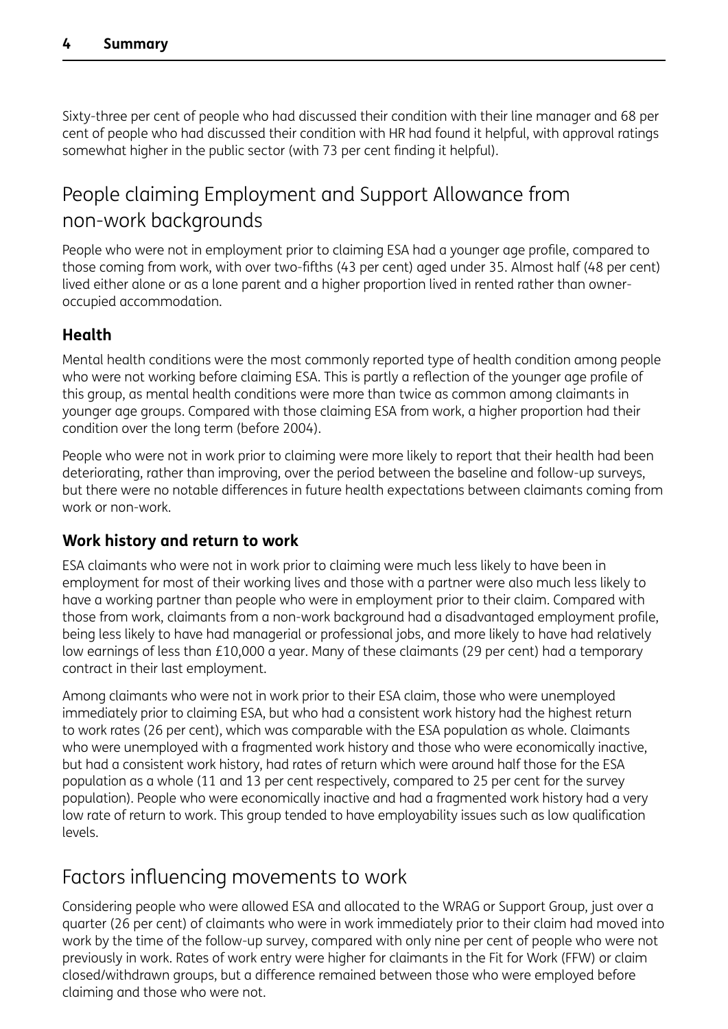Sixty-three per cent of people who had discussed their condition with their line manager and 68 per cent of people who had discussed their condition with HR had found it helpful, with approval ratings somewhat higher in the public sector (with 73 per cent finding it helpful).

## People claiming Employment and Support Allowance from non-work backgrounds

People who were not in employment prior to claiming ESA had a younger age profile, compared to those coming from work, with over two-fifths (43 per cent) aged under 35. Almost half (48 per cent) lived either alone or as a lone parent and a higher proportion lived in rented rather than owner-occupied accommodation.

### Health

Mental health conditions were the most commonly reported type of health condition among people who were not working before claiming ESA. This is partly a reflection of the younger age profile of this group, as mental health conditions were more than twice as common among claimants in younger age groups. Compared with those claiming ESA from work, a higher proportion had their condition over the long term (before 2004).

People who were not in work prior to claiming were more likely to report that their health had been deteriorating, rather than improving, over the period between the baseline and follow-up surveys, but there were no notable differences in future health expectations between claimants coming from work or non-work.

### Work history and return to work

ESA claimants who were not in work prior to claiming were much less likely to have been in employment for most of their working lives and those with a partner were also much less likely to have a working partner than people who were in employment prior to their claim. Compared with those from work, claimants from a non-work background had a disadvantaged employment profile, being less likely to have had managerial or professional jobs, and more likely to have had relatively low earnings of less than £10,000 a year. Many of these claimants (29 per cent) had a temporary contract in their last employment.

Among claimants who were not in work prior to their ESA claim, those who were unemployed immediately prior to claiming ESA, but who had a consistent work history had the highest return to work rates (26 per cent), which was comparable with the ESA population as whole. Claimants who were unemployed with a fragmented work history and those who were economically inactive, but had a consistent work history, had rates of return which were around half those for the ESA population as a whole (11 and 13 per cent respectively, compared to 25 per cent for the survey population). People who were economically inactive and had a fragmented work history had a very low rate of return to work. This group tended to have employability issues such as low qualification levels.

## Factors influencing movements to work

Considering people who were allowed ESA and allocated to the WRAG or Support Group, just over a quarter (26 per cent) of claimants who were in work immediately prior to their claim had moved into work by the time of the follow-up survey, compared with only nine per cent of people who were not previously in work. Rates of work entry were higher for claimants in the Fit for Work (FFW) or claim closed/withdrawn groups, but a difference remained between those who were employed before claiming and those who were not.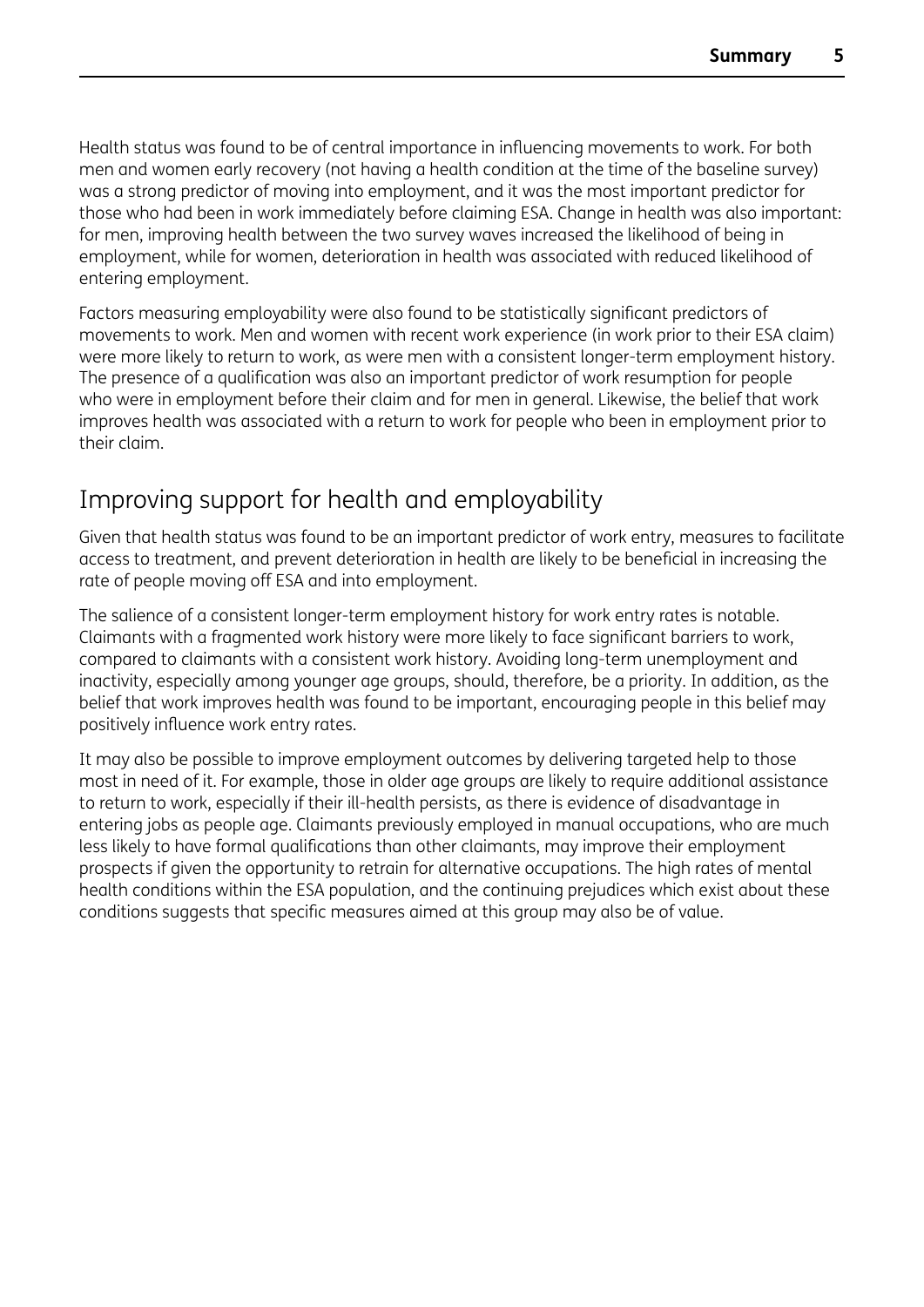Health status was found to be of central importance in influencing movements to work. For both men and women early recovery (not having a health condition at the time of the baseline survey) was a strong predictor of moving into employment, and it was the most important predictor for those who had been in work immediately before claiming ESA. Change in health was also important: for men, improving health between the two survey waves increased the likelihood of being in employment, while for women, deterioration in health was associated with reduced likelihood of entering employment.

Factors measuring employability were also found to be statistically significant predictors of movements to work. Men and women with recent work experience (in work prior to their ESA claim) were more likely to return to work, as were men with a consistent longer-term employment history. The presence of a qualification was also an important predictor of work resumption for people who were in employment before their claim and for men in general. Likewise, the belief that work improves health was associated with a return to work for people who been in employment prior to their claim.

## Improving support for health and employability

Given that health status was found to be an important predictor of work entry, measures to facilitate access to treatment, and prevent deterioration in health are likely to be beneficial in increasing the rate of people moving off ESA and into employment.

The salience of a consistent longer-term employment history for work entry rates is notable. Claimants with a fragmented work history were more likely to face significant barriers to work, compared to claimants with a consistent work history. Avoiding long-term unemployment and inactivity, especially among younger age groups, should, therefore, be a priority. In addition, as the belief that work improves health was found to be important, encouraging people in this belief may positively influence work entry rates.

It may also be possible to improve employment outcomes by delivering targeted help to those most in need of it. For example, those in older age groups are likely to require additional assistance to return to work, especially if their ill-health persists, as there is evidence of disadvantage in entering jobs as people age. Claimants previously employed in manual occupations, who are much less likely to have formal qualifications than other claimants, may improve their employment prospects if given the opportunity to retrain for alternative occupations. The high rates of mental health conditions within the ESA population, and the continuing prejudices which exist about these conditions suggests that specific measures aimed at this group may also be of value.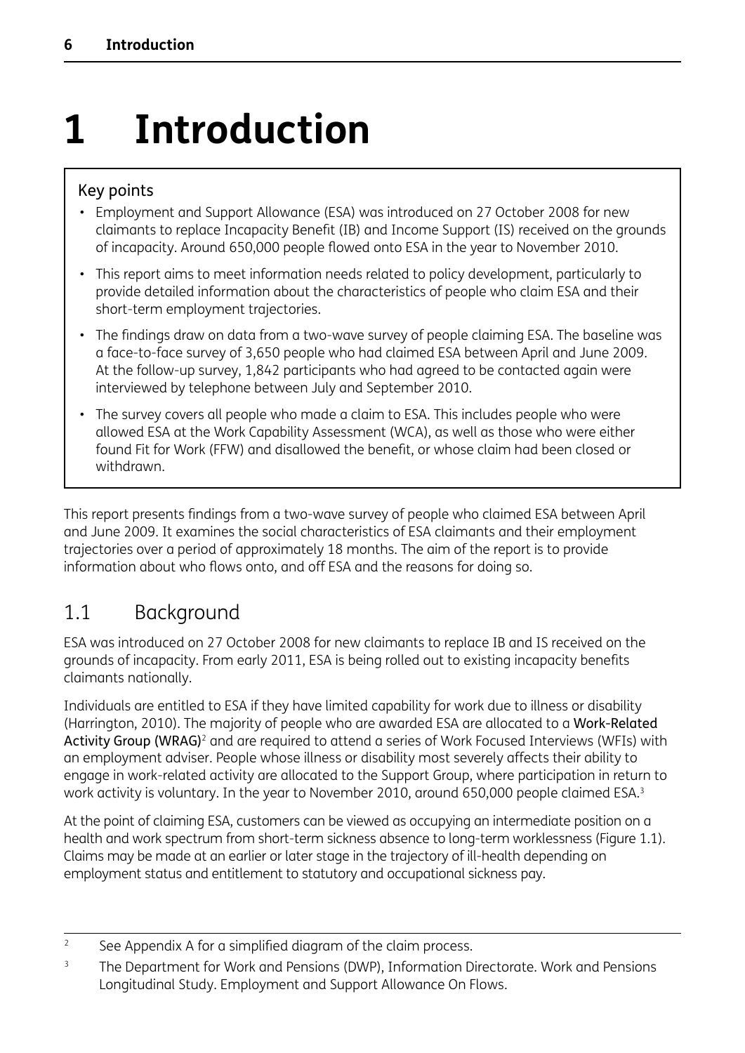# 1 Introduction

> **Key points**
>
> - Employment and Support Allowance (ESA) was introduced on 27 October 2008 for new claimants to replace Incapacity Benefit (IB) and Income Support (IS) received on the grounds of incapacity. Around 650,000 people flowed onto ESA in the year to November 2010.
> - This report aims to meet information needs related to policy development, particularly to provide detailed information about the characteristics of people who claim ESA and their short-term employment trajectories.
> - The findings draw on data from a two-wave survey of people claiming ESA. The baseline was a face-to-face survey of 3,650 people who had claimed ESA between April and June 2009. At the follow-up survey, 1,842 participants who had agreed to be contacted again were interviewed by telephone between July and September 2010.
> - The survey covers all people who made a claim to ESA. This includes people who were allowed ESA at the Work Capability Assessment (WCA), as well as those who were either found Fit for Work (FFW) and disallowed the benefit, or whose claim had been closed or withdrawn.

This report presents findings from a two-wave survey of people who claimed ESA between April and June 2009. It examines the social characteristics of ESA claimants and their employment trajectories over a period of approximately 18 months. The aim of the report is to provide information about who flows onto, and off ESA and the reasons for doing so.

## 1.1 Background

ESA was introduced on 27 October 2008 for new claimants to replace IB and IS received on the grounds of incapacity. From early 2011, ESA is being rolled out to existing incapacity benefits claimants nationally.

Individuals are entitled to ESA if they have limited capability for work due to illness or disability (Harrington, 2010). The majority of people who are awarded ESA are allocated to a **Work-Related Activity Group (WRAG)**[2] and are required to attend a series of Work Focused Interviews (WFIs) with an employment adviser. People whose illness or disability most severely affects their ability to engage in work-related activity are allocated to the Support Group, where participation in return to work activity is voluntary. In the year to November 2010, around 650,000 people claimed ESA.[3]

At the point of claiming ESA, customers can be viewed as occupying an intermediate position on a health and work spectrum from short-term sickness absence to long-term worklessness (Figure 1.1). Claims may be made at an earlier or later stage in the trajectory of ill-health depending on employment status and entitlement to statutory and occupational sickness pay.

---

[2] See Appendix A for a simplified diagram of the claim process.

[3] The Department for Work and Pensions (DWP), Information Directorate. Work and Pensions Longitudinal Study. Employment and Support Allowance On Flows.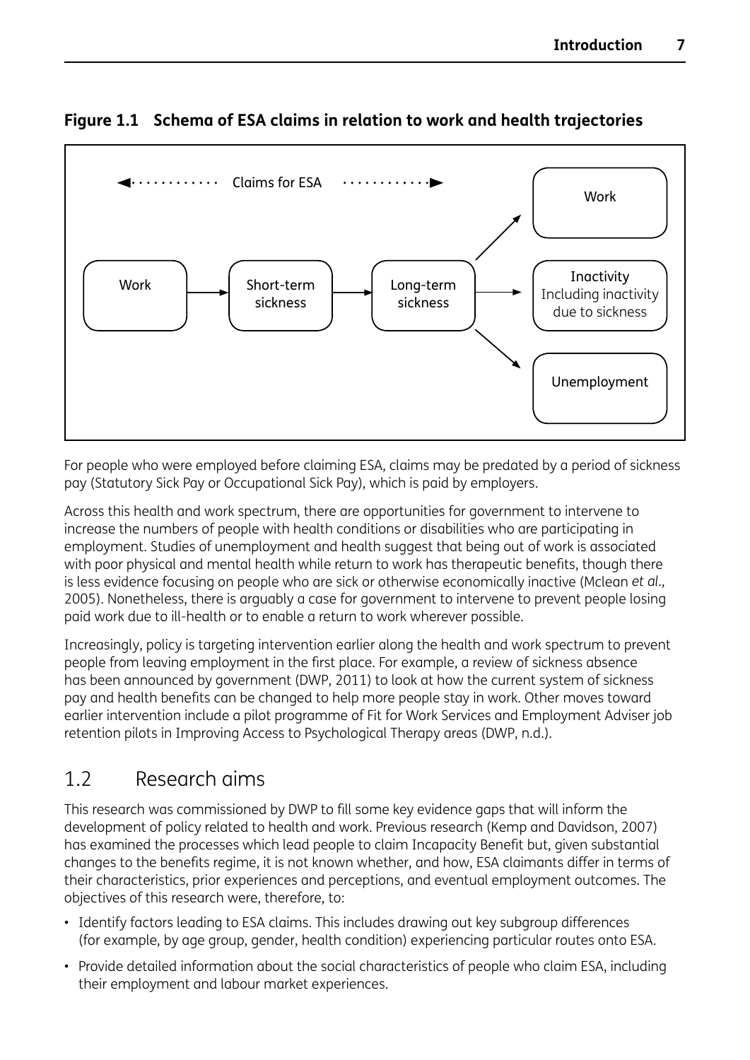**Figure 1.1 Schema of ESA claims in relation to work and health trajectories**

Claims for ESA

Work → Short-term sickness → Long-term sickness → Work / Inactivity Including inactivity due to sickness / Unemployment

For people who were employed before claiming ESA, claims may be predated by a period of sickness pay (Statutory Sick Pay or Occupational Sick Pay), which is paid by employers.

Across this health and work spectrum, there are opportunities for government to intervene to increase the numbers of people with health conditions or disabilities who are participating in employment. Studies of unemployment and health suggest that being out of work is associated with poor physical and mental health while return to work has therapeutic benefits, though there is less evidence focusing on people who are sick or otherwise economically inactive (Mclean *et al.*, 2005). Nonetheless, there is arguably a case for government to intervene to prevent people losing paid work due to ill-health or to enable a return to work wherever possible.

Increasingly, policy is targeting intervention earlier along the health and work spectrum to prevent people from leaving employment in the first place. For example, a review of sickness absence has been announced by government (DWP, 2011) to look at how the current system of sickness pay and health benefits can be changed to help more people stay in work. Other moves toward earlier intervention include a pilot programme of Fit for Work Services and Employment Adviser job retention pilots in Improving Access to Psychological Therapy areas (DWP, n.d.).

## 1.2 Research aims

This research was commissioned by DWP to fill some key evidence gaps that will inform the development of policy related to health and work. Previous research (Kemp and Davidson, 2007) has examined the processes which lead people to claim Incapacity Benefit but, given substantial changes to the benefits regime, it is not known whether, and how, ESA claimants differ in terms of their characteristics, prior experiences and perceptions, and eventual employment outcomes. The objectives of this research were, therefore, to:

- Identify factors leading to ESA claims. This includes drawing out key subgroup differences (for example, by age group, gender, health condition) experiencing particular routes onto ESA.
- Provide detailed information about the social characteristics of people who claim ESA, including their employment and labour market experiences.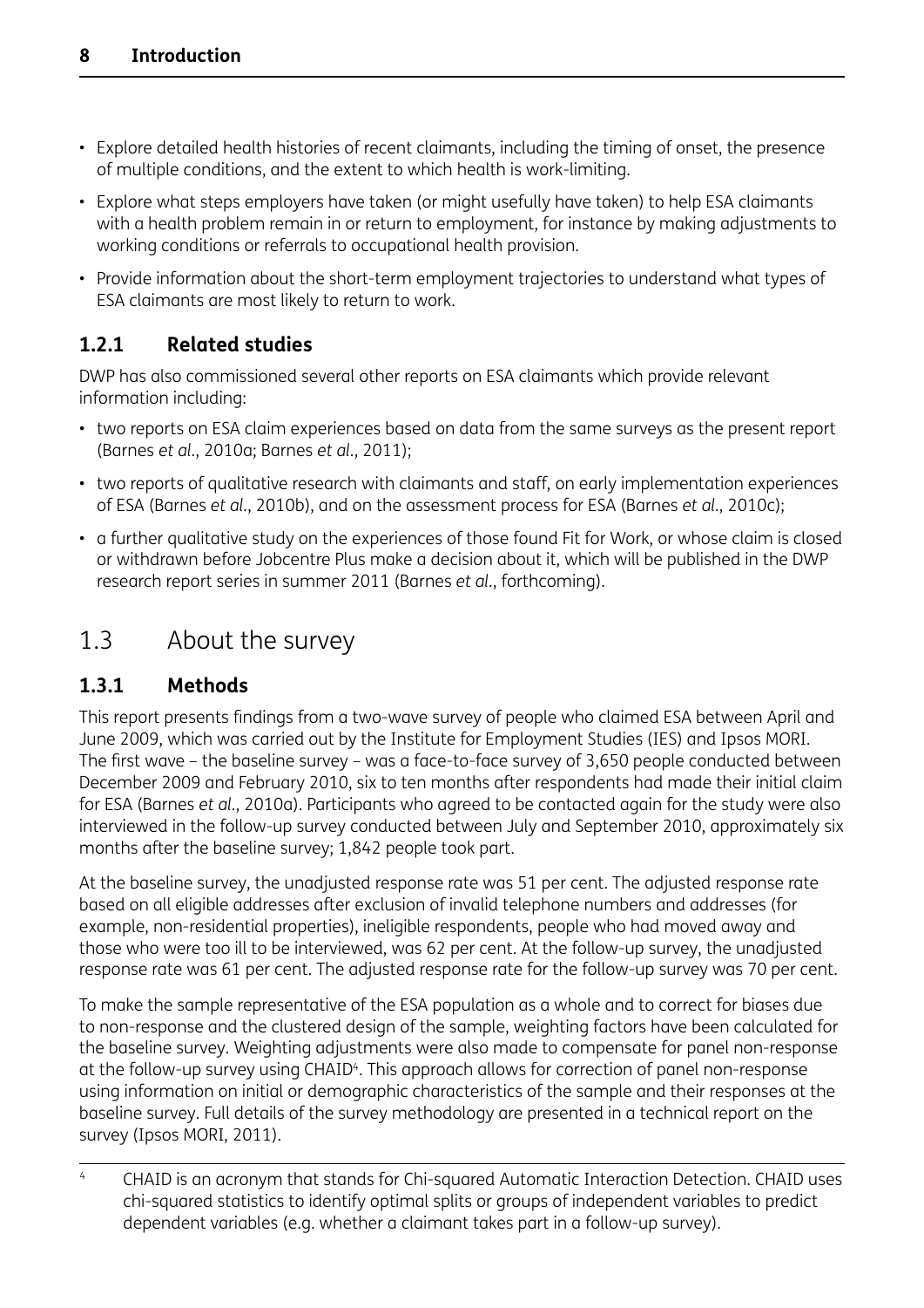- Explore detailed health histories of recent claimants, including the timing of onset, the presence of multiple conditions, and the extent to which health is work-limiting.
- Explore what steps employers have taken (or might usefully have taken) to help ESA claimants with a health problem remain in or return to employment, for instance by making adjustments to working conditions or referrals to occupational health provision.
- Provide information about the short-term employment trajectories to understand what types of ESA claimants are most likely to return to work.

### 1.2.1 Related studies

DWP has also commissioned several other reports on ESA claimants which provide relevant information including:

- two reports on ESA claim experiences based on data from the same surveys as the present report (Barnes *et al.*, 2010a; Barnes *et al.*, 2011);
- two reports of qualitative research with claimants and staff, on early implementation experiences of ESA (Barnes *et al.*, 2010b), and on the assessment process for ESA (Barnes *et al.*, 2010c);
- a further qualitative study on the experiences of those found Fit for Work, or whose claim is closed or withdrawn before Jobcentre Plus make a decision about it, which will be published in the DWP research report series in summer 2011 (Barnes *et al.*, forthcoming).

## 1.3 About the survey

### 1.3.1 Methods

This report presents findings from a two-wave survey of people who claimed ESA between April and June 2009, which was carried out by the Institute for Employment Studies (IES) and Ipsos MORI. The first wave – the baseline survey – was a face-to-face survey of 3,650 people conducted between December 2009 and February 2010, six to ten months after respondents had made their initial claim for ESA (Barnes *et al.*, 2010a). Participants who agreed to be contacted again for the study were also interviewed in the follow-up survey conducted between July and September 2010, approximately six months after the baseline survey; 1,842 people took part.

At the baseline survey, the unadjusted response rate was 51 per cent. The adjusted response rate based on all eligible addresses after exclusion of invalid telephone numbers and addresses (for example, non-residential properties), ineligible respondents, people who had moved away and those who were too ill to be interviewed, was 62 per cent. At the follow-up survey, the unadjusted response rate was 61 per cent. The adjusted response rate for the follow-up survey was 70 per cent.

To make the sample representative of the ESA population as a whole and to correct for biases due to non-response and the clustered design of the sample, weighting factors have been calculated for the baseline survey. Weighting adjustments were also made to compensate for panel non-response at the follow-up survey using CHAID[4]. This approach allows for correction of panel non-response using information on initial or demographic characteristics of the sample and their responses at the baseline survey. Full details of the survey methodology are presented in a technical report on the survey (Ipsos MORI, 2011).

---

[4] CHAID is an acronym that stands for Chi-squared Automatic Interaction Detection. CHAID uses chi-squared statistics to identify optimal splits or groups of independent variables to predict dependent variables (e.g. whether a claimant takes part in a follow-up survey).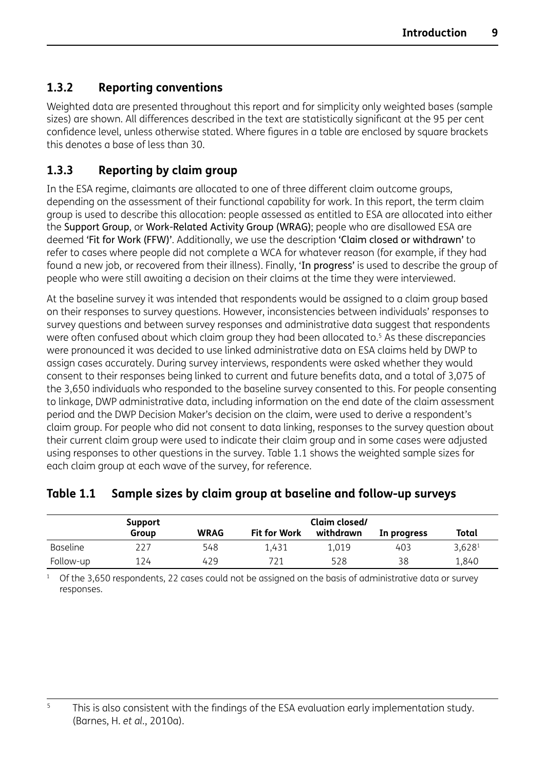### 1.3.2 Reporting conventions

Weighted data are presented throughout this report and for simplicity only weighted bases (sample sizes) are shown. All differences described in the text are statistically significant at the 95 per cent confidence level, unless otherwise stated. Where figures in a table are enclosed by square brackets this denotes a base of less than 30.

### 1.3.3 Reporting by claim group

In the ESA regime, claimants are allocated to one of three different claim outcome groups, depending on the assessment of their functional capability for work. In this report, the term claim group is used to describe this allocation: people assessed as entitled to ESA are allocated into either the Support Group, or Work-Related Activity Group (WRAG); people who are disallowed ESA are deemed 'Fit for Work (FFW)'. Additionally, we use the description 'Claim closed or withdrawn' to refer to cases where people did not complete a WCA for whatever reason (for example, if they had found a new job, or recovered from their illness). Finally, 'In progress' is used to describe the group of people who were still awaiting a decision on their claims at the time they were interviewed.

At the baseline survey it was intended that respondents would be assigned to a claim group based on their responses to survey questions. However, inconsistencies between individuals' responses to survey questions and between survey responses and administrative data suggest that respondents were often confused about which claim group they had been allocated to.[5] As these discrepancies were pronounced it was decided to use linked administrative data on ESA claims held by DWP to assign cases accurately. During survey interviews, respondents were asked whether they would consent to their responses being linked to current and future benefits data, and a total of 3,075 of the 3,650 individuals who responded to the baseline survey consented to this. For people consenting to linkage, DWP administrative data, including information on the end date of the claim assessment period and the DWP Decision Maker's decision on the claim, were used to derive a respondent's claim group. For people who did not consent to data linking, responses to the survey question about their current claim group were used to indicate their claim group and in some cases were adjusted using responses to other questions in the survey. Table 1.1 shows the weighted sample sizes for each claim group at each wave of the survey, for reference.

**Table 1.1 Sample sizes by claim group at baseline and follow-up surveys**

| | Support Group | WRAG | Fit for Work | Claim closed/ withdrawn | In progress | Total |
|---|---|---|---|---|---|---|
| Baseline | 227 | 548 | 1,431 | 1,019 | 403 | 3,628[1] |
| Follow-up | 124 | 429 | 721 | 528 | 38 | 1,840 |

[1] Of the 3,650 respondents, 22 cases could not be assigned on the basis of administrative data or survey responses.

[5] This is also consistent with the findings of the ESA evaluation early implementation study. (Barnes, H. *et al.*, 2010a).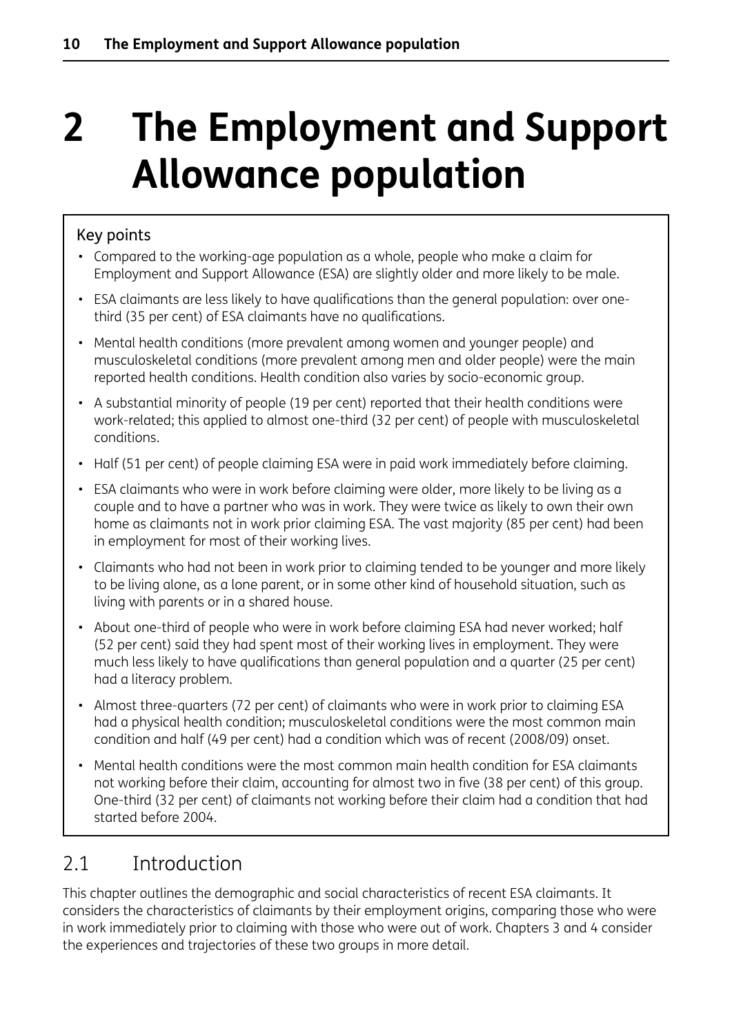# 2 The Employment and Support Allowance population

Key points

- Compared to the working-age population as a whole, people who make a claim for Employment and Support Allowance (ESA) are slightly older and more likely to be male.
- ESA claimants are less likely to have qualifications than the general population: over one-third (35 per cent) of ESA claimants have no qualifications.
- Mental health conditions (more prevalent among women and younger people) and musculoskeletal conditions (more prevalent among men and older people) were the main reported health conditions. Health condition also varies by socio-economic group.
- A substantial minority of people (19 per cent) reported that their health conditions were work-related; this applied to almost one-third (32 per cent) of people with musculoskeletal conditions.
- Half (51 per cent) of people claiming ESA were in paid work immediately before claiming.
- ESA claimants who were in work before claiming were older, more likely to be living as a couple and to have a partner who was in work. They were twice as likely to own their own home as claimants not in work prior claiming ESA. The vast majority (85 per cent) had been in employment for most of their working lives.
- Claimants who had not been in work prior to claiming tended to be younger and more likely to be living alone, as a lone parent, or in some other kind of household situation, such as living with parents or in a shared house.
- About one-third of people who were in work before claiming ESA had never worked; half (52 per cent) said they had spent most of their working lives in employment. They were much less likely to have qualifications than general population and a quarter (25 per cent) had a literacy problem.
- Almost three-quarters (72 per cent) of claimants who were in work prior to claiming ESA had a physical health condition; musculoskeletal conditions were the most common main condition and half (49 per cent) had a condition which was of recent (2008/09) onset.
- Mental health conditions were the most common main health condition for ESA claimants not working before their claim, accounting for almost two in five (38 per cent) of this group. One-third (32 per cent) of claimants not working before their claim had a condition that had started before 2004.

## 2.1 Introduction

This chapter outlines the demographic and social characteristics of recent ESA claimants. It considers the characteristics of claimants by their employment origins, comparing those who were in work immediately prior to claiming with those who were out of work. Chapters 3 and 4 consider the experiences and trajectories of these two groups in more detail.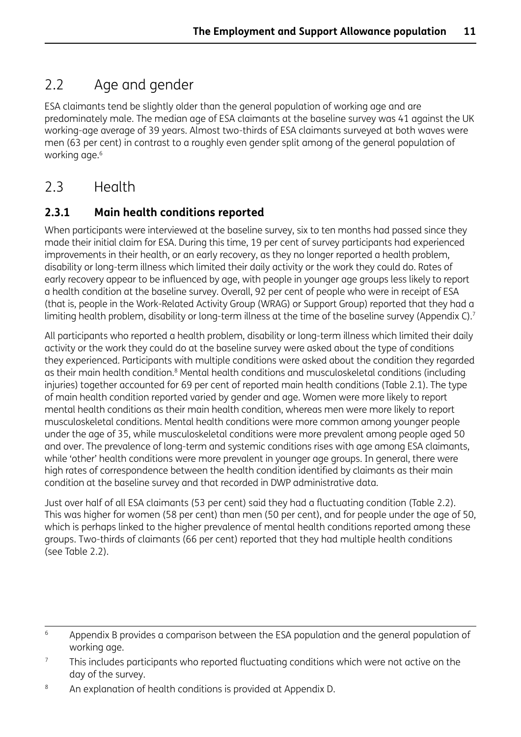## 2.2 Age and gender

ESA claimants tend be slightly older than the general population of working age and are predominately male. The median age of ESA claimants at the baseline survey was 41 against the UK working-age average of 39 years. Almost two-thirds of ESA claimants surveyed at both waves were men (63 per cent) in contrast to a roughly even gender split among of the general population of working age.[6]

## 2.3 Health

### 2.3.1 Main health conditions reported

When participants were interviewed at the baseline survey, six to ten months had passed since they made their initial claim for ESA. During this time, 19 per cent of survey participants had experienced improvements in their health, or an early recovery, as they no longer reported a health problem, disability or long-term illness which limited their daily activity or the work they could do. Rates of early recovery appear to be influenced by age, with people in younger age groups less likely to report a health condition at the baseline survey. Overall, 92 per cent of people who were in receipt of ESA (that is, people in the Work-Related Activity Group (WRAG) or Support Group) reported that they had a limiting health problem, disability or long-term illness at the time of the baseline survey (Appendix C).[7]

All participants who reported a health problem, disability or long-term illness which limited their daily activity or the work they could do at the baseline survey were asked about the type of conditions they experienced. Participants with multiple conditions were asked about the condition they regarded as their main health condition.[8] Mental health conditions and musculoskeletal conditions (including injuries) together accounted for 69 per cent of reported main health conditions (Table 2.1). The type of main health condition reported varied by gender and age. Women were more likely to report mental health conditions as their main health condition, whereas men were more likely to report musculoskeletal conditions. Mental health conditions were more common among younger people under the age of 35, while musculoskeletal conditions were more prevalent among people aged 50 and over. The prevalence of long-term and systemic conditions rises with age among ESA claimants, while 'other' health conditions were more prevalent in younger age groups. In general, there were high rates of correspondence between the health condition identified by claimants as their main condition at the baseline survey and that recorded in DWP administrative data.

Just over half of all ESA claimants (53 per cent) said they had a fluctuating condition (Table 2.2). This was higher for women (58 per cent) than men (50 per cent), and for people under the age of 50, which is perhaps linked to the higher prevalence of mental health conditions reported among these groups. Two-thirds of claimants (66 per cent) reported that they had multiple health conditions (see Table 2.2).

---

[6] Appendix B provides a comparison between the ESA population and the general population of working age.

[7] This includes participants who reported fluctuating conditions which were not active on the day of the survey.

[8] An explanation of health conditions is provided at Appendix D.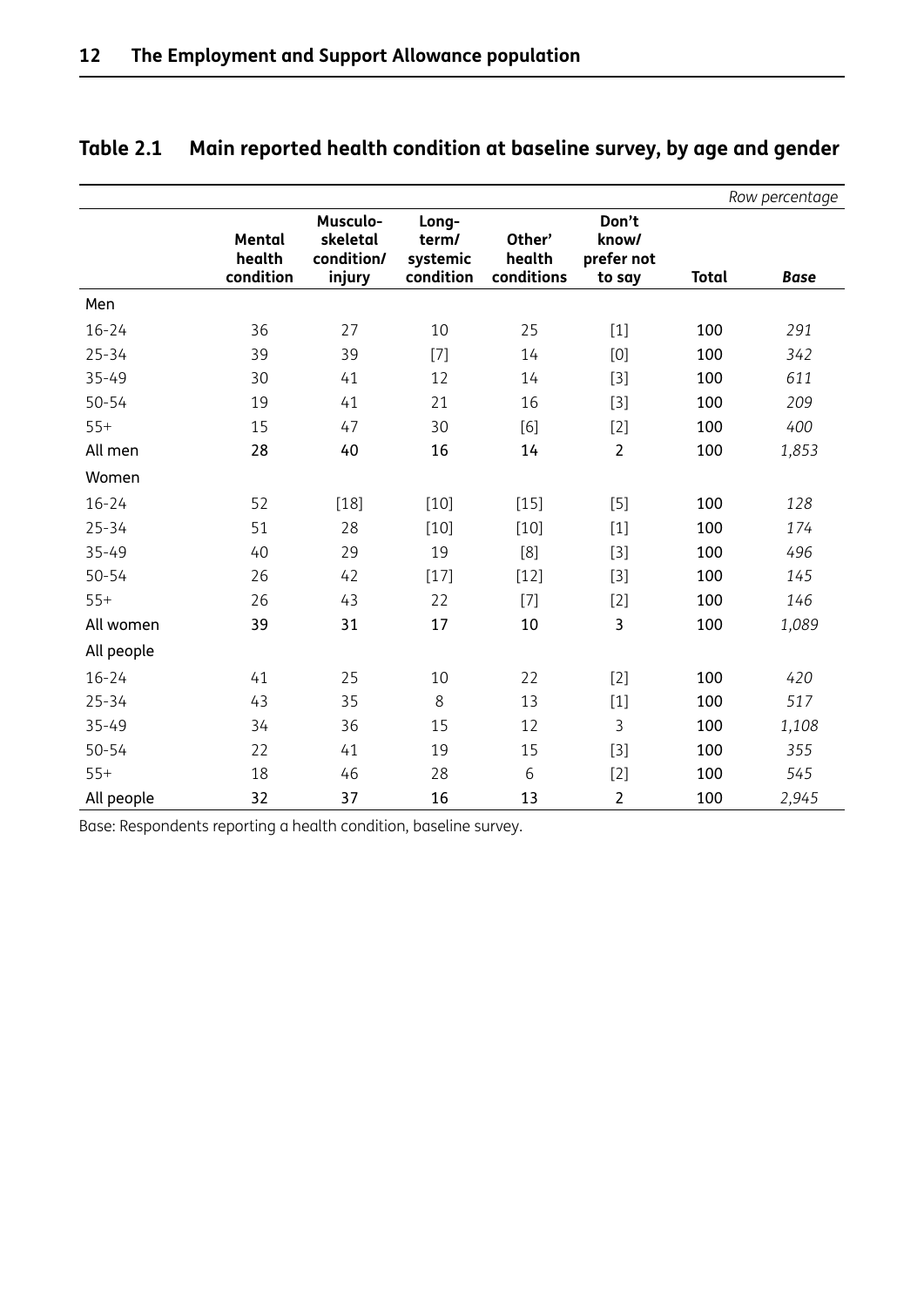## Table 2.1 Main reported health condition at baseline survey, by age and gender

*Row percentage*

| | Mental health condition | Musculo-skeletal condition/ injury | Long-term/ systemic condition | Other' health conditions | Don't know/ prefer not to say | Total | *Base* |
|---|---|---|---|---|---|---|---|
| Men | | | | | | | |
| 16-24 | 36 | 27 | 10 | 25 | [1] | 100 | *291* |
| 25-34 | 39 | 39 | [7] | 14 | [0] | 100 | *342* |
| 35-49 | 30 | 41 | 12 | 14 | [3] | 100 | *611* |
| 50-54 | 19 | 41 | 21 | 16 | [3] | 100 | *209* |
| 55+ | 15 | 47 | 30 | [6] | [2] | 100 | *400* |
| **All men** | **28** | **40** | **16** | **14** | **2** | **100** | ***1,853*** |
| Women | | | | | | | |
| 16-24 | 52 | [18] | [10] | [15] | [5] | 100 | *128* |
| 25-34 | 51 | 28 | [10] | [10] | [1] | 100 | *174* |
| 35-49 | 40 | 29 | 19 | [8] | [3] | 100 | *496* |
| 50-54 | 26 | 42 | [17] | [12] | [3] | 100 | *145* |
| 55+ | 26 | 43 | 22 | [7] | [2] | 100 | *146* |
| **All women** | **39** | **31** | **17** | **10** | **3** | **100** | ***1,089*** |
| All people | | | | | | | |
| 16-24 | 41 | 25 | 10 | 22 | [2] | 100 | *420* |
| 25-34 | 43 | 35 | 8 | 13 | [1] | 100 | *517* |
| 35-49 | 34 | 36 | 15 | 12 | 3 | 100 | *1,108* |
| 50-54 | 22 | 41 | 19 | 15 | [3] | 100 | *355* |
| 55+ | 18 | 46 | 28 | 6 | [2] | 100 | *545* |
| **All people** | **32** | **37** | **16** | **13** | **2** | **100** | ***2,945*** |

Base: Respondents reporting a health condition, baseline survey.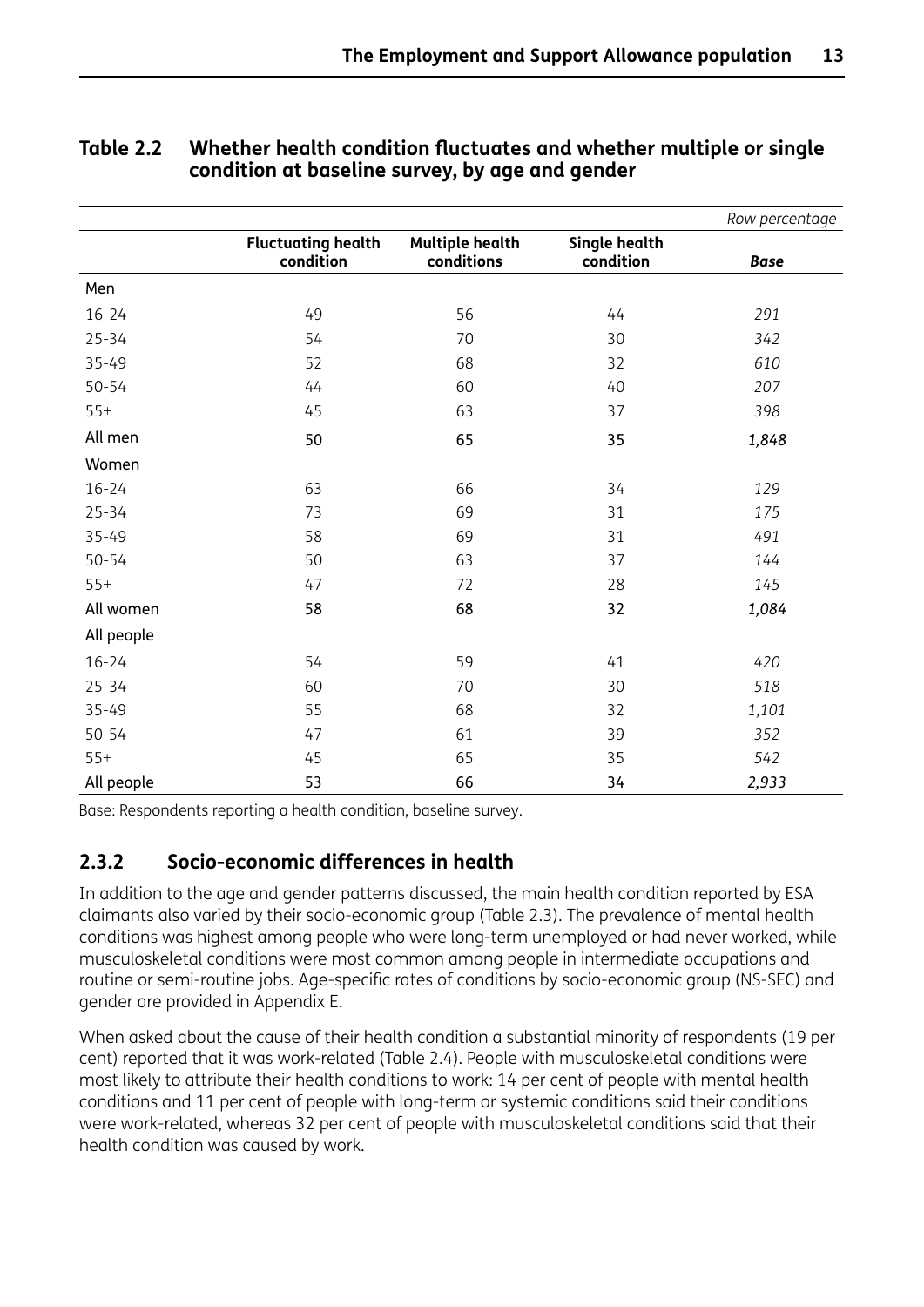**Table 2.2 Whether health condition fluctuates and whether multiple or single condition at baseline survey, by age and gender**

*Row percentage*

| | Fluctuating health condition | Multiple health conditions | Single health condition | *Base* |
|---|---|---|---|---|
| Men | | | | |
| 16-24 | 49 | 56 | 44 | *291* |
| 25-34 | 54 | 70 | 30 | *342* |
| 35-49 | 52 | 68 | 32 | *610* |
| 50-54 | 44 | 60 | 40 | *207* |
| 55+ | 45 | 63 | 37 | *398* |
| All men | **50** | **65** | **35** | ***1,848*** |
| Women | | | | |
| 16-24 | 63 | 66 | 34 | *129* |
| 25-34 | 73 | 69 | 31 | *175* |
| 35-49 | 58 | 69 | 31 | *491* |
| 50-54 | 50 | 63 | 37 | *144* |
| 55+ | 47 | 72 | 28 | *145* |
| All women | **58** | **68** | **32** | ***1,084*** |
| All people | | | | |
| 16-24 | 54 | 59 | 41 | *420* |
| 25-34 | 60 | 70 | 30 | *518* |
| 35-49 | 55 | 68 | 32 | *1,101* |
| 50-54 | 47 | 61 | 39 | *352* |
| 55+ | 45 | 65 | 35 | *542* |
| All people | **53** | **66** | **34** | ***2,933*** |

Base: Respondents reporting a health condition, baseline survey.

### 2.3.2 Socio-economic differences in health

In addition to the age and gender patterns discussed, the main health condition reported by ESA claimants also varied by their socio-economic group (Table 2.3). The prevalence of mental health conditions was highest among people who were long-term unemployed or had never worked, while musculoskeletal conditions were most common among people in intermediate occupations and routine or semi-routine jobs. Age-specific rates of conditions by socio-economic group (NS-SEC) and gender are provided in Appendix E.

When asked about the cause of their health condition a substantial minority of respondents (19 per cent) reported that it was work-related (Table 2.4). People with musculoskeletal conditions were most likely to attribute their health conditions to work: 14 per cent of people with mental health conditions and 11 per cent of people with long-term or systemic conditions said their conditions were work-related, whereas 32 per cent of people with musculoskeletal conditions said that their health condition was caused by work.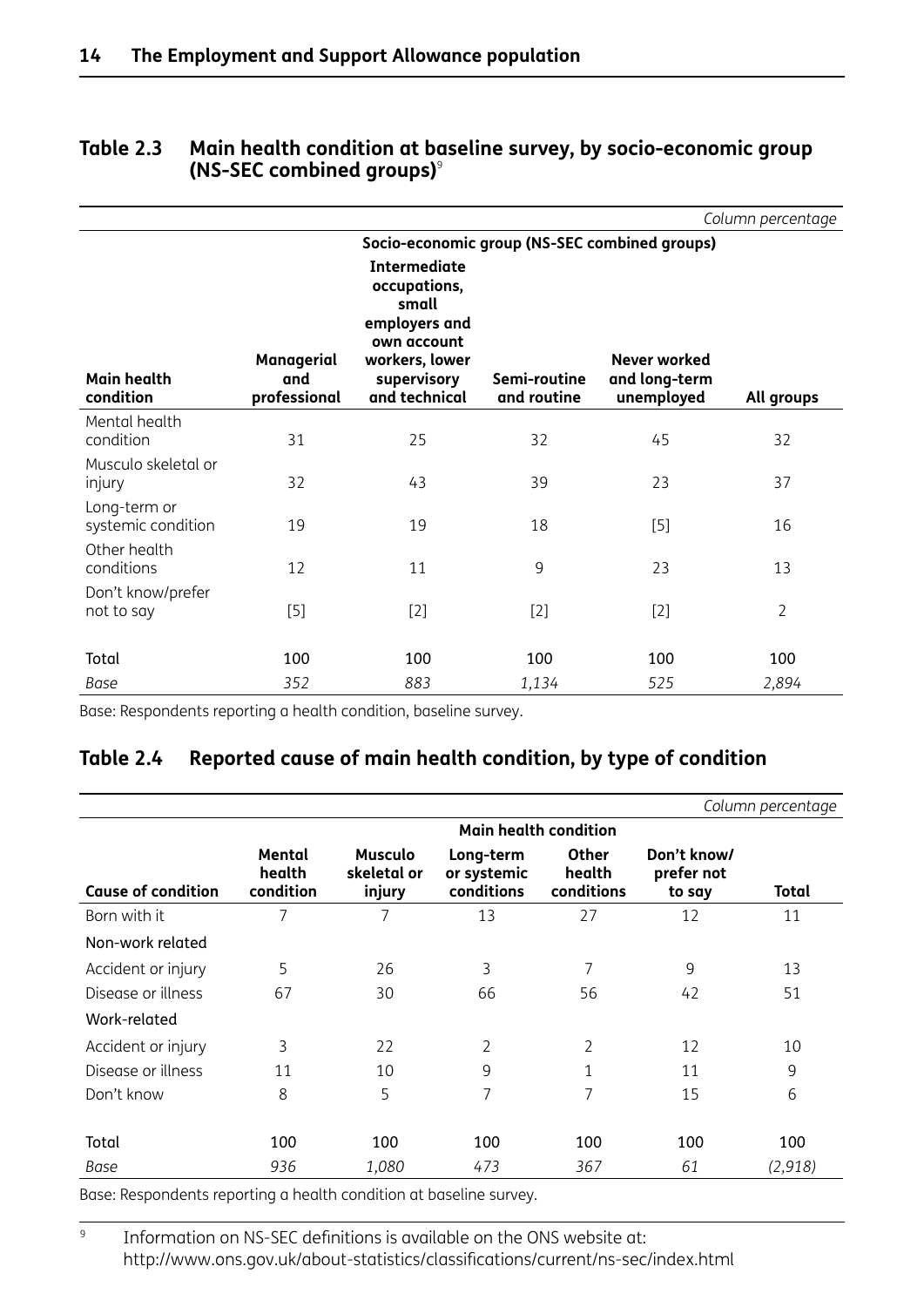## Table 2.3 Main health condition at baseline survey, by socio-economic group (NS-SEC combined groups)[9]

*Column percentage*

| Main health condition | Socio-economic group (NS-SEC combined groups) | | | | |
|---|---|---|---|---|---|
| | Managerial and professional | Intermediate occupations, small employers and own account workers, lower supervisory and technical | Semi-routine and routine | Never worked and long-term unemployed | All groups |
| Mental health condition | 31 | 25 | 32 | 45 | 32 |
| Musculo skeletal or injury | 32 | 43 | 39 | 23 | 37 |
| Long-term or systemic condition | 19 | 19 | 18 | [5] | 16 |
| Other health conditions | 12 | 11 | 9 | 23 | 13 |
| Don't know/prefer not to say | [5] | [2] | [2] | [2] | 2 |
| **Total** | **100** | **100** | **100** | **100** | **100** |
| *Base* | *352* | *883* | *1,134* | *525* | *2,894* |

Base: Respondents reporting a health condition, baseline survey.

## Table 2.4 Reported cause of main health condition, by type of condition

*Column percentage*

| Cause of condition | Main health condition | | | | | |
|---|---|---|---|---|---|---|
| | Mental health condition | Musculo skeletal or injury | Long-term or systemic conditions | Other health conditions | Don't know/ prefer not to say | Total |
| Born with it | 7 | 7 | 13 | 27 | 12 | 11 |
| Non-work related | | | | | | |
| Accident or injury | 5 | 26 | 3 | 7 | 9 | 13 |
| Disease or illness | 67 | 30 | 66 | 56 | 42 | 51 |
| Work-related | | | | | | |
| Accident or injury | 3 | 22 | 2 | 2 | 12 | 10 |
| Disease or illness | 11 | 10 | 9 | 1 | 11 | 9 |
| Don't know | 8 | 5 | 7 | 7 | 15 | 6 |
| **Total** | **100** | **100** | **100** | **100** | **100** | **100** |
| *Base* | *936* | *1,080* | *473* | *367* | *61* | *(2,918)* |

Base: Respondents reporting a health condition at baseline survey.

[9] Information on NS-SEC definitions is available on the ONS website at: http://www.ons.gov.uk/about-statistics/classifications/current/ns-sec/index.html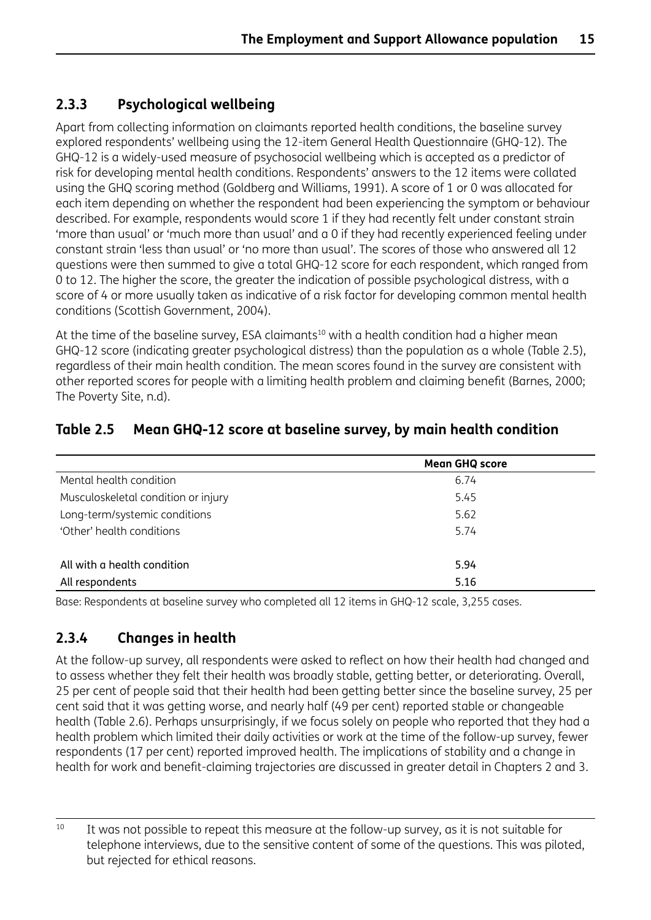### 2.3.3 Psychological wellbeing

Apart from collecting information on claimants reported health conditions, the baseline survey explored respondents' wellbeing using the 12-item General Health Questionnaire (GHQ-12). The GHQ-12 is a widely-used measure of psychosocial wellbeing which is accepted as a predictor of risk for developing mental health conditions. Respondents' answers to the 12 items were collated using the GHQ scoring method (Goldberg and Williams, 1991). A score of 1 or 0 was allocated for each item depending on whether the respondent had been experiencing the symptom or behaviour described. For example, respondents would score 1 if they had recently felt under constant strain 'more than usual' or 'much more than usual' and a 0 if they had recently experienced feeling under constant strain 'less than usual' or 'no more than usual'. The scores of those who answered all 12 questions were then summed to give a total GHQ-12 score for each respondent, which ranged from 0 to 12. The higher the score, the greater the indication of possible psychological distress, with a score of 4 or more usually taken as indicative of a risk factor for developing common mental health conditions (Scottish Government, 2004).

At the time of the baseline survey, ESA claimants[10] with a health condition had a higher mean GHQ-12 score (indicating greater psychological distress) than the population as a whole (Table 2.5), regardless of their main health condition. The mean scores found in the survey are consistent with other reported scores for people with a limiting health problem and claiming benefit (Barnes, 2000; The Poverty Site, n.d).

**Table 2.5 Mean GHQ-12 score at baseline survey, by main health condition**

| | Mean GHQ score |
|---|---|
| Mental health condition | 6.74 |
| Musculoskeletal condition or injury | 5.45 |
| Long-term/systemic conditions | 5.62 |
| 'Other' health conditions | 5.74 |
| | |
| **All with a health condition** | **5.94** |
| **All respondents** | **5.16** |

Base: Respondents at baseline survey who completed all 12 items in GHQ-12 scale, 3,255 cases.

### 2.3.4 Changes in health

At the follow-up survey, all respondents were asked to reflect on how their health had changed and to assess whether they felt their health was broadly stable, getting better, or deteriorating. Overall, 25 per cent of people said that their health had been getting better since the baseline survey, 25 per cent said that it was getting worse, and nearly half (49 per cent) reported stable or changeable health (Table 2.6). Perhaps unsurprisingly, if we focus solely on people who reported that they had a health problem which limited their daily activities or work at the time of the follow-up survey, fewer respondents (17 per cent) reported improved health. The implications of stability and a change in health for work and benefit-claiming trajectories are discussed in greater detail in Chapters 2 and 3.

[10] It was not possible to repeat this measure at the follow-up survey, as it is not suitable for telephone interviews, due to the sensitive content of some of the questions. This was piloted, but rejected for ethical reasons.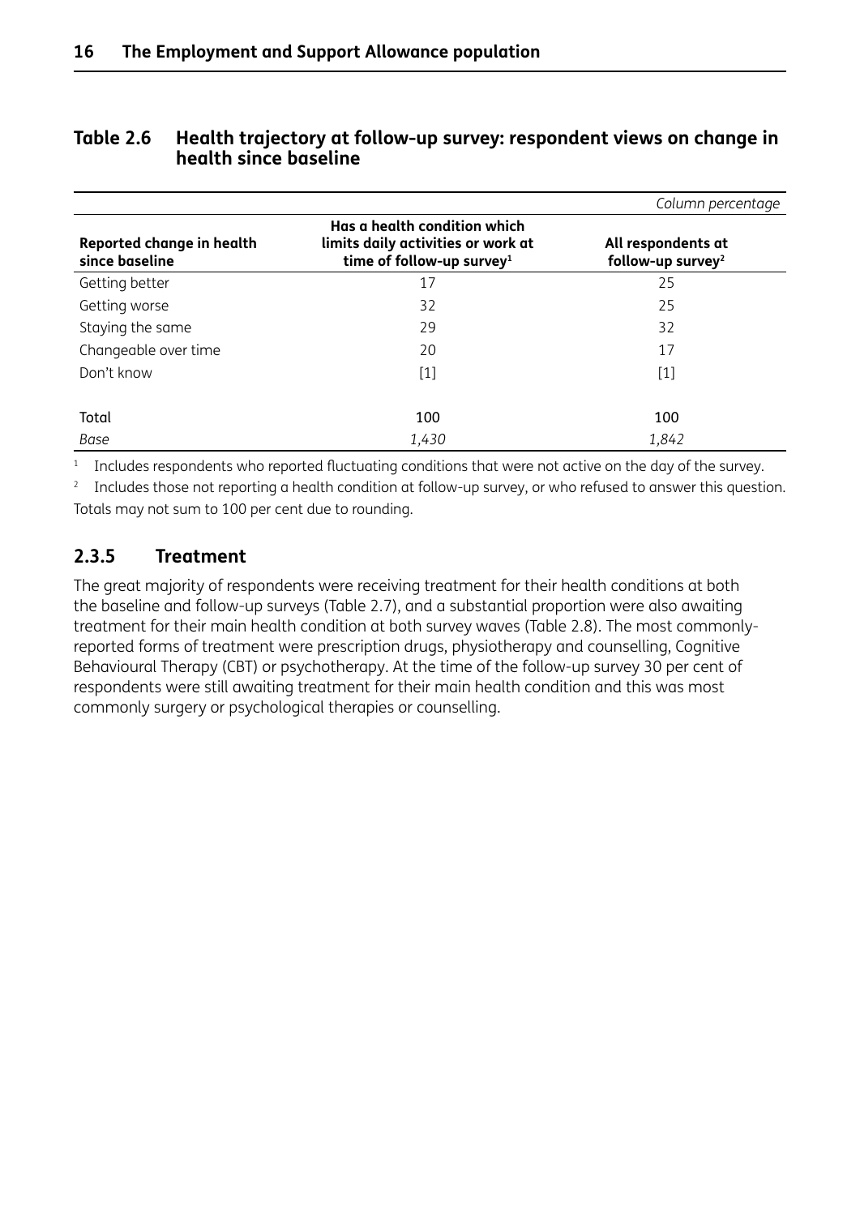### Table 2.6 Health trajectory at follow-up survey: respondent views on change in health since baseline

*Column percentage*

| Reported change in health since baseline | Has a health condition which limits daily activities or work at time of follow-up survey[1] | All respondents at follow-up survey[2] |
|---|---|---|
| Getting better | 17 | 25 |
| Getting worse | 32 | 25 |
| Staying the same | 29 | 32 |
| Changeable over time | 20 | 17 |
| Don't know | [1] | [1] |
| | | |
| Total | 100 | 100 |
| *Base* | *1,430* | *1,842* |

[1] Includes respondents who reported fluctuating conditions that were not active on the day of the survey.

[2] Includes those not reporting a health condition at follow-up survey, or who refused to answer this question.

Totals may not sum to 100 per cent due to rounding.

### 2.3.5 Treatment

The great majority of respondents were receiving treatment for their health conditions at both the baseline and follow-up surveys (Table 2.7), and a substantial proportion were also awaiting treatment for their main health condition at both survey waves (Table 2.8). The most commonly-reported forms of treatment were prescription drugs, physiotherapy and counselling, Cognitive Behavioural Therapy (CBT) or psychotherapy. At the time of the follow-up survey 30 per cent of respondents were still awaiting treatment for their main health condition and this was most commonly surgery or psychological therapies or counselling.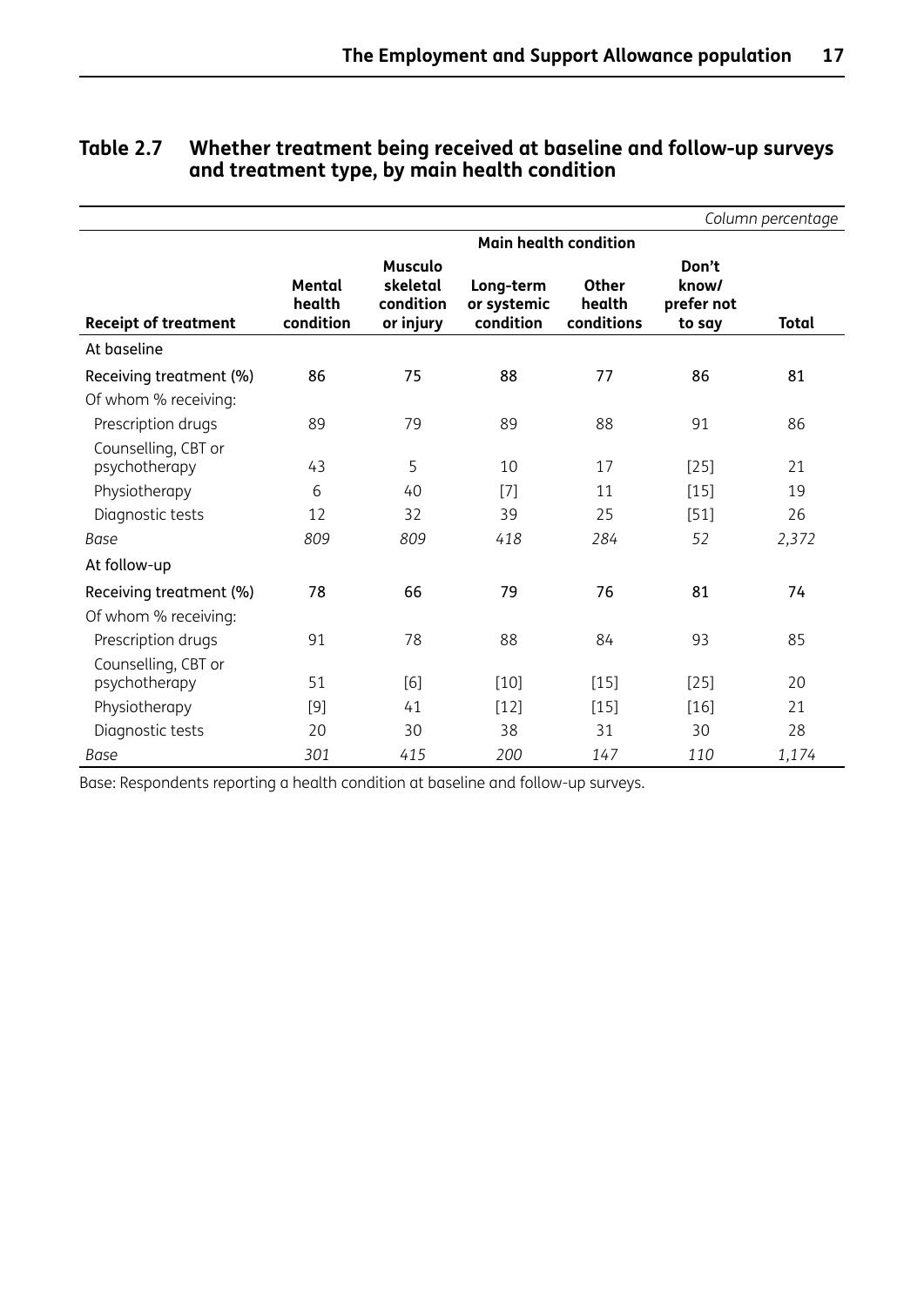## Table 2.7 Whether treatment being received at baseline and follow-up surveys and treatment type, by main health condition

*Column percentage*

| | Main health condition | | | | | |
|---|---|---|---|---|---|---|
| **Receipt of treatment** | **Mental health condition** | **Musculo skeletal condition or injury** | **Long-term or systemic condition** | **Other health conditions** | **Don't know/ prefer not to say** | **Total** |
| At baseline | | | | | | |
| Receiving treatment (%) | 86 | 75 | 88 | 77 | 86 | 81 |
| Of whom % receiving: | | | | | | |
| Prescription drugs | 89 | 79 | 89 | 88 | 91 | 86 |
| Counselling, CBT or psychotherapy | 43 | 5 | 10 | 17 | [25] | 21 |
| Physiotherapy | 6 | 40 | [7] | 11 | [15] | 19 |
| Diagnostic tests | 12 | 32 | 39 | 25 | [51] | 26 |
| *Base* | *809* | *809* | *418* | *284* | *52* | *2,372* |
| At follow-up | | | | | | |
| Receiving treatment (%) | 78 | 66 | 79 | 76 | 81 | 74 |
| Of whom % receiving: | | | | | | |
| Prescription drugs | 91 | 78 | 88 | 84 | 93 | 85 |
| Counselling, CBT or psychotherapy | 51 | [6] | [10] | [15] | [25] | 20 |
| Physiotherapy | [9] | 41 | [12] | [15] | [16] | 21 |
| Diagnostic tests | 20 | 30 | 38 | 31 | 30 | 28 |
| *Base* | *301* | *415* | *200* | *147* | *110* | *1,174* |

Base: Respondents reporting a health condition at baseline and follow-up surveys.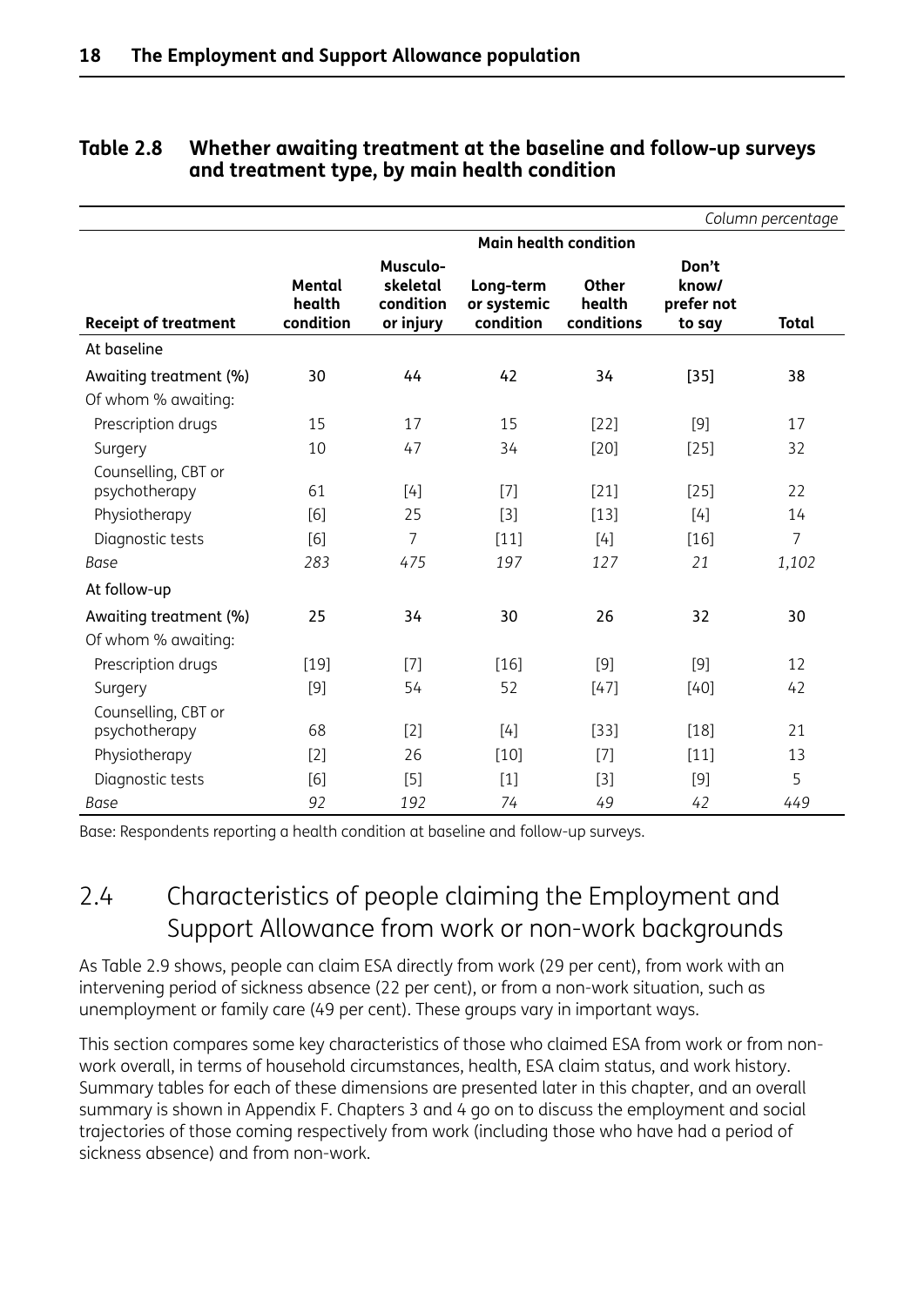**Table 2.8 Whether awaiting treatment at the baseline and follow-up surveys and treatment type, by main health condition**

*Column percentage*

| | Main health condition | | | | | |
|---|---|---|---|---|---|---|
| **Receipt of treatment** | **Mental health condition** | **Musculo-skeletal condition or injury** | **Long-term or systemic condition** | **Other health conditions** | **Don't know/ prefer not to say** | **Total** |
| At baseline | | | | | | |
| Awaiting treatment (%) | 30 | 44 | 42 | 34 | [35] | 38 |
| Of whom % awaiting: | | | | | | |
| Prescription drugs | 15 | 17 | 15 | [22] | [9] | 17 |
| Surgery | 10 | 47 | 34 | [20] | [25] | 32 |
| Counselling, CBT or psychotherapy | 61 | [4] | [7] | [21] | [25] | 22 |
| Physiotherapy | [6] | 25 | [3] | [13] | [4] | 14 |
| Diagnostic tests | [6] | 7 | [11] | [4] | [16] | 7 |
| *Base* | *283* | *475* | *197* | *127* | *21* | *1,102* |
| At follow-up | | | | | | |
| Awaiting treatment (%) | 25 | 34 | 30 | 26 | 32 | 30 |
| Of whom % awaiting: | | | | | | |
| Prescription drugs | [19] | [7] | [16] | [9] | [9] | 12 |
| Surgery | [9] | 54 | 52 | [47] | [40] | 42 |
| Counselling, CBT or psychotherapy | 68 | [2] | [4] | [33] | [18] | 21 |
| Physiotherapy | [2] | 26 | [10] | [7] | [11] | 13 |
| Diagnostic tests | [6] | [5] | [1] | [3] | [9] | 5 |
| *Base* | *92* | *192* | *74* | *49* | *42* | *449* |

Base: Respondents reporting a health condition at baseline and follow-up surveys.

## 2.4 Characteristics of people claiming the Employment and Support Allowance from work or non-work backgrounds

As Table 2.9 shows, people can claim ESA directly from work (29 per cent), from work with an intervening period of sickness absence (22 per cent), or from a non-work situation, such as unemployment or family care (49 per cent). These groups vary in important ways.

This section compares some key characteristics of those who claimed ESA from work or from non-work overall, in terms of household circumstances, health, ESA claim status, and work history. Summary tables for each of these dimensions are presented later in this chapter, and an overall summary is shown in Appendix F. Chapters 3 and 4 go on to discuss the employment and social trajectories of those coming respectively from work (including those who have had a period of sickness absence) and from non-work.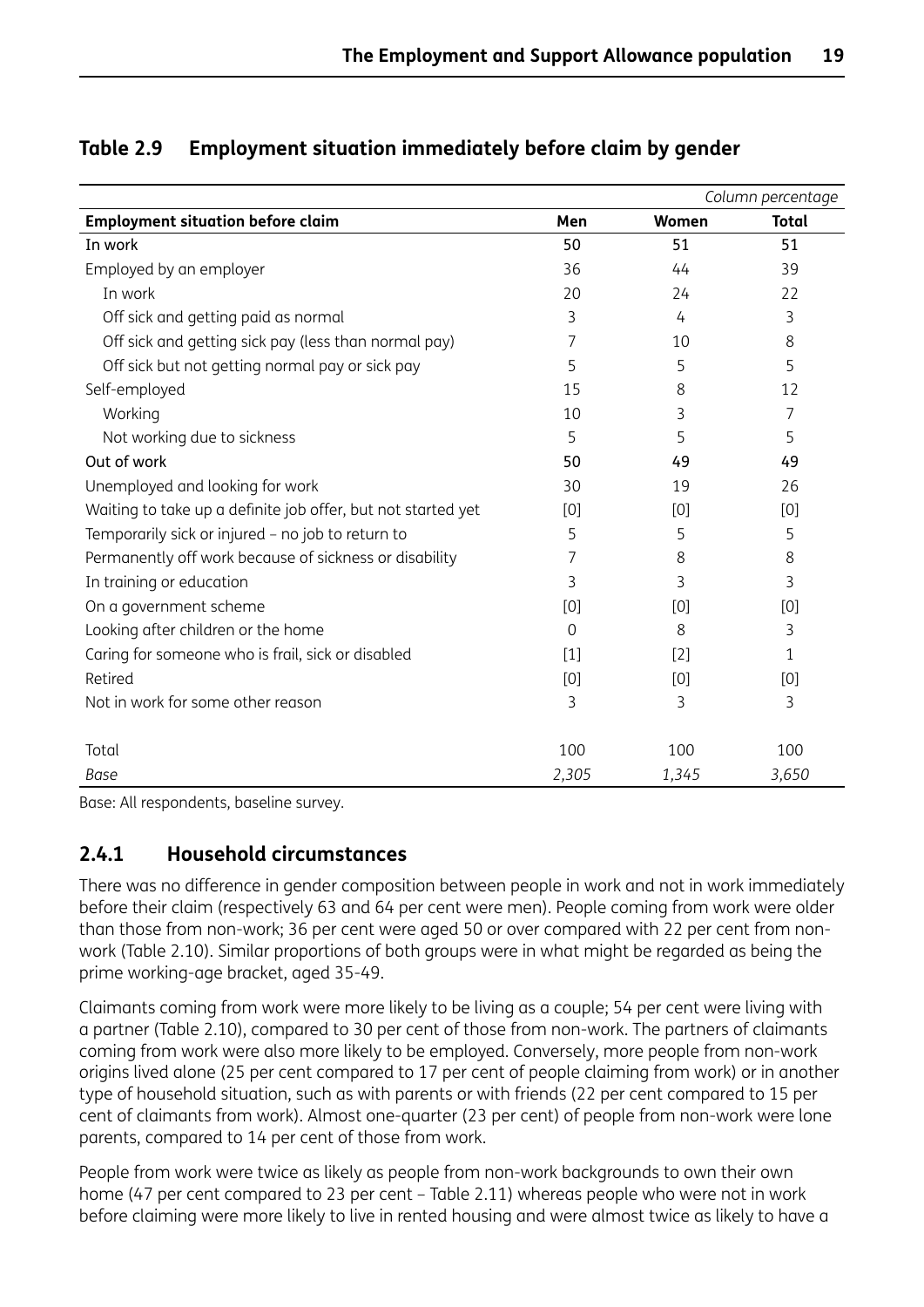## Table 2.9 Employment situation immediately before claim by gender

| | | | *Column percentage* |
|---|---|---|---|
| **Employment situation before claim** | **Men** | **Women** | **Total** |
| In work | 50 | 51 | 51 |
| Employed by an employer | 36 | 44 | 39 |
| In work | 20 | 24 | 22 |
| Off sick and getting paid as normal | 3 | 4 | 3 |
| Off sick and getting sick pay (less than normal pay) | 7 | 10 | 8 |
| Off sick but not getting normal pay or sick pay | 5 | 5 | 5 |
| Self-employed | 15 | 8 | 12 |
| Working | 10 | 3 | 7 |
| Not working due to sickness | 5 | 5 | 5 |
| Out of work | 50 | 49 | 49 |
| Unemployed and looking for work | 30 | 19 | 26 |
| Waiting to take up a definite job offer, but not started yet | [0] | [0] | [0] |
| Temporarily sick or injured – no job to return to | 5 | 5 | 5 |
| Permanently off work because of sickness or disability | 7 | 8 | 8 |
| In training or education | 3 | 3 | 3 |
| On a government scheme | [0] | [0] | [0] |
| Looking after children or the home | 0 | 8 | 3 |
| Caring for someone who is frail, sick or disabled | [1] | [2] | 1 |
| Retired | [0] | [0] | [0] |
| Not in work for some other reason | 3 | 3 | 3 |
| Total | 100 | 100 | 100 |
| *Base* | *2,305* | *1,345* | *3,650* |

Base: All respondents, baseline survey.

### 2.4.1 Household circumstances

There was no difference in gender composition between people in work and not in work immediately before their claim (respectively 63 and 64 per cent were men). People coming from work were older than those from non-work; 36 per cent were aged 50 or over compared with 22 per cent from non-work (Table 2.10). Similar proportions of both groups were in what might be regarded as being the prime working-age bracket, aged 35-49.

Claimants coming from work were more likely to be living as a couple; 54 per cent were living with a partner (Table 2.10), compared to 30 per cent of those from non-work. The partners of claimants coming from work were also more likely to be employed. Conversely, more people from non-work origins lived alone (25 per cent compared to 17 per cent of people claiming from work) or in another type of household situation, such as with parents or with friends (22 per cent compared to 15 per cent of claimants from work). Almost one-quarter (23 per cent) of people from non-work were lone parents, compared to 14 per cent of those from work.

People from work were twice as likely as people from non-work backgrounds to own their own home (47 per cent compared to 23 per cent – Table 2.11) whereas people who were not in work before claiming were more likely to live in rented housing and were almost twice as likely to have a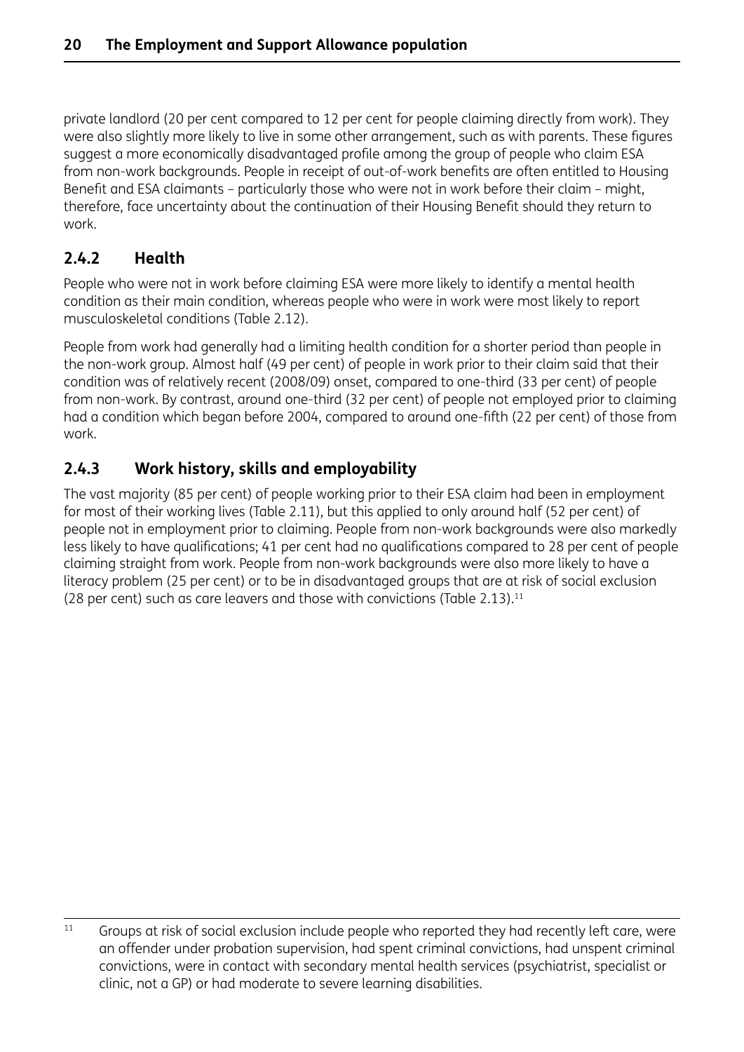private landlord (20 per cent compared to 12 per cent for people claiming directly from work). They were also slightly more likely to live in some other arrangement, such as with parents. These figures suggest a more economically disadvantaged profile among the group of people who claim ESA from non-work backgrounds. People in receipt of out-of-work benefits are often entitled to Housing Benefit and ESA claimants – particularly those who were not in work before their claim – might, therefore, face uncertainty about the continuation of their Housing Benefit should they return to work.

### 2.4.2 Health

People who were not in work before claiming ESA were more likely to identify a mental health condition as their main condition, whereas people who were in work were most likely to report musculoskeletal conditions (Table 2.12).

People from work had generally had a limiting health condition for a shorter period than people in the non-work group. Almost half (49 per cent) of people in work prior to their claim said that their condition was of relatively recent (2008/09) onset, compared to one-third (33 per cent) of people from non-work. By contrast, around one-third (32 per cent) of people not employed prior to claiming had a condition which began before 2004, compared to around one-fifth (22 per cent) of those from work.

### 2.4.3 Work history, skills and employability

The vast majority (85 per cent) of people working prior to their ESA claim had been in employment for most of their working lives (Table 2.11), but this applied to only around half (52 per cent) of people not in employment prior to claiming. People from non-work backgrounds were also markedly less likely to have qualifications; 41 per cent had no qualifications compared to 28 per cent of people claiming straight from work. People from non-work backgrounds were also more likely to have a literacy problem (25 per cent) or to be in disadvantaged groups that are at risk of social exclusion (28 per cent) such as care leavers and those with convictions (Table 2.13).[11]

[11] Groups at risk of social exclusion include people who reported they had recently left care, were an offender under probation supervision, had spent criminal convictions, had unspent criminal convictions, were in contact with secondary mental health services (psychiatrist, specialist or clinic, not a GP) or had moderate to severe learning disabilities.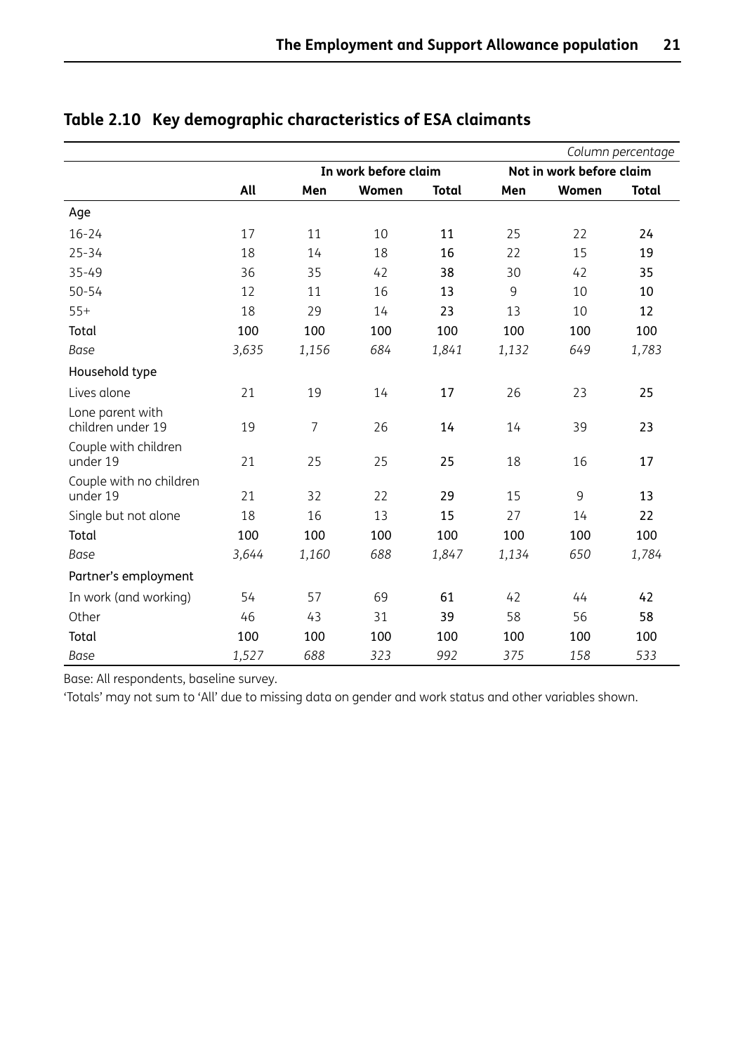## Table 2.10 Key demographic characteristics of ESA claimants

*Column percentage*

| | | In work before claim | | | Not in work before claim | | |
|---|---|---|---|---|---|---|---|
| | **All** | **Men** | **Women** | **Total** | **Men** | **Women** | **Total** |
| Age | | | | | | | |
| 16-24 | 17 | 11 | 10 | **11** | 25 | 22 | **24** |
| 25-34 | 18 | 14 | 18 | **16** | 22 | 15 | **19** |
| 35-49 | 36 | 35 | 42 | **38** | 30 | 42 | **35** |
| 50-54 | 12 | 11 | 16 | **13** | 9 | 10 | **10** |
| 55+ | 18 | 29 | 14 | **23** | 13 | 10 | **12** |
| Total | **100** | **100** | **100** | **100** | **100** | **100** | **100** |
| *Base* | *3,635* | *1,156* | *684* | *1,841* | *1,132* | *649* | *1,783* |
| Household type | | | | | | | |
| Lives alone | 21 | 19 | 14 | **17** | 26 | 23 | **25** |
| Lone parent with children under 19 | 19 | 7 | 26 | **14** | 14 | 39 | **23** |
| Couple with children under 19 | 21 | 25 | 25 | **25** | 18 | 16 | **17** |
| Couple with no children under 19 | 21 | 32 | 22 | **29** | 15 | 9 | **13** |
| Single but not alone | 18 | 16 | 13 | **15** | 27 | 14 | **22** |
| Total | **100** | **100** | **100** | **100** | **100** | **100** | **100** |
| *Base* | *3,644* | *1,160* | *688* | *1,847* | *1,134* | *650* | *1,784* |
| Partner's employment | | | | | | | |
| In work (and working) | 54 | 57 | 69 | **61** | 42 | 44 | **42** |
| Other | 46 | 43 | 31 | **39** | 58 | 56 | **58** |
| Total | **100** | **100** | **100** | **100** | **100** | **100** | **100** |
| *Base* | *1,527* | *688* | *323* | *992* | *375* | *158* | *533* |

Base: All respondents, baseline survey.

'Totals' may not sum to 'All' due to missing data on gender and work status and other variables shown.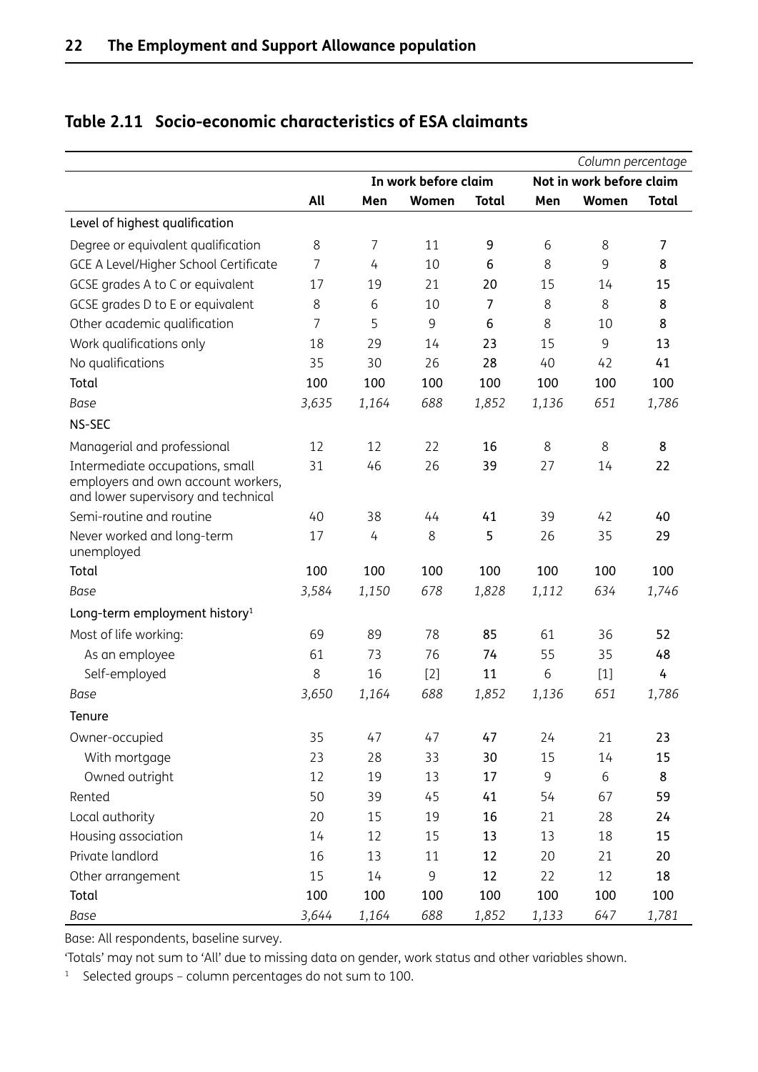## Table 2.11 Socio-economic characteristics of ESA claimants

| | | In work before claim | | | Not in work before claim | | |
|---|---|---|---|---|---|---|---|
| *Column percentage* | **All** | **Men** | **Women** | **Total** | **Men** | **Women** | **Total** |
| **Level of highest qualification** | | | | | | | |
| Degree or equivalent qualification | 8 | 7 | 11 | **9** | 6 | 8 | **7** |
| GCE A Level/Higher School Certificate | 7 | 4 | 10 | **6** | 8 | 9 | **8** |
| GCSE grades A to C or equivalent | 17 | 19 | 21 | **20** | 15 | 14 | **15** |
| GCSE grades D to E or equivalent | 8 | 6 | 10 | **7** | 8 | 8 | **8** |
| Other academic qualification | 7 | 5 | 9 | **6** | 8 | 10 | **8** |
| Work qualifications only | 18 | 29 | 14 | **23** | 15 | 9 | **13** |
| No qualifications | 35 | 30 | 26 | **28** | 40 | 42 | **41** |
| **Total** | **100** | **100** | **100** | **100** | **100** | **100** | **100** |
| *Base* | *3,635* | *1,164* | *688* | *1,852* | *1,136* | *651* | *1,786* |
| **NS-SEC** | | | | | | | |
| Managerial and professional | 12 | 12 | 22 | **16** | 8 | 8 | **8** |
| Intermediate occupations, small employers and own account workers, and lower supervisory and technical | 31 | 46 | 26 | **39** | 27 | 14 | **22** |
| Semi-routine and routine | 40 | 38 | 44 | **41** | 39 | 42 | **40** |
| Never worked and long-term unemployed | 17 | 4 | 8 | **5** | 26 | 35 | **29** |
| **Total** | **100** | **100** | **100** | **100** | **100** | **100** | **100** |
| *Base* | *3,584* | *1,150* | *678* | *1,828* | *1,112* | *634* | *1,746* |
| **Long-term employment history**[1] | | | | | | | |
| Most of life working: | 69 | 89 | 78 | **85** | 61 | 36 | **52** |
| As an employee | 61 | 73 | 76 | **74** | 55 | 35 | **48** |
| Self-employed | 8 | 16 | [2] | **11** | 6 | [1] | **4** |
| *Base* | *3,650* | *1,164* | *688* | *1,852* | *1,136* | *651* | *1,786* |
| **Tenure** | | | | | | | |
| Owner-occupied | 35 | 47 | 47 | **47** | 24 | 21 | **23** |
| With mortgage | 23 | 28 | 33 | **30** | 15 | 14 | **15** |
| Owned outright | 12 | 19 | 13 | **17** | 9 | 6 | **8** |
| Rented | 50 | 39 | 45 | **41** | 54 | 67 | **59** |
| Local authority | 20 | 15 | 19 | **16** | 21 | 28 | **24** |
| Housing association | 14 | 12 | 15 | **13** | 13 | 18 | **15** |
| Private landlord | 16 | 13 | 11 | **12** | 20 | 21 | **20** |
| Other arrangement | 15 | 14 | 9 | **12** | 22 | 12 | **18** |
| **Total** | **100** | **100** | **100** | **100** | **100** | **100** | **100** |
| *Base* | *3,644* | *1,164* | *688* | *1,852* | *1,133* | *647* | *1,781* |

Base: All respondents, baseline survey.

'Totals' may not sum to 'All' due to missing data on gender, work status and other variables shown.

[1] Selected groups – column percentages do not sum to 100.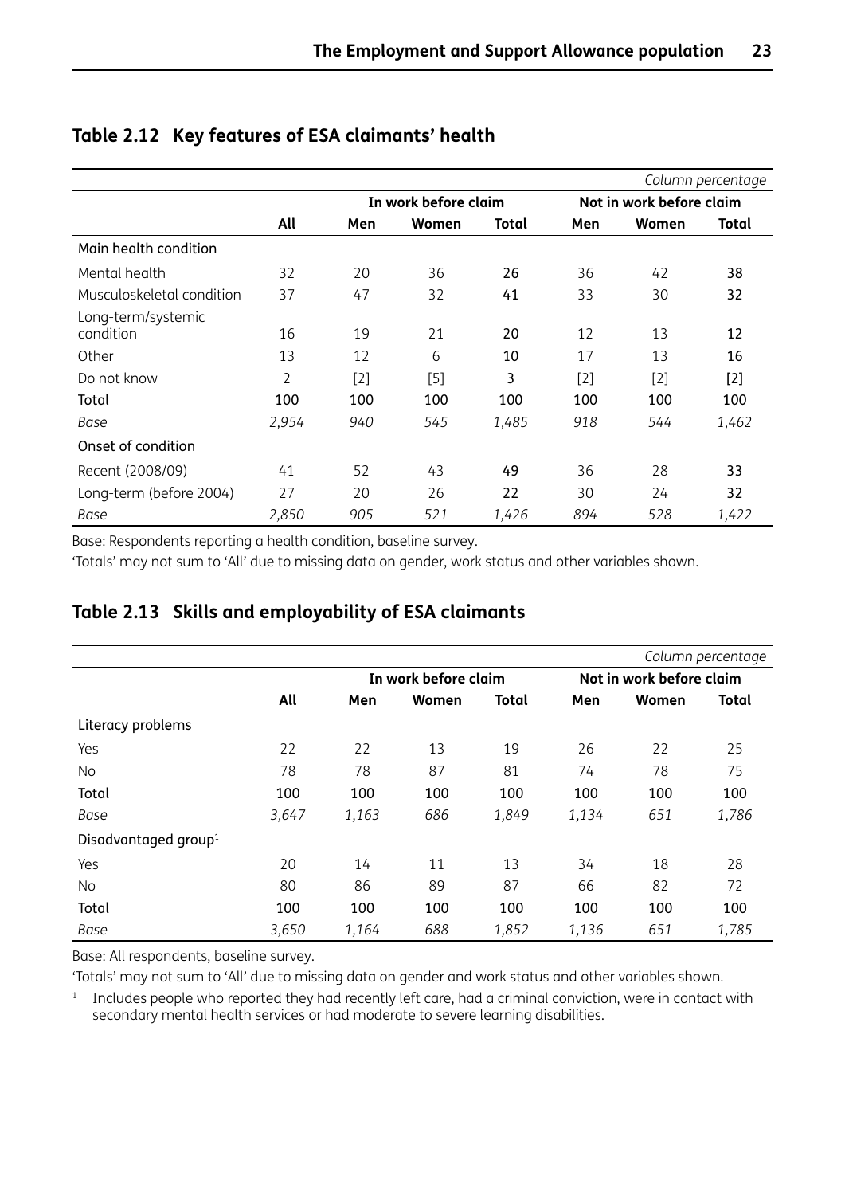## Table 2.12 Key features of ESA claimants' health

| | | | | | | | *Column percentage* |
|---|---|---|---|---|---|---|---|
| | | In work before claim | | | Not in work before claim | | |
| | **All** | **Men** | **Women** | **Total** | **Men** | **Women** | **Total** |
| Main health condition | | | | | | | |
| Mental health | 32 | 20 | 36 | **26** | 36 | 42 | **38** |
| Musculoskeletal condition | 37 | 47 | 32 | **41** | 33 | 30 | **32** |
| Long-term/systemic condition | 16 | 19 | 21 | **20** | 12 | 13 | **12** |
| Other | 13 | 12 | 6 | **10** | 17 | 13 | **16** |
| Do not know | 2 | [2] | [5] | **3** | [2] | [2] | **[2]** |
| **Total** | **100** | **100** | **100** | **100** | **100** | **100** | **100** |
| *Base* | *2,954* | *940* | *545* | *1,485* | *918* | *544* | *1,462* |
| Onset of condition | | | | | | | |
| Recent (2008/09) | 41 | 52 | 43 | **49** | 36 | 28 | **33** |
| Long-term (before 2004) | 27 | 20 | 26 | **22** | 30 | 24 | **32** |
| *Base* | *2,850* | *905* | *521* | *1,426* | *894* | *528* | *1,422* |

Base: Respondents reporting a health condition, baseline survey.

'Totals' may not sum to 'All' due to missing data on gender, work status and other variables shown.

## Table 2.13 Skills and employability of ESA claimants

| | | | | | | | *Column percentage* |
|---|---|---|---|---|---|---|---|
| | | In work before claim | | | Not in work before claim | | |
| | **All** | **Men** | **Women** | **Total** | **Men** | **Women** | **Total** |
| Literacy problems | | | | | | | |
| Yes | 22 | 22 | 13 | 19 | 26 | 22 | 25 |
| No | 78 | 78 | 87 | 81 | 74 | 78 | 75 |
| **Total** | **100** | **100** | **100** | **100** | **100** | **100** | **100** |
| *Base* | *3,647* | *1,163* | *686* | *1,849* | *1,134* | *651* | *1,786* |
| Disadvantaged group[1] | | | | | | | |
| Yes | 20 | 14 | 11 | 13 | 34 | 18 | 28 |
| No | 80 | 86 | 89 | 87 | 66 | 82 | 72 |
| **Total** | **100** | **100** | **100** | **100** | **100** | **100** | **100** |
| *Base* | *3,650* | *1,164* | *688* | *1,852* | *1,136* | *651* | *1,785* |

Base: All respondents, baseline survey.

'Totals' may not sum to 'All' due to missing data on gender and work status and other variables shown.

[1] Includes people who reported they had recently left care, had a criminal conviction, were in contact with secondary mental health services or had moderate to severe learning disabilities.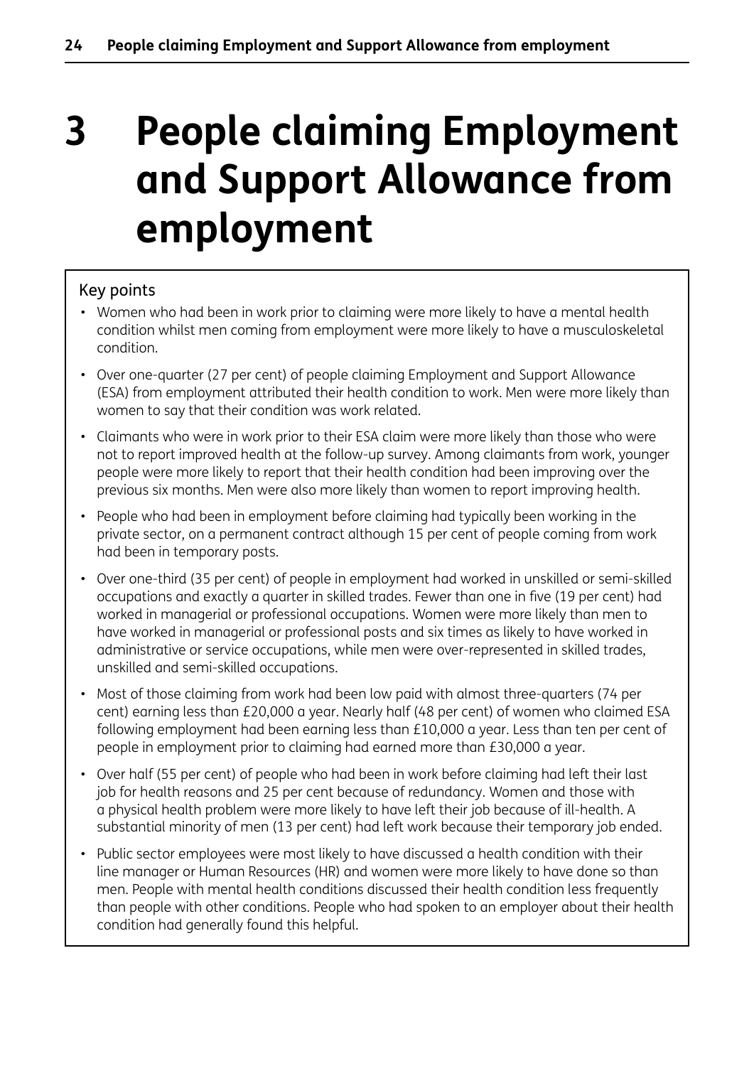# 3 People claiming Employment and Support Allowance from employment

Key points

- Women who had been in work prior to claiming were more likely to have a mental health condition whilst men coming from employment were more likely to have a musculoskeletal condition.
- Over one-quarter (27 per cent) of people claiming Employment and Support Allowance (ESA) from employment attributed their health condition to work. Men were more likely than women to say that their condition was work related.
- Claimants who were in work prior to their ESA claim were more likely than those who were not to report improved health at the follow-up survey. Among claimants from work, younger people were more likely to report that their health condition had been improving over the previous six months. Men were also more likely than women to report improving health.
- People who had been in employment before claiming had typically been working in the private sector, on a permanent contract although 15 per cent of people coming from work had been in temporary posts.
- Over one-third (35 per cent) of people in employment had worked in unskilled or semi-skilled occupations and exactly a quarter in skilled trades. Fewer than one in five (19 per cent) had worked in managerial or professional occupations. Women were more likely than men to have worked in managerial or professional posts and six times as likely to have worked in administrative or service occupations, while men were over-represented in skilled trades, unskilled and semi-skilled occupations.
- Most of those claiming from work had been low paid with almost three-quarters (74 per cent) earning less than £20,000 a year. Nearly half (48 per cent) of women who claimed ESA following employment had been earning less than £10,000 a year. Less than ten per cent of people in employment prior to claiming had earned more than £30,000 a year.
- Over half (55 per cent) of people who had been in work before claiming had left their last job for health reasons and 25 per cent because of redundancy. Women and those with a physical health problem were more likely to have left their job because of ill-health. A substantial minority of men (13 per cent) had left work because their temporary job ended.
- Public sector employees were most likely to have discussed a health condition with their line manager or Human Resources (HR) and women were more likely to have done so than men. People with mental health conditions discussed their health condition less frequently than people with other conditions. People who had spoken to an employer about their health condition had generally found this helpful.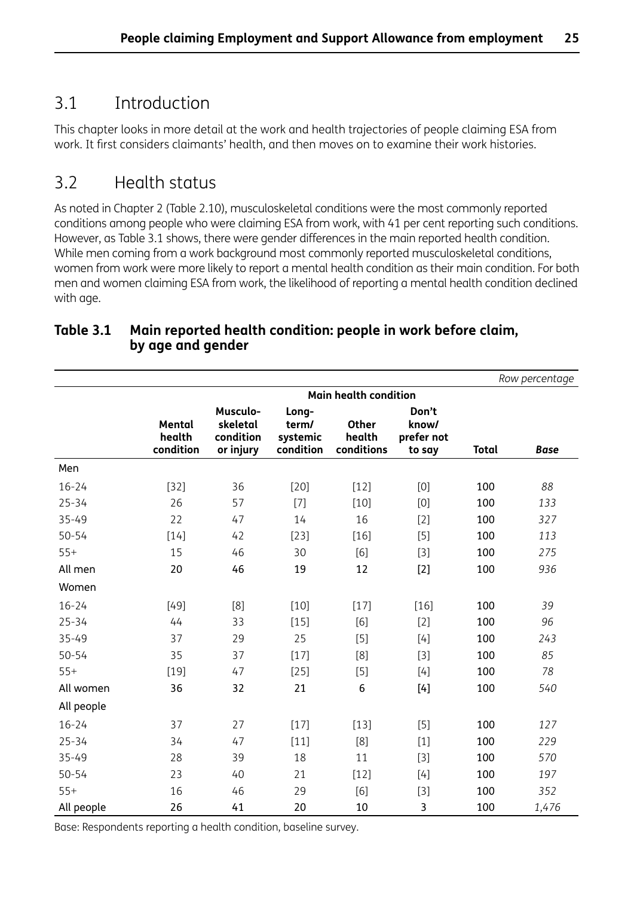## 3.1 Introduction

This chapter looks in more detail at the work and health trajectories of people claiming ESA from work. It first considers claimants' health, and then moves on to examine their work histories.

## 3.2 Health status

As noted in Chapter 2 (Table 2.10), musculoskeletal conditions were the most commonly reported conditions among people who were claiming ESA from work, with 41 per cent reporting such conditions. However, as Table 3.1 shows, there were gender differences in the main reported health condition. While men coming from a work background most commonly reported musculoskeletal conditions, women from work were more likely to report a mental health condition as their main condition. For both men and women claiming ESA from work, the likelihood of reporting a mental health condition declined with age.

**Table 3.1 Main reported health condition: people in work before claim, by age and gender**

*Row percentage*

| | Main health condition | | | | | | |
|---|---|---|---|---|---|---|---|
| | **Mental health condition** | **Musculo-skeletal condition or injury** | **Long-term/ systemic condition** | **Other health conditions** | **Don't know/ prefer not to say** | **Total** | ***Base*** |
| Men | | | | | | | |
| 16-24 | [32] | 36 | [20] | [12] | [0] | 100 | *88* |
| 25-34 | 26 | 57 | [7] | [10] | [0] | 100 | *133* |
| 35-49 | 22 | 47 | 14 | 16 | [2] | 100 | *327* |
| 50-54 | [14] | 42 | [23] | [16] | [5] | 100 | *113* |
| 55+ | 15 | 46 | 30 | [6] | [3] | 100 | *275* |
| **All men** | **20** | **46** | **19** | **12** | **[2]** | **100** | ***936*** |
| Women | | | | | | | |
| 16-24 | [49] | [8] | [10] | [17] | [16] | 100 | *39* |
| 25-34 | 44 | 33 | [15] | [6] | [2] | 100 | *96* |
| 35-49 | 37 | 29 | 25 | [5] | [4] | 100 | *243* |
| 50-54 | 35 | 37 | [17] | [8] | [3] | 100 | *85* |
| 55+ | [19] | 47 | [25] | [5] | [4] | 100 | *78* |
| **All women** | **36** | **32** | **21** | **6** | **[4]** | **100** | ***540*** |
| All people | | | | | | | |
| 16-24 | 37 | 27 | [17] | [13] | [5] | 100 | *127* |
| 25-34 | 34 | 47 | [11] | [8] | [1] | 100 | *229* |
| 35-49 | 28 | 39 | 18 | 11 | [3] | 100 | *570* |
| 50-54 | 23 | 40 | 21 | [12] | [4] | 100 | *197* |
| 55+ | 16 | 46 | 29 | [6] | [3] | 100 | *352* |
| **All people** | **26** | **41** | **20** | **10** | **3** | **100** | ***1,476*** |

Base: Respondents reporting a health condition, baseline survey.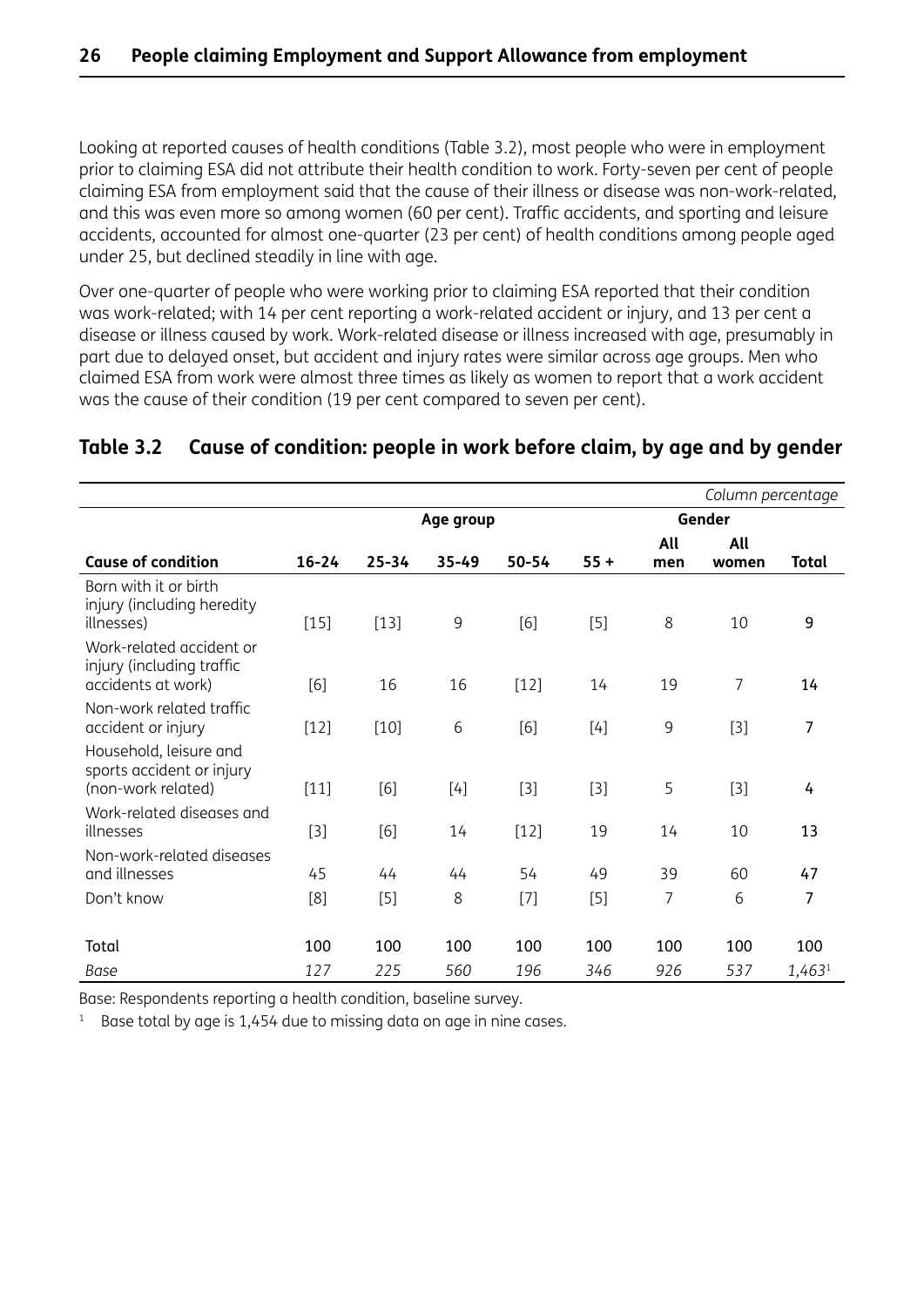Looking at reported causes of health conditions (Table 3.2), most people who were in employment prior to claiming ESA did not attribute their health condition to work. Forty-seven per cent of people claiming ESA from employment said that the cause of their illness or disease was non-work-related, and this was even more so among women (60 per cent). Traffic accidents, and sporting and leisure accidents, accounted for almost one-quarter (23 per cent) of health conditions among people aged under 25, but declined steadily in line with age.

Over one-quarter of people who were working prior to claiming ESA reported that their condition was work-related; with 14 per cent reporting a work-related accident or injury, and 13 per cent a disease or illness caused by work. Work-related disease or illness increased with age, presumably in part due to delayed onset, but accident and injury rates were similar across age groups. Men who claimed ESA from work were almost three times as likely as women to report that a work accident was the cause of their condition (19 per cent compared to seven per cent).

## Table 3.2 Cause of condition: people in work before claim, by age and by gender

*Column percentage*

| | Age group | | | | | Gender | | |
|---|---|---|---|---|---|---|---|---|
| **Cause of condition** | **16-24** | **25-34** | **35-49** | **50-54** | **55 +** | **All men** | **All women** | **Total** |
| Born with it or birth injury (including heredity illnesses) | [15] | [13] | 9 | [6] | [5] | 8 | 10 | **9** |
| Work-related accident or injury (including traffic accidents at work) | [6] | 16 | 16 | [12] | 14 | 19 | 7 | **14** |
| Non-work related traffic accident or injury | [12] | [10] | 6 | [6] | [4] | 9 | [3] | **7** |
| Household, leisure and sports accident or injury (non-work related) | [11] | [6] | [4] | [3] | [3] | 5 | [3] | **4** |
| Work-related diseases and illnesses | [3] | [6] | 14 | [12] | 19 | 14 | 10 | **13** |
| Non-work-related diseases and illnesses | 45 | 44 | 44 | 54 | 49 | 39 | 60 | **47** |
| Don't know | [8] | [5] | 8 | [7] | [5] | 7 | 6 | **7** |
| Total | 100 | 100 | 100 | 100 | 100 | 100 | 100 | 100 |
| *Base* | *127* | *225* | *560* | *196* | *346* | *926* | *537* | *1,463*[1] |

Base: Respondents reporting a health condition, baseline survey.

[1] Base total by age is 1,454 due to missing data on age in nine cases.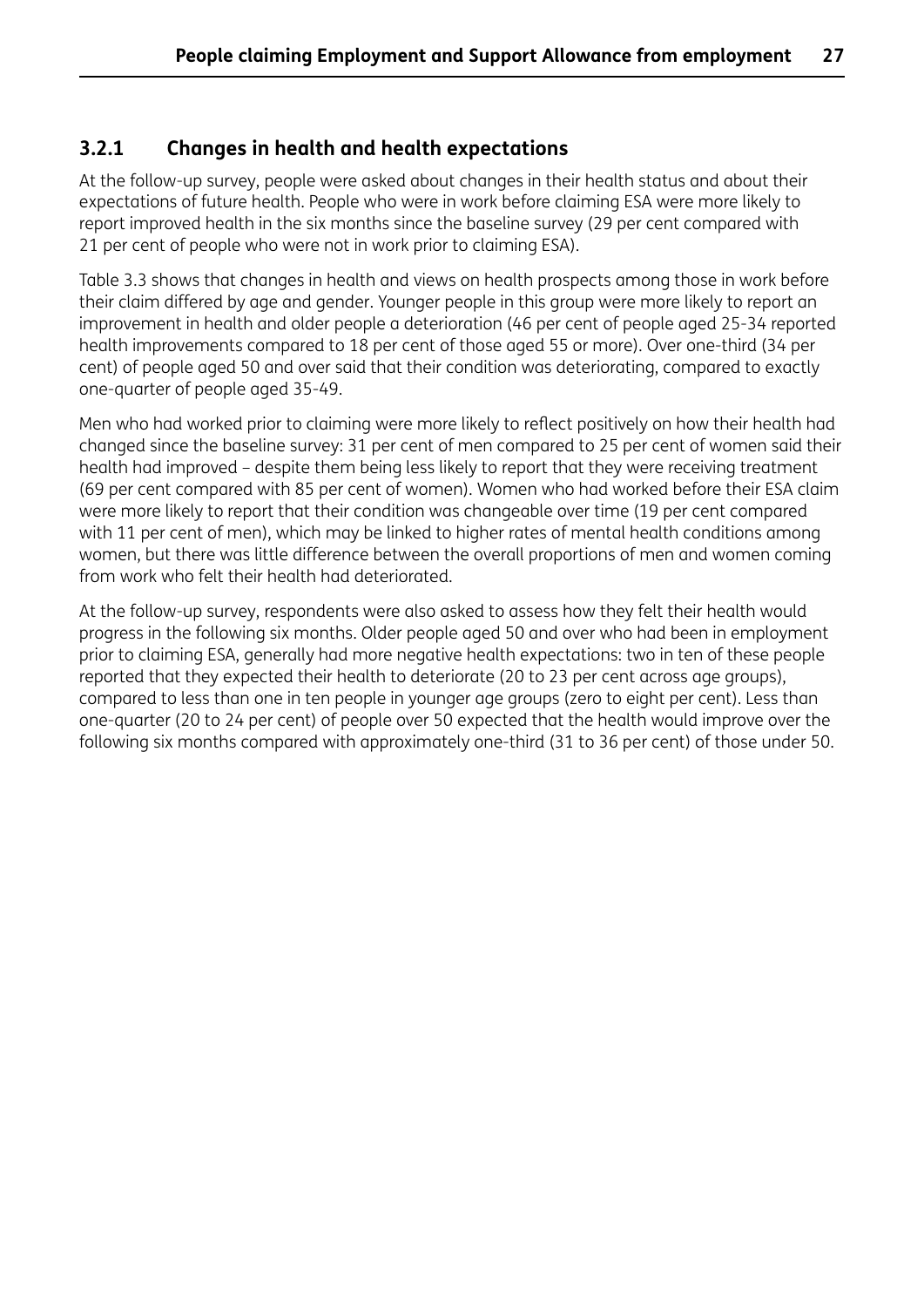### 3.2.1 Changes in health and health expectations

At the follow-up survey, people were asked about changes in their health status and about their expectations of future health. People who were in work before claiming ESA were more likely to report improved health in the six months since the baseline survey (29 per cent compared with 21 per cent of people who were not in work prior to claiming ESA).

Table 3.3 shows that changes in health and views on health prospects among those in work before their claim differed by age and gender. Younger people in this group were more likely to report an improvement in health and older people a deterioration (46 per cent of people aged 25-34 reported health improvements compared to 18 per cent of those aged 55 or more). Over one-third (34 per cent) of people aged 50 and over said that their condition was deteriorating, compared to exactly one-quarter of people aged 35-49.

Men who had worked prior to claiming were more likely to reflect positively on how their health had changed since the baseline survey: 31 per cent of men compared to 25 per cent of women said their health had improved – despite them being less likely to report that they were receiving treatment (69 per cent compared with 85 per cent of women). Women who had worked before their ESA claim were more likely to report that their condition was changeable over time (19 per cent compared with 11 per cent of men), which may be linked to higher rates of mental health conditions among women, but there was little difference between the overall proportions of men and women coming from work who felt their health had deteriorated.

At the follow-up survey, respondents were also asked to assess how they felt their health would progress in the following six months. Older people aged 50 and over who had been in employment prior to claiming ESA, generally had more negative health expectations: two in ten of these people reported that they expected their health to deteriorate (20 to 23 per cent across age groups), compared to less than one in ten people in younger age groups (zero to eight per cent). Less than one-quarter (20 to 24 per cent) of people over 50 expected that the health would improve over the following six months compared with approximately one-third (31 to 36 per cent) of those under 50.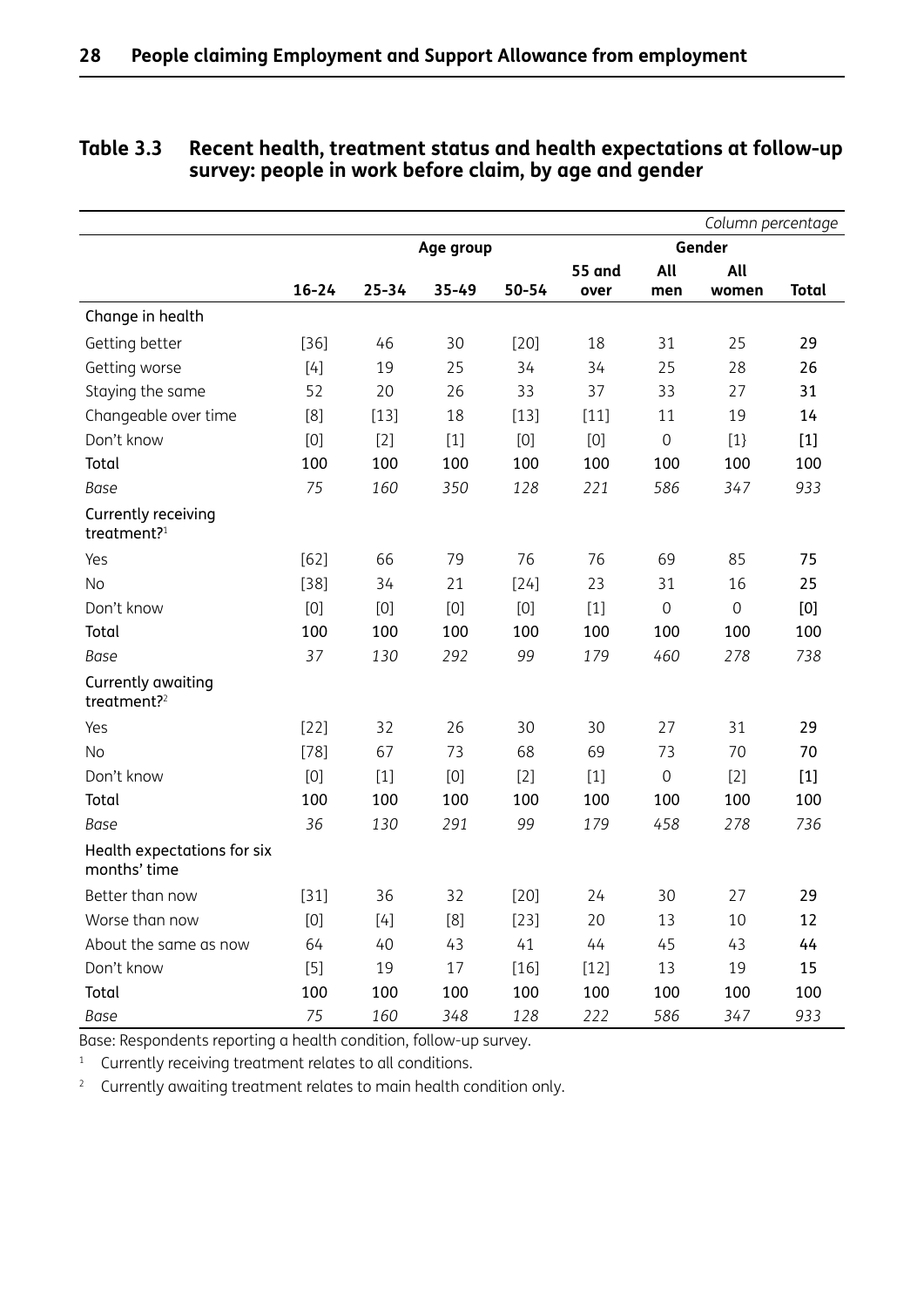## Table 3.3 Recent health, treatment status and health expectations at follow-up survey: people in work before claim, by age and gender

*Column percentage*

| | Age group | | | | | Gender | | |
|---|---|---|---|---|---|---|---|---|
| | 16-24 | 25-34 | 35-49 | 50-54 | 55 and over | All men | All women | Total |
| **Change in health** | | | | | | | | |
| Getting better | [36] | 46 | 30 | [20] | 18 | 31 | 25 | **29** |
| Getting worse | [4] | 19 | 25 | 34 | 34 | 25 | 28 | **26** |
| Staying the same | 52 | 20 | 26 | 33 | 37 | 33 | 27 | **31** |
| Changeable over time | [8] | [13] | 18 | [13] | [11] | 11 | 19 | **14** |
| Don't know | [0] | [2] | [1] | [0] | [0] | 0 | [1} | **[1]** |
| **Total** | **100** | **100** | **100** | **100** | **100** | **100** | **100** | **100** |
| *Base* | *75* | *160* | *350* | *128* | *221* | *586* | *347* | *933* |
| **Currently receiving treatment?**[1] | | | | | | | | |
| Yes | [62] | 66 | 79 | 76 | 76 | 69 | 85 | **75** |
| No | [38] | 34 | 21 | [24] | 23 | 31 | 16 | **25** |
| Don't know | [0] | [0] | [0] | [0] | [1] | 0 | 0 | **[0]** |
| **Total** | **100** | **100** | **100** | **100** | **100** | **100** | **100** | **100** |
| *Base* | *37* | *130* | *292* | *99* | *179* | *460* | *278* | *738* |
| **Currently awaiting treatment?**[2] | | | | | | | | |
| Yes | [22] | 32 | 26 | 30 | 30 | 27 | 31 | **29** |
| No | [78] | 67 | 73 | 68 | 69 | 73 | 70 | **70** |
| Don't know | [0] | [1] | [0] | [2] | [1] | 0 | [2] | **[1]** |
| **Total** | **100** | **100** | **100** | **100** | **100** | **100** | **100** | **100** |
| *Base* | *36* | *130* | *291* | *99* | *179* | *458* | *278* | *736* |
| **Health expectations for six months' time** | | | | | | | | |
| Better than now | [31] | 36 | 32 | [20] | 24 | 30 | 27 | **29** |
| Worse than now | [0] | [4] | [8] | [23] | 20 | 13 | 10 | **12** |
| About the same as now | 64 | 40 | 43 | 41 | 44 | 45 | 43 | **44** |
| Don't know | [5] | 19 | 17 | [16] | [12] | 13 | 19 | **15** |
| **Total** | **100** | **100** | **100** | **100** | **100** | **100** | **100** | **100** |
| *Base* | *75* | *160* | *348* | *128* | *222* | *586* | *347* | *933* |

Base: Respondents reporting a health condition, follow-up survey.

[1] Currently receiving treatment relates to all conditions.

[2] Currently awaiting treatment relates to main health condition only.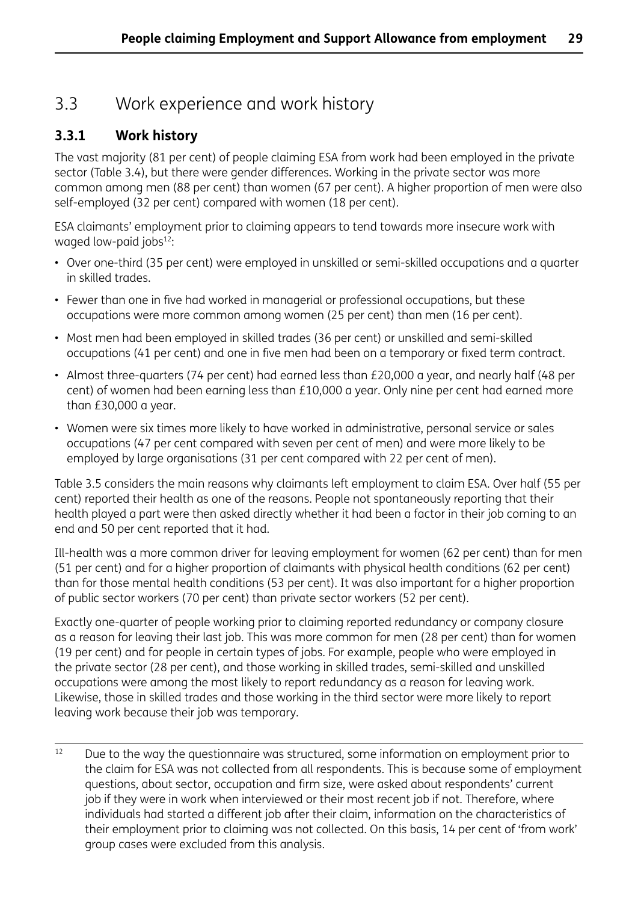## 3.3 Work experience and work history

### 3.3.1 Work history

The vast majority (81 per cent) of people claiming ESA from work had been employed in the private sector (Table 3.4), but there were gender differences. Working in the private sector was more common among men (88 per cent) than women (67 per cent). A higher proportion of men were also self-employed (32 per cent) compared with women (18 per cent).

ESA claimants' employment prior to claiming appears to tend towards more insecure work with waged low-paid jobs[12]:

- Over one-third (35 per cent) were employed in unskilled or semi-skilled occupations and a quarter in skilled trades.
- Fewer than one in five had worked in managerial or professional occupations, but these occupations were more common among women (25 per cent) than men (16 per cent).
- Most men had been employed in skilled trades (36 per cent) or unskilled and semi-skilled occupations (41 per cent) and one in five men had been on a temporary or fixed term contract.
- Almost three-quarters (74 per cent) had earned less than £20,000 a year, and nearly half (48 per cent) of women had been earning less than £10,000 a year. Only nine per cent had earned more than £30,000 a year.
- Women were six times more likely to have worked in administrative, personal service or sales occupations (47 per cent compared with seven per cent of men) and were more likely to be employed by large organisations (31 per cent compared with 22 per cent of men).

Table 3.5 considers the main reasons why claimants left employment to claim ESA. Over half (55 per cent) reported their health as one of the reasons. People not spontaneously reporting that their health played a part were then asked directly whether it had been a factor in their job coming to an end and 50 per cent reported that it had.

Ill-health was a more common driver for leaving employment for women (62 per cent) than for men (51 per cent) and for a higher proportion of claimants with physical health conditions (62 per cent) than for those mental health conditions (53 per cent). It was also important for a higher proportion of public sector workers (70 per cent) than private sector workers (52 per cent).

Exactly one-quarter of people working prior to claiming reported redundancy or company closure as a reason for leaving their last job. This was more common for men (28 per cent) than for women (19 per cent) and for people in certain types of jobs. For example, people who were employed in the private sector (28 per cent), and those working in skilled trades, semi-skilled and unskilled occupations were among the most likely to report redundancy as a reason for leaving work. Likewise, those in skilled trades and those working in the third sector were more likely to report leaving work because their job was temporary.

[12] Due to the way the questionnaire was structured, some information on employment prior to the claim for ESA was not collected from all respondents. This is because some of employment questions, about sector, occupation and firm size, were asked about respondents' current job if they were in work when interviewed or their most recent job if not. Therefore, where individuals had started a different job after their claim, information on the characteristics of their employment prior to claiming was not collected. On this basis, 14 per cent of 'from work' group cases were excluded from this analysis.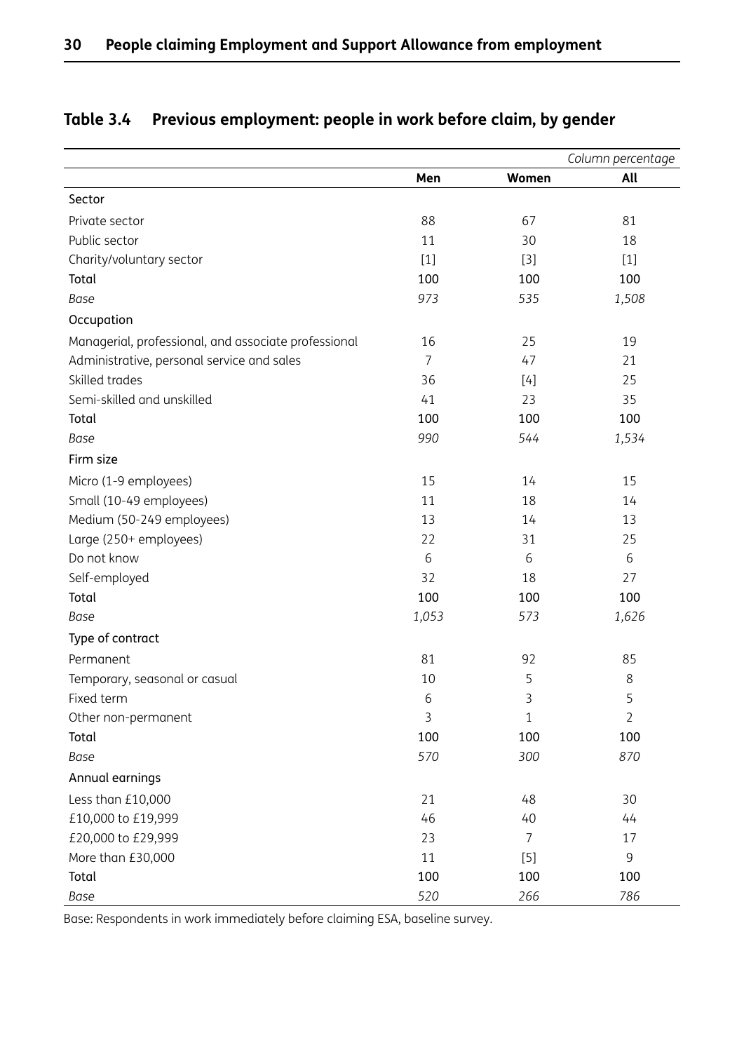## Table 3.4 Previous employment: people in work before claim, by gender

| | | | *Column percentage* |
|---|---|---|---|
| | **Men** | **Women** | **All** |
| **Sector** | | | |
| Private sector | 88 | 67 | 81 |
| Public sector | 11 | 30 | 18 |
| Charity/voluntary sector | [1] | [3] | [1] |
| **Total** | **100** | **100** | **100** |
| *Base* | *973* | *535* | *1,508* |
| **Occupation** | | | |
| Managerial, professional, and associate professional | 16 | 25 | 19 |
| Administrative, personal service and sales | 7 | 47 | 21 |
| Skilled trades | 36 | [4] | 25 |
| Semi-skilled and unskilled | 41 | 23 | 35 |
| **Total** | **100** | **100** | **100** |
| *Base* | *990* | *544* | *1,534* |
| **Firm size** | | | |
| Micro (1-9 employees) | 15 | 14 | 15 |
| Small (10-49 employees) | 11 | 18 | 14 |
| Medium (50-249 employees) | 13 | 14 | 13 |
| Large (250+ employees) | 22 | 31 | 25 |
| Do not know | 6 | 6 | 6 |
| Self-employed | 32 | 18 | 27 |
| **Total** | **100** | **100** | **100** |
| *Base* | *1,053* | *573* | *1,626* |
| **Type of contract** | | | |
| Permanent | 81 | 92 | 85 |
| Temporary, seasonal or casual | 10 | 5 | 8 |
| Fixed term | 6 | 3 | 5 |
| Other non-permanent | 3 | 1 | 2 |
| **Total** | **100** | **100** | **100** |
| *Base* | *570* | *300* | *870* |
| **Annual earnings** | | | |
| Less than £10,000 | 21 | 48 | 30 |
| £10,000 to £19,999 | 46 | 40 | 44 |
| £20,000 to £29,999 | 23 | 7 | 17 |
| More than £30,000 | 11 | [5] | 9 |
| **Total** | **100** | **100** | **100** |
| *Base* | *520* | *266* | *786* |

Base: Respondents in work immediately before claiming ESA, baseline survey.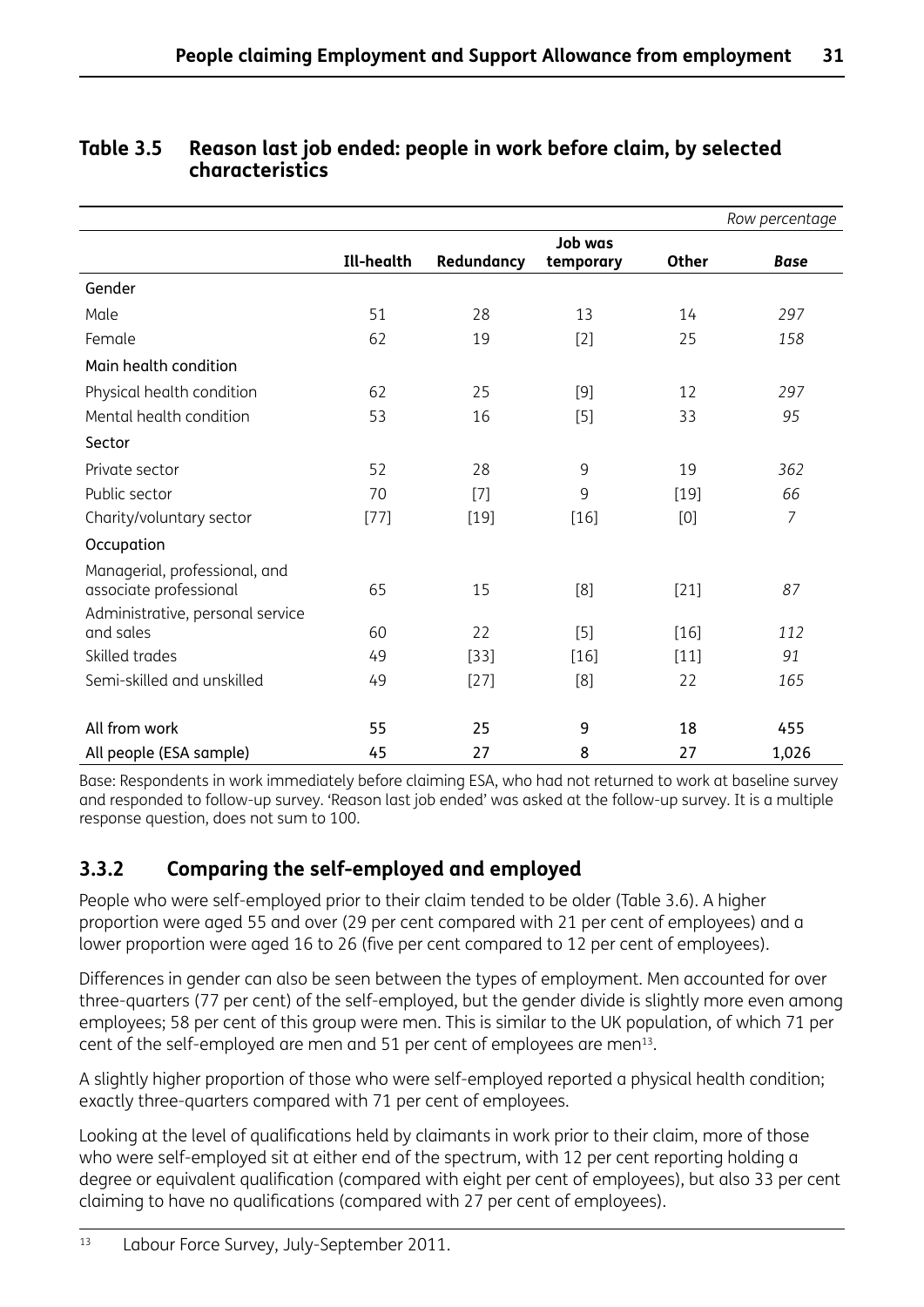### Table 3.5 Reason last job ended: people in work before claim, by selected characteristics

| | | | | | *Row percentage* |
|---|---|---|---|---|---|
| | **Ill-health** | **Redundancy** | **Job was temporary** | **Other** | ***Base*** |
| Gender | | | | | |
| Male | 51 | 28 | 13 | 14 | *297* |
| Female | 62 | 19 | [2] | 25 | *158* |
| Main health condition | | | | | |
| Physical health condition | 62 | 25 | [9] | 12 | *297* |
| Mental health condition | 53 | 16 | [5] | 33 | *95* |
| Sector | | | | | |
| Private sector | 52 | 28 | 9 | 19 | *362* |
| Public sector | 70 | [7] | 9 | [19] | *66* |
| Charity/voluntary sector | [77] | [19] | [16] | [0] | *7* |
| Occupation | | | | | |
| Managerial, professional, and associate professional | 65 | 15 | [8] | [21] | *87* |
| Administrative, personal service and sales | 60 | 22 | [5] | [16] | *112* |
| Skilled trades | 49 | [33] | [16] | [11] | *91* |
| Semi-skilled and unskilled | 49 | [27] | [8] | 22 | *165* |
| All from work | 55 | 25 | 9 | 18 | 455 |
| All people (ESA sample) | 45 | 27 | 8 | 27 | 1,026 |

Base: Respondents in work immediately before claiming ESA, who had not returned to work at baseline survey and responded to follow-up survey. 'Reason last job ended' was asked at the follow-up survey. It is a multiple response question, does not sum to 100.

### 3.3.2 Comparing the self-employed and employed

People who were self-employed prior to their claim tended to be older (Table 3.6). A higher proportion were aged 55 and over (29 per cent compared with 21 per cent of employees) and a lower proportion were aged 16 to 26 (five per cent compared to 12 per cent of employees).

Differences in gender can also be seen between the types of employment. Men accounted for over three-quarters (77 per cent) of the self-employed, but the gender divide is slightly more even among employees; 58 per cent of this group were men. This is similar to the UK population, of which 71 per cent of the self-employed are men and 51 per cent of employees are men[13].

A slightly higher proportion of those who were self-employed reported a physical health condition; exactly three-quarters compared with 71 per cent of employees.

Looking at the level of qualifications held by claimants in work prior to their claim, more of those who were self-employed sit at either end of the spectrum, with 12 per cent reporting holding a degree or equivalent qualification (compared with eight per cent of employees), but also 33 per cent claiming to have no qualifications (compared with 27 per cent of employees).

[13] Labour Force Survey, July-September 2011.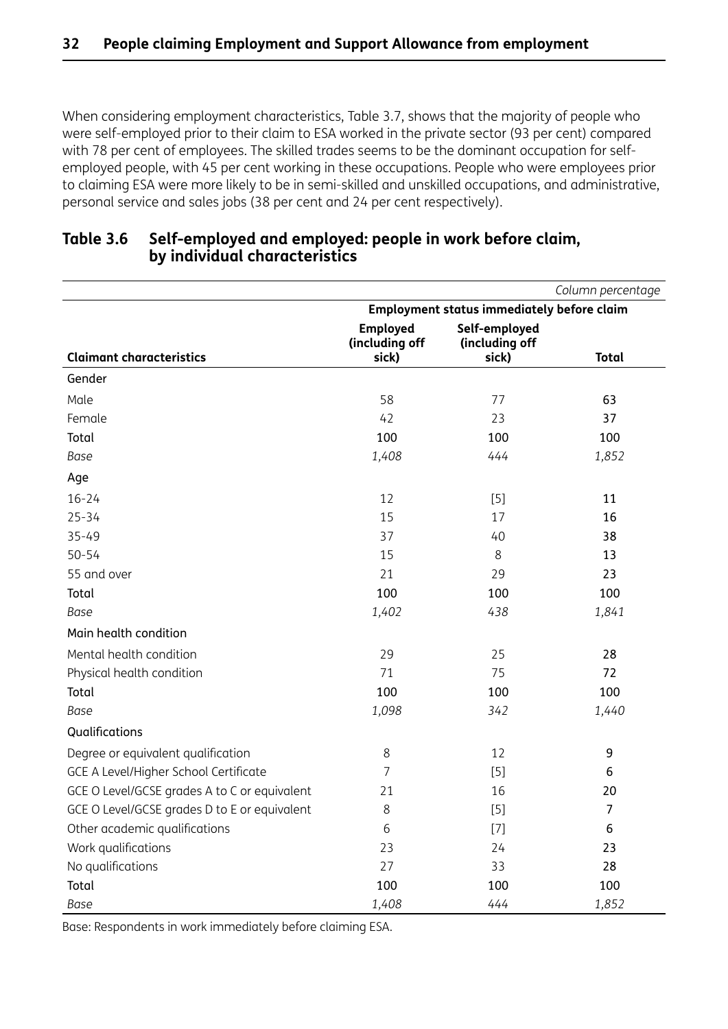When considering employment characteristics, Table 3.7, shows that the majority of people who were self-employed prior to their claim to ESA worked in the private sector (93 per cent) compared with 78 per cent of employees. The skilled trades seems to be the dominant occupation for self-employed people, with 45 per cent working in these occupations. People who were employees prior to claiming ESA were more likely to be in semi-skilled and unskilled occupations, and administrative, personal service and sales jobs (38 per cent and 24 per cent respectively).

## Table 3.6 Self-employed and employed: people in work before claim, by individual characteristics

| | | | *Column percentage* |
|---|---|---|---|
| | **Employment status immediately before claim** | | |
| **Claimant characteristics** | **Employed (including off sick)** | **Self-employed (including off sick)** | **Total** |
| Gender | | | |
| Male | 58 | 77 | **63** |
| Female | 42 | 23 | **37** |
| **Total** | **100** | **100** | **100** |
| *Base* | *1,408* | *444* | *1,852* |
| Age | | | |
| 16-24 | 12 | [5] | **11** |
| 25-34 | 15 | 17 | **16** |
| 35-49 | 37 | 40 | **38** |
| 50-54 | 15 | 8 | **13** |
| 55 and over | 21 | 29 | **23** |
| **Total** | **100** | **100** | **100** |
| *Base* | *1,402* | *438* | *1,841* |
| Main health condition | | | |
| Mental health condition | 29 | 25 | **28** |
| Physical health condition | 71 | 75 | **72** |
| **Total** | **100** | **100** | **100** |
| *Base* | *1,098* | *342* | *1,440* |
| Qualifications | | | |
| Degree or equivalent qualification | 8 | 12 | **9** |
| GCE A Level/Higher School Certificate | 7 | [5] | **6** |
| GCE O Level/GCSE grades A to C or equivalent | 21 | 16 | **20** |
| GCE O Level/GCSE grades D to E or equivalent | 8 | [5] | **7** |
| Other academic qualifications | 6 | [7] | **6** |
| Work qualifications | 23 | 24 | **23** |
| No qualifications | 27 | 33 | **28** |
| **Total** | **100** | **100** | **100** |
| *Base* | *1,408* | *444* | *1,852* |

Base: Respondents in work immediately before claiming ESA.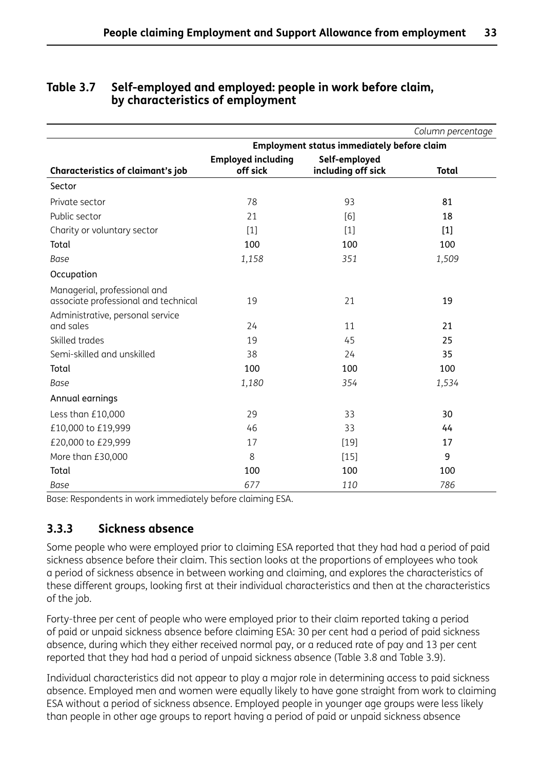**Table 3.7 Self-employed and employed: people in work before claim, by characteristics of employment**

*Column percentage*

| Characteristics of claimant's job | Employment status immediately before claim | | |
|---|---|---|---|
| | **Employed including off sick** | **Self-employed including off sick** | **Total** |
| Sector | | | |
| Private sector | 78 | 93 | **81** |
| Public sector | 21 | [6] | **18** |
| Charity or voluntary sector | [1] | [1] | **[1]** |
| Total | 100 | 100 | 100 |
| *Base* | *1,158* | *351* | *1,509* |
| Occupation | | | |
| Managerial, professional and associate professional and technical | 19 | 21 | **19** |
| Administrative, personal service and sales | 24 | 11 | **21** |
| Skilled trades | 19 | 45 | **25** |
| Semi-skilled and unskilled | 38 | 24 | **35** |
| Total | 100 | 100 | 100 |
| *Base* | *1,180* | *354* | *1,534* |
| Annual earnings | | | |
| Less than £10,000 | 29 | 33 | **30** |
| £10,000 to £19,999 | 46 | 33 | **44** |
| £20,000 to £29,999 | 17 | [19] | **17** |
| More than £30,000 | 8 | [15] | **9** |
| Total | 100 | 100 | 100 |
| *Base* | *677* | *110* | *786* |

Base: Respondents in work immediately before claiming ESA.

### 3.3.3 Sickness absence

Some people who were employed prior to claiming ESA reported that they had had a period of paid sickness absence before their claim. This section looks at the proportions of employees who took a period of sickness absence in between working and claiming, and explores the characteristics of these different groups, looking first at their individual characteristics and then at the characteristics of the job.

Forty-three per cent of people who were employed prior to their claim reported taking a period of paid or unpaid sickness absence before claiming ESA: 30 per cent had a period of paid sickness absence, during which they either received normal pay, or a reduced rate of pay and 13 per cent reported that they had had a period of unpaid sickness absence (Table 3.8 and Table 3.9).

Individual characteristics did not appear to play a major role in determining access to paid sickness absence. Employed men and women were equally likely to have gone straight from work to claiming ESA without a period of sickness absence. Employed people in younger age groups were less likely than people in other age groups to report having a period of paid or unpaid sickness absence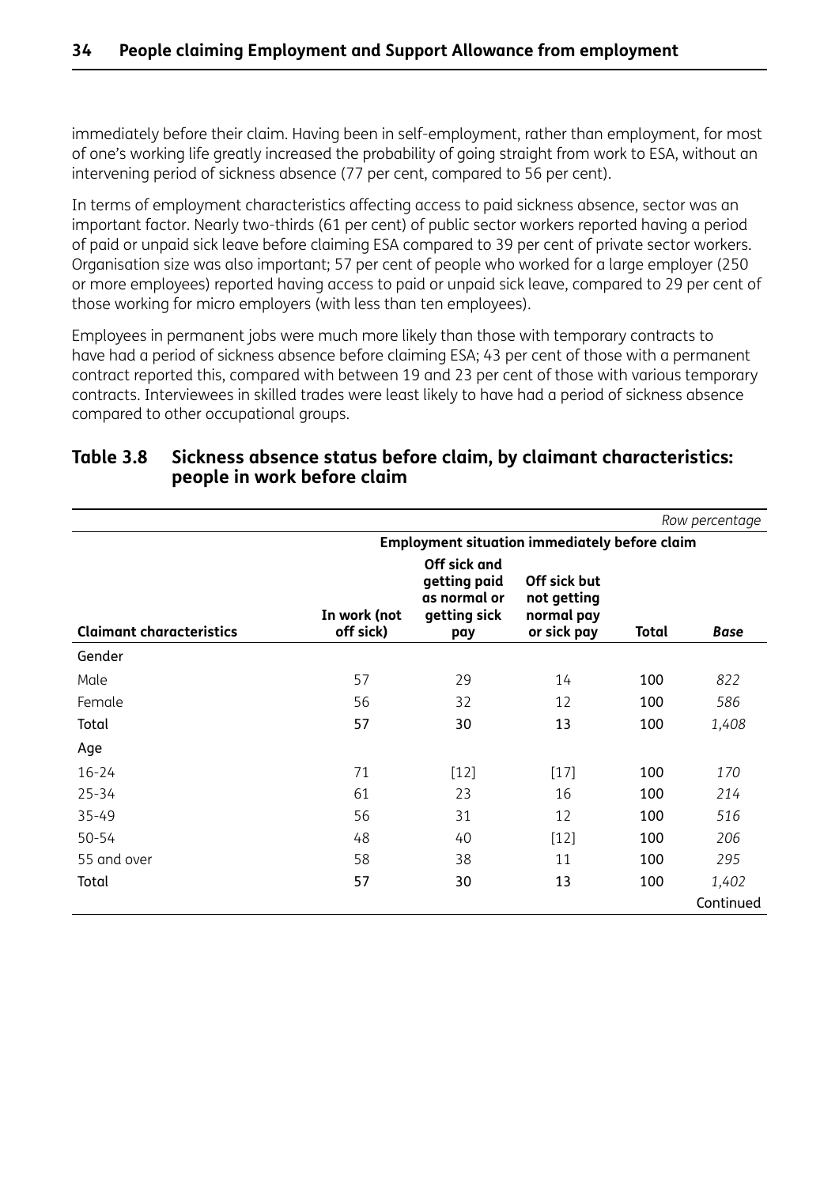immediately before their claim. Having been in self-employment, rather than employment, for most of one's working life greatly increased the probability of going straight from work to ESA, without an intervening period of sickness absence (77 per cent, compared to 56 per cent).

In terms of employment characteristics affecting access to paid sickness absence, sector was an important factor. Nearly two-thirds (61 per cent) of public sector workers reported having a period of paid or unpaid sick leave before claiming ESA compared to 39 per cent of private sector workers. Organisation size was also important; 57 per cent of people who worked for a large employer (250 or more employees) reported having access to paid or unpaid sick leave, compared to 29 per cent of those working for micro employers (with less than ten employees).

Employees in permanent jobs were much more likely than those with temporary contracts to have had a period of sickness absence before claiming ESA; 43 per cent of those with a permanent contract reported this, compared with between 19 and 23 per cent of those with various temporary contracts. Interviewees in skilled trades were least likely to have had a period of sickness absence compared to other occupational groups.

### Table 3.8 Sickness absence status before claim, by claimant characteristics: people in work before claim

*Row percentage*

| | Employment situation immediately before claim | | | | |
|---|---|---|---|---|---|
| **Claimant characteristics** | **In work (not off sick)** | **Off sick and getting paid as normal or getting sick pay** | **Off sick but not getting normal pay or sick pay** | **Total** | ***Base*** |
| Gender | | | | | |
| Male | 57 | 29 | 14 | 100 | *822* |
| Female | 56 | 32 | 12 | 100 | *586* |
| **Total** | **57** | **30** | **13** | **100** | *1,408* |
| Age | | | | | |
| 16-24 | 71 | [12] | [17] | 100 | *170* |
| 25-34 | 61 | 23 | 16 | 100 | *214* |
| 35-49 | 56 | 31 | 12 | 100 | *516* |
| 50-54 | 48 | 40 | [12] | 100 | *206* |
| 55 and over | 58 | 38 | 11 | 100 | *295* |
| **Total** | **57** | **30** | **13** | **100** | *1,402* |

Continued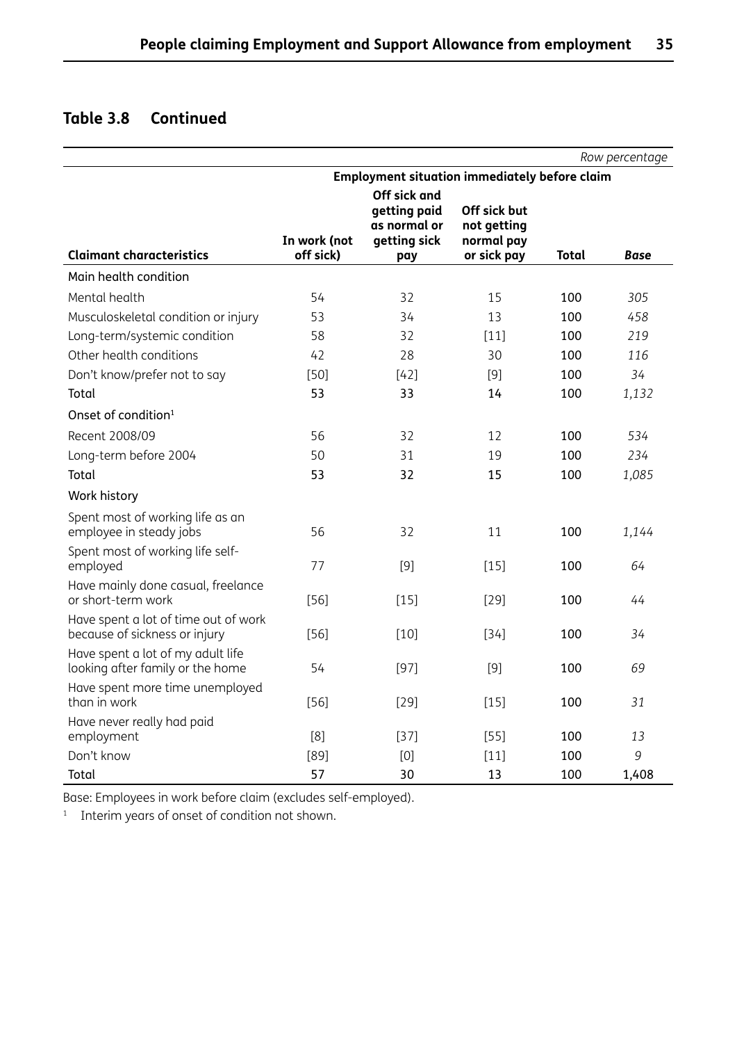## Table 3.8 Continued

*Row percentage*

| Claimant characteristics | Employment situation immediately before claim | | | | |
|---|---|---|---|---|---|
| | In work (not off sick) | Off sick and getting paid as normal or getting sick pay | Off sick but not getting normal pay or sick pay | Total | *Base* |
| **Main health condition** | | | | | |
| Mental health | 54 | 32 | 15 | **100** | *305* |
| Musculoskeletal condition or injury | 53 | 34 | 13 | **100** | *458* |
| Long-term/systemic condition | 58 | 32 | [11] | **100** | *219* |
| Other health conditions | 42 | 28 | 30 | **100** | *116* |
| Don't know/prefer not to say | [50] | [42] | [9] | **100** | *34* |
| **Total** | **53** | **33** | **14** | **100** | *1,132* |
| **Onset of condition[1]** | | | | | |
| Recent 2008/09 | 56 | 32 | 12 | **100** | *534* |
| Long-term before 2004 | 50 | 31 | 19 | **100** | *234* |
| **Total** | **53** | **32** | **15** | **100** | *1,085* |
| **Work history** | | | | | |
| Spent most of working life as an employee in steady jobs | 56 | 32 | 11 | **100** | *1,144* |
| Spent most of working life self-employed | 77 | [9] | [15] | **100** | *64* |
| Have mainly done casual, freelance or short-term work | [56] | [15] | [29] | **100** | *44* |
| Have spent a lot of time out of work because of sickness or injury | [56] | [10] | [34] | **100** | *34* |
| Have spent a lot of my adult life looking after family or the home | 54 | [97] | [9] | **100** | *69* |
| Have spent more time unemployed than in work | [56] | [29] | [15] | **100** | *31* |
| Have never really had paid employment | [8] | [37] | [55] | **100** | *13* |
| Don't know | [89] | [0] | [11] | **100** | *9* |
| **Total** | **57** | **30** | **13** | **100** | **1,408** |

Base: Employees in work before claim (excludes self-employed).

[1] Interim years of onset of condition not shown.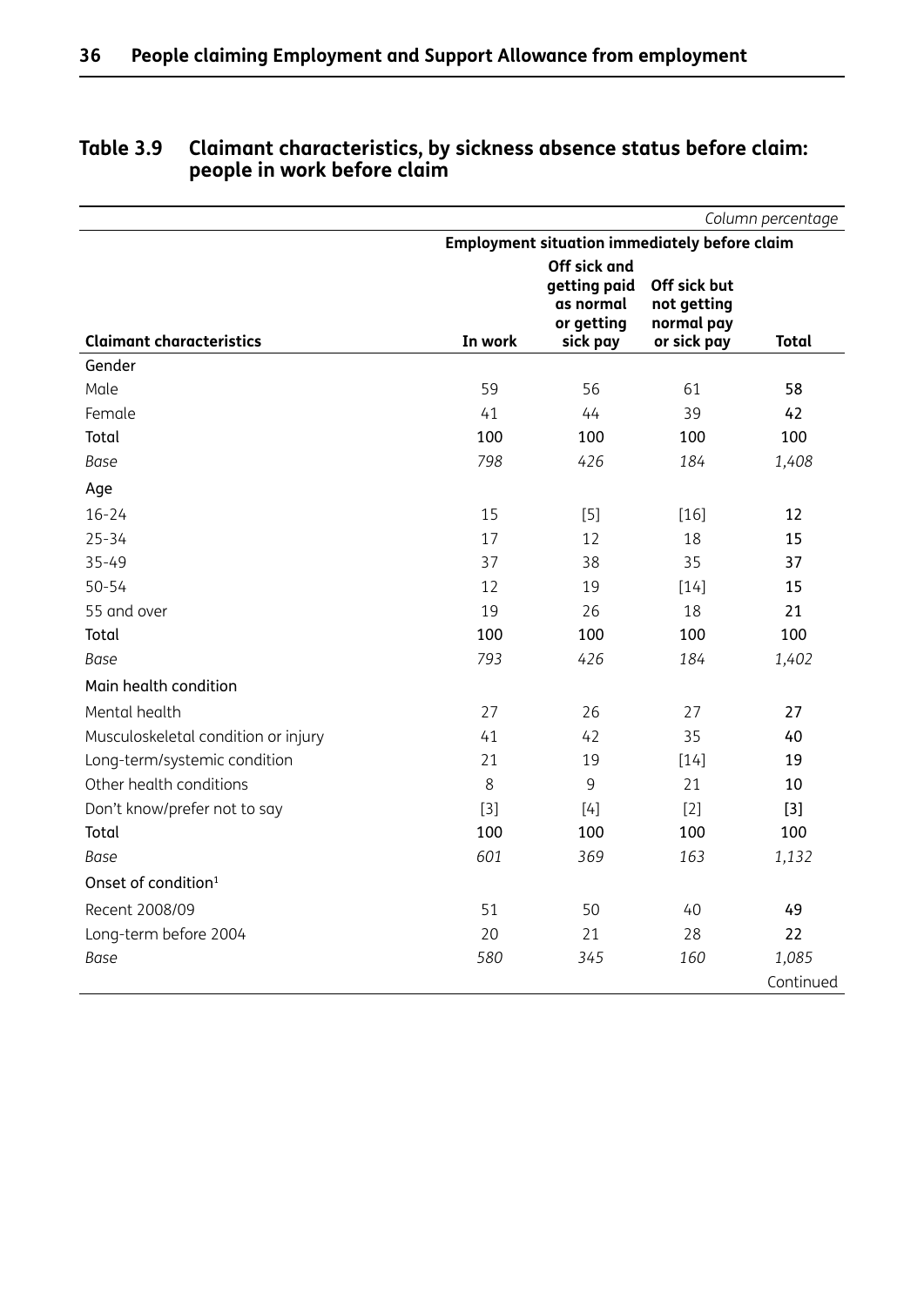## Table 3.9 Claimant characteristics, by sickness absence status before claim: people in work before claim

| | | | | *Column percentage* |
|---|---|---|---|---|
| | **Employment situation immediately before claim** | | | |
| **Claimant characteristics** | **In work** | **Off sick and getting paid as normal or getting sick pay** | **Off sick but not getting normal pay or sick pay** | **Total** |
| Gender | | | | |
| Male | 59 | 56 | 61 | **58** |
| Female | 41 | 44 | 39 | **42** |
| Total | 100 | 100 | 100 | 100 |
| *Base* | *798* | *426* | *184* | *1,408* |
| Age | | | | |
| 16-24 | 15 | [5] | [16] | **12** |
| 25-34 | 17 | 12 | 18 | **15** |
| 35-49 | 37 | 38 | 35 | **37** |
| 50-54 | 12 | 19 | [14] | **15** |
| 55 and over | 19 | 26 | 18 | **21** |
| Total | 100 | 100 | 100 | 100 |
| *Base* | *793* | *426* | *184* | *1,402* |
| Main health condition | | | | |
| Mental health | 27 | 26 | 27 | **27** |
| Musculoskeletal condition or injury | 41 | 42 | 35 | **40** |
| Long-term/systemic condition | 21 | 19 | [14] | **19** |
| Other health conditions | 8 | 9 | 21 | **10** |
| Don't know/prefer not to say | [3] | [4] | [2] | **[3]** |
| Total | 100 | 100 | 100 | 100 |
| *Base* | *601* | *369* | *163* | *1,132* |
| Onset of condition[1] | | | | |
| Recent 2008/09 | 51 | 50 | 40 | **49** |
| Long-term before 2004 | 20 | 21 | 28 | **22** |
| *Base* | *580* | *345* | *160* | *1,085* |

Continued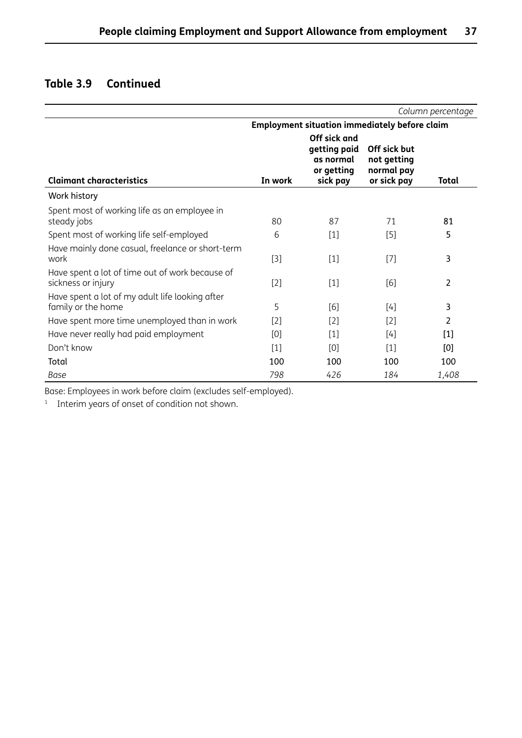## Table 3.9 Continued

| | | | | *Column percentage* |
|---|---|---|---|---|
| | **Employment situation immediately before claim** | | | |
| **Claimant characteristics** | **In work** | **Off sick and getting paid as normal or getting sick pay** | **Off sick but not getting normal pay or sick pay** | **Total** |
| Work history | | | | |
| Spent most of working life as an employee in steady jobs | 80 | 87 | 71 | 81 |
| Spent most of working life self-employed | 6 | [1] | [5] | 5 |
| Have mainly done casual, freelance or short-term work | [3] | [1] | [7] | 3 |
| Have spent a lot of time out of work because of sickness or injury | [2] | [1] | [6] | 2 |
| Have spent a lot of my adult life looking after family or the home | 5 | [6] | [4] | 3 |
| Have spent more time unemployed than in work | [2] | [2] | [2] | 2 |
| Have never really had paid employment | [0] | [1] | [4] | [1] |
| Don't know | [1] | [0] | [1] | [0] |
| Total | 100 | 100 | 100 | 100 |
| *Base* | *798* | *426* | *184* | *1,408* |

Base: Employees in work before claim (excludes self-employed).

[1] Interim years of onset of condition not shown.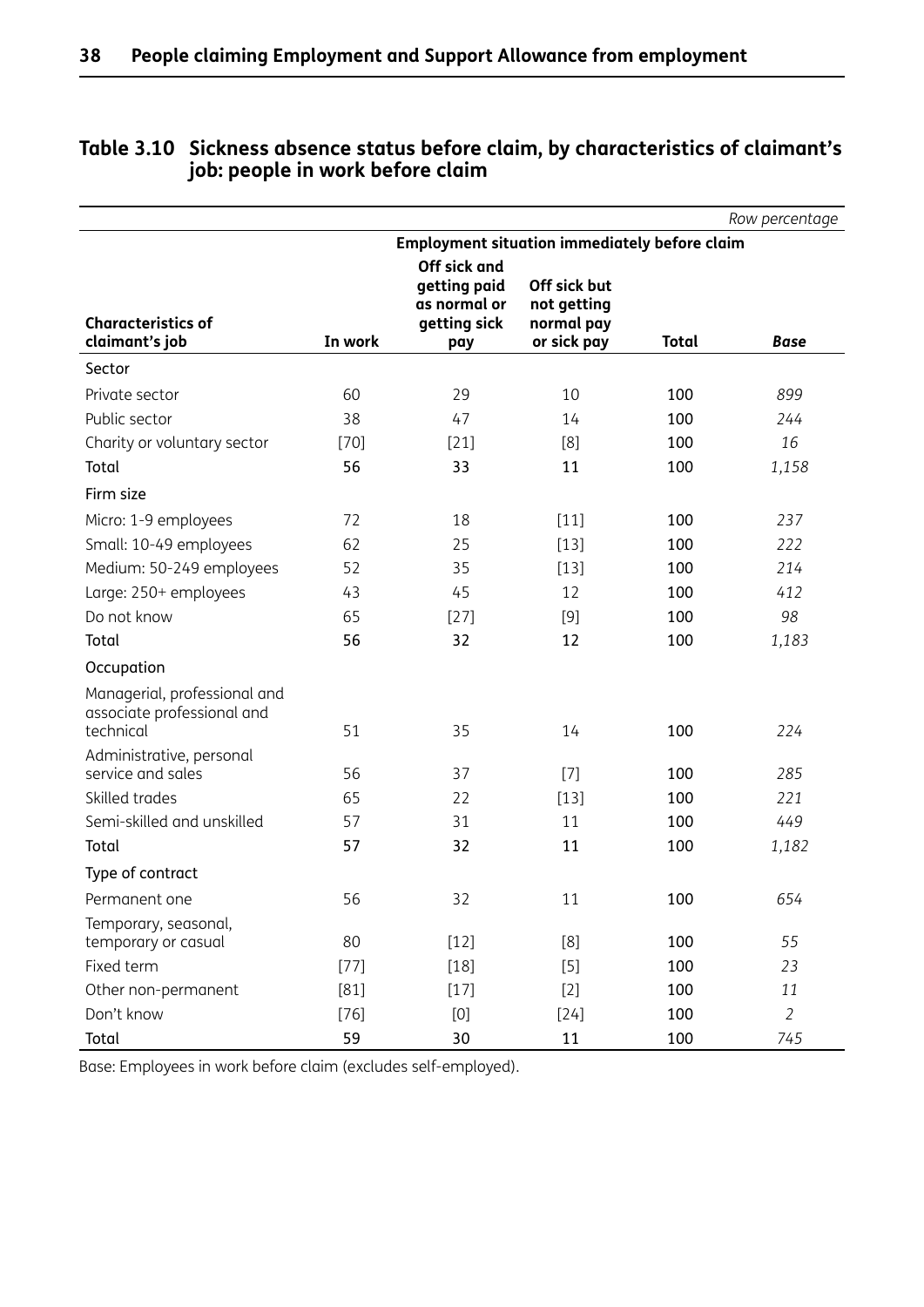## Table 3.10 Sickness absence status before claim, by characteristics of claimant's job: people in work before claim

*Row percentage*

| | Employment situation immediately before claim | | | | |
|---|---|---|---|---|---|
| **Characteristics of claimant's job** | **In work** | **Off sick and getting paid as normal or getting sick pay** | **Off sick but not getting normal pay or sick pay** | **Total** | ***Base*** |
| Sector | | | | | |
| Private sector | 60 | 29 | 10 | 100 | *899* |
| Public sector | 38 | 47 | 14 | 100 | *244* |
| Charity or voluntary sector | [70] | [21] | [8] | 100 | *16* |
| Total | **56** | **33** | **11** | 100 | *1,158* |
| Firm size | | | | | |
| Micro: 1-9 employees | 72 | 18 | [11] | 100 | *237* |
| Small: 10-49 employees | 62 | 25 | [13] | 100 | *222* |
| Medium: 50-249 employees | 52 | 35 | [13] | 100 | *214* |
| Large: 250+ employees | 43 | 45 | 12 | 100 | *412* |
| Do not know | 65 | [27] | [9] | 100 | *98* |
| Total | **56** | **32** | **12** | 100 | *1,183* |
| Occupation | | | | | |
| Managerial, professional and associate professional and technical | 51 | 35 | 14 | 100 | *224* |
| Administrative, personal service and sales | 56 | 37 | [7] | 100 | *285* |
| Skilled trades | 65 | 22 | [13] | 100 | *221* |
| Semi-skilled and unskilled | 57 | 31 | 11 | 100 | *449* |
| Total | **57** | **32** | **11** | 100 | *1,182* |
| Type of contract | | | | | |
| Permanent one | 56 | 32 | 11 | 100 | *654* |
| Temporary, seasonal, temporary or casual | 80 | [12] | [8] | 100 | *55* |
| Fixed term | [77] | [18] | [5] | 100 | *23* |
| Other non-permanent | [81] | [17] | [2] | 100 | *11* |
| Don't know | [76] | [0] | [24] | 100 | *2* |
| Total | **59** | **30** | **11** | 100 | *745* |

Base: Employees in work before claim (excludes self-employed).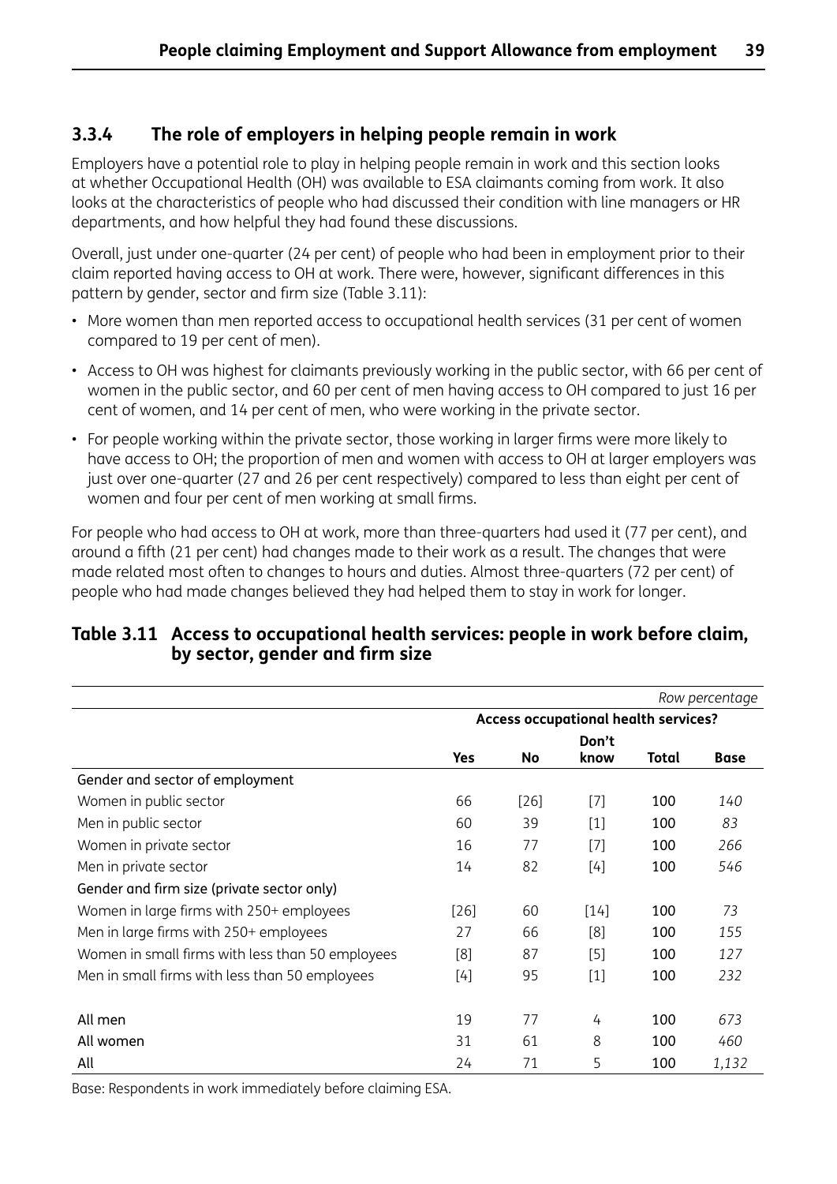### 3.3.4 The role of employers in helping people remain in work

Employers have a potential role to play in helping people remain in work and this section looks at whether Occupational Health (OH) was available to ESA claimants coming from work. It also looks at the characteristics of people who had discussed their condition with line managers or HR departments, and how helpful they had found these discussions.

Overall, just under one-quarter (24 per cent) of people who had been in employment prior to their claim reported having access to OH at work. There were, however, significant differences in this pattern by gender, sector and firm size (Table 3.11):

- More women than men reported access to occupational health services (31 per cent of women compared to 19 per cent of men).
- Access to OH was highest for claimants previously working in the public sector, with 66 per cent of women in the public sector, and 60 per cent of men having access to OH compared to just 16 per cent of women, and 14 per cent of men, who were working in the private sector.
- For people working within the private sector, those working in larger firms were more likely to have access to OH; the proportion of men and women with access to OH at larger employers was just over one-quarter (27 and 26 per cent respectively) compared to less than eight per cent of women and four per cent of men working at small firms.

For people who had access to OH at work, more than three-quarters had used it (77 per cent), and around a fifth (21 per cent) had changes made to their work as a result. The changes that were made related most often to changes to hours and duties. Almost three-quarters (72 per cent) of people who had made changes believed they had helped them to stay in work for longer.

**Table 3.11 Access to occupational health services: people in work before claim, by sector, gender and firm size**

*Row percentage*

| | Access occupational health services? | | | | |
|---|---|---|---|---|---|
| | Yes | No | Don't know | Total | Base |
| Gender and sector of employment | | | | | |
| Women in public sector | 66 | [26] | [7] | 100 | *140* |
| Men in public sector | 60 | 39 | [1] | 100 | *83* |
| Women in private sector | 16 | 77 | [7] | 100 | *266* |
| Men in private sector | 14 | 82 | [4] | 100 | *546* |
| Gender and firm size (private sector only) | | | | | |
| Women in large firms with 250+ employees | [26] | 60 | [14] | 100 | *73* |
| Men in large firms with 250+ employees | 27 | 66 | [8] | 100 | *155* |
| Women in small firms with less than 50 employees | [8] | 87 | [5] | 100 | *127* |
| Men in small firms with less than 50 employees | [4] | 95 | [1] | 100 | *232* |
| All men | 19 | 77 | 4 | 100 | *673* |
| All women | 31 | 61 | 8 | 100 | *460* |
| All | 24 | 71 | 5 | 100 | *1,132* |

Base: Respondents in work immediately before claiming ESA.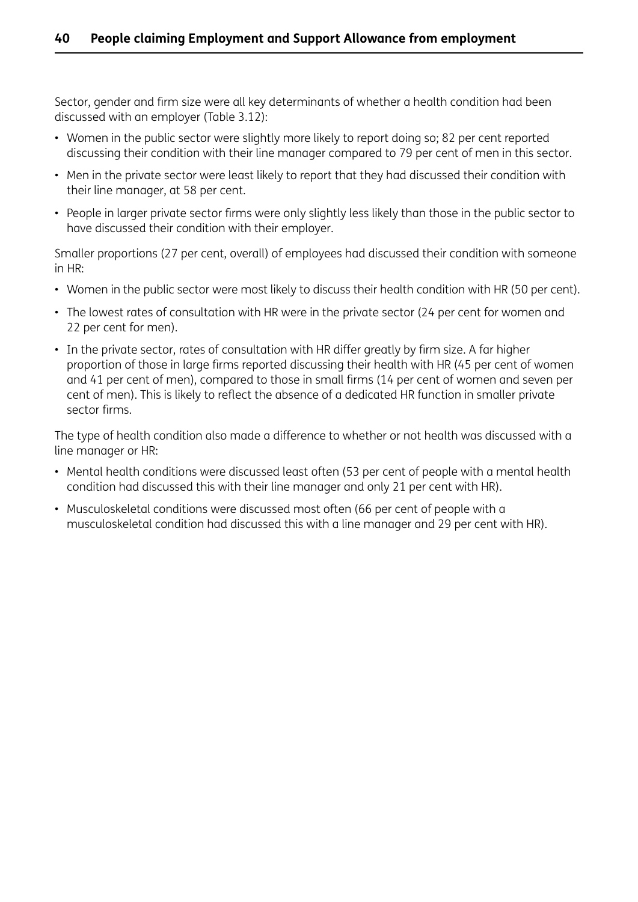Sector, gender and firm size were all key determinants of whether a health condition had been discussed with an employer (Table 3.12):

- Women in the public sector were slightly more likely to report doing so; 82 per cent reported discussing their condition with their line manager compared to 79 per cent of men in this sector.
- Men in the private sector were least likely to report that they had discussed their condition with their line manager, at 58 per cent.
- People in larger private sector firms were only slightly less likely than those in the public sector to have discussed their condition with their employer.

Smaller proportions (27 per cent, overall) of employees had discussed their condition with someone in HR:

- Women in the public sector were most likely to discuss their health condition with HR (50 per cent).
- The lowest rates of consultation with HR were in the private sector (24 per cent for women and 22 per cent for men).
- In the private sector, rates of consultation with HR differ greatly by firm size. A far higher proportion of those in large firms reported discussing their health with HR (45 per cent of women and 41 per cent of men), compared to those in small firms (14 per cent of women and seven per cent of men). This is likely to reflect the absence of a dedicated HR function in smaller private sector firms.

The type of health condition also made a difference to whether or not health was discussed with a line manager or HR:

- Mental health conditions were discussed least often (53 per cent of people with a mental health condition had discussed this with their line manager and only 21 per cent with HR).
- Musculoskeletal conditions were discussed most often (66 per cent of people with a musculoskeletal condition had discussed this with a line manager and 29 per cent with HR).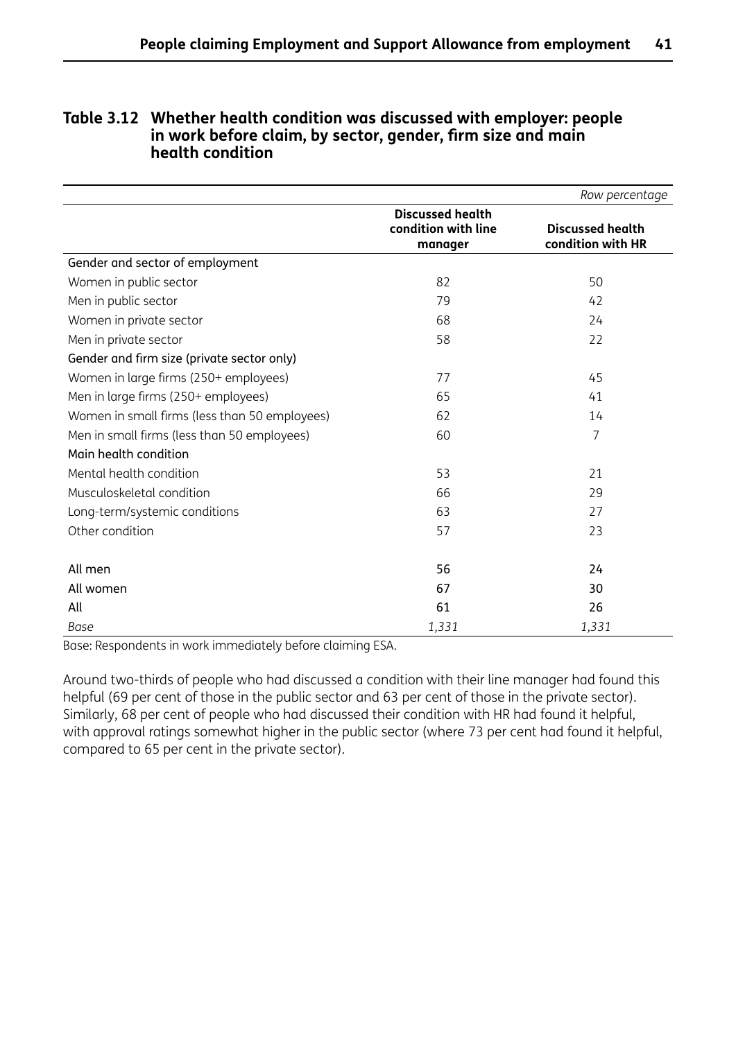**Table 3.12 Whether health condition was discussed with employer: people in work before claim, by sector, gender, firm size and main health condition**

| | | *Row percentage* |
|---|---|---|
| | **Discussed health condition with line manager** | **Discussed health condition with HR** |
| Gender and sector of employment | | |
| Women in public sector | 82 | 50 |
| Men in public sector | 79 | 42 |
| Women in private sector | 68 | 24 |
| Men in private sector | 58 | 22 |
| Gender and firm size (private sector only) | | |
| Women in large firms (250+ employees) | 77 | 45 |
| Men in large firms (250+ employees) | 65 | 41 |
| Women in small firms (less than 50 employees) | 62 | 14 |
| Men in small firms (less than 50 employees) | 60 | 7 |
| Main health condition | | |
| Mental health condition | 53 | 21 |
| Musculoskeletal condition | 66 | 29 |
| Long-term/systemic conditions | 63 | 27 |
| Other condition | 57 | 23 |
| | | |
| All men | 56 | 24 |
| All women | 67 | 30 |
| All | 61 | 26 |
| *Base* | *1,331* | *1,331* |

Base: Respondents in work immediately before claiming ESA.

Around two-thirds of people who had discussed a condition with their line manager had found this helpful (69 per cent of those in the public sector and 63 per cent of those in the private sector). Similarly, 68 per cent of people who had discussed their condition with HR had found it helpful, with approval ratings somewhat higher in the public sector (where 73 per cent had found it helpful, compared to 65 per cent in the private sector).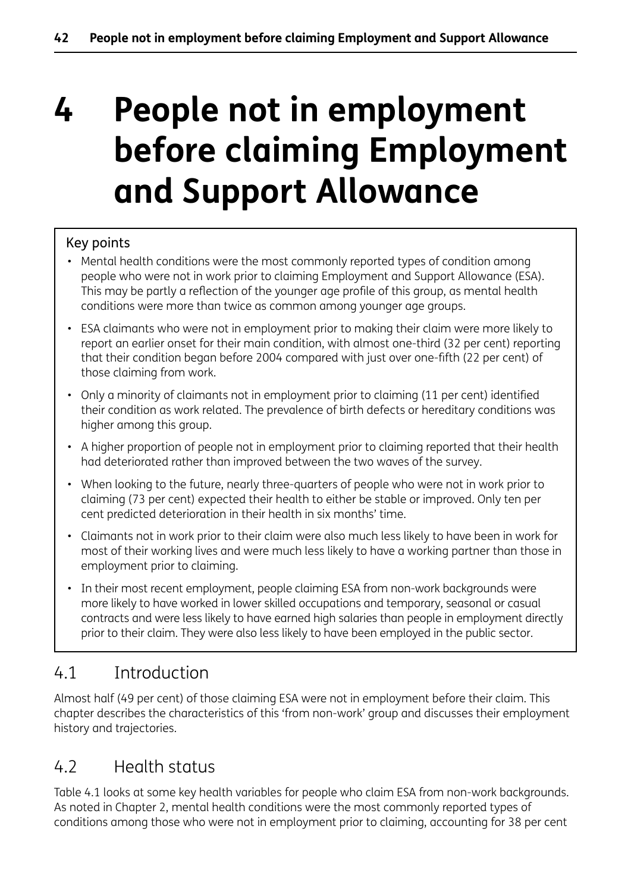# 4 People not in employment before claiming Employment and Support Allowance

**Key points**

- Mental health conditions were the most commonly reported types of condition among people who were not in work prior to claiming Employment and Support Allowance (ESA). This may be partly a reflection of the younger age profile of this group, as mental health conditions were more than twice as common among younger age groups.
- ESA claimants who were not in employment prior to making their claim were more likely to report an earlier onset for their main condition, with almost one-third (32 per cent) reporting that their condition began before 2004 compared with just over one-fifth (22 per cent) of those claiming from work.
- Only a minority of claimants not in employment prior to claiming (11 per cent) identified their condition as work related. The prevalence of birth defects or hereditary conditions was higher among this group.
- A higher proportion of people not in employment prior to claiming reported that their health had deteriorated rather than improved between the two waves of the survey.
- When looking to the future, nearly three-quarters of people who were not in work prior to claiming (73 per cent) expected their health to either be stable or improved. Only ten per cent predicted deterioration in their health in six months' time.
- Claimants not in work prior to their claim were also much less likely to have been in work for most of their working lives and were much less likely to have a working partner than those in employment prior to claiming.
- In their most recent employment, people claiming ESA from non-work backgrounds were more likely to have worked in lower skilled occupations and temporary, seasonal or casual contracts and were less likely to have earned high salaries than people in employment directly prior to their claim. They were also less likely to have been employed in the public sector.

## 4.1 Introduction

Almost half (49 per cent) of those claiming ESA were not in employment before their claim. This chapter describes the characteristics of this 'from non-work' group and discusses their employment history and trajectories.

## 4.2 Health status

Table 4.1 looks at some key health variables for people who claim ESA from non-work backgrounds. As noted in Chapter 2, mental health conditions were the most commonly reported types of conditions among those who were not in employment prior to claiming, accounting for 38 per cent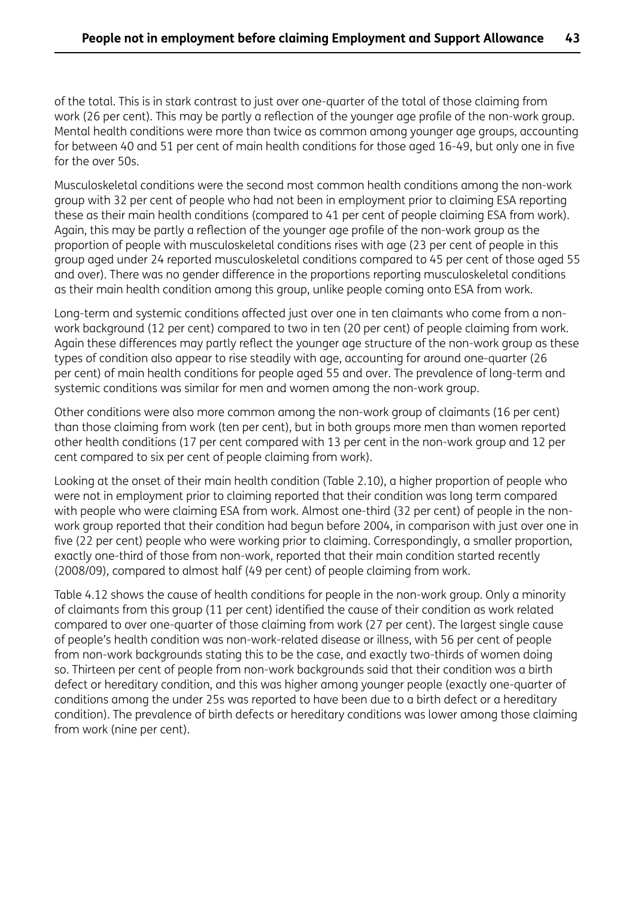of the total. This is in stark contrast to just over one-quarter of the total of those claiming from work (26 per cent). This may be partly a reflection of the younger age profile of the non-work group. Mental health conditions were more than twice as common among younger age groups, accounting for between 40 and 51 per cent of main health conditions for those aged 16-49, but only one in five for the over 50s.

Musculoskeletal conditions were the second most common health conditions among the non-work group with 32 per cent of people who had not been in employment prior to claiming ESA reporting these as their main health conditions (compared to 41 per cent of people claiming ESA from work). Again, this may be partly a reflection of the younger age profile of the non-work group as the proportion of people with musculoskeletal conditions rises with age (23 per cent of people in this group aged under 24 reported musculoskeletal conditions compared to 45 per cent of those aged 55 and over). There was no gender difference in the proportions reporting musculoskeletal conditions as their main health condition among this group, unlike people coming onto ESA from work.

Long-term and systemic conditions affected just over one in ten claimants who come from a non-work background (12 per cent) compared to two in ten (20 per cent) of people claiming from work. Again these differences may partly reflect the younger age structure of the non-work group as these types of condition also appear to rise steadily with age, accounting for around one-quarter (26 per cent) of main health conditions for people aged 55 and over. The prevalence of long-term and systemic conditions was similar for men and women among the non-work group.

Other conditions were also more common among the non-work group of claimants (16 per cent) than those claiming from work (ten per cent), but in both groups more men than women reported other health conditions (17 per cent compared with 13 per cent in the non-work group and 12 per cent compared to six per cent of people claiming from work).

Looking at the onset of their main health condition (Table 2.10), a higher proportion of people who were not in employment prior to claiming reported that their condition was long term compared with people who were claiming ESA from work. Almost one-third (32 per cent) of people in the non-work group reported that their condition had begun before 2004, in comparison with just over one in five (22 per cent) people who were working prior to claiming. Correspondingly, a smaller proportion, exactly one-third of those from non-work, reported that their main condition started recently (2008/09), compared to almost half (49 per cent) of people claiming from work.

Table 4.12 shows the cause of health conditions for people in the non-work group. Only a minority of claimants from this group (11 per cent) identified the cause of their condition as work related compared to over one-quarter of those claiming from work (27 per cent). The largest single cause of people's health condition was non-work-related disease or illness, with 56 per cent of people from non-work backgrounds stating this to be the case, and exactly two-thirds of women doing so. Thirteen per cent of people from non-work backgrounds said that their condition was a birth defect or hereditary condition, and this was higher among younger people (exactly one-quarter of conditions among the under 25s was reported to have been due to a birth defect or a hereditary condition). The prevalence of birth defects or hereditary conditions was lower among those claiming from work (nine per cent).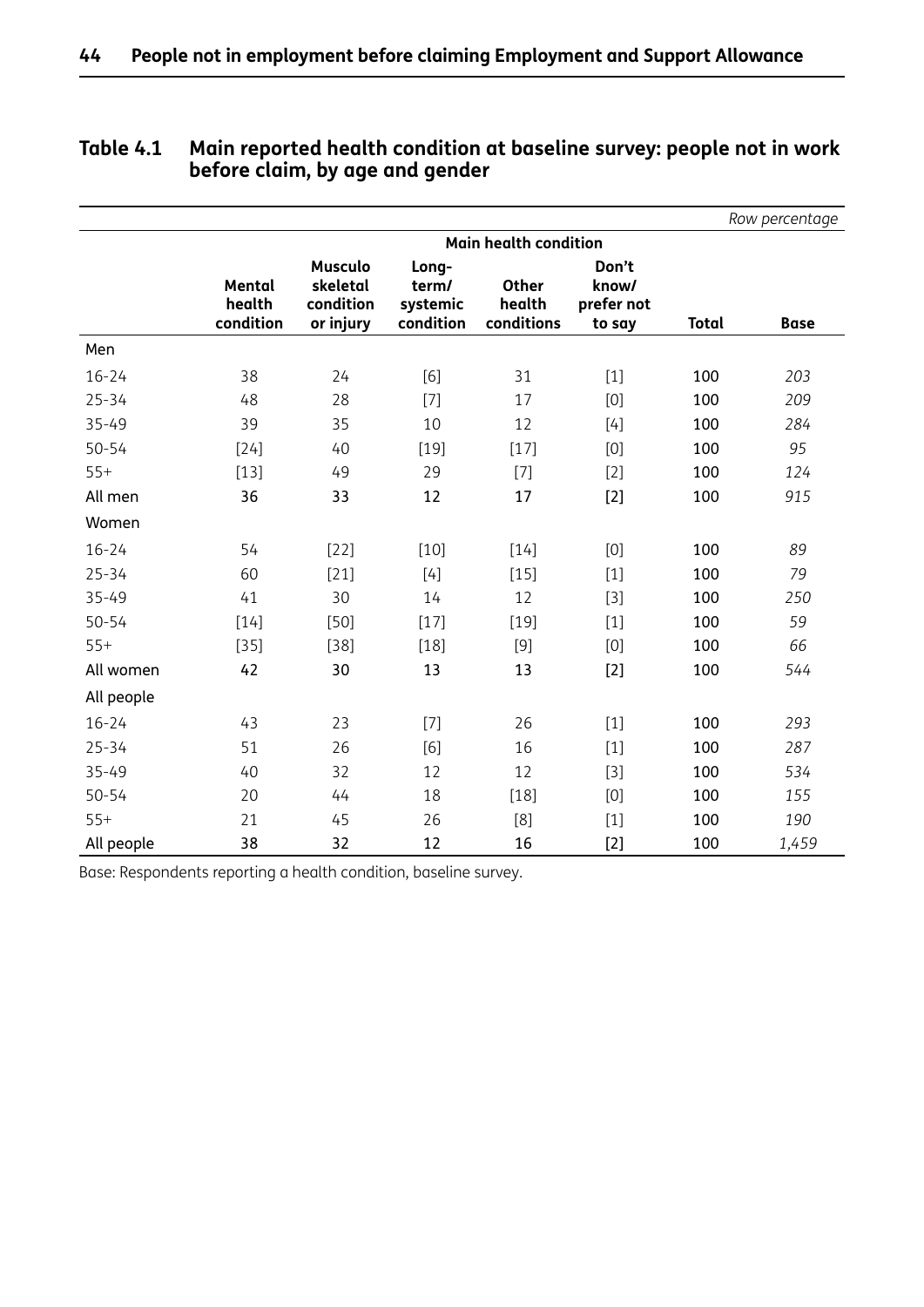**Table 4.1 Main reported health condition at baseline survey: people not in work before claim, by age and gender**

*Row percentage*

| | Main health condition | | | | | | |
|---|---|---|---|---|---|---|---|
| | Mental health condition | Musculo skeletal condition or injury | Long-term/ systemic condition | Other health conditions | Don't know/ prefer not to say | Total | Base |
| Men | | | | | | | |
| 16-24 | 38 | 24 | [6] | 31 | [1] | 100 | *203* |
| 25-34 | 48 | 28 | [7] | 17 | [0] | 100 | *209* |
| 35-49 | 39 | 35 | 10 | 12 | [4] | 100 | *284* |
| 50-54 | [24] | 40 | [19] | [17] | [0] | 100 | *95* |
| 55+ | [13] | 49 | 29 | [7] | [2] | 100 | *124* |
| **All men** | **36** | **33** | **12** | **17** | **[2]** | **100** | *915* |
| Women | | | | | | | |
| 16-24 | 54 | [22] | [10] | [14] | [0] | 100 | *89* |
| 25-34 | 60 | [21] | [4] | [15] | [1] | 100 | *79* |
| 35-49 | 41 | 30 | 14 | 12 | [3] | 100 | *250* |
| 50-54 | [14] | [50] | [17] | [19] | [1] | 100 | *59* |
| 55+ | [35] | [38] | [18] | [9] | [0] | 100 | *66* |
| **All women** | **42** | **30** | **13** | **13** | **[2]** | **100** | *544* |
| All people | | | | | | | |
| 16-24 | 43 | 23 | [7] | 26 | [1] | 100 | *293* |
| 25-34 | 51 | 26 | [6] | 16 | [1] | 100 | *287* |
| 35-49 | 40 | 32 | 12 | 12 | [3] | 100 | *534* |
| 50-54 | 20 | 44 | 18 | [18] | [0] | 100 | *155* |
| 55+ | 21 | 45 | 26 | [8] | [1] | 100 | *190* |
| **All people** | **38** | **32** | **12** | **16** | **[2]** | **100** | *1,459* |

Base: Respondents reporting a health condition, baseline survey.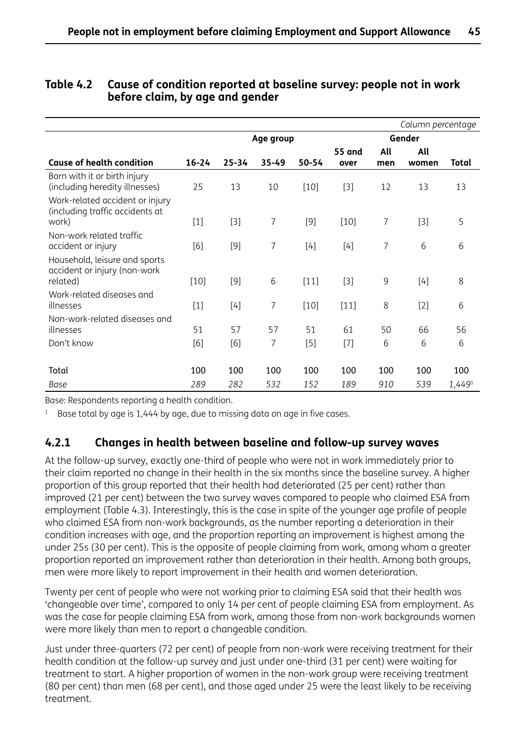**Table 4.2 Cause of condition reported at baseline survey: people not in work before claim, by age and gender**

*Column percentage*

| | Age group | | | | | Gender | | |
|---|---|---|---|---|---|---|---|---|
| **Cause of health condition** | **16-24** | **25-34** | **35-49** | **50-54** | **55 and over** | **All men** | **All women** | **Total** |
| Born with it or birth injury (including heredity illnesses) | 25 | 13 | 10 | [10] | [3] | 12 | 13 | 13 |
| Work-related accident or injury (including traffic accidents at work) | [1] | [3] | 7 | [9] | [10] | 7 | [3] | 5 |
| Non-work related traffic accident or injury | [6] | [9] | 7 | [4] | [4] | 7 | 6 | 6 |
| Household, leisure and sports accident or injury (non-work related) | [10] | [9] | 6 | [11] | [3] | 9 | [4] | 8 |
| Work-related diseases and illnesses | [1] | [4] | 7 | [10] | [11] | 8 | [2] | 6 |
| Non-work-related diseases and illnesses | 51 | 57 | 57 | 51 | 61 | 50 | 66 | 56 |
| Don't know | [6] | [6] | 7 | [5] | [7] | 6 | 6 | 6 |
| **Total** | **100** | **100** | **100** | **100** | **100** | **100** | **100** | **100** |
| *Base* | *289* | *282* | *532* | *152* | *189* | *910* | *539* | *1,449*[1] |

Base: Respondents reporting a health condition.

[1] Base total by age is 1,444 by age, due to missing data on age in five cases.

### 4.2.1 Changes in health between baseline and follow-up survey waves

At the follow-up survey, exactly one-third of people who were not in work immediately prior to their claim reported no change in their health in the six months since the baseline survey. A higher proportion of this group reported that their health had deteriorated (25 per cent) rather than improved (21 per cent) between the two survey waves compared to people who claimed ESA from employment (Table 4.3). Interestingly, this is the case in spite of the younger age profile of people who claimed ESA from non-work backgrounds, as the number reporting a deterioration in their condition increases with age, and the proportion reporting an improvement is highest among the under 25s (30 per cent). This is the opposite of people claiming from work, among whom a greater proportion reported an improvement rather than deterioration in their health. Among both groups, men were more likely to report improvement in their health and women deterioration.

Twenty per cent of people who were not working prior to claiming ESA said that their health was 'changeable over time', compared to only 14 per cent of people claiming ESA from employment. As was the case for people claiming ESA from work, among those from non-work backgrounds women were more likely than men to report a changeable condition.

Just under three-quarters (72 per cent) of people from non-work were receiving treatment for their health condition at the follow-up survey and just under one-third (31 per cent) were waiting for treatment to start. A higher proportion of women in the non-work group were receiving treatment (80 per cent) than men (68 per cent), and those aged under 25 were the least likely to be receiving treatment.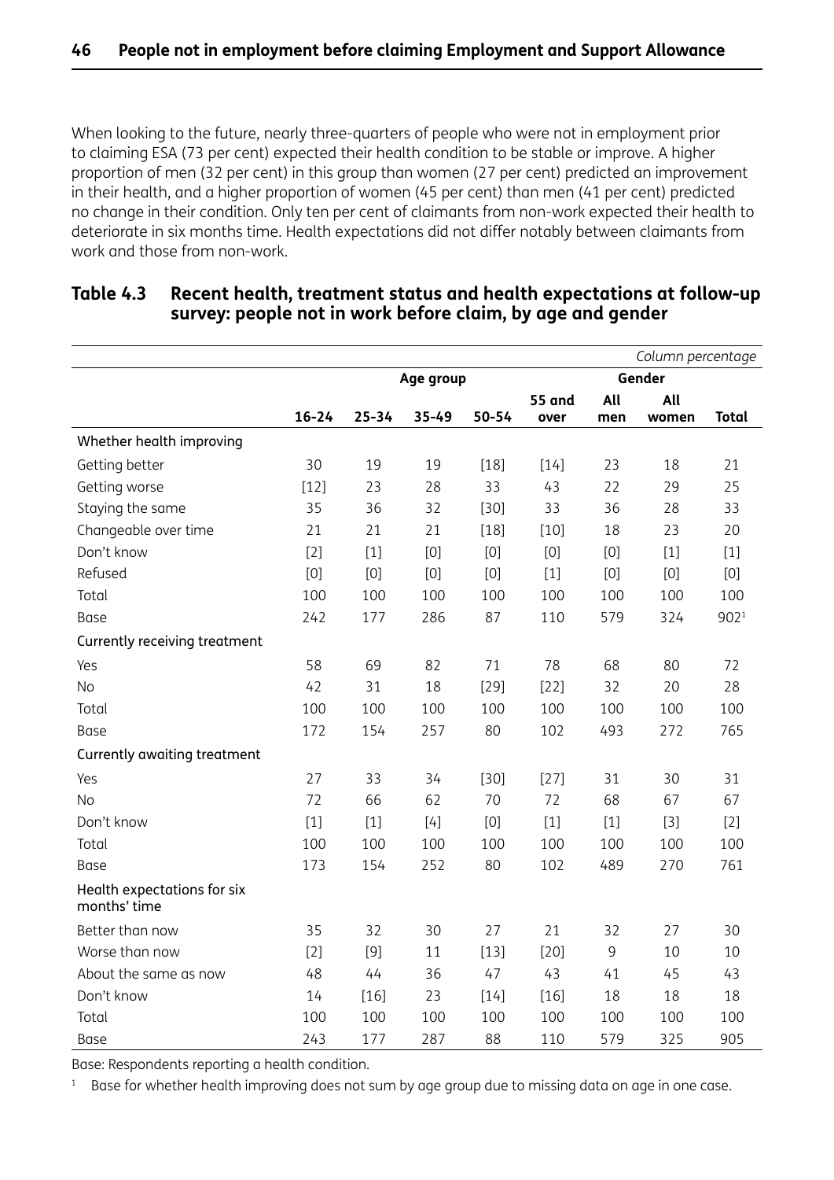When looking to the future, nearly three-quarters of people who were not in employment prior to claiming ESA (73 per cent) expected their health condition to be stable or improve. A higher proportion of men (32 per cent) in this group than women (27 per cent) predicted an improvement in their health, and a higher proportion of women (45 per cent) than men (41 per cent) predicted no change in their condition. Only ten per cent of claimants from non-work expected their health to deteriorate in six months time. Health expectations did not differ notably between claimants from work and those from non-work.

**Table 4.3 Recent health, treatment status and health expectations at follow-up survey: people not in work before claim, by age and gender**

*Column percentage*

| | Age group | | | | | Gender | | |
|---|---|---|---|---|---|---|---|---|
| | 16-24 | 25-34 | 35-49 | 50-54 | 55 and over | All men | All women | Total |
| **Whether health improving** | | | | | | | | |
| Getting better | 30 | 19 | 19 | [18] | [14] | 23 | 18 | 21 |
| Getting worse | [12] | 23 | 28 | 33 | 43 | 22 | 29 | 25 |
| Staying the same | 35 | 36 | 32 | [30] | 33 | 36 | 28 | 33 |
| Changeable over time | 21 | 21 | 21 | [18] | [10] | 18 | 23 | 20 |
| Don't know | [2] | [1] | [0] | [0] | [0] | [0] | [1] | [1] |
| Refused | [0] | [0] | [0] | [0] | [1] | [0] | [0] | [0] |
| Total | 100 | 100 | 100 | 100 | 100 | 100 | 100 | 100 |
| Base | 242 | 177 | 286 | 87 | 110 | 579 | 324 | 902[1] |
| **Currently receiving treatment** | | | | | | | | |
| Yes | 58 | 69 | 82 | 71 | 78 | 68 | 80 | 72 |
| No | 42 | 31 | 18 | [29] | [22] | 32 | 20 | 28 |
| Total | 100 | 100 | 100 | 100 | 100 | 100 | 100 | 100 |
| Base | 172 | 154 | 257 | 80 | 102 | 493 | 272 | 765 |
| **Currently awaiting treatment** | | | | | | | | |
| Yes | 27 | 33 | 34 | [30] | [27] | 31 | 30 | 31 |
| No | 72 | 66 | 62 | 70 | 72 | 68 | 67 | 67 |
| Don't know | [1] | [1] | [4] | [0] | [1] | [1] | [3] | [2] |
| Total | 100 | 100 | 100 | 100 | 100 | 100 | 100 | 100 |
| Base | 173 | 154 | 252 | 80 | 102 | 489 | 270 | 761 |
| **Health expectations for six months' time** | | | | | | | | |
| Better than now | 35 | 32 | 30 | 27 | 21 | 32 | 27 | 30 |
| Worse than now | [2] | [9] | 11 | [13] | [20] | 9 | 10 | 10 |
| About the same as now | 48 | 44 | 36 | 47 | 43 | 41 | 45 | 43 |
| Don't know | 14 | [16] | 23 | [14] | [16] | 18 | 18 | 18 |
| Total | 100 | 100 | 100 | 100 | 100 | 100 | 100 | 100 |
| Base | 243 | 177 | 287 | 88 | 110 | 579 | 325 | 905 |

Base: Respondents reporting a health condition.

[1] Base for whether health improving does not sum by age group due to missing data on age in one case.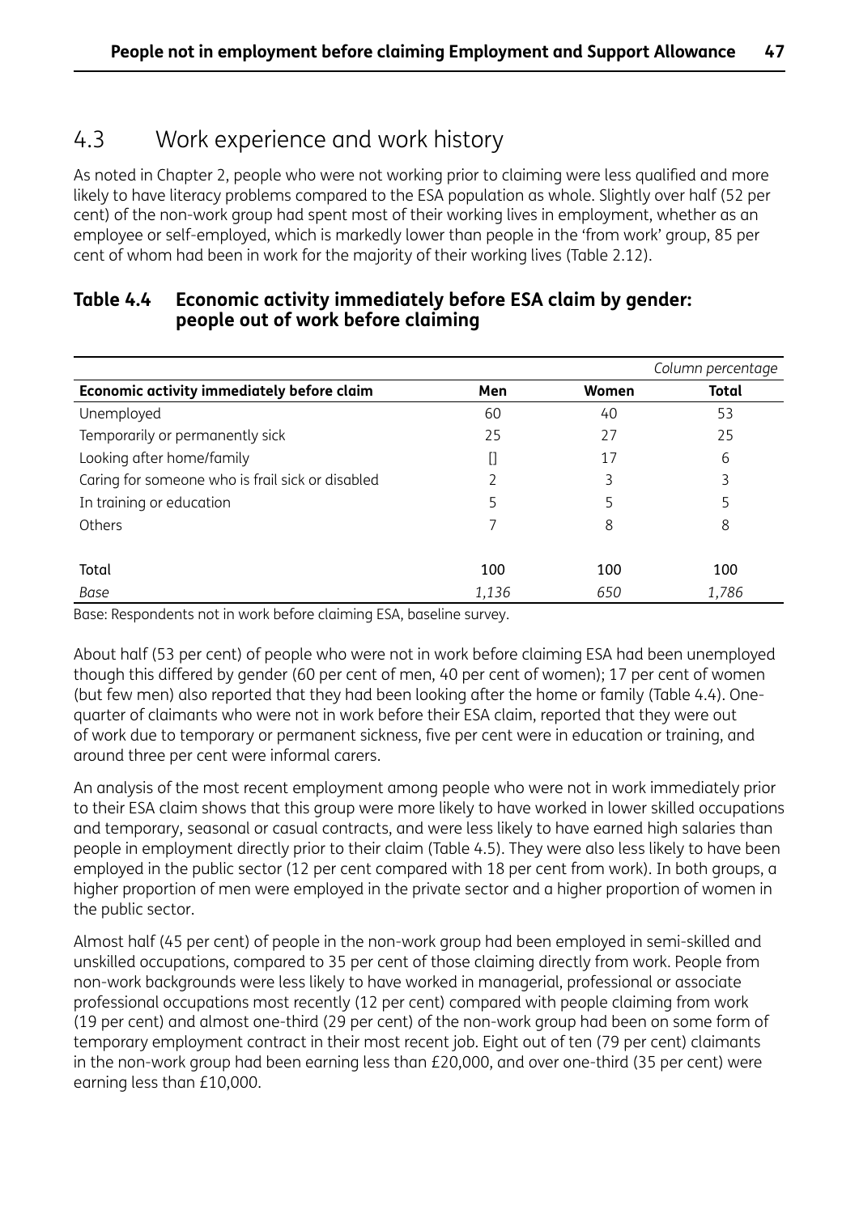## 4.3 Work experience and work history

As noted in Chapter 2, people who were not working prior to claiming were less qualified and more likely to have literacy problems compared to the ESA population as whole. Slightly over half (52 per cent) of the non-work group had spent most of their working lives in employment, whether as an employee or self-employed, which is markedly lower than people in the 'from work' group, 85 per cent of whom had been in work for the majority of their working lives (Table 2.12).

**Table 4.4 Economic activity immediately before ESA claim by gender: people out of work before claiming**

| | | | *Column percentage* |
|---|---|---|---|
| **Economic activity immediately before claim** | **Men** | **Women** | **Total** |
| Unemployed | 60 | 40 | 53 |
| Temporarily or permanently sick | 25 | 27 | 25 |
| Looking after home/family | [] | 17 | 6 |
| Caring for someone who is frail sick or disabled | 2 | 3 | 3 |
| In training or education | 5 | 5 | 5 |
| Others | 7 | 8 | 8 |
| | | | |
| Total | 100 | 100 | 100 |
| *Base* | *1,136* | *650* | *1,786* |

Base: Respondents not in work before claiming ESA, baseline survey.

About half (53 per cent) of people who were not in work before claiming ESA had been unemployed though this differed by gender (60 per cent of men, 40 per cent of women); 17 per cent of women (but few men) also reported that they had been looking after the home or family (Table 4.4). One-quarter of claimants who were not in work before their ESA claim, reported that they were out of work due to temporary or permanent sickness, five per cent were in education or training, and around three per cent were informal carers.

An analysis of the most recent employment among people who were not in work immediately prior to their ESA claim shows that this group were more likely to have worked in lower skilled occupations and temporary, seasonal or casual contracts, and were less likely to have earned high salaries than people in employment directly prior to their claim (Table 4.5). They were also less likely to have been employed in the public sector (12 per cent compared with 18 per cent from work). In both groups, a higher proportion of men were employed in the private sector and a higher proportion of women in the public sector.

Almost half (45 per cent) of people in the non-work group had been employed in semi-skilled and unskilled occupations, compared to 35 per cent of those claiming directly from work. People from non-work backgrounds were less likely to have worked in managerial, professional or associate professional occupations most recently (12 per cent) compared with people claiming from work (19 per cent) and almost one-third (29 per cent) of the non-work group had been on some form of temporary employment contract in their most recent job. Eight out of ten (79 per cent) claimants in the non-work group had been earning less than £20,000, and over one-third (35 per cent) were earning less than £10,000.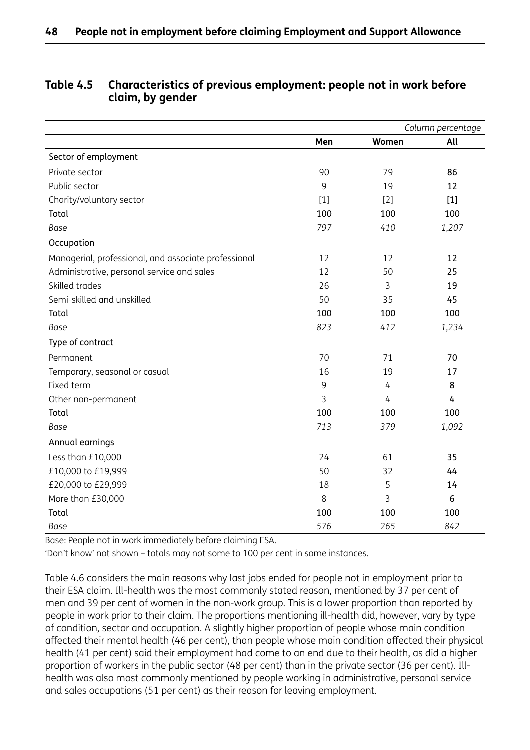**Table 4.5 Characteristics of previous employment: people not in work before claim, by gender**

| | | | *Column percentage* |
|---|---|---|---|
| | **Men** | **Women** | **All** |
| Sector of employment | | | |
| Private sector | 90 | 79 | **86** |
| Public sector | 9 | 19 | **12** |
| Charity/voluntary sector | [1] | [2] | **[1]** |
| Total | 100 | 100 | 100 |
| *Base* | *797* | *410* | *1,207* |
| Occupation | | | |
| Managerial, professional, and associate professional | 12 | 12 | **12** |
| Administrative, personal service and sales | 12 | 50 | **25** |
| Skilled trades | 26 | 3 | **19** |
| Semi-skilled and unskilled | 50 | 35 | **45** |
| Total | 100 | 100 | 100 |
| *Base* | *823* | *412* | *1,234* |
| Type of contract | | | |
| Permanent | 70 | 71 | **70** |
| Temporary, seasonal or casual | 16 | 19 | **17** |
| Fixed term | 9 | 4 | **8** |
| Other non-permanent | 3 | 4 | **4** |
| Total | 100 | 100 | 100 |
| *Base* | *713* | *379* | *1,092* |
| Annual earnings | | | |
| Less than £10,000 | 24 | 61 | **35** |
| £10,000 to £19,999 | 50 | 32 | **44** |
| £20,000 to £29,999 | 18 | 5 | **14** |
| More than £30,000 | 8 | 3 | **6** |
| Total | 100 | 100 | 100 |
| *Base* | *576* | *265* | *842* |

Base: People not in work immediately before claiming ESA.

'Don't know' not shown – totals may not some to 100 per cent in some instances.

Table 4.6 considers the main reasons why last jobs ended for people not in employment prior to their ESA claim. Ill-health was the most commonly stated reason, mentioned by 37 per cent of men and 39 per cent of women in the non-work group. This is a lower proportion than reported by people in work prior to their claim. The proportions mentioning ill-health did, however, vary by type of condition, sector and occupation. A slightly higher proportion of people whose main condition affected their mental health (46 per cent), than people whose main condition affected their physical health (41 per cent) said their employment had come to an end due to their health, as did a higher proportion of workers in the public sector (48 per cent) than in the private sector (36 per cent). Ill-health was also most commonly mentioned by people working in administrative, personal service and sales occupations (51 per cent) as their reason for leaving employment.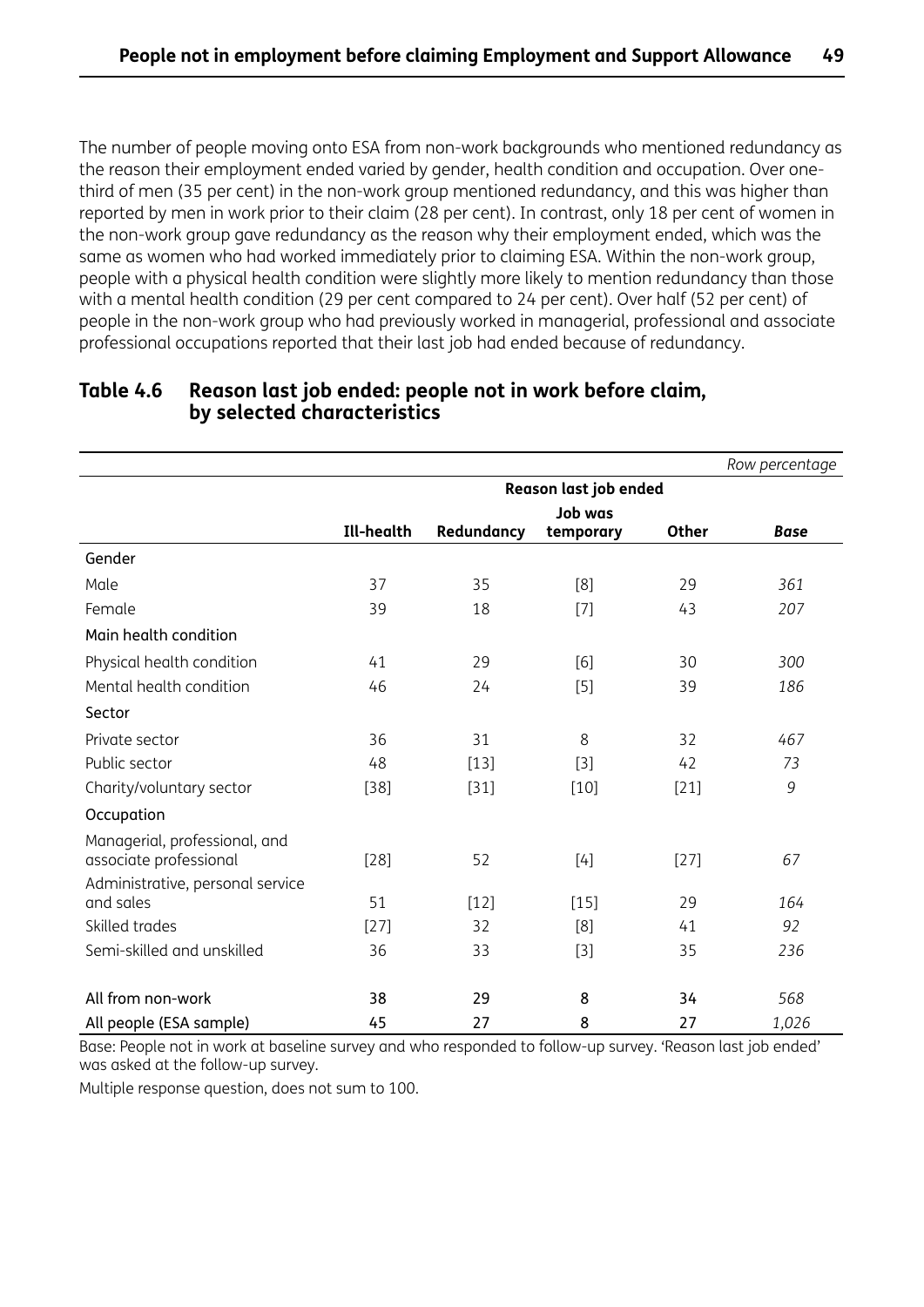The number of people moving onto ESA from non-work backgrounds who mentioned redundancy as the reason their employment ended varied by gender, health condition and occupation. Over one-third of men (35 per cent) in the non-work group mentioned redundancy, and this was higher than reported by men in work prior to their claim (28 per cent). In contrast, only 18 per cent of women in the non-work group gave redundancy as the reason why their employment ended, which was the same as women who had worked immediately prior to claiming ESA. Within the non-work group, people with a physical health condition were slightly more likely to mention redundancy than those with a mental health condition (29 per cent compared to 24 per cent). Over half (52 per cent) of people in the non-work group who had previously worked in managerial, professional and associate professional occupations reported that their last job had ended because of redundancy.

**Table 4.6 Reason last job ended: people not in work before claim, by selected characteristics**

*Row percentage*

| | Reason last job ended | | | | |
|---|---|---|---|---|---|
| | Ill-health | Redundancy | Job was temporary | Other | *Base* |
| **Gender** | | | | | |
| Male | 37 | 35 | [8] | 29 | *361* |
| Female | 39 | 18 | [7] | 43 | *207* |
| **Main health condition** | | | | | |
| Physical health condition | 41 | 29 | [6] | 30 | *300* |
| Mental health condition | 46 | 24 | [5] | 39 | *186* |
| **Sector** | | | | | |
| Private sector | 36 | 31 | 8 | 32 | *467* |
| Public sector | 48 | [13] | [3] | 42 | *73* |
| Charity/voluntary sector | [38] | [31] | [10] | [21] | *9* |
| **Occupation** | | | | | |
| Managerial, professional, and associate professional | [28] | 52 | [4] | [27] | *67* |
| Administrative, personal service and sales | 51 | [12] | [15] | 29 | *164* |
| Skilled trades | [27] | 32 | [8] | 41 | *92* |
| Semi-skilled and unskilled | 36 | 33 | [3] | 35 | *236* |
| **All from non-work** | **38** | **29** | **8** | **34** | *568* |
| **All people (ESA sample)** | **45** | **27** | **8** | **27** | *1,026* |

Base: People not in work at baseline survey and who responded to follow-up survey. 'Reason last job ended' was asked at the follow-up survey.

Multiple response question, does not sum to 100.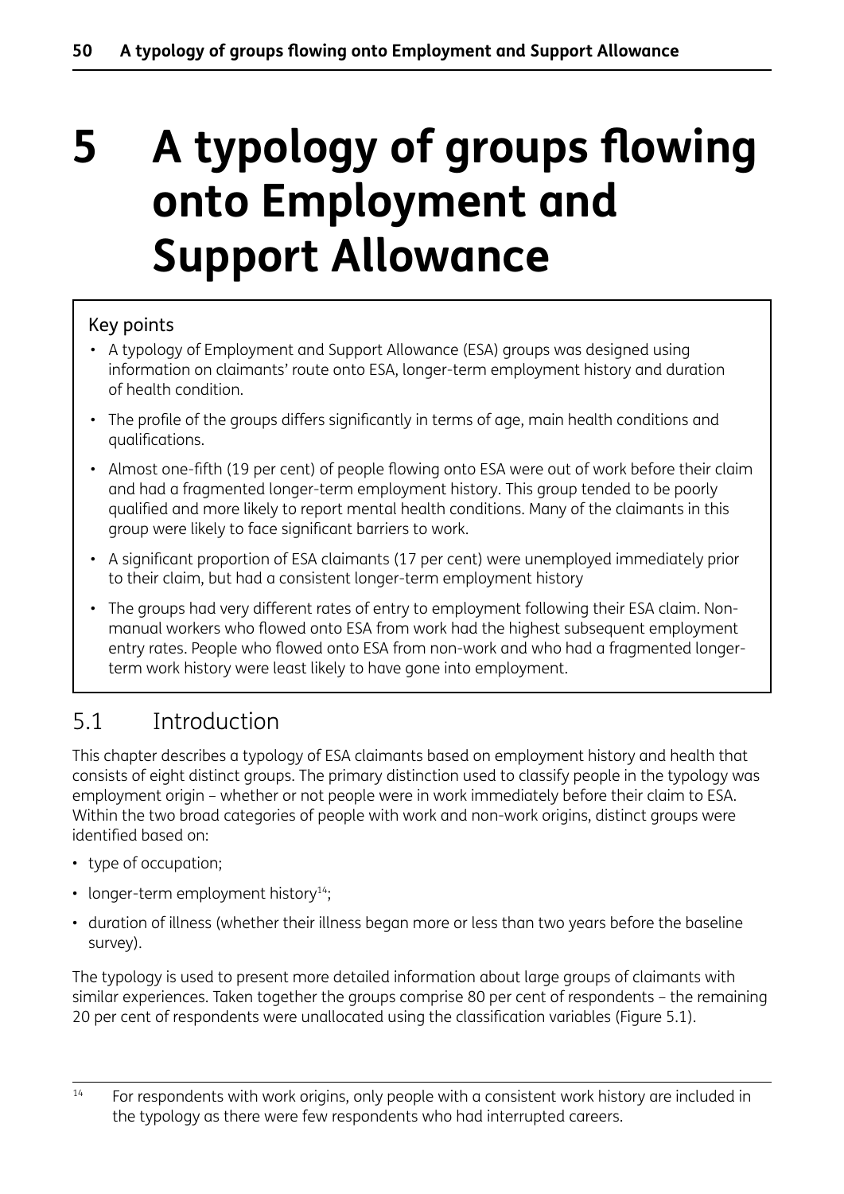# 5 A typology of groups flowing onto Employment and Support Allowance

**Key points**

- A typology of Employment and Support Allowance (ESA) groups was designed using information on claimants' route onto ESA, longer-term employment history and duration of health condition.
- The profile of the groups differs significantly in terms of age, main health conditions and qualifications.
- Almost one-fifth (19 per cent) of people flowing onto ESA were out of work before their claim and had a fragmented longer-term employment history. This group tended to be poorly qualified and more likely to report mental health conditions. Many of the claimants in this group were likely to face significant barriers to work.
- A significant proportion of ESA claimants (17 per cent) were unemployed immediately prior to their claim, but had a consistent longer-term employment history
- The groups had very different rates of entry to employment following their ESA claim. Non-manual workers who flowed onto ESA from work had the highest subsequent employment entry rates. People who flowed onto ESA from non-work and who had a fragmented longer-term work history were least likely to have gone into employment.

## 5.1 Introduction

This chapter describes a typology of ESA claimants based on employment history and health that consists of eight distinct groups. The primary distinction used to classify people in the typology was employment origin – whether or not people were in work immediately before their claim to ESA. Within the two broad categories of people with work and non-work origins, distinct groups were identified based on:

- type of occupation;
- longer-term employment history[14];
- duration of illness (whether their illness began more or less than two years before the baseline survey).

The typology is used to present more detailed information about large groups of claimants with similar experiences. Taken together the groups comprise 80 per cent of respondents – the remaining 20 per cent of respondents were unallocated using the classification variables (Figure 5.1).

[14] For respondents with work origins, only people with a consistent work history are included in the typology as there were few respondents who had interrupted careers.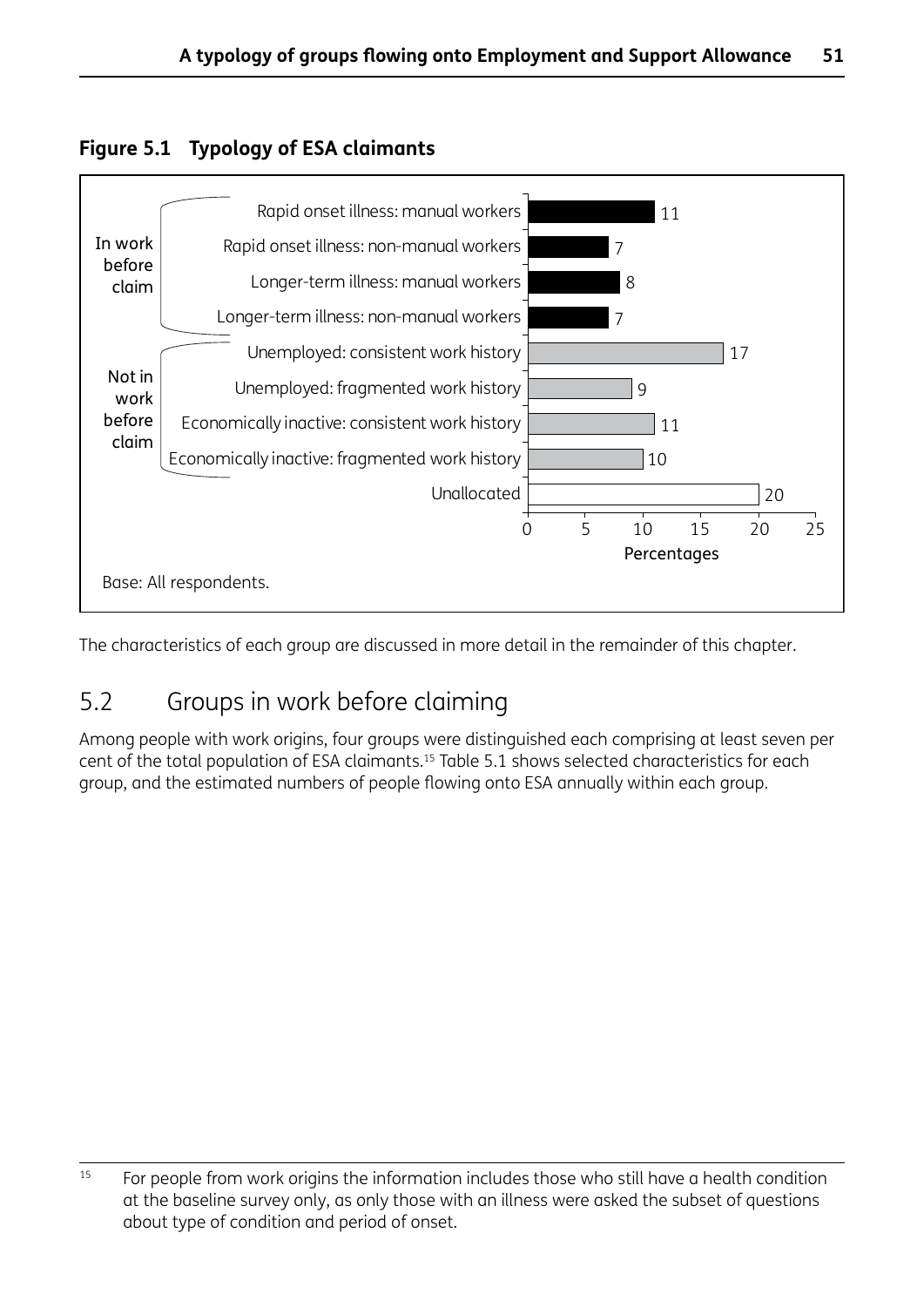**Figure 5.1 Typology of ESA claimants**

| Group | Category | Percentage |
|---|---|---|
| In work before claim | Rapid onset illness: manual workers | 11 |
| | Rapid onset illness: non-manual workers | 7 |
| | Longer-term illness: manual workers | 8 |
| | Longer-term illness: non-manual workers | 7 |
| Not in work before claim | Unemployed: consistent work history | 17 |
| | Unemployed: fragmented work history | 9 |
| | Economically inactive: consistent work history | 11 |
| | Economically inactive: fragmented work history | 10 |
| | Unallocated | 20 |

Base: All respondents.

The characteristics of each group are discussed in more detail in the remainder of this chapter.

## 5.2 Groups in work before claiming

Among people with work origins, four groups were distinguished each comprising at least seven per cent of the total population of ESA claimants.[15] Table 5.1 shows selected characteristics for each group, and the estimated numbers of people flowing onto ESA annually within each group.

[15] For people from work origins the information includes those who still have a health condition at the baseline survey only, as only those with an illness were asked the subset of questions about type of condition and period of onset.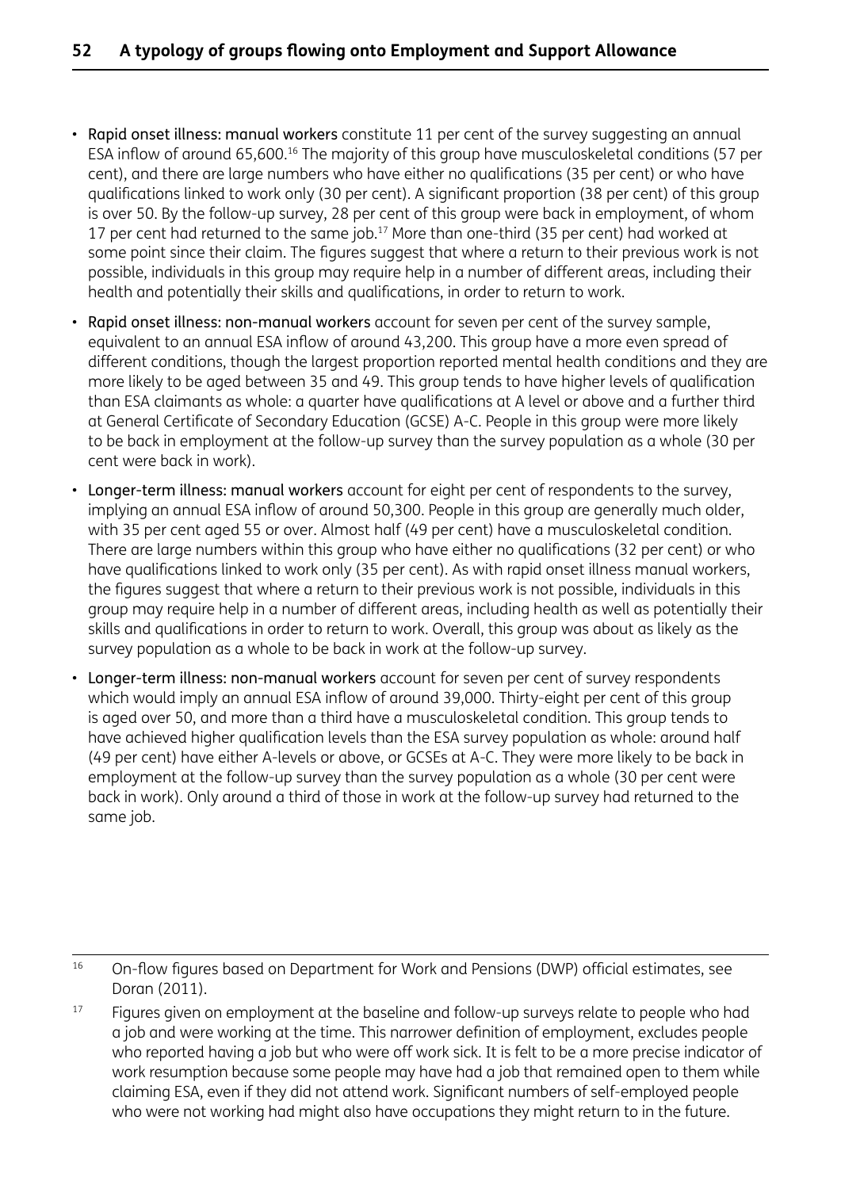- **Rapid onset illness: manual workers** constitute 11 per cent of the survey suggesting an annual ESA inflow of around 65,600.[16] The majority of this group have musculoskeletal conditions (57 per cent), and there are large numbers who have either no qualifications (35 per cent) or who have qualifications linked to work only (30 per cent). A significant proportion (38 per cent) of this group is over 50. By the follow-up survey, 28 per cent of this group were back in employment, of whom 17 per cent had returned to the same job.[17] More than one-third (35 per cent) had worked at some point since their claim. The figures suggest that where a return to their previous work is not possible, individuals in this group may require help in a number of different areas, including their health and potentially their skills and qualifications, in order to return to work.

- **Rapid onset illness: non-manual workers** account for seven per cent of the survey sample, equivalent to an annual ESA inflow of around 43,200. This group have a more even spread of different conditions, though the largest proportion reported mental health conditions and they are more likely to be aged between 35 and 49. This group tends to have higher levels of qualification than ESA claimants as whole: a quarter have qualifications at A level or above and a further third at General Certificate of Secondary Education (GCSE) A-C. People in this group were more likely to be back in employment at the follow-up survey than the survey population as a whole (30 per cent were back in work).

- **Longer-term illness: manual workers** account for eight per cent of respondents to the survey, implying an annual ESA inflow of around 50,300. People in this group are generally much older, with 35 per cent aged 55 or over. Almost half (49 per cent) have a musculoskeletal condition. There are large numbers within this group who have either no qualifications (32 per cent) or who have qualifications linked to work only (35 per cent). As with rapid onset illness manual workers, the figures suggest that where a return to their previous work is not possible, individuals in this group may require help in a number of different areas, including health as well as potentially their skills and qualifications in order to return to work. Overall, this group was about as likely as the survey population as a whole to be back in work at the follow-up survey.

- **Longer-term illness: non-manual workers** account for seven per cent of survey respondents which would imply an annual ESA inflow of around 39,000. Thirty-eight per cent of this group is aged over 50, and more than a third have a musculoskeletal condition. This group tends to have achieved higher qualification levels than the ESA survey population as whole: around half (49 per cent) have either A-levels or above, or GCSEs at A-C. They were more likely to be back in employment at the follow-up survey than the survey population as a whole (30 per cent were back in work). Only around a third of those in work at the follow-up survey had returned to the same job.

---

[16] On-flow figures based on Department for Work and Pensions (DWP) official estimates, see Doran (2011).

[17] Figures given on employment at the baseline and follow-up surveys relate to people who had a job and were working at the time. This narrower definition of employment, excludes people who reported having a job but who were off work sick. It is felt to be a more precise indicator of work resumption because some people may have had a job that remained open to them while claiming ESA, even if they did not attend work. Significant numbers of self-employed people who were not working had might also have occupations they might return to in the future.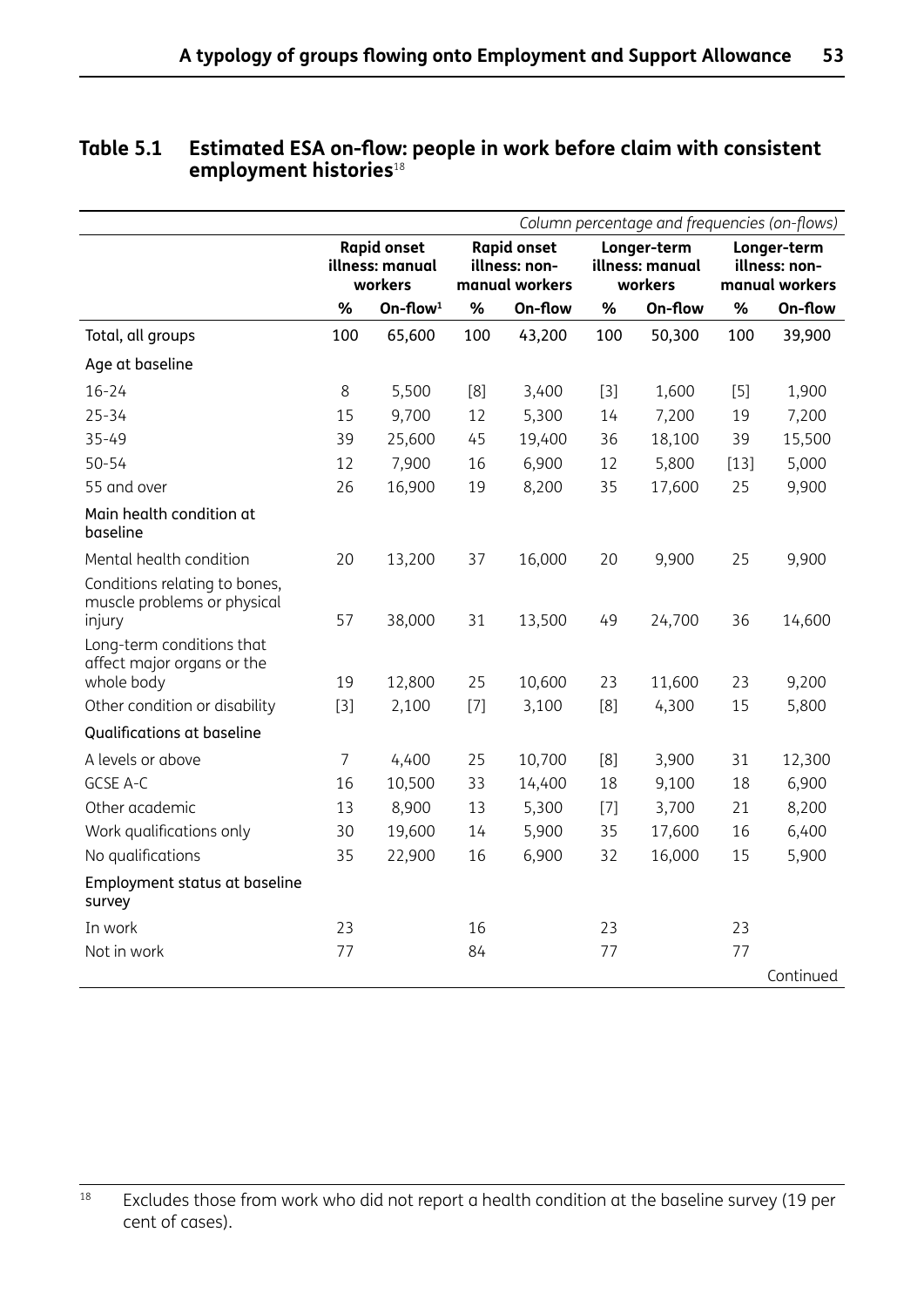## Table 5.1 Estimated ESA on-flow: people in work before claim with consistent employment histories[18]

| | Rapid onset illness: manual workers | | Rapid onset illness: non-manual workers | | Longer-term illness: manual workers | | Longer-term illness: non-manual workers | |
|---|---|---|---|---|---|---|---|---|
| *Column percentage and frequencies (on-flows)* | % | On-flow[1] | % | On-flow | % | On-flow | % | On-flow |
| Total, all groups | 100 | 65,600 | 100 | 43,200 | 100 | 50,300 | 100 | 39,900 |
| **Age at baseline** | | | | | | | | |
| 16-24 | 8 | 5,500 | [8] | 3,400 | [3] | 1,600 | [5] | 1,900 |
| 25-34 | 15 | 9,700 | 12 | 5,300 | 14 | 7,200 | 19 | 7,200 |
| 35-49 | 39 | 25,600 | 45 | 19,400 | 36 | 18,100 | 39 | 15,500 |
| 50-54 | 12 | 7,900 | 16 | 6,900 | 12 | 5,800 | [13] | 5,000 |
| 55 and over | 26 | 16,900 | 19 | 8,200 | 35 | 17,600 | 25 | 9,900 |
| **Main health condition at baseline** | | | | | | | | |
| Mental health condition | 20 | 13,200 | 37 | 16,000 | 20 | 9,900 | 25 | 9,900 |
| Conditions relating to bones, muscle problems or physical injury | 57 | 38,000 | 31 | 13,500 | 49 | 24,700 | 36 | 14,600 |
| Long-term conditions that affect major organs or the whole body | 19 | 12,800 | 25 | 10,600 | 23 | 11,600 | 23 | 9,200 |
| Other condition or disability | [3] | 2,100 | [7] | 3,100 | [8] | 4,300 | 15 | 5,800 |
| **Qualifications at baseline** | | | | | | | | |
| A levels or above | 7 | 4,400 | 25 | 10,700 | [8] | 3,900 | 31 | 12,300 |
| GCSE A-C | 16 | 10,500 | 33 | 14,400 | 18 | 9,100 | 18 | 6,900 |
| Other academic | 13 | 8,900 | 13 | 5,300 | [7] | 3,700 | 21 | 8,200 |
| Work qualifications only | 30 | 19,600 | 14 | 5,900 | 35 | 17,600 | 16 | 6,400 |
| No qualifications | 35 | 22,900 | 16 | 6,900 | 32 | 16,000 | 15 | 5,900 |
| **Employment status at baseline survey** | | | | | | | | |
| In work | 23 | | 16 | | 23 | | 23 | |
| Not in work | 77 | | 84 | | 77 | | 77 | |

Continued

[18] Excludes those from work who did not report a health condition at the baseline survey (19 per cent of cases).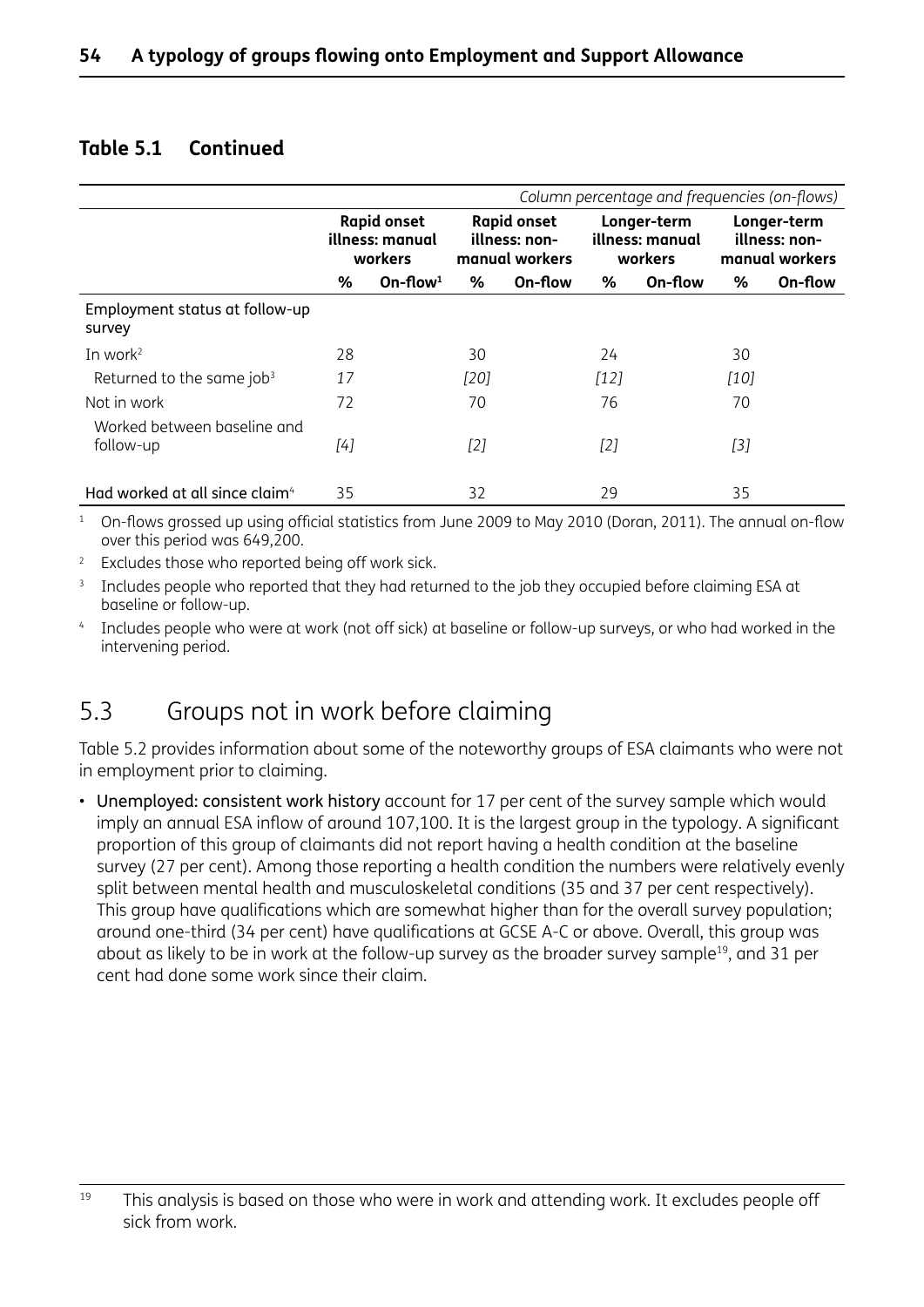**Table 5.1 Continued**

| | Rapid onset illness: manual workers | | Rapid onset illness: non-manual workers | | Longer-term illness: manual workers | | Longer-term illness: non-manual workers | |
|---|---|---|---|---|---|---|---|---|
| | *Column percentage and frequencies (on-flows)* | | | | | | | |
| | % | On-flow[1] | % | On-flow | % | On-flow | % | On-flow |
| Employment status at follow-up survey | | | | | | | | |
| In work[2] | 28 | | 30 | | 24 | | 30 | |
| Returned to the same job[3] | *17* | | *[20]* | | *[12]* | | *[10]* | |
| Not in work | 72 | | 70 | | 76 | | 70 | |
| Worked between baseline and follow-up | *[4]* | | *[2]* | | *[2]* | | *[3]* | |
| Had worked at all since claim[4] | 35 | | 32 | | 29 | | 35 | |

[1] On-flows grossed up using official statistics from June 2009 to May 2010 (Doran, 2011). The annual on-flow over this period was 649,200.

[2] Excludes those who reported being off work sick.

[3] Includes people who reported that they had returned to the job they occupied before claiming ESA at baseline or follow-up.

[4] Includes people who were at work (not off sick) at baseline or follow-up surveys, or who had worked in the intervening period.

## 5.3 Groups not in work before claiming

Table 5.2 provides information about some of the noteworthy groups of ESA claimants who were not in employment prior to claiming.

- Unemployed: consistent work history account for 17 per cent of the survey sample which would imply an annual ESA inflow of around 107,100. It is the largest group in the typology. A significant proportion of this group of claimants did not report having a health condition at the baseline survey (27 per cent). Among those reporting a health condition the numbers were relatively evenly split between mental health and musculoskeletal conditions (35 and 37 per cent respectively). This group have qualifications which are somewhat higher than for the overall survey population; around one-third (34 per cent) have qualifications at GCSE A-C or above. Overall, this group was about as likely to be in work at the follow-up survey as the broader survey sample[19], and 31 per cent had done some work since their claim.

[19] This analysis is based on those who were in work and attending work. It excludes people off sick from work.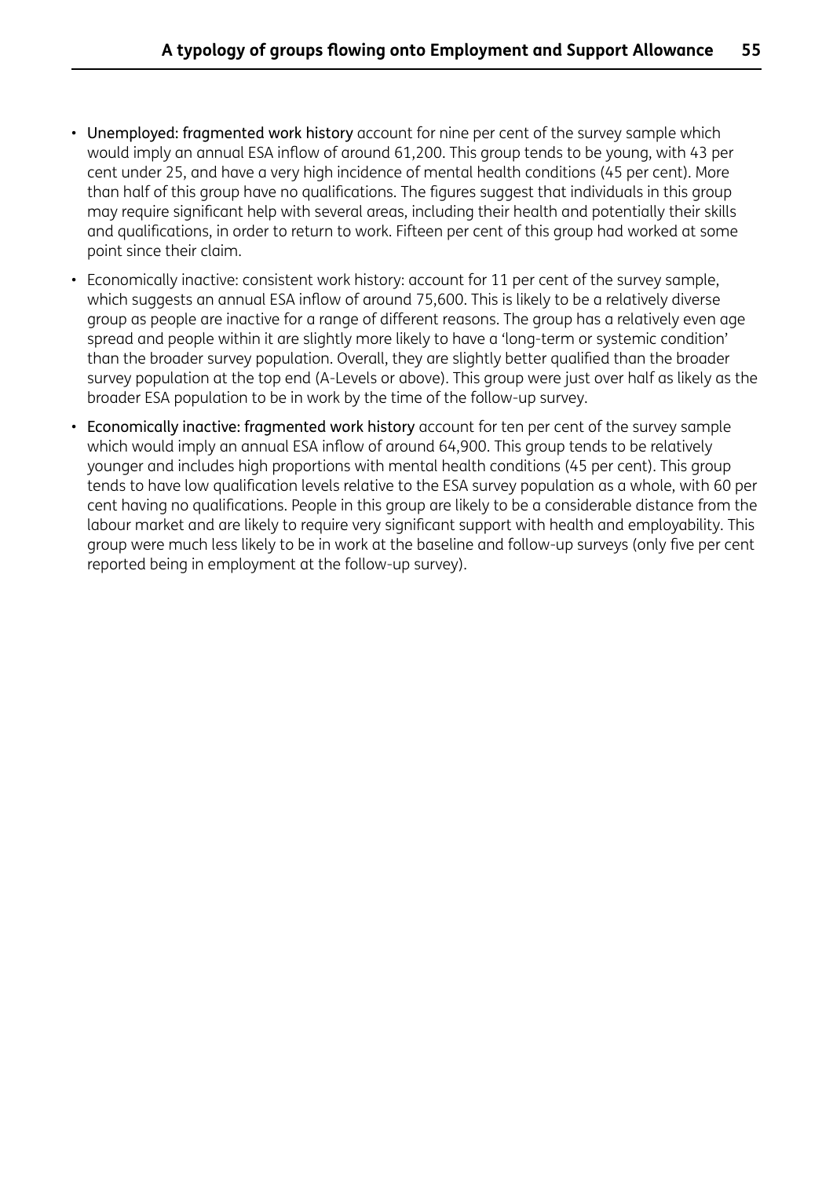- Unemployed: fragmented work history account for nine per cent of the survey sample which would imply an annual ESA inflow of around 61,200. This group tends to be young, with 43 per cent under 25, and have a very high incidence of mental health conditions (45 per cent). More than half of this group have no qualifications. The figures suggest that individuals in this group may require significant help with several areas, including their health and potentially their skills and qualifications, in order to return to work. Fifteen per cent of this group had worked at some point since their claim.
- Economically inactive: consistent work history: account for 11 per cent of the survey sample, which suggests an annual ESA inflow of around 75,600. This is likely to be a relatively diverse group as people are inactive for a range of different reasons. The group has a relatively even age spread and people within it are slightly more likely to have a 'long-term or systemic condition' than the broader survey population. Overall, they are slightly better qualified than the broader survey population at the top end (A-Levels or above). This group were just over half as likely as the broader ESA population to be in work by the time of the follow-up survey.
- Economically inactive: fragmented work history account for ten per cent of the survey sample which would imply an annual ESA inflow of around 64,900. This group tends to be relatively younger and includes high proportions with mental health conditions (45 per cent). This group tends to have low qualification levels relative to the ESA survey population as a whole, with 60 per cent having no qualifications. People in this group are likely to be a considerable distance from the labour market and are likely to require very significant support with health and employability. This group were much less likely to be in work at the baseline and follow-up surveys (only five per cent reported being in employment at the follow-up survey).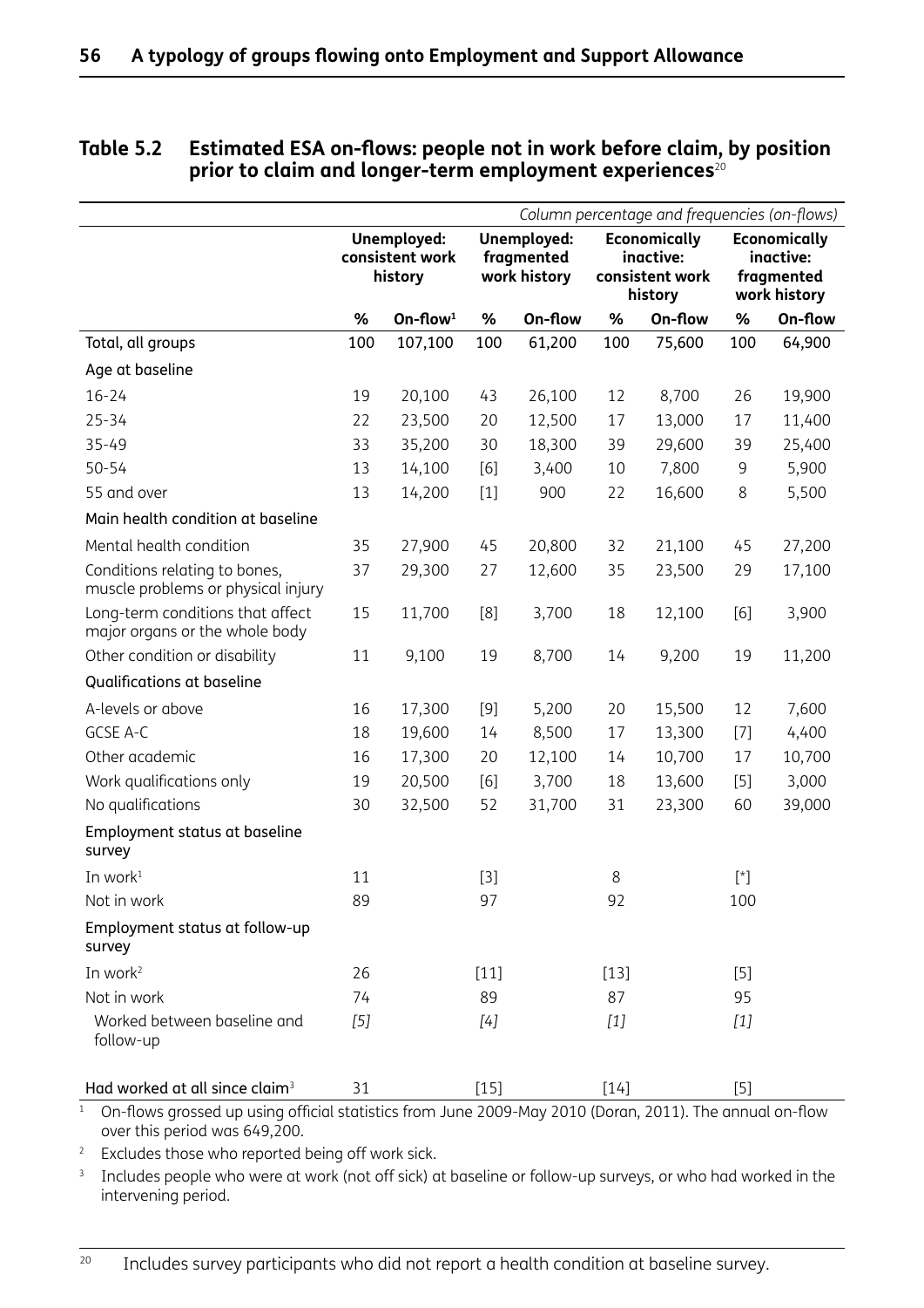## Table 5.2 Estimated ESA on-flows: people not in work before claim, by position prior to claim and longer-term employment experiences[20]

| | Unemployed: consistent work history | | Unemployed: fragmented work history | | Economically inactive: consistent work history | | Economically inactive: fragmented work history | |
|---|---|---|---|---|---|---|---|---|
| | *Column percentage and frequencies (on-flows)* | | | | | | | |
| | % | On-flow[1] | % | On-flow | % | On-flow | % | On-flow |
| Total, all groups | 100 | 107,100 | 100 | 61,200 | 100 | 75,600 | 100 | 64,900 |
| **Age at baseline** | | | | | | | | |
| 16-24 | 19 | 20,100 | 43 | 26,100 | 12 | 8,700 | 26 | 19,900 |
| 25-34 | 22 | 23,500 | 20 | 12,500 | 17 | 13,000 | 17 | 11,400 |
| 35-49 | 33 | 35,200 | 30 | 18,300 | 39 | 29,600 | 39 | 25,400 |
| 50-54 | 13 | 14,100 | [6] | 3,400 | 10 | 7,800 | 9 | 5,900 |
| 55 and over | 13 | 14,200 | [1] | 900 | 22 | 16,600 | 8 | 5,500 |
| **Main health condition at baseline** | | | | | | | | |
| Mental health condition | 35 | 27,900 | 45 | 20,800 | 32 | 21,100 | 45 | 27,200 |
| Conditions relating to bones, muscle problems or physical injury | 37 | 29,300 | 27 | 12,600 | 35 | 23,500 | 29 | 17,100 |
| Long-term conditions that affect major organs or the whole body | 15 | 11,700 | [8] | 3,700 | 18 | 12,100 | [6] | 3,900 |
| Other condition or disability | 11 | 9,100 | 19 | 8,700 | 14 | 9,200 | 19 | 11,200 |
| **Qualifications at baseline** | | | | | | | | |
| A-levels or above | 16 | 17,300 | [9] | 5,200 | 20 | 15,500 | 12 | 7,600 |
| GCSE A-C | 18 | 19,600 | 14 | 8,500 | 17 | 13,300 | [7] | 4,400 |
| Other academic | 16 | 17,300 | 20 | 12,100 | 14 | 10,700 | 17 | 10,700 |
| Work qualifications only | 19 | 20,500 | [6] | 3,700 | 18 | 13,600 | [5] | 3,000 |
| No qualifications | 30 | 32,500 | 52 | 31,700 | 31 | 23,300 | 60 | 39,000 |
| **Employment status at baseline survey** | | | | | | | | |
| In work[1] | 11 | | [3] | | 8 | | [*] | |
| Not in work | 89 | | 97 | | 92 | | 100 | |
| **Employment status at follow-up survey** | | | | | | | | |
| In work[2] | 26 | | [11] | | [13] | | [5] | |
| Not in work | 74 | | 89 | | 87 | | 95 | |
| Worked between baseline and follow-up | *[5]* | | *[4]* | | *[1]* | | *[1]* | |
| Had worked at all since claim[3] | 31 | | [15] | | [14] | | [5] | |

[1] On-flows grossed up using official statistics from June 2009-May 2010 (Doran, 2011). The annual on-flow over this period was 649,200.

[2] Excludes those who reported being off work sick.

[3] Includes people who were at work (not off sick) at baseline or follow-up surveys, or who had worked in the intervening period.

[20] Includes survey participants who did not report a health condition at baseline survey.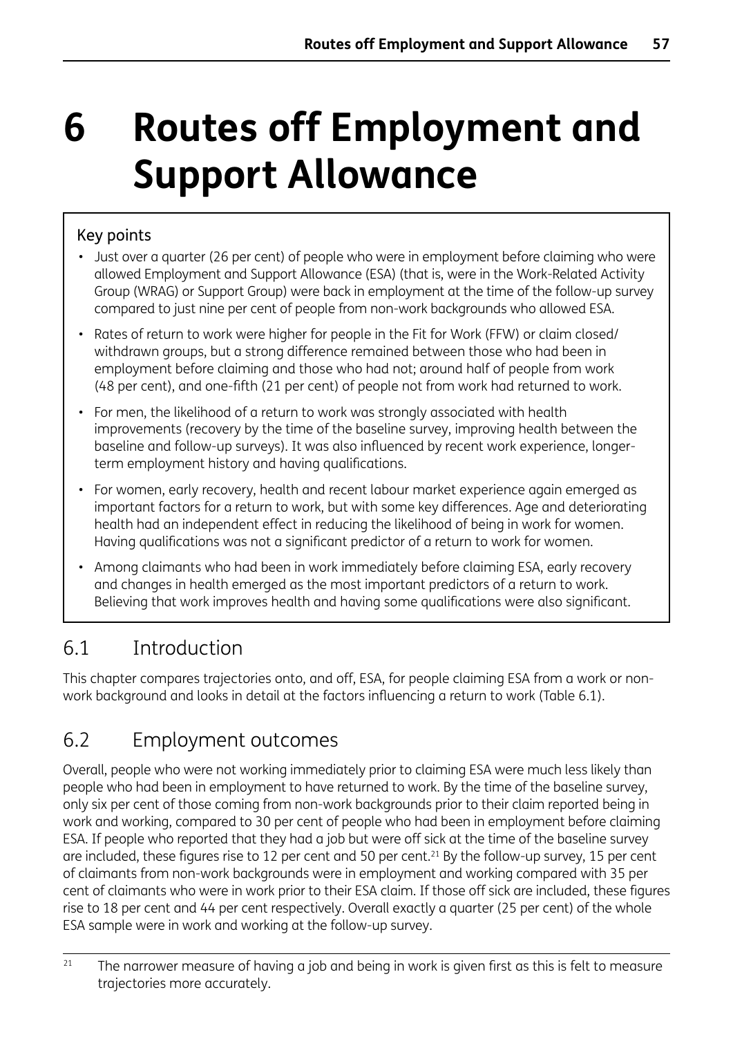# 6 Routes off Employment and Support Allowance

Key points

- Just over a quarter (26 per cent) of people who were in employment before claiming who were allowed Employment and Support Allowance (ESA) (that is, were in the Work-Related Activity Group (WRAG) or Support Group) were back in employment at the time of the follow-up survey compared to just nine per cent of people from non-work backgrounds who allowed ESA.
- Rates of return to work were higher for people in the Fit for Work (FFW) or claim closed/withdrawn groups, but a strong difference remained between those who had been in employment before claiming and those who had not; around half of people from work (48 per cent), and one-fifth (21 per cent) of people not from work had returned to work.
- For men, the likelihood of a return to work was strongly associated with health improvements (recovery by the time of the baseline survey, improving health between the baseline and follow-up surveys). It was also influenced by recent work experience, longer-term employment history and having qualifications.
- For women, early recovery, health and recent labour market experience again emerged as important factors for a return to work, but with some key differences. Age and deteriorating health had an independent effect in reducing the likelihood of being in work for women. Having qualifications was not a significant predictor of a return to work for women.
- Among claimants who had been in work immediately before claiming ESA, early recovery and changes in health emerged as the most important predictors of a return to work. Believing that work improves health and having some qualifications were also significant.

## 6.1 Introduction

This chapter compares trajectories onto, and off, ESA, for people claiming ESA from a work or non-work background and looks in detail at the factors influencing a return to work (Table 6.1).

## 6.2 Employment outcomes

Overall, people who were not working immediately prior to claiming ESA were much less likely than people who had been in employment to have returned to work. By the time of the baseline survey, only six per cent of those coming from non-work backgrounds prior to their claim reported being in work and working, compared to 30 per cent of people who had been in employment before claiming ESA. If people who reported that they had a job but were off sick at the time of the baseline survey are included, these figures rise to 12 per cent and 50 per cent.[21] By the follow-up survey, 15 per cent of claimants from non-work backgrounds were in employment and working compared with 35 per cent of claimants who were in work prior to their ESA claim. If those off sick are included, these figures rise to 18 per cent and 44 per cent respectively. Overall exactly a quarter (25 per cent) of the whole ESA sample were in work and working at the follow-up survey.

[21] The narrower measure of having a job and being in work is given first as this is felt to measure trajectories more accurately.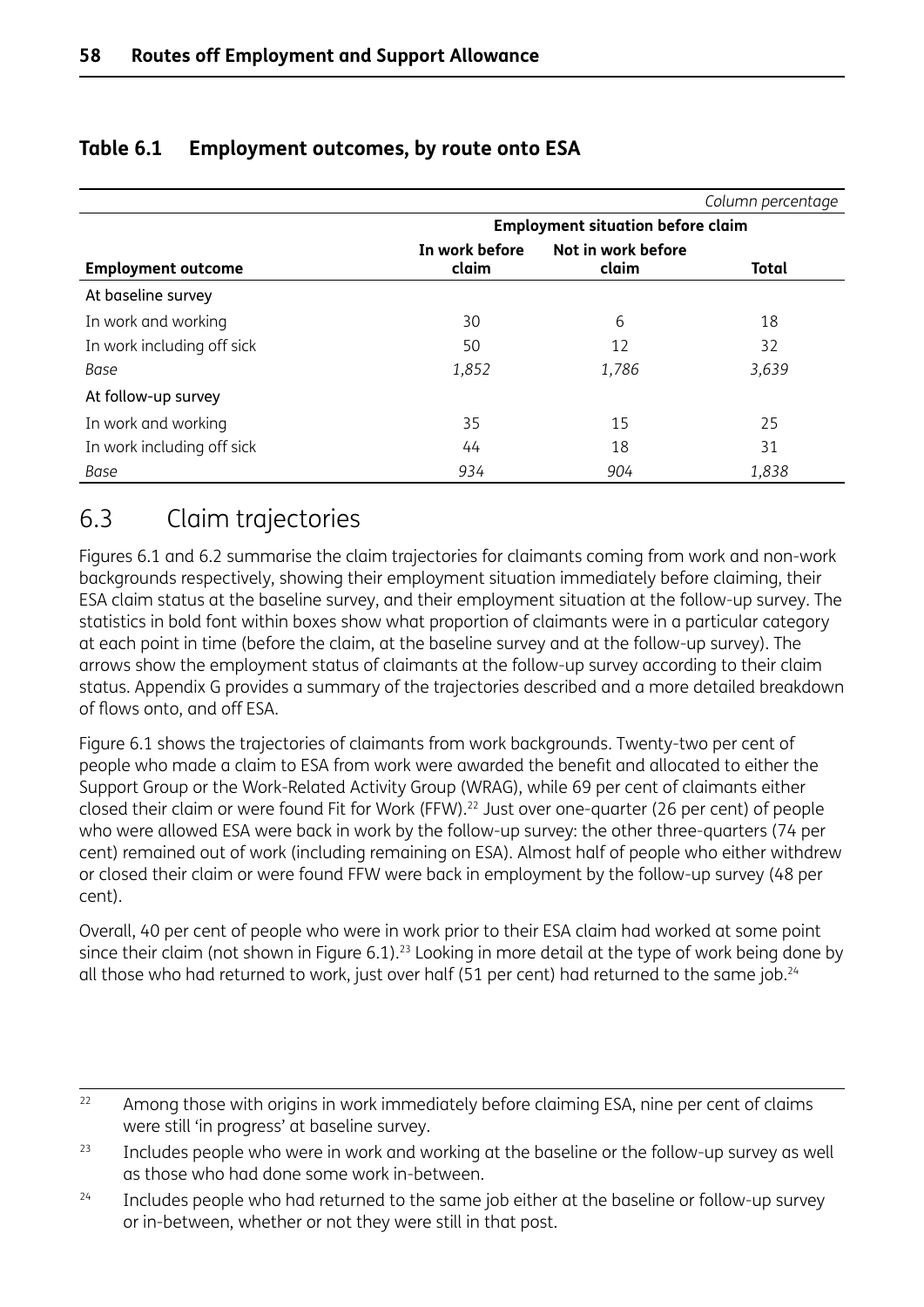**Table 6.1 Employment outcomes, by route onto ESA**

| | | | *Column percentage* |
|---|---|---|---|
| | **Employment situation before claim** | | |
| **Employment outcome** | **In work before claim** | **Not in work before claim** | **Total** |
| At baseline survey | | | |
| In work and working | 30 | 6 | 18 |
| In work including off sick | 50 | 12 | 32 |
| *Base* | *1,852* | *1,786* | *3,639* |
| At follow-up survey | | | |
| In work and working | 35 | 15 | 25 |
| In work including off sick | 44 | 18 | 31 |
| *Base* | *934* | *904* | *1,838* |

## 6.3 Claim trajectories

Figures 6.1 and 6.2 summarise the claim trajectories for claimants coming from work and non-work backgrounds respectively, showing their employment situation immediately before claiming, their ESA claim status at the baseline survey, and their employment situation at the follow-up survey. The statistics in bold font within boxes show what proportion of claimants were in a particular category at each point in time (before the claim, at the baseline survey and at the follow-up survey). The arrows show the employment status of claimants at the follow-up survey according to their claim status. Appendix G provides a summary of the trajectories described and a more detailed breakdown of flows onto, and off ESA.

Figure 6.1 shows the trajectories of claimants from work backgrounds. Twenty-two per cent of people who made a claim to ESA from work were awarded the benefit and allocated to either the Support Group or the Work-Related Activity Group (WRAG), while 69 per cent of claimants either closed their claim or were found Fit for Work (FFW).[22] Just over one-quarter (26 per cent) of people who were allowed ESA were back in work by the follow-up survey: the other three-quarters (74 per cent) remained out of work (including remaining on ESA). Almost half of people who either withdrew or closed their claim or were found FFW were back in employment by the follow-up survey (48 per cent).

Overall, 40 per cent of people who were in work prior to their ESA claim had worked at some point since their claim (not shown in Figure 6.1).[23] Looking in more detail at the type of work being done by all those who had returned to work, just over half (51 per cent) had returned to the same job.[24]

[22] Among those with origins in work immediately before claiming ESA, nine per cent of claims were still 'in progress' at baseline survey.

[23] Includes people who were in work and working at the baseline or the follow-up survey as well as those who had done some work in-between.

[24] Includes people who had returned to the same job either at the baseline or follow-up survey or in-between, whether or not they were still in that post.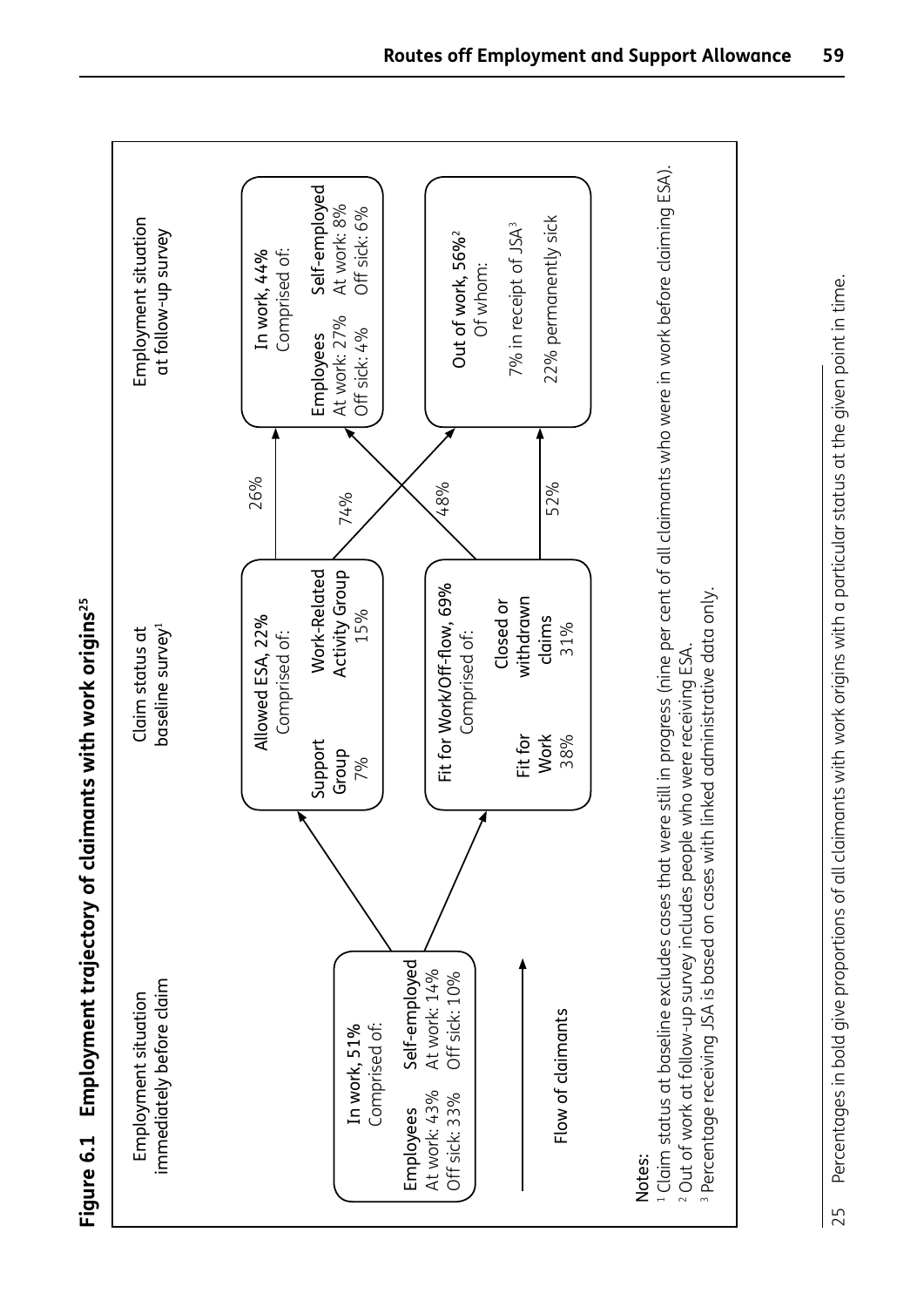**Figure 6.1 Employment trajectory of claimants with work origins[25]**

Employment situation immediately before claim

**In work, 51%**
Comprised of:

| Employees | Self-employed |
|---|---|
| At work: 43% | At work: 14% |
| Off sick: 33% | Off sick: 10% |

Claim status at baseline survey[1]

**Allowed ESA, 22%**
Comprised of:

| Support Group | Work-Related Activity Group |
|---|---|
| 7% | 15% |

**Fit for Work/Off-flow, 69%**
Comprised of:

| Fit for Work | Closed or withdrawn claims |
|---|---|
| 38% | 31% |

Employment situation at follow-up survey

**In work, 44%**
Comprised of:

| Employees | Self-employed |
|---|---|
| At work: 27% | At work: 8% |
| Off sick: 4% | Off sick: 6% |

**Out of work, 56%[2]**
Of whom:

7% in receipt of JSA[3]

22% permanently sick

Flow of claimants:

- Allowed ESA → In work: 26%
- Allowed ESA → Out of work: 74%
- Fit for Work/Off-flow → In work: 48%
- Fit for Work/Off-flow → Out of work: 52%

Notes:
[1] Claim status at baseline excludes cases that were still in progress (nine per cent of all claimants who were in work before claiming ESA).
[2] Out of work at follow-up survey includes people who were receiving ESA.
[3] Percentage receiving JSA is based on cases with linked administrative data only.

---

25 Percentages in bold give proportions of all claimants with work origins with a particular status at the given point in time.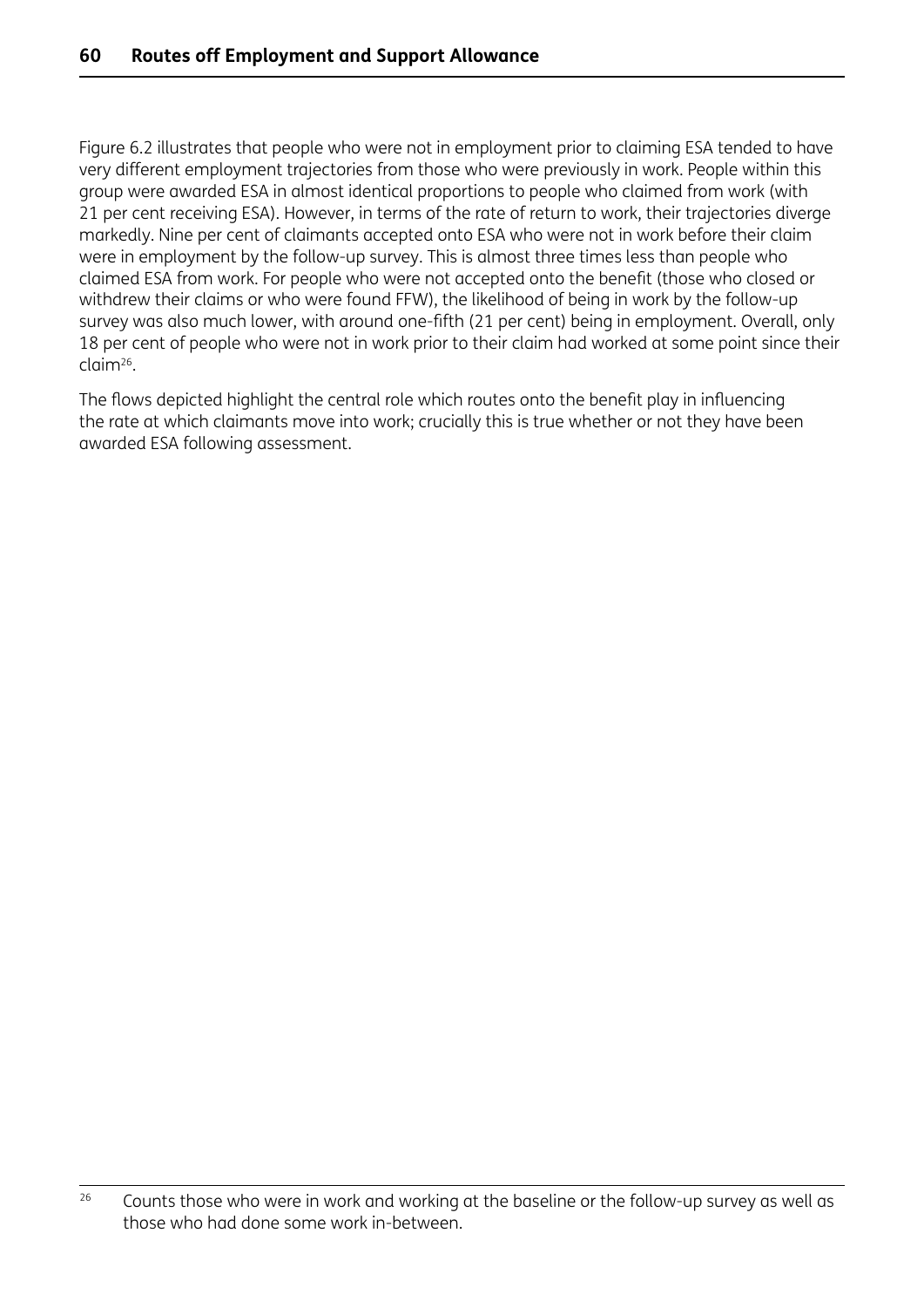Figure 6.2 illustrates that people who were not in employment prior to claiming ESA tended to have very different employment trajectories from those who were previously in work. People within this group were awarded ESA in almost identical proportions to people who claimed from work (with 21 per cent receiving ESA). However, in terms of the rate of return to work, their trajectories diverge markedly. Nine per cent of claimants accepted onto ESA who were not in work before their claim were in employment by the follow-up survey. This is almost three times less than people who claimed ESA from work. For people who were not accepted onto the benefit (those who closed or withdrew their claims or who were found FFW), the likelihood of being in work by the follow-up survey was also much lower, with around one-fifth (21 per cent) being in employment. Overall, only 18 per cent of people who were not in work prior to their claim had worked at some point since their claim[26].

The flows depicted highlight the central role which routes onto the benefit play in influencing the rate at which claimants move into work; crucially this is true whether or not they have been awarded ESA following assessment.

[26] Counts those who were in work and working at the baseline or the follow-up survey as well as those who had done some work in-between.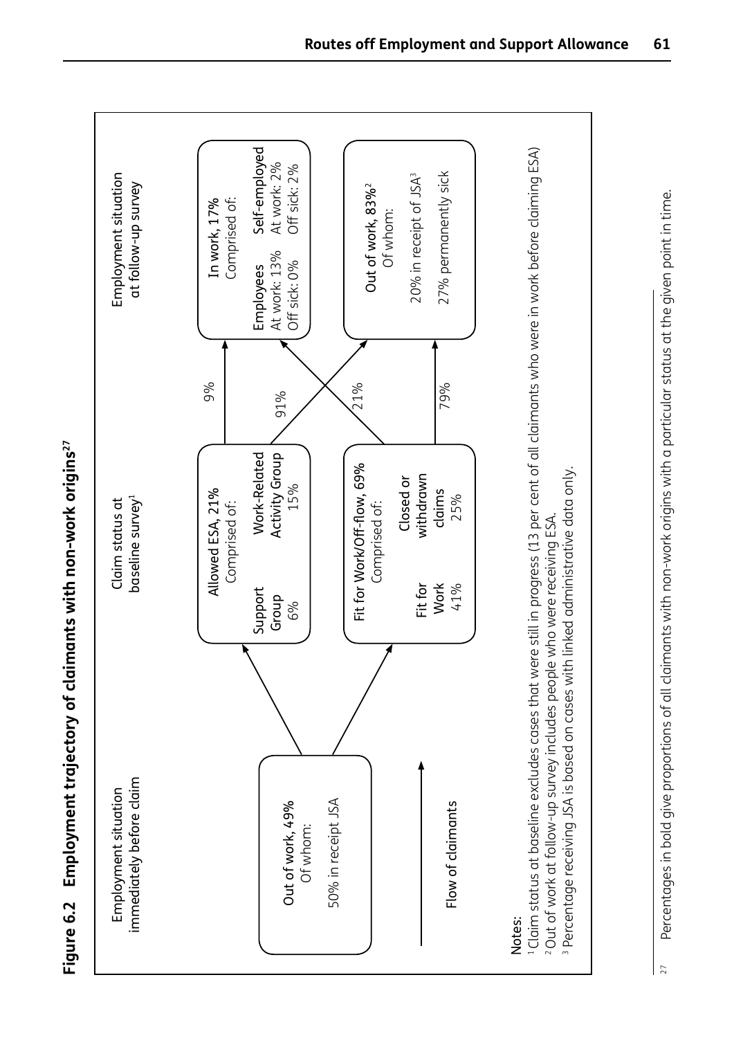**Figure 6.2 Employment trajectory of claimants with non-work origins[27]**

Employment situation immediately before claim

**Out of work, 49%**
Of whom:
50% in receipt JSA

Flow of claimants

Claim status at baseline survey[1]

**Allowed ESA, 21%**
Comprised of:
Support Group 6%
Work-Related Activity Group 15%

**Fit for Work/Off-flow, 69%**
Comprised of:
Fit for Work 41%
Closed or withdrawn claims 25%

Allowed ESA → In work: 9%
Allowed ESA → Out of work: 91%
Fit for Work/Off-flow → In work: 21%
Fit for Work/Off-flow → Out of work: 79%

Employment situation at follow-up survey

**In work, 17%**
Comprised of:
Employees — At work: 13%, Off sick: 0%
Self-employed — At work: 2%, Off sick: 2%

**Out of work, 83%**[2]
Of whom:
20% in receipt of JSA[3]
27% permanently sick

Notes:
[1] Claim status at baseline excludes cases that were still in progress (13 per cent of all claimants who were in work before claiming ESA)
[2] Out of work at follow-up survey includes people who were receiving ESA.
[3] Percentage receiving JSA is based on cases with linked administrative data only.

---

[27] Percentages in bold give proportions of all claimants with non-work origins with a particular status at the given point in time.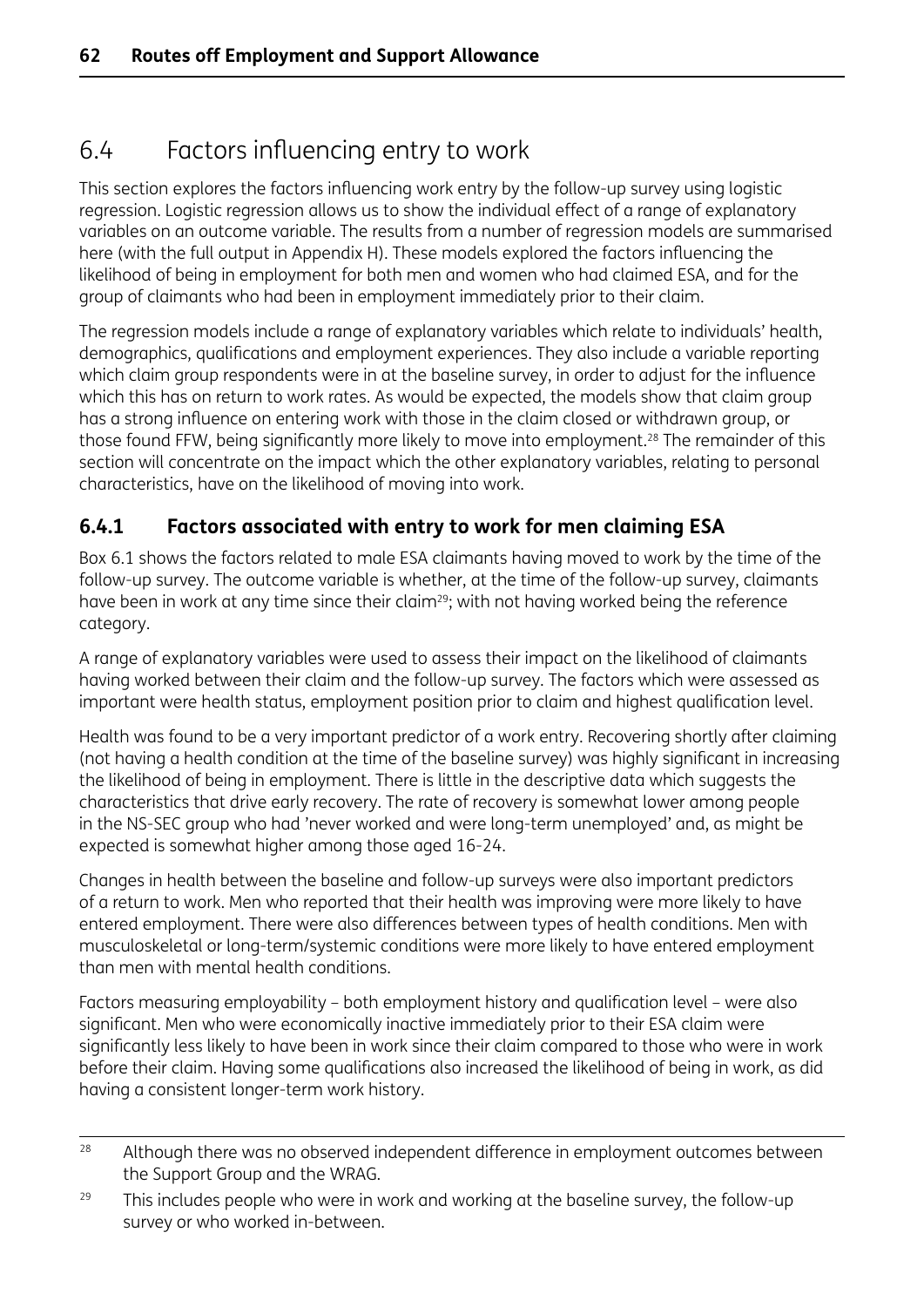## 6.4 Factors influencing entry to work

This section explores the factors influencing work entry by the follow-up survey using logistic regression. Logistic regression allows us to show the individual effect of a range of explanatory variables on an outcome variable. The results from a number of regression models are summarised here (with the full output in Appendix H). These models explored the factors influencing the likelihood of being in employment for both men and women who had claimed ESA, and for the group of claimants who had been in employment immediately prior to their claim.

The regression models include a range of explanatory variables which relate to individuals' health, demographics, qualifications and employment experiences. They also include a variable reporting which claim group respondents were in at the baseline survey, in order to adjust for the influence which this has on return to work rates. As would be expected, the models show that claim group has a strong influence on entering work with those in the claim closed or withdrawn group, or those found FFW, being significantly more likely to move into employment.[28] The remainder of this section will concentrate on the impact which the other explanatory variables, relating to personal characteristics, have on the likelihood of moving into work.

### 6.4.1 Factors associated with entry to work for men claiming ESA

Box 6.1 shows the factors related to male ESA claimants having moved to work by the time of the follow-up survey. The outcome variable is whether, at the time of the follow-up survey, claimants have been in work at any time since their claim[29]; with not having worked being the reference category.

A range of explanatory variables were used to assess their impact on the likelihood of claimants having worked between their claim and the follow-up survey. The factors which were assessed as important were health status, employment position prior to claim and highest qualification level.

Health was found to be a very important predictor of a work entry. Recovering shortly after claiming (not having a health condition at the time of the baseline survey) was highly significant in increasing the likelihood of being in employment. There is little in the descriptive data which suggests the characteristics that drive early recovery. The rate of recovery is somewhat lower among people in the NS-SEC group who had 'never worked and were long-term unemployed' and, as might be expected is somewhat higher among those aged 16-24.

Changes in health between the baseline and follow-up surveys were also important predictors of a return to work. Men who reported that their health was improving were more likely to have entered employment. There were also differences between types of health conditions. Men with musculoskeletal or long-term/systemic conditions were more likely to have entered employment than men with mental health conditions.

Factors measuring employability – both employment history and qualification level – were also significant. Men who were economically inactive immediately prior to their ESA claim were significantly less likely to have been in work since their claim compared to those who were in work before their claim. Having some qualifications also increased the likelihood of being in work, as did having a consistent longer-term work history.

---

[28] Although there was no observed independent difference in employment outcomes between the Support Group and the WRAG.

[29] This includes people who were in work and working at the baseline survey, the follow-up survey or who worked in-between.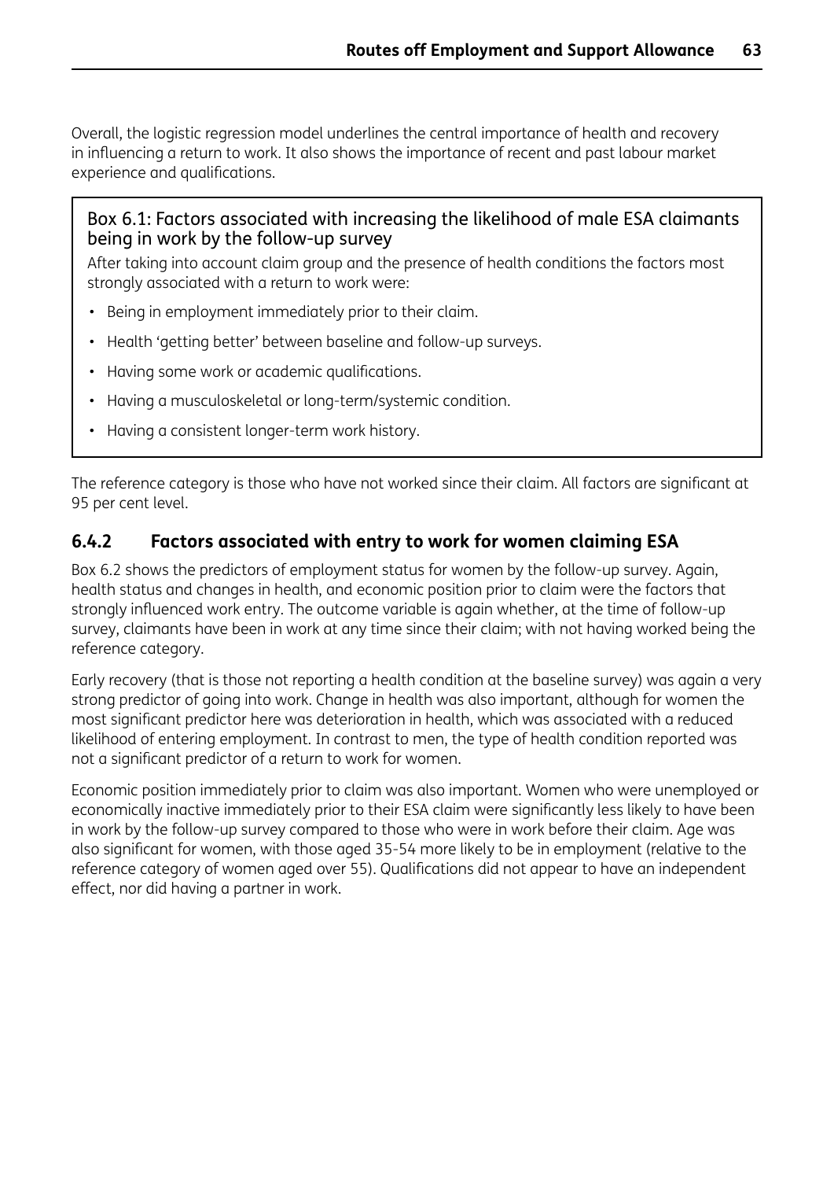Overall, the logistic regression model underlines the central importance of health and recovery in influencing a return to work. It also shows the importance of recent and past labour market experience and qualifications.

**Box 6.1: Factors associated with increasing the likelihood of male ESA claimants being in work by the follow-up survey**

After taking into account claim group and the presence of health conditions the factors most strongly associated with a return to work were:

- Being in employment immediately prior to their claim.
- Health 'getting better' between baseline and follow-up surveys.
- Having some work or academic qualifications.
- Having a musculoskeletal or long-term/systemic condition.
- Having a consistent longer-term work history.

The reference category is those who have not worked since their claim. All factors are significant at 95 per cent level.

### 6.4.2 Factors associated with entry to work for women claiming ESA

Box 6.2 shows the predictors of employment status for women by the follow-up survey. Again, health status and changes in health, and economic position prior to claim were the factors that strongly influenced work entry. The outcome variable is again whether, at the time of follow-up survey, claimants have been in work at any time since their claim; with not having worked being the reference category.

Early recovery (that is those not reporting a health condition at the baseline survey) was again a very strong predictor of going into work. Change in health was also important, although for women the most significant predictor here was deterioration in health, which was associated with a reduced likelihood of entering employment. In contrast to men, the type of health condition reported was not a significant predictor of a return to work for women.

Economic position immediately prior to claim was also important. Women who were unemployed or economically inactive immediately prior to their ESA claim were significantly less likely to have been in work by the follow-up survey compared to those who were in work before their claim. Age was also significant for women, with those aged 35-54 more likely to be in employment (relative to the reference category of women aged over 55). Qualifications did not appear to have an independent effect, nor did having a partner in work.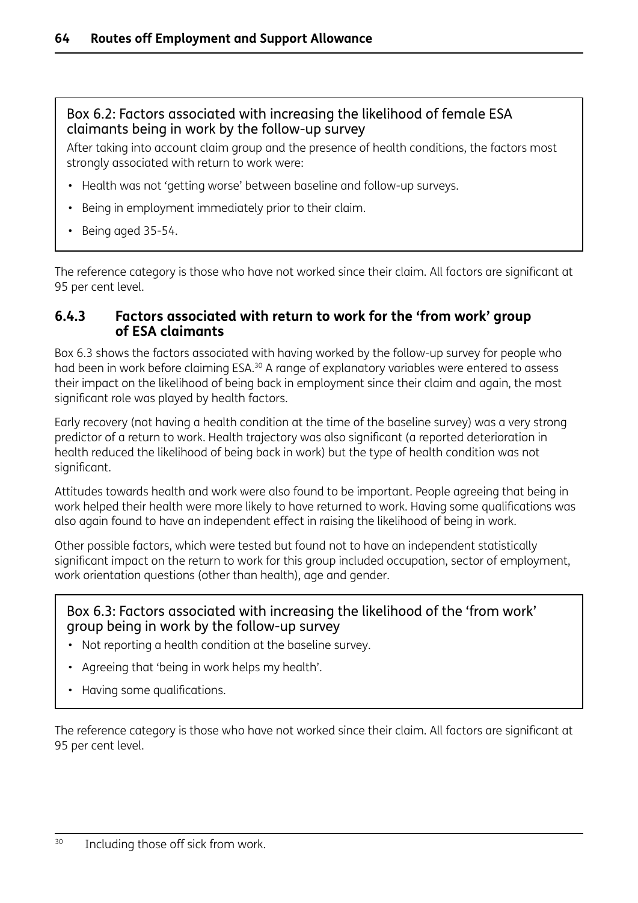**Box 6.2: Factors associated with increasing the likelihood of female ESA claimants being in work by the follow-up survey**

After taking into account claim group and the presence of health conditions, the factors most strongly associated with return to work were:

- Health was not 'getting worse' between baseline and follow-up surveys.
- Being in employment immediately prior to their claim.
- Being aged 35-54.

The reference category is those who have not worked since their claim. All factors are significant at 95 per cent level.

### 6.4.3 Factors associated with return to work for the 'from work' group of ESA claimants

Box 6.3 shows the factors associated with having worked by the follow-up survey for people who had been in work before claiming ESA.[30] A range of explanatory variables were entered to assess their impact on the likelihood of being back in employment since their claim and again, the most significant role was played by health factors.

Early recovery (not having a health condition at the time of the baseline survey) was a very strong predictor of a return to work. Health trajectory was also significant (a reported deterioration in health reduced the likelihood of being back in work) but the type of health condition was not significant.

Attitudes towards health and work were also found to be important. People agreeing that being in work helped their health were more likely to have returned to work. Having some qualifications was also again found to have an independent effect in raising the likelihood of being in work.

Other possible factors, which were tested but found not to have an independent statistically significant impact on the return to work for this group included occupation, sector of employment, work orientation questions (other than health), age and gender.

**Box 6.3: Factors associated with increasing the likelihood of the 'from work' group being in work by the follow-up survey**

- Not reporting a health condition at the baseline survey.
- Agreeing that 'being in work helps my health'.
- Having some qualifications.

The reference category is those who have not worked since their claim. All factors are significant at 95 per cent level.

[30] Including those off sick from work.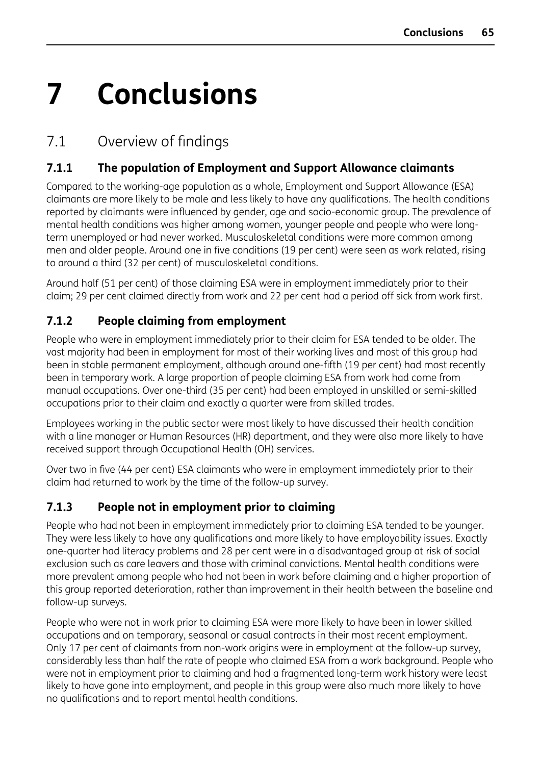# 7 Conclusions

## 7.1 Overview of findings

### 7.1.1 The population of Employment and Support Allowance claimants

Compared to the working-age population as a whole, Employment and Support Allowance (ESA) claimants are more likely to be male and less likely to have any qualifications. The health conditions reported by claimants were influenced by gender, age and socio-economic group. The prevalence of mental health conditions was higher among women, younger people and people who were long-term unemployed or had never worked. Musculoskeletal conditions were more common among men and older people. Around one in five conditions (19 per cent) were seen as work related, rising to around a third (32 per cent) of musculoskeletal conditions.

Around half (51 per cent) of those claiming ESA were in employment immediately prior to their claim; 29 per cent claimed directly from work and 22 per cent had a period off sick from work first.

### 7.1.2 People claiming from employment

People who were in employment immediately prior to their claim for ESA tended to be older. The vast majority had been in employment for most of their working lives and most of this group had been in stable permanent employment, although around one-fifth (19 per cent) had most recently been in temporary work. A large proportion of people claiming ESA from work had come from manual occupations. Over one-third (35 per cent) had been employed in unskilled or semi-skilled occupations prior to their claim and exactly a quarter were from skilled trades.

Employees working in the public sector were most likely to have discussed their health condition with a line manager or Human Resources (HR) department, and they were also more likely to have received support through Occupational Health (OH) services.

Over two in five (44 per cent) ESA claimants who were in employment immediately prior to their claim had returned to work by the time of the follow-up survey.

### 7.1.3 People not in employment prior to claiming

People who had not been in employment immediately prior to claiming ESA tended to be younger. They were less likely to have any qualifications and more likely to have employability issues. Exactly one-quarter had literacy problems and 28 per cent were in a disadvantaged group at risk of social exclusion such as care leavers and those with criminal convictions. Mental health conditions were more prevalent among people who had not been in work before claiming and a higher proportion of this group reported deterioration, rather than improvement in their health between the baseline and follow-up surveys.

People who were not in work prior to claiming ESA were more likely to have been in lower skilled occupations and on temporary, seasonal or casual contracts in their most recent employment. Only 17 per cent of claimants from non-work origins were in employment at the follow-up survey, considerably less than half the rate of people who claimed ESA from a work background. People who were not in employment prior to claiming and had a fragmented long-term work history were least likely to have gone into employment, and people in this group were also much more likely to have no qualifications and to report mental health conditions.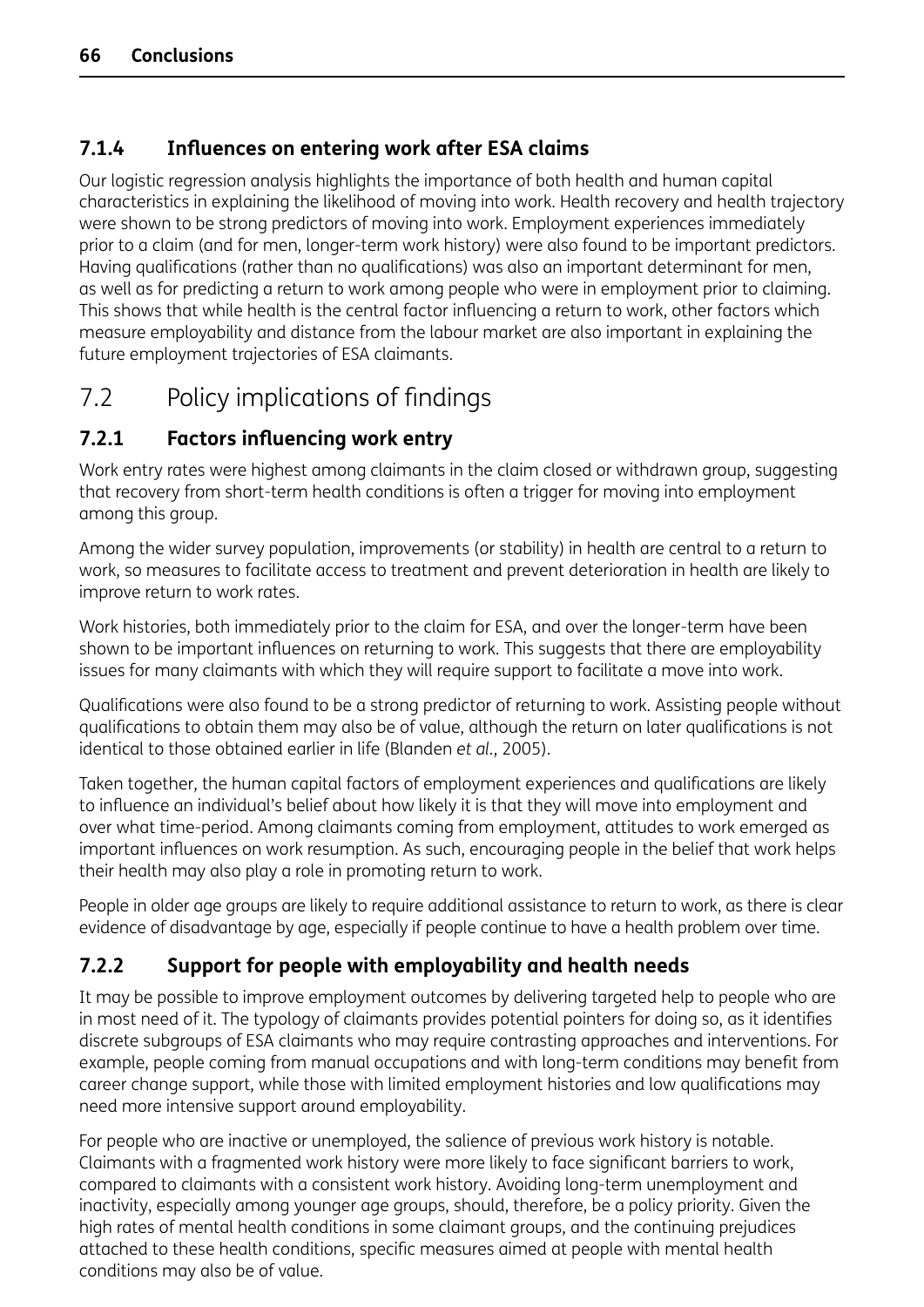### 7.1.4 Influences on entering work after ESA claims

Our logistic regression analysis highlights the importance of both health and human capital characteristics in explaining the likelihood of moving into work. Health recovery and health trajectory were shown to be strong predictors of moving into work. Employment experiences immediately prior to a claim (and for men, longer-term work history) were also found to be important predictors. Having qualifications (rather than no qualifications) was also an important determinant for men, as well as for predicting a return to work among people who were in employment prior to claiming. This shows that while health is the central factor influencing a return to work, other factors which measure employability and distance from the labour market are also important in explaining the future employment trajectories of ESA claimants.

## 7.2 Policy implications of findings

### 7.2.1 Factors influencing work entry

Work entry rates were highest among claimants in the claim closed or withdrawn group, suggesting that recovery from short-term health conditions is often a trigger for moving into employment among this group.

Among the wider survey population, improvements (or stability) in health are central to a return to work, so measures to facilitate access to treatment and prevent deterioration in health are likely to improve return to work rates.

Work histories, both immediately prior to the claim for ESA, and over the longer-term have been shown to be important influences on returning to work. This suggests that there are employability issues for many claimants with which they will require support to facilitate a move into work.

Qualifications were also found to be a strong predictor of returning to work. Assisting people without qualifications to obtain them may also be of value, although the return on later qualifications is not identical to those obtained earlier in life (Blanden *et al*., 2005).

Taken together, the human capital factors of employment experiences and qualifications are likely to influence an individual's belief about how likely it is that they will move into employment and over what time-period. Among claimants coming from employment, attitudes to work emerged as important influences on work resumption. As such, encouraging people in the belief that work helps their health may also play a role in promoting return to work.

People in older age groups are likely to require additional assistance to return to work, as there is clear evidence of disadvantage by age, especially if people continue to have a health problem over time.

### 7.2.2 Support for people with employability and health needs

It may be possible to improve employment outcomes by delivering targeted help to people who are in most need of it. The typology of claimants provides potential pointers for doing so, as it identifies discrete subgroups of ESA claimants who may require contrasting approaches and interventions. For example, people coming from manual occupations and with long-term conditions may benefit from career change support, while those with limited employment histories and low qualifications may need more intensive support around employability.

For people who are inactive or unemployed, the salience of previous work history is notable. Claimants with a fragmented work history were more likely to face significant barriers to work, compared to claimants with a consistent work history. Avoiding long-term unemployment and inactivity, especially among younger age groups, should, therefore, be a policy priority. Given the high rates of mental health conditions in some claimant groups, and the continuing prejudices attached to these health conditions, specific measures aimed at people with mental health conditions may also be of value.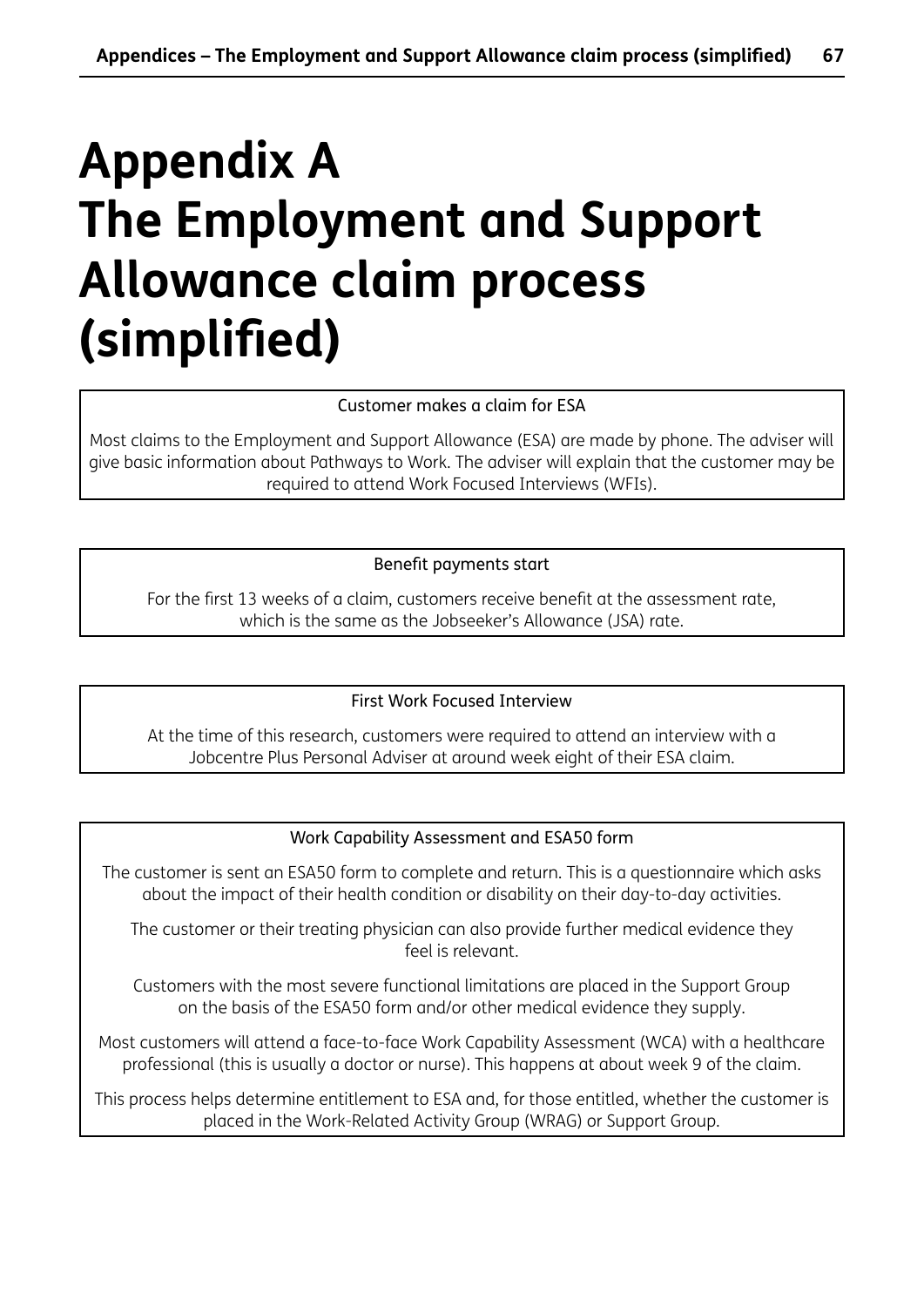# Appendix A The Employment and Support Allowance claim process (simplified)

**Customer makes a claim for ESA**

Most claims to the Employment and Support Allowance (ESA) are made by phone. The adviser will give basic information about Pathways to Work. The adviser will explain that the customer may be required to attend Work Focused Interviews (WFIs).

**Benefit payments start**

For the first 13 weeks of a claim, customers receive benefit at the assessment rate, which is the same as the Jobseeker's Allowance (JSA) rate.

**First Work Focused Interview**

At the time of this research, customers were required to attend an interview with a Jobcentre Plus Personal Adviser at around week eight of their ESA claim.

**Work Capability Assessment and ESA50 form**

The customer is sent an ESA50 form to complete and return. This is a questionnaire which asks about the impact of their health condition or disability on their day-to-day activities.

The customer or their treating physician can also provide further medical evidence they feel is relevant.

Customers with the most severe functional limitations are placed in the Support Group on the basis of the ESA50 form and/or other medical evidence they supply.

Most customers will attend a face-to-face Work Capability Assessment (WCA) with a healthcare professional (this is usually a doctor or nurse). This happens at about week 9 of the claim.

This process helps determine entitlement to ESA and, for those entitled, whether the customer is placed in the Work-Related Activity Group (WRAG) or Support Group.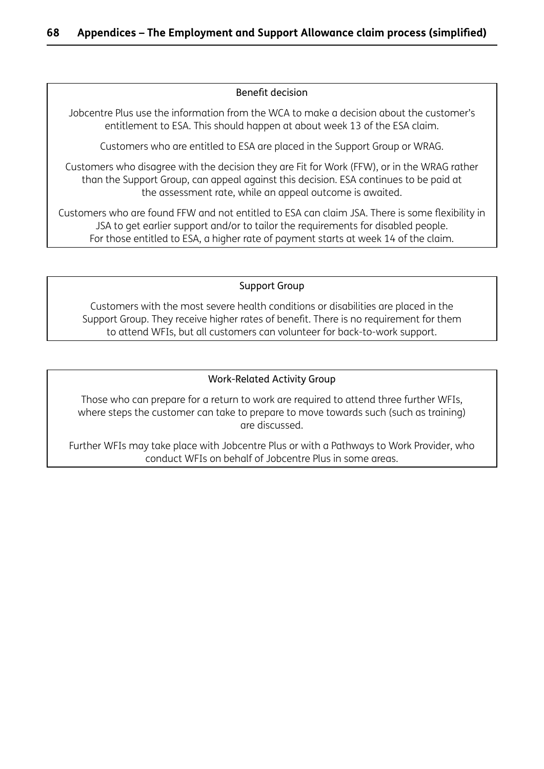Benefit decision

Jobcentre Plus use the information from the WCA to make a decision about the customer's entitlement to ESA. This should happen at about week 13 of the ESA claim.

Customers who are entitled to ESA are placed in the Support Group or WRAG.

Customers who disagree with the decision they are Fit for Work (FFW), or in the WRAG rather than the Support Group, can appeal against this decision. ESA continues to be paid at the assessment rate, while an appeal outcome is awaited.

Customers who are found FFW and not entitled to ESA can claim JSA. There is some flexibility in JSA to get earlier support and/or to tailor the requirements for disabled people. For those entitled to ESA, a higher rate of payment starts at week 14 of the claim.

Support Group

Customers with the most severe health conditions or disabilities are placed in the Support Group. They receive higher rates of benefit. There is no requirement for them to attend WFIs, but all customers can volunteer for back-to-work support.

Work-Related Activity Group

Those who can prepare for a return to work are required to attend three further WFIs, where steps the customer can take to prepare to move towards such (such as training) are discussed.

Further WFIs may take place with Jobcentre Plus or with a Pathways to Work Provider, who conduct WFIs on behalf of Jobcentre Plus in some areas.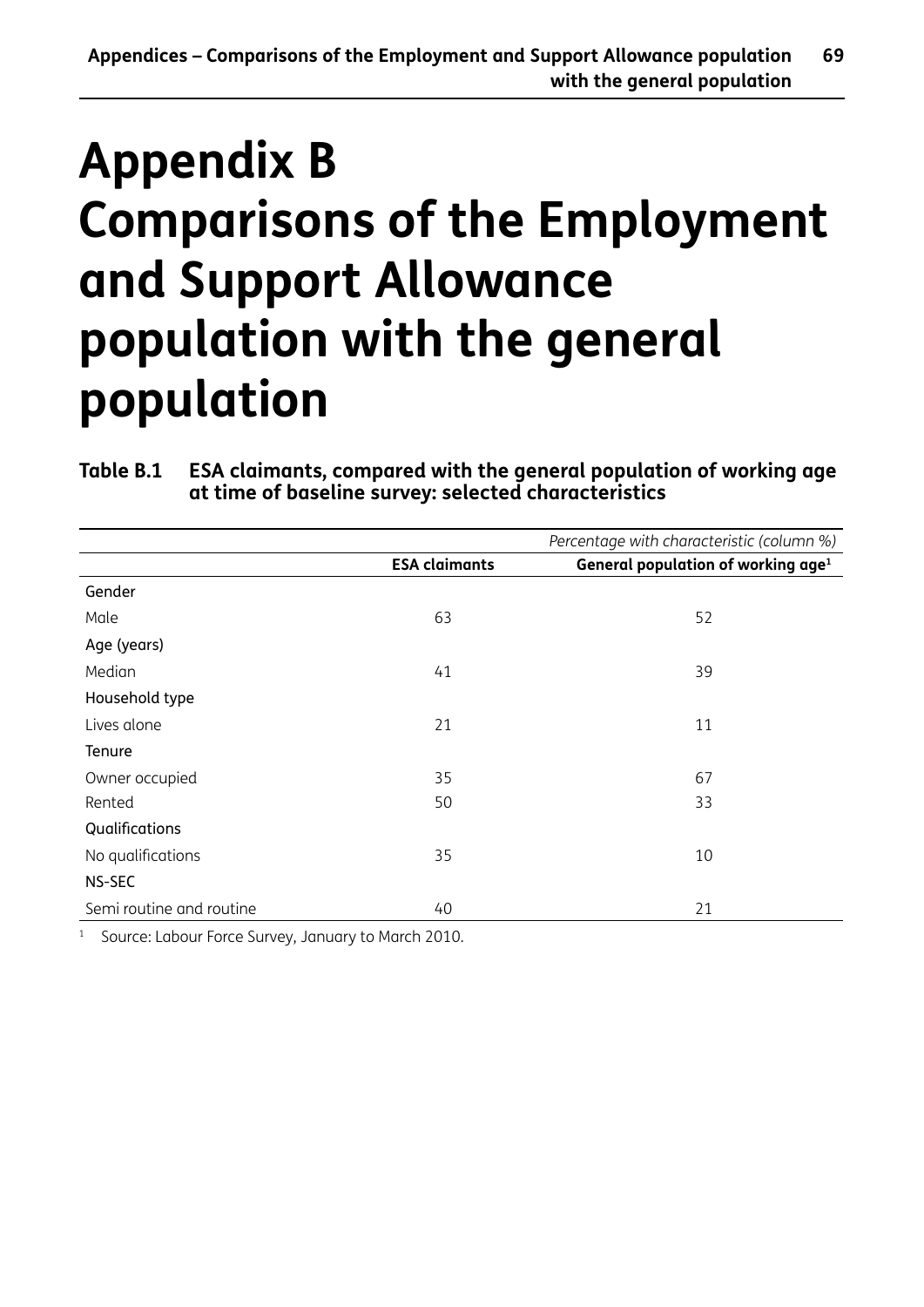# Appendix B Comparisons of the Employment and Support Allowance population with the general population

**Table B.1 ESA claimants, compared with the general population of working age at time of baseline survey: selected characteristics**

| | | *Percentage with characteristic (column %)* |
|---|---|---|
| | **ESA claimants** | **General population of working age[1]** |
| Gender | | |
| Male | 63 | 52 |
| Age (years) | | |
| Median | 41 | 39 |
| Household type | | |
| Lives alone | 21 | 11 |
| Tenure | | |
| Owner occupied | 35 | 67 |
| Rented | 50 | 33 |
| Qualifications | | |
| No qualifications | 35 | 10 |
| NS-SEC | | |
| Semi routine and routine | 40 | 21 |

[1] Source: Labour Force Survey, January to March 2010.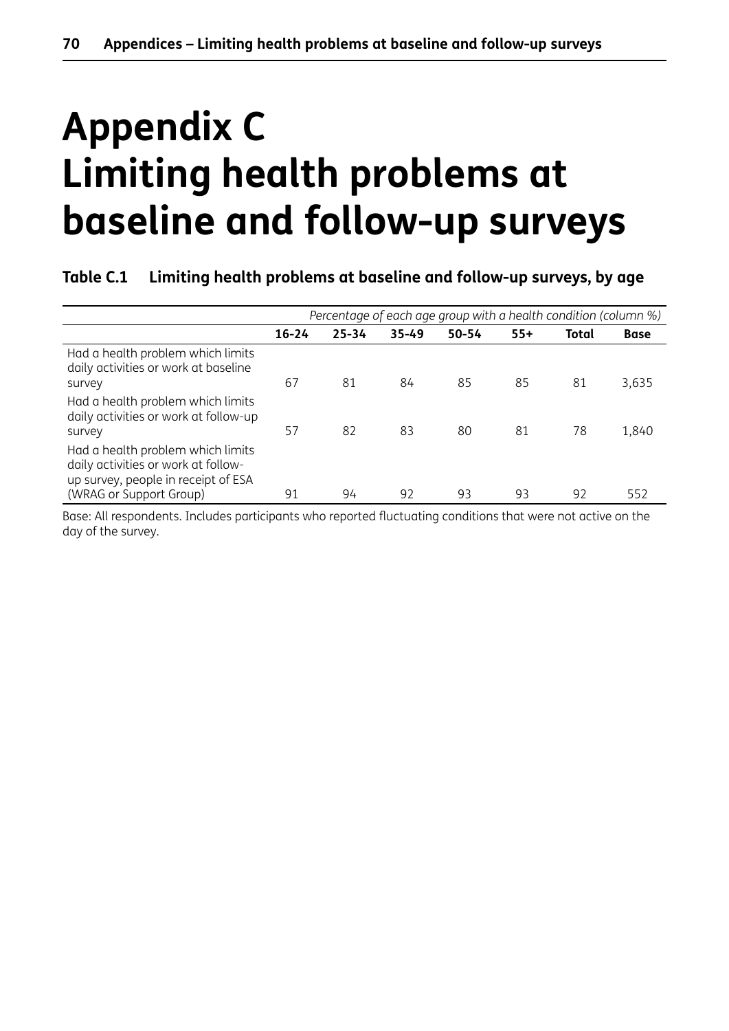# Appendix C
# Limiting health problems at baseline and follow-up surveys

**Table C.1 Limiting health problems at baseline and follow-up surveys, by age**

| | *Percentage of each age group with a health condition (column %)* | | | | | | |
|---|---|---|---|---|---|---|---|
| | **16-24** | **25-34** | **35-49** | **50-54** | **55+** | **Total** | **Base** |
| Had a health problem which limits daily activities or work at baseline survey | 67 | 81 | 84 | 85 | 85 | 81 | 3,635 |
| Had a health problem which limits daily activities or work at follow-up survey | 57 | 82 | 83 | 80 | 81 | 78 | 1,840 |
| Had a health problem which limits daily activities or work at follow-up survey, people in receipt of ESA (WRAG or Support Group) | 91 | 94 | 92 | 93 | 93 | 92 | 552 |

Base: All respondents. Includes participants who reported fluctuating conditions that were not active on the day of the survey.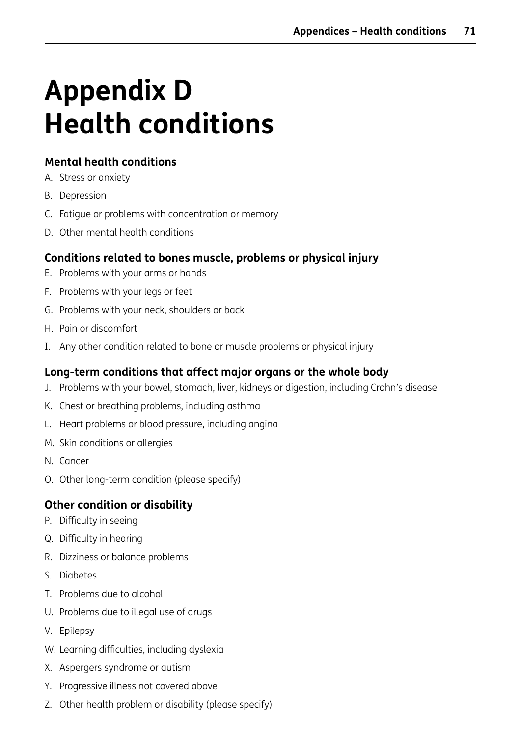# Appendix D
# Health conditions

### Mental health conditions

A. Stress or anxiety

B. Depression

C. Fatigue or problems with concentration or memory

D. Other mental health conditions

### Conditions related to bones muscle, problems or physical injury

E. Problems with your arms or hands

F. Problems with your legs or feet

G. Problems with your neck, shoulders or back

H. Pain or discomfort

I. Any other condition related to bone or muscle problems or physical injury

### Long-term conditions that affect major organs or the whole body

J. Problems with your bowel, stomach, liver, kidneys or digestion, including Crohn's disease

K. Chest or breathing problems, including asthma

L. Heart problems or blood pressure, including angina

M. Skin conditions or allergies

N. Cancer

O. Other long-term condition (please specify)

### Other condition or disability

P. Difficulty in seeing

Q. Difficulty in hearing

R. Dizziness or balance problems

S. Diabetes

T. Problems due to alcohol

U. Problems due to illegal use of drugs

V. Epilepsy

W. Learning difficulties, including dyslexia

X. Aspergers syndrome or autism

Y. Progressive illness not covered above

Z. Other health problem or disability (please specify)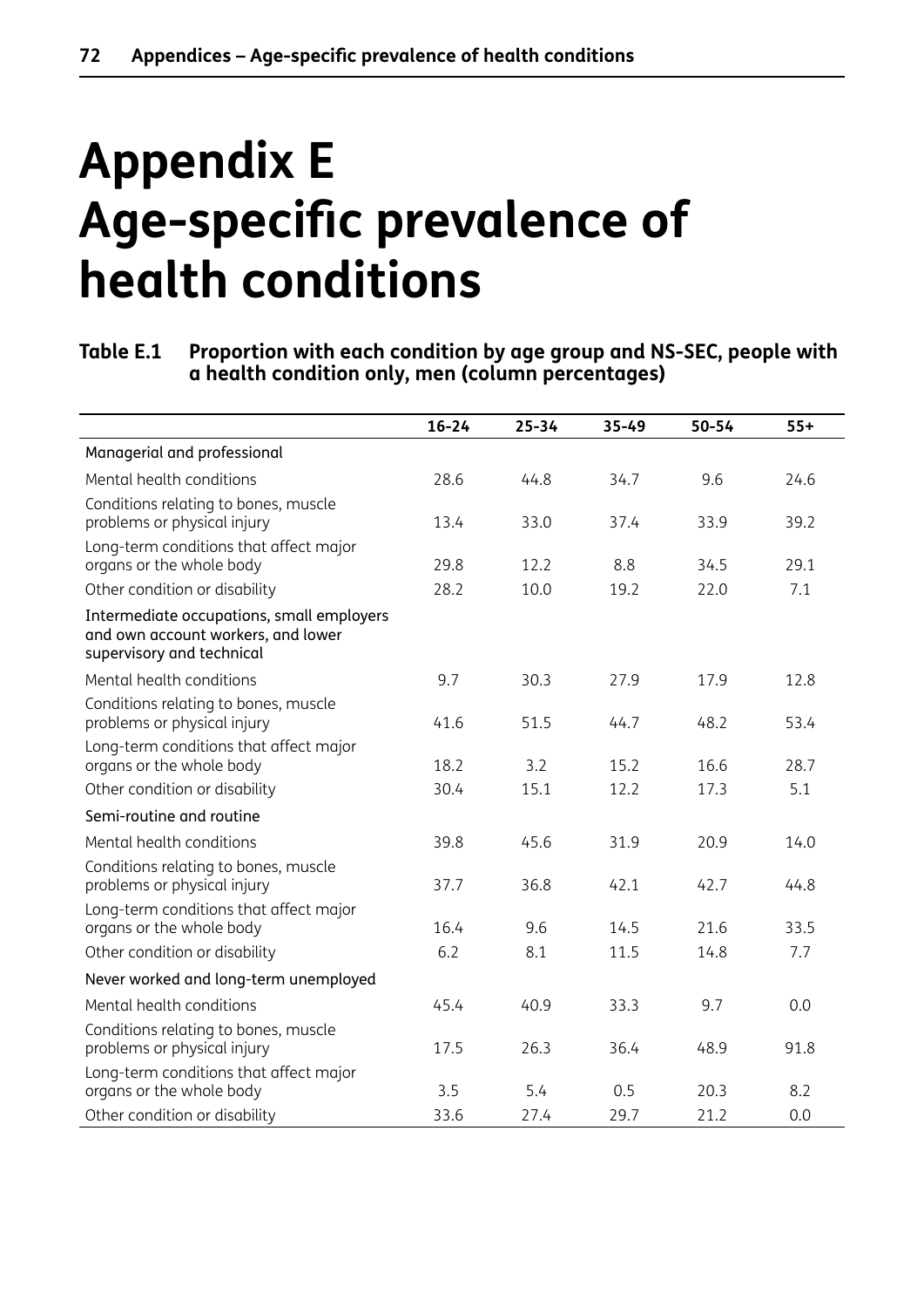# Appendix E
# Age-specific prevalence of health conditions

**Table E.1 Proportion with each condition by age group and NS-SEC, people with a health condition only, men (column percentages)**

| | 16–24 | 25–34 | 35–49 | 50–54 | 55+ |
|---|---|---|---|---|---|
| Managerial and professional | | | | | |
| Mental health conditions | 28.6 | 44.8 | 34.7 | 9.6 | 24.6 |
| Conditions relating to bones, muscle problems or physical injury | 13.4 | 33.0 | 37.4 | 33.9 | 39.2 |
| Long-term conditions that affect major organs or the whole body | 29.8 | 12.2 | 8.8 | 34.5 | 29.1 |
| Other condition or disability | 28.2 | 10.0 | 19.2 | 22.0 | 7.1 |
| Intermediate occupations, small employers and own account workers, and lower supervisory and technical | | | | | |
| Mental health conditions | 9.7 | 30.3 | 27.9 | 17.9 | 12.8 |
| Conditions relating to bones, muscle problems or physical injury | 41.6 | 51.5 | 44.7 | 48.2 | 53.4 |
| Long-term conditions that affect major organs or the whole body | 18.2 | 3.2 | 15.2 | 16.6 | 28.7 |
| Other condition or disability | 30.4 | 15.1 | 12.2 | 17.3 | 5.1 |
| Semi-routine and routine | | | | | |
| Mental health conditions | 39.8 | 45.6 | 31.9 | 20.9 | 14.0 |
| Conditions relating to bones, muscle problems or physical injury | 37.7 | 36.8 | 42.1 | 42.7 | 44.8 |
| Long-term conditions that affect major organs or the whole body | 16.4 | 9.6 | 14.5 | 21.6 | 33.5 |
| Other condition or disability | 6.2 | 8.1 | 11.5 | 14.8 | 7.7 |
| Never worked and long-term unemployed | | | | | |
| Mental health conditions | 45.4 | 40.9 | 33.3 | 9.7 | 0.0 |
| Conditions relating to bones, muscle problems or physical injury | 17.5 | 26.3 | 36.4 | 48.9 | 91.8 |
| Long-term conditions that affect major organs or the whole body | 3.5 | 5.4 | 0.5 | 20.3 | 8.2 |
| Other condition or disability | 33.6 | 27.4 | 29.7 | 21.2 | 0.0 |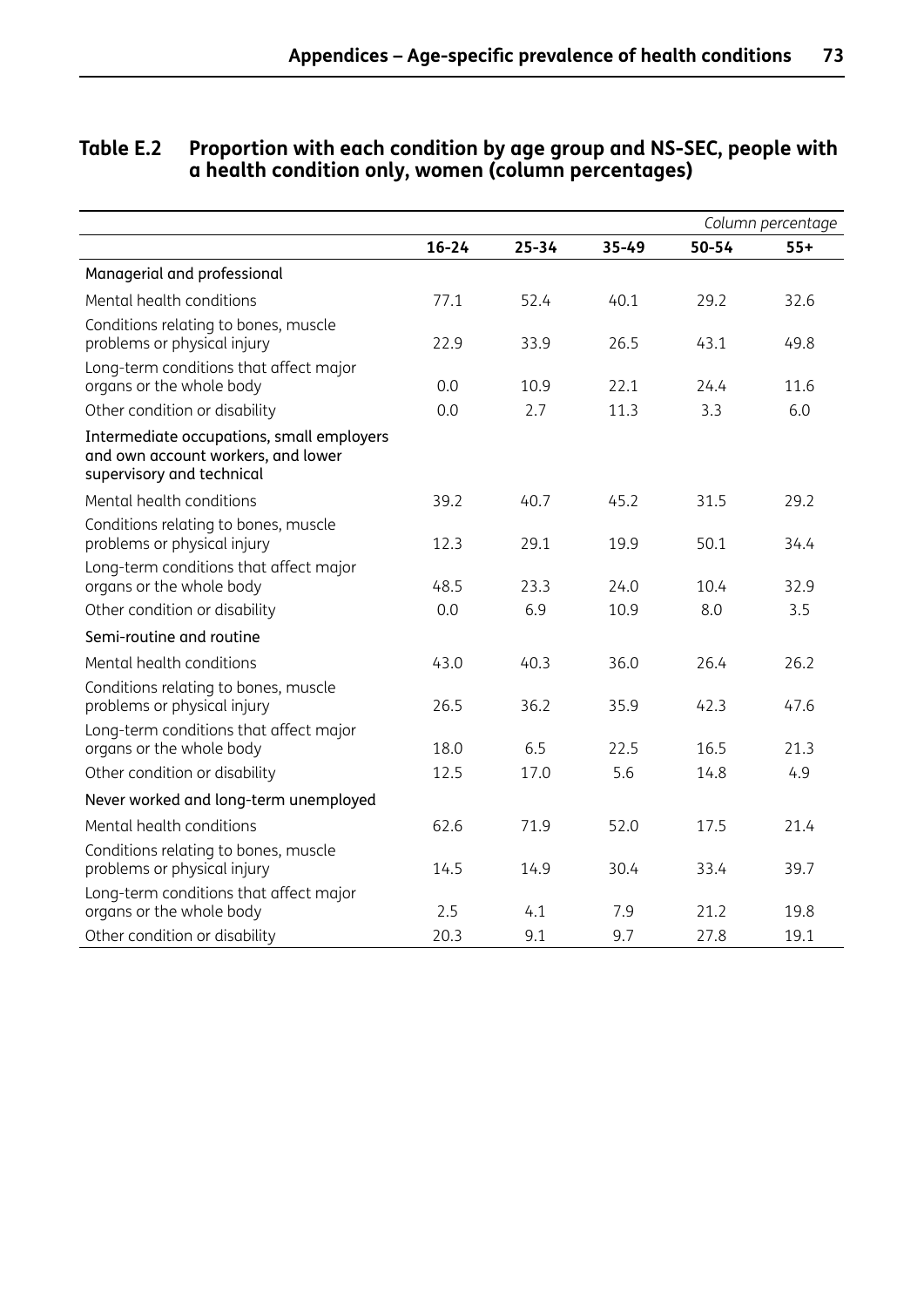**Table E.2 Proportion with each condition by age group and NS-SEC, people with a health condition only, women (column percentages)**

| | | | | | *Column percentage* |
|---|---|---|---|---|---|
| | **16–24** | **25–34** | **35–49** | **50–54** | **55+** |
| Managerial and professional | | | | | |
| Mental health conditions | 77.1 | 52.4 | 40.1 | 29.2 | 32.6 |
| Conditions relating to bones, muscle problems or physical injury | 22.9 | 33.9 | 26.5 | 43.1 | 49.8 |
| Long-term conditions that affect major organs or the whole body | 0.0 | 10.9 | 22.1 | 24.4 | 11.6 |
| Other condition or disability | 0.0 | 2.7 | 11.3 | 3.3 | 6.0 |
| Intermediate occupations, small employers and own account workers, and lower supervisory and technical | | | | | |
| Mental health conditions | 39.2 | 40.7 | 45.2 | 31.5 | 29.2 |
| Conditions relating to bones, muscle problems or physical injury | 12.3 | 29.1 | 19.9 | 50.1 | 34.4 |
| Long-term conditions that affect major organs or the whole body | 48.5 | 23.3 | 24.0 | 10.4 | 32.9 |
| Other condition or disability | 0.0 | 6.9 | 10.9 | 8.0 | 3.5 |
| Semi-routine and routine | | | | | |
| Mental health conditions | 43.0 | 40.3 | 36.0 | 26.4 | 26.2 |
| Conditions relating to bones, muscle problems or physical injury | 26.5 | 36.2 | 35.9 | 42.3 | 47.6 |
| Long-term conditions that affect major organs or the whole body | 18.0 | 6.5 | 22.5 | 16.5 | 21.3 |
| Other condition or disability | 12.5 | 17.0 | 5.6 | 14.8 | 4.9 |
| Never worked and long-term unemployed | | | | | |
| Mental health conditions | 62.6 | 71.9 | 52.0 | 17.5 | 21.4 |
| Conditions relating to bones, muscle problems or physical injury | 14.5 | 14.9 | 30.4 | 33.4 | 39.7 |
| Long-term conditions that affect major organs or the whole body | 2.5 | 4.1 | 7.9 | 21.2 | 19.8 |
| Other condition or disability | 20.3 | 9.1 | 9.7 | 27.8 | 19.1 |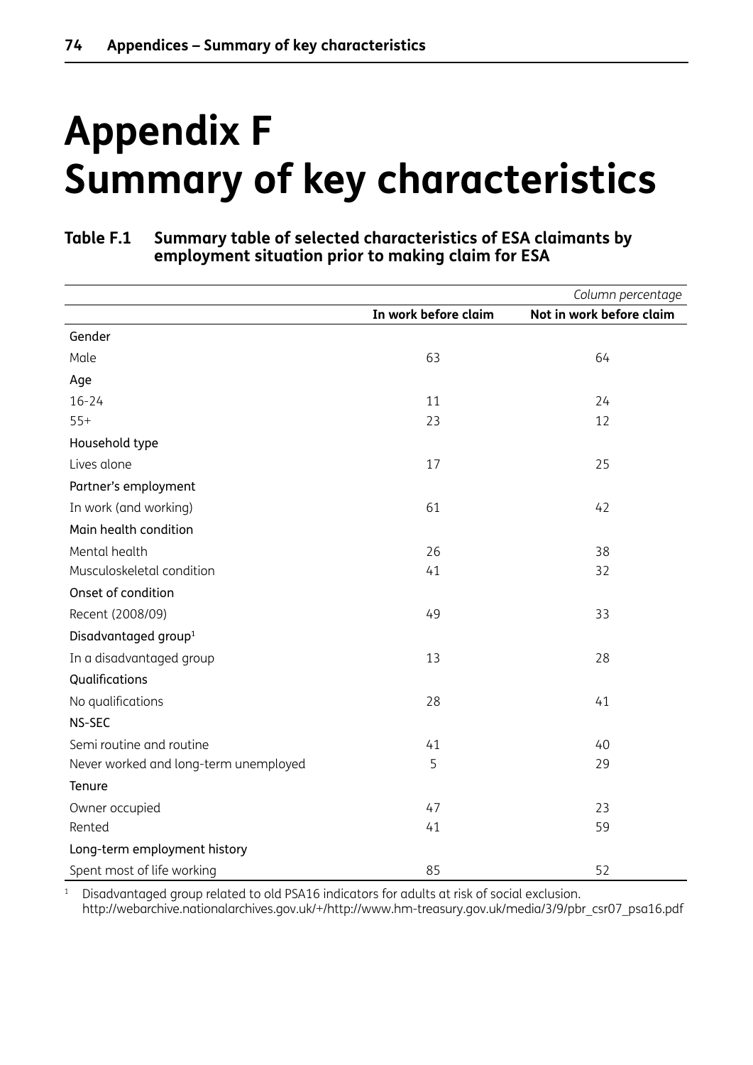# Appendix F
# Summary of key characteristics

**Table F.1 Summary table of selected characteristics of ESA claimants by employment situation prior to making claim for ESA**

| | | *Column percentage* |
|---|---|---|
| | **In work before claim** | **Not in work before claim** |
| Gender | | |
| Male | 63 | 64 |
| Age | | |
| 16-24 | 11 | 24 |
| 55+ | 23 | 12 |
| Household type | | |
| Lives alone | 17 | 25 |
| Partner's employment | | |
| In work (and working) | 61 | 42 |
| Main health condition | | |
| Mental health | 26 | 38 |
| Musculoskeletal condition | 41 | 32 |
| Onset of condition | | |
| Recent (2008/09) | 49 | 33 |
| Disadvantaged group[1] | | |
| In a disadvantaged group | 13 | 28 |
| Qualifications | | |
| No qualifications | 28 | 41 |
| NS-SEC | | |
| Semi routine and routine | 41 | 40 |
| Never worked and long-term unemployed | 5 | 29 |
| Tenure | | |
| Owner occupied | 47 | 23 |
| Rented | 41 | 59 |
| Long-term employment history | | |
| Spent most of life working | 85 | 52 |

[1] Disadvantaged group related to old PSA16 indicators for adults at risk of social exclusion. http://webarchive.nationalarchives.gov.uk/+/http://www.hm-treasury.gov.uk/media/3/9/pbr_csr07_psa16.pdf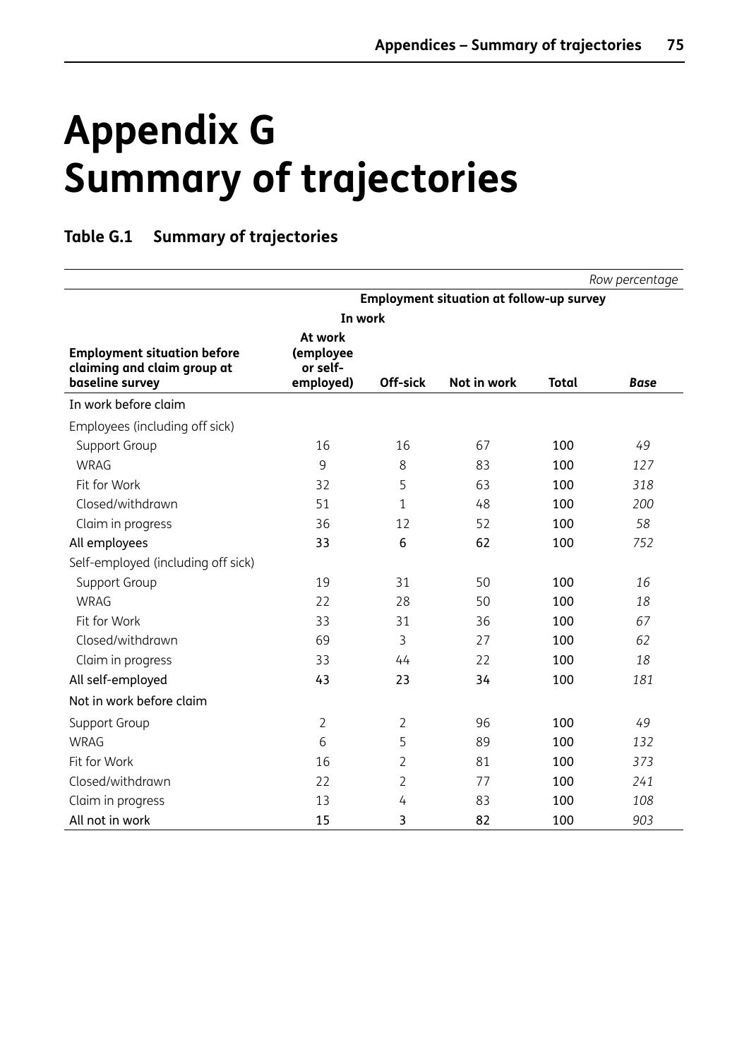# Appendix G
# Summary of trajectories

**Table G.1 Summary of trajectories**

*Row percentage*

| | Employment situation at follow-up survey | | | | |
|---|---|---|---|---|---|
| | In work | | | | |
| **Employment situation before claiming and claim group at baseline survey** | **At work (employee or self-employed)** | **Off-sick** | **Not in work** | **Total** | ***Base*** |
| In work before claim | | | | | |
| Employees (including off sick) | | | | | |
| Support Group | 16 | 16 | 67 | 100 | *49* |
| WRAG | 9 | 8 | 83 | 100 | *127* |
| Fit for Work | 32 | 5 | 63 | 100 | *318* |
| Closed/withdrawn | 51 | 1 | 48 | 100 | *200* |
| Claim in progress | 36 | 12 | 52 | 100 | *58* |
| All employees | 33 | 6 | 62 | 100 | *752* |
| Self-employed (including off sick) | | | | | |
| Support Group | 19 | 31 | 50 | 100 | *16* |
| WRAG | 22 | 28 | 50 | 100 | *18* |
| Fit for Work | 33 | 31 | 36 | 100 | *67* |
| Closed/withdrawn | 69 | 3 | 27 | 100 | *62* |
| Claim in progress | 33 | 44 | 22 | 100 | *18* |
| All self-employed | 43 | 23 | 34 | 100 | *181* |
| Not in work before claim | | | | | |
| Support Group | 2 | 2 | 96 | 100 | *49* |
| WRAG | 6 | 5 | 89 | 100 | *132* |
| Fit for Work | 16 | 2 | 81 | 100 | *373* |
| Closed/withdrawn | 22 | 2 | 77 | 100 | *241* |
| Claim in progress | 13 | 4 | 83 | 100 | *108* |
| All not in work | 15 | 3 | 82 | 100 | *903* |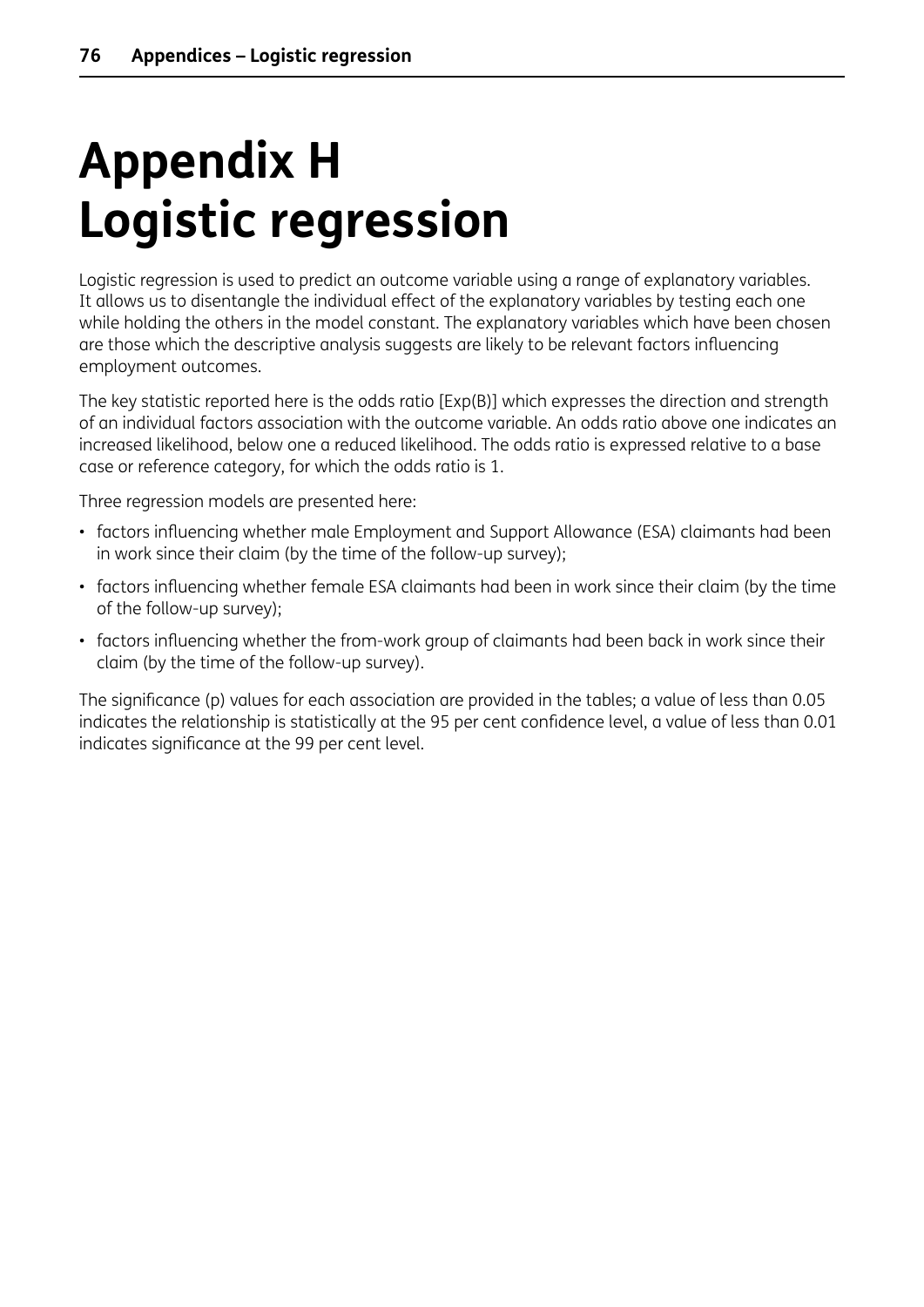# Appendix H Logistic regression

Logistic regression is used to predict an outcome variable using a range of explanatory variables. It allows us to disentangle the individual effect of the explanatory variables by testing each one while holding the others in the model constant. The explanatory variables which have been chosen are those which the descriptive analysis suggests are likely to be relevant factors influencing employment outcomes.

The key statistic reported here is the odds ratio [Exp(B)] which expresses the direction and strength of an individual factors association with the outcome variable. An odds ratio above one indicates an increased likelihood, below one a reduced likelihood. The odds ratio is expressed relative to a base case or reference category, for which the odds ratio is 1.

Three regression models are presented here:

- factors influencing whether male Employment and Support Allowance (ESA) claimants had been in work since their claim (by the time of the follow-up survey);
- factors influencing whether female ESA claimants had been in work since their claim (by the time of the follow-up survey);
- factors influencing whether the from-work group of claimants had been back in work since their claim (by the time of the follow-up survey).

The significance (p) values for each association are provided in the tables; a value of less than 0.05 indicates the relationship is statistically at the 95 per cent confidence level, a value of less than 0.01 indicates significance at the 99 per cent level.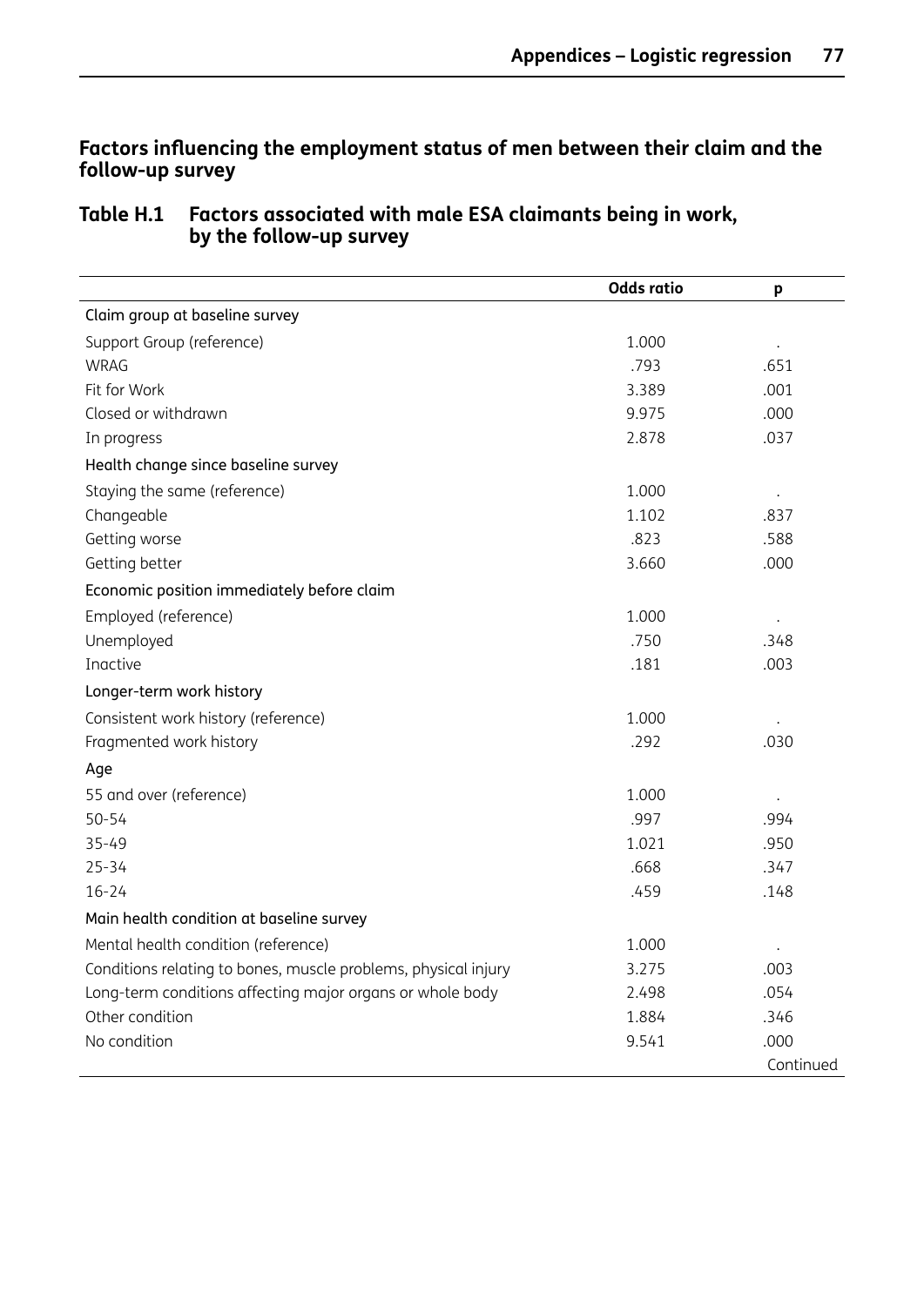## Factors influencing the employment status of men between their claim and the follow-up survey

### Table H.1 Factors associated with male ESA claimants being in work, by the follow-up survey

| | Odds ratio | p |
|---|---|---|
| Claim group at baseline survey | | |
| Support Group (reference) | 1.000 | . |
| WRAG | .793 | .651 |
| Fit for Work | 3.389 | .001 |
| Closed or withdrawn | 9.975 | .000 |
| In progress | 2.878 | .037 |
| Health change since baseline survey | | |
| Staying the same (reference) | 1.000 | . |
| Changeable | 1.102 | .837 |
| Getting worse | .823 | .588 |
| Getting better | 3.660 | .000 |
| Economic position immediately before claim | | |
| Employed (reference) | 1.000 | . |
| Unemployed | .750 | .348 |
| Inactive | .181 | .003 |
| Longer-term work history | | |
| Consistent work history (reference) | 1.000 | . |
| Fragmented work history | .292 | .030 |
| Age | | |
| 55 and over (reference) | 1.000 | . |
| 50-54 | .997 | .994 |
| 35-49 | 1.021 | .950 |
| 25-34 | .668 | .347 |
| 16-24 | .459 | .148 |
| Main health condition at baseline survey | | |
| Mental health condition (reference) | 1.000 | . |
| Conditions relating to bones, muscle problems, physical injury | 3.275 | .003 |
| Long-term conditions affecting major organs or whole body | 2.498 | .054 |
| Other condition | 1.884 | .346 |
| No condition | 9.541 | .000 |

Continued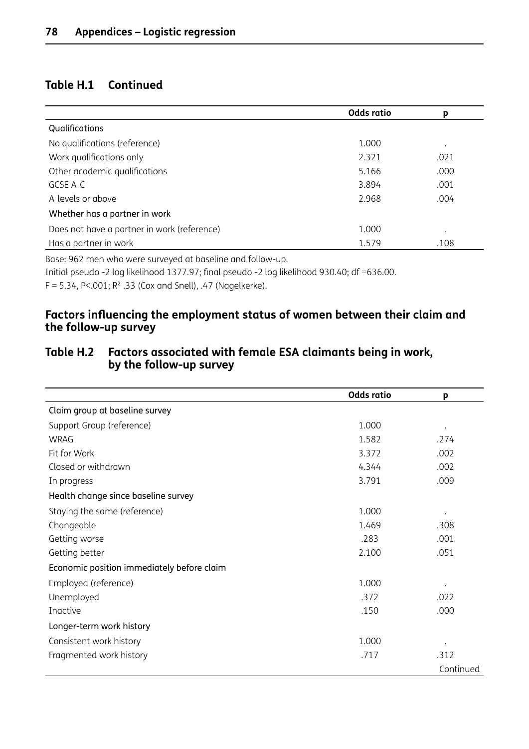### Table H.1 Continued

| | Odds ratio | p |
|---|---|---|
| Qualifications | | |
| No qualifications (reference) | 1.000 | . |
| Work qualifications only | 2.321 | .021 |
| Other academic qualifications | 5.166 | .000 |
| GCSE A-C | 3.894 | .001 |
| A-levels or above | 2.968 | .004 |
| Whether has a partner in work | | |
| Does not have a partner in work (reference) | 1.000 | . |
| Has a partner in work | 1.579 | .108 |

Base: 962 men who were surveyed at baseline and follow-up.

Initial pseudo -2 log likelihood 1377.97; final pseudo -2 log likelihood 930.40; df =636.00.

$F = 5.34$, $P<.001$; $R^2$ .33 (Cox and Snell), .47 (Nagelkerke).

## Factors influencing the employment status of women between their claim and the follow-up survey

### Table H.2 Factors associated with female ESA claimants being in work, by the follow-up survey

| | Odds ratio | p |
|---|---|---|
| Claim group at baseline survey | | |
| Support Group (reference) | 1.000 | . |
| WRAG | 1.582 | .274 |
| Fit for Work | 3.372 | .002 |
| Closed or withdrawn | 4.344 | .002 |
| In progress | 3.791 | .009 |
| Health change since baseline survey | | |
| Staying the same (reference) | 1.000 | . |
| Changeable | 1.469 | .308 |
| Getting worse | .283 | .001 |
| Getting better | 2.100 | .051 |
| Economic position immediately before claim | | |
| Employed (reference) | 1.000 | . |
| Unemployed | .372 | .022 |
| Inactive | .150 | .000 |
| Longer-term work history | | |
| Consistent work history | 1.000 | . |
| Fragmented work history | .717 | .312 |

Continued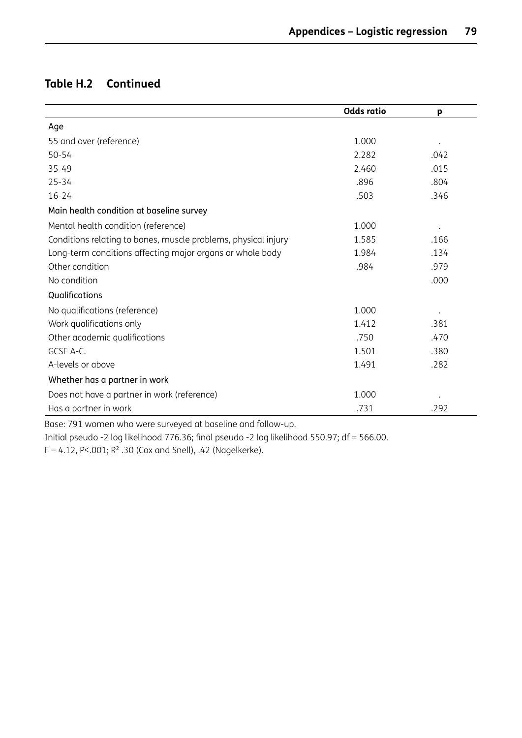## Table H.2 Continued

| | Odds ratio | p |
|---|---|---|
| Age | | |
| 55 and over (reference) | 1.000 | . |
| 50-54 | 2.282 | .042 |
| 35-49 | 2.460 | .015 |
| 25-34 | .896 | .804 |
| 16-24 | .503 | .346 |
| Main health condition at baseline survey | | |
| Mental health condition (reference) | 1.000 | . |
| Conditions relating to bones, muscle problems, physical injury | 1.585 | .166 |
| Long-term conditions affecting major organs or whole body | 1.984 | .134 |
| Other condition | .984 | .979 |
| No condition | | .000 |
| Qualifications | | |
| No qualifications (reference) | 1.000 | . |
| Work qualifications only | 1.412 | .381 |
| Other academic qualifications | .750 | .470 |
| GCSE A-C. | 1.501 | .380 |
| A-levels or above | 1.491 | .282 |
| Whether has a partner in work | | |
| Does not have a partner in work (reference) | 1.000 | . |
| Has a partner in work | .731 | .292 |

Base: 791 women who were surveyed at baseline and follow-up.

Initial pseudo -2 log likelihood 776.36; final pseudo -2 log likelihood 550.97; df = 566.00.

F = 4.12, P<.001; $R^2$ .30 (Cox and Snell), .42 (Nagelkerke).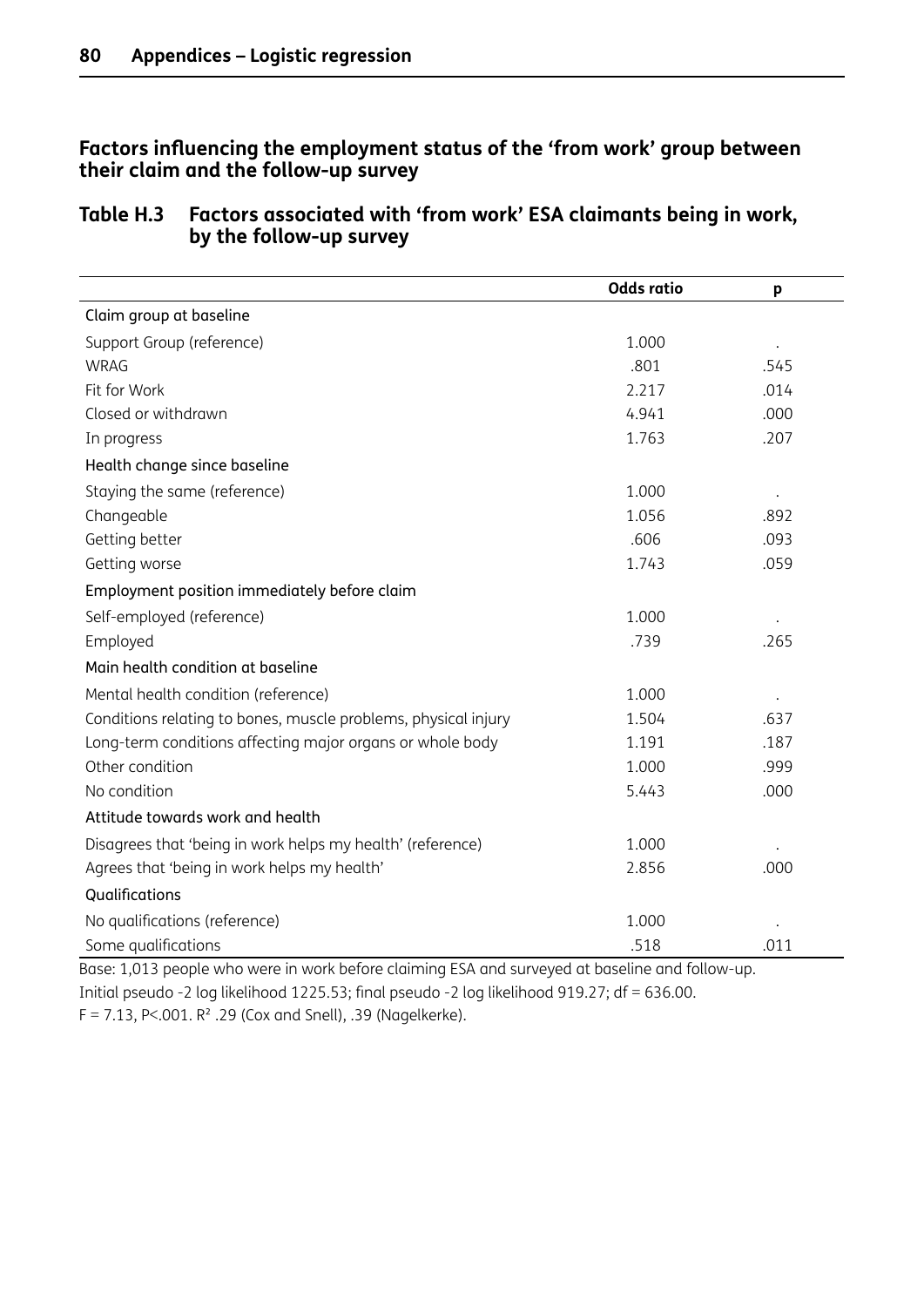## Factors influencing the employment status of the 'from work' group between their claim and the follow-up survey

### Table H.3 Factors associated with 'from work' ESA claimants being in work, by the follow-up survey

| | Odds ratio | p |
|---|---|---|
| Claim group at baseline | | |
| Support Group (reference) | 1.000 | . |
| WRAG | .801 | .545 |
| Fit for Work | 2.217 | .014 |
| Closed or withdrawn | 4.941 | .000 |
| In progress | 1.763 | .207 |
| Health change since baseline | | |
| Staying the same (reference) | 1.000 | . |
| Changeable | 1.056 | .892 |
| Getting better | .606 | .093 |
| Getting worse | 1.743 | .059 |
| Employment position immediately before claim | | |
| Self-employed (reference) | 1.000 | . |
| Employed | .739 | .265 |
| Main health condition at baseline | | |
| Mental health condition (reference) | 1.000 | . |
| Conditions relating to bones, muscle problems, physical injury | 1.504 | .637 |
| Long-term conditions affecting major organs or whole body | 1.191 | .187 |
| Other condition | 1.000 | .999 |
| No condition | 5.443 | .000 |
| Attitude towards work and health | | |
| Disagrees that 'being in work helps my health' (reference) | 1.000 | . |
| Agrees that 'being in work helps my health' | 2.856 | .000 |
| Qualifications | | |
| No qualifications (reference) | 1.000 | . |
| Some qualifications | .518 | .011 |

Base: 1,013 people who were in work before claiming ESA and surveyed at baseline and follow-up.

Initial pseudo -2 log likelihood 1225.53; final pseudo -2 log likelihood 919.27; df = 636.00.

$F = 7.13$, $P<.001$. $R^2$ .29 (Cox and Snell), .39 (Nagelkerke).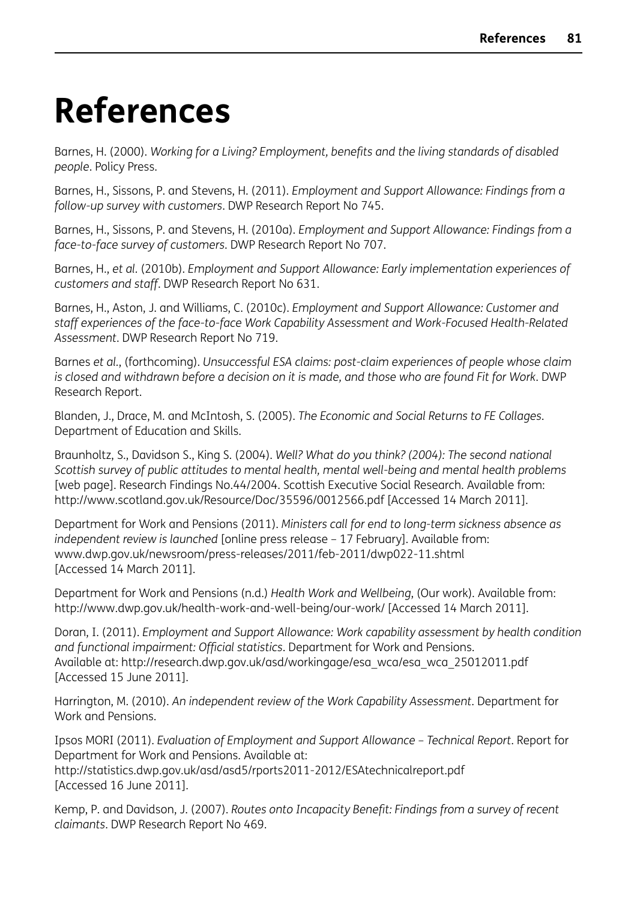# References

Barnes, H. (2000). *Working for a Living? Employment, benefits and the living standards of disabled people*. Policy Press.

Barnes, H., Sissons, P. and Stevens, H. (2011). *Employment and Support Allowance: Findings from a follow-up survey with customers*. DWP Research Report No 745.

Barnes, H., Sissons, P. and Stevens, H. (2010a). *Employment and Support Allowance: Findings from a face-to-face survey of customers*. DWP Research Report No 707.

Barnes, H., *et al*. (2010b). *Employment and Support Allowance: Early implementation experiences of customers and staff*. DWP Research Report No 631.

Barnes, H., Aston, J. and Williams, C. (2010c). *Employment and Support Allowance: Customer and staff experiences of the face-to-face Work Capability Assessment and Work-Focused Health-Related Assessment*. DWP Research Report No 719.

Barnes *et al*., (forthcoming). *Unsuccessful ESA claims: post-claim experiences of people whose claim is closed and withdrawn before a decision on it is made, and those who are found Fit for Work*. DWP Research Report.

Blanden, J., Drace, M. and McIntosh, S. (2005). *The Economic and Social Returns to FE Collages*. Department of Education and Skills.

Braunholtz, S., Davidson S., King S. (2004). *Well? What do you think? (2004): The second national Scottish survey of public attitudes to mental health, mental well-being and mental health problems* [web page]. Research Findings No.44/2004. Scottish Executive Social Research. Available from: http://www.scotland.gov.uk/Resource/Doc/35596/0012566.pdf [Accessed 14 March 2011].

Department for Work and Pensions (2011). *Ministers call for end to long-term sickness absence as independent review is launched* [online press release – 17 February]. Available from: www.dwp.gov.uk/newsroom/press-releases/2011/feb-2011/dwp022-11.shtml [Accessed 14 March 2011].

Department for Work and Pensions (n.d.) *Health Work and Wellbeing*, (Our work). Available from: http://www.dwp.gov.uk/health-work-and-well-being/our-work/ [Accessed 14 March 2011].

Doran, I. (2011). *Employment and Support Allowance: Work capability assessment by health condition and functional impairment: Official statistics*. Department for Work and Pensions. Available at: http://research.dwp.gov.uk/asd/workingage/esa_wca/esa_wca_25012011.pdf [Accessed 15 June 2011].

Harrington, M. (2010). *An independent review of the Work Capability Assessment*. Department for Work and Pensions.

Ipsos MORI (2011). *Evaluation of Employment and Support Allowance – Technical Report*. Report for Department for Work and Pensions. Available at: http://statistics.dwp.gov.uk/asd/asd5/rports2011-2012/ESAtechnicalreport.pdf [Accessed 16 June 2011].

Kemp, P. and Davidson, J. (2007). *Routes onto Incapacity Benefit: Findings from a survey of recent claimants*. DWP Research Report No 469.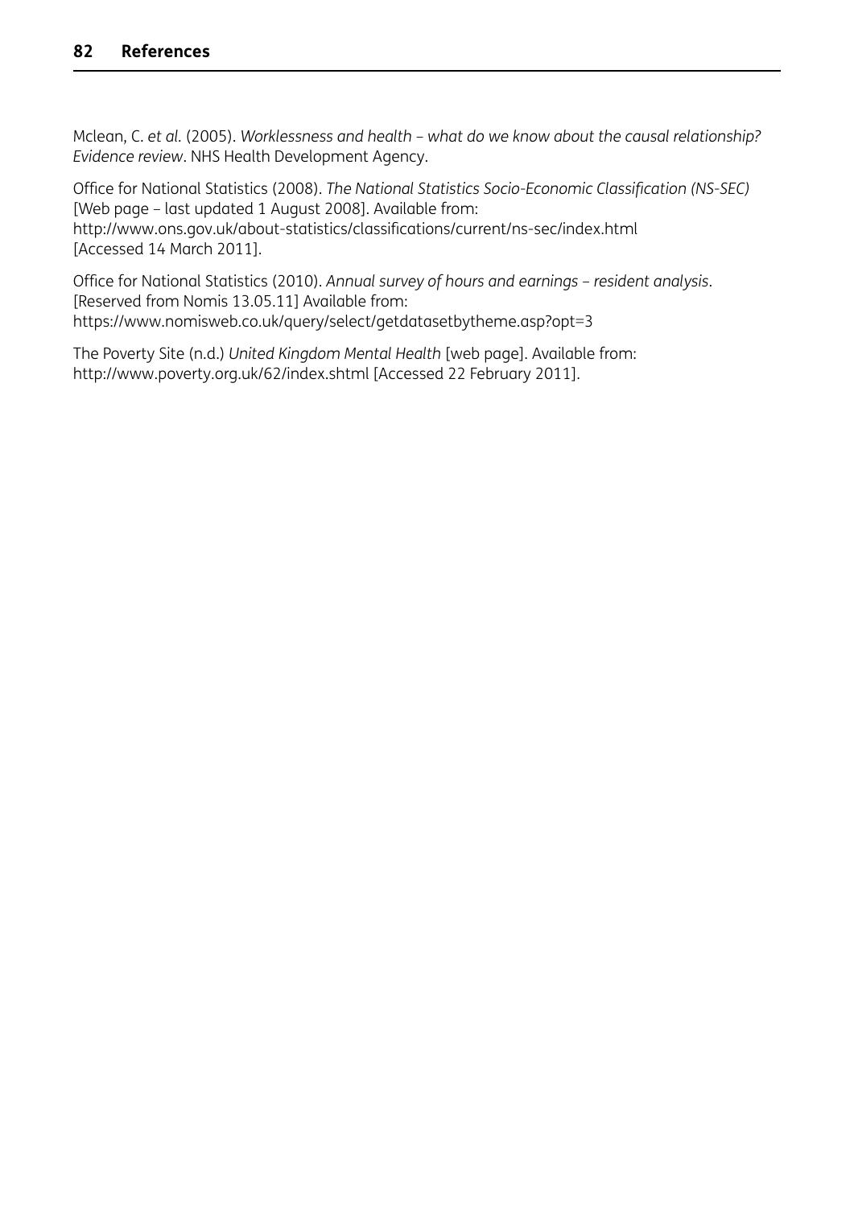Mclean, C. *et al.* (2005). *Worklessness and health – what do we know about the causal relationship? Evidence review*. NHS Health Development Agency.

Office for National Statistics (2008). *The National Statistics Socio-Economic Classification (NS-SEC)* [Web page – last updated 1 August 2008]. Available from: http://www.ons.gov.uk/about-statistics/classifications/current/ns-sec/index.html [Accessed 14 March 2011].

Office for National Statistics (2010). *Annual survey of hours and earnings – resident analysis*. [Reserved from Nomis 13.05.11] Available from: https://www.nomisweb.co.uk/query/select/getdatasetbytheme.asp?opt=3

The Poverty Site (n.d.) *United Kingdom Mental Health* [web page]. Available from: http://www.poverty.org.uk/62/index.shtml [Accessed 22 February 2011].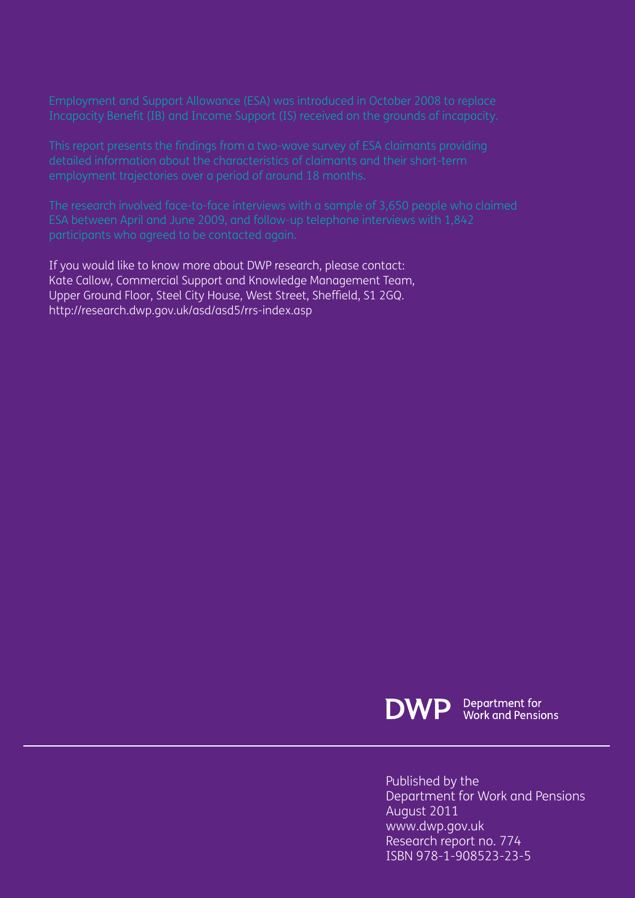Employment and Support Allowance (ESA) was introduced in October 2008 to replace Incapacity Benefit (IB) and Income Support (IS) received on the grounds of incapacity.

This report presents the findings from a two-wave survey of ESA claimants providing detailed information about the characteristics of claimants and their short-term employment trajectories over a period of around 18 months.

The research involved face-to-face interviews with a sample of 3,650 people who claimed ESA between April and June 2009, and follow-up telephone interviews with 1,842 participants who agreed to be contacted again.

If you would like to know more about DWP research, please contact:
Kate Callow, Commercial Support and Knowledge Management Team,
Upper Ground Floor, Steel City House, West Street, Sheffield, S1 2GQ.
http://research.dwp.gov.uk/asd/asd5/rrs-index.asp

DWP Department for Work and Pensions

Published by the
Department for Work and Pensions
August 2011
www.dwp.gov.uk
Research report no. 774
ISBN 978-1-908523-23-5